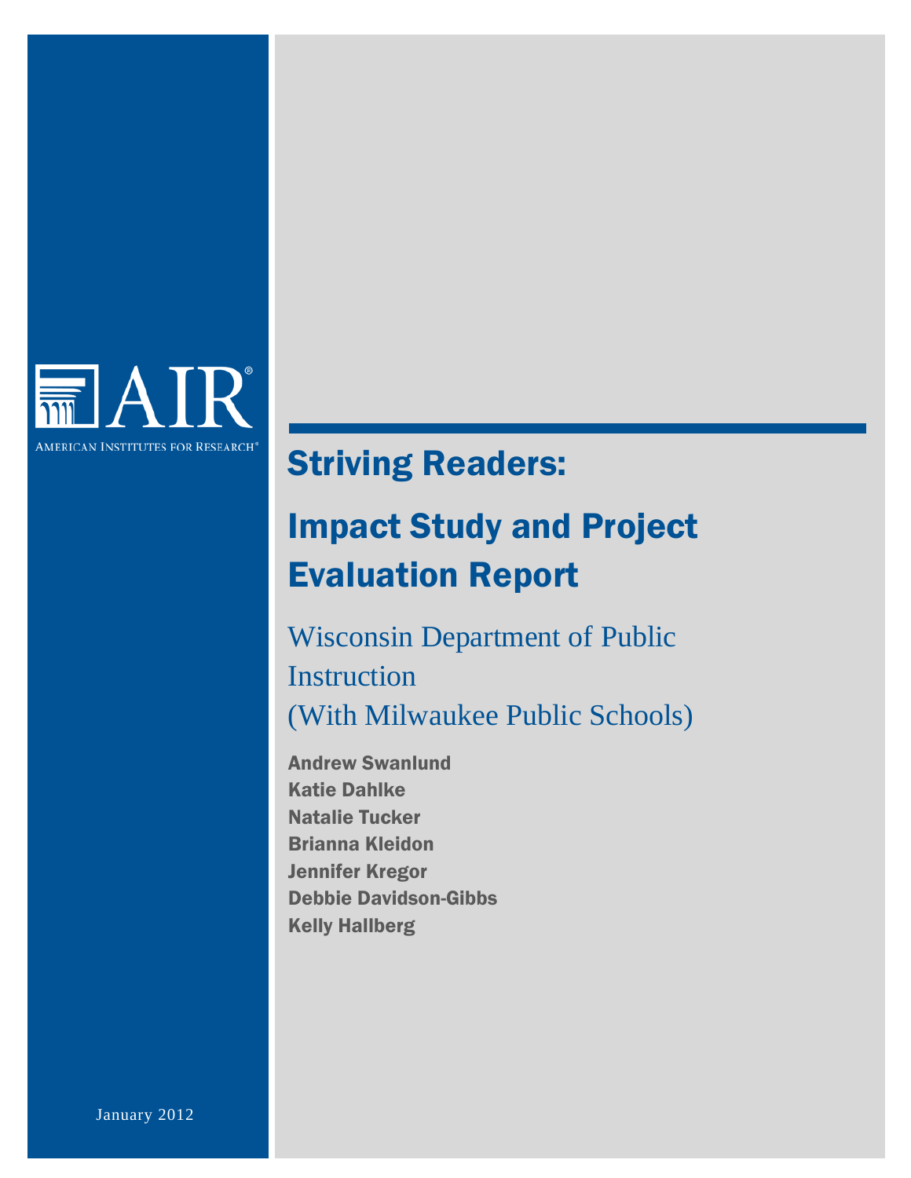AIR

AMERICAN INSTITUTES FOR RESEARCH®

# Striving Readers:

# Impact Study and Project Evaluation Report

## Wisconsin Department of Public Instruction (With Milwaukee Public Schools)

**Andrew Swanlund**
**Katie Dahlke**
**Natalie Tucker**
**Brianna Kleidon**
**Jennifer Kregor**
**Debbie Davidson-Gibbs**
**Kelly Hallberg**

January 2012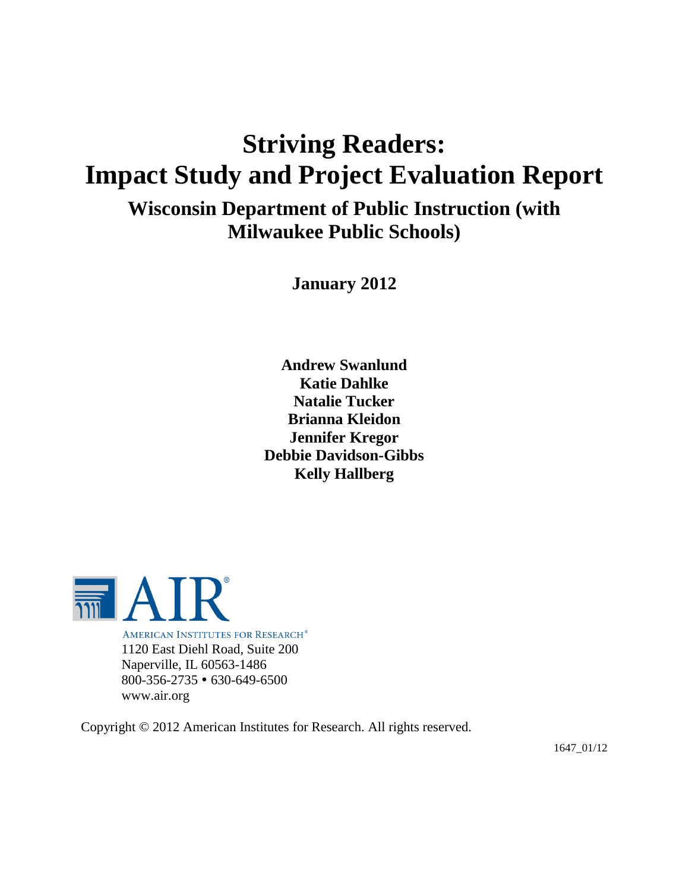# Striving Readers: Impact Study and Project Evaluation Report

## Wisconsin Department of Public Instruction (with Milwaukee Public Schools)

**January 2012**

**Andrew Swanlund**
**Katie Dahlke**
**Natalie Tucker**
**Brianna Kleidon**
**Jennifer Kregor**
**Debbie Davidson-Gibbs**
**Kelly Hallberg**

AIR®

AMERICAN INSTITUTES FOR RESEARCH®
1120 East Diehl Road, Suite 200
Naperville, IL 60563-1486
800-356-2735 • 630-649-6500
www.air.org

Copyright © 2012 American Institutes for Research. All rights reserved.

1647_01/12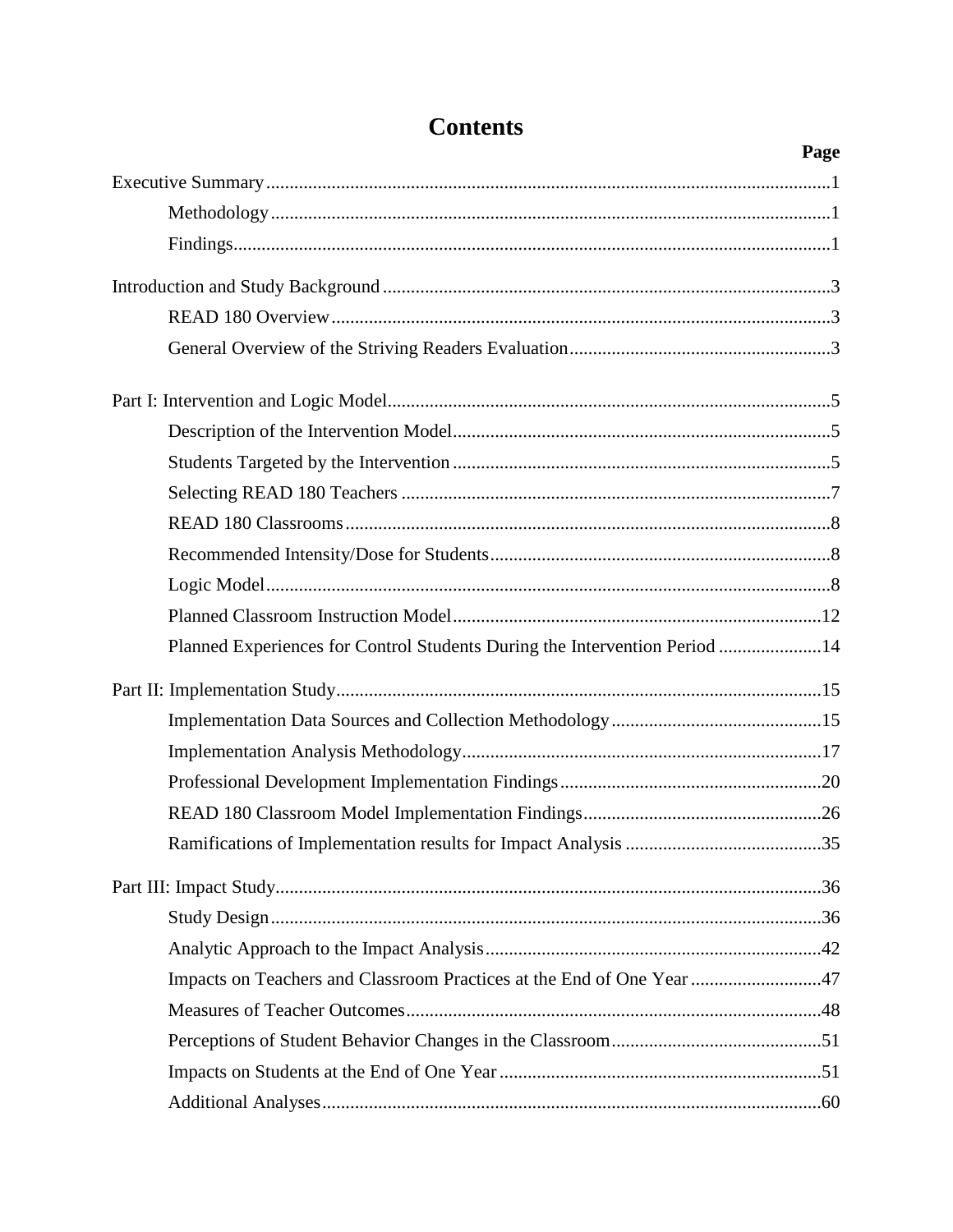# Contents

| | Page |
|---|---|
| Executive Summary | 1 |
| Methodology | 1 |
| Findings | 1 |
| Introduction and Study Background | 3 |
| READ 180 Overview | 3 |
| General Overview of the Striving Readers Evaluation | 3 |
| Part I: Intervention and Logic Model | 5 |
| Description of the Intervention Model | 5 |
| Students Targeted by the Intervention | 5 |
| Selecting READ 180 Teachers | 7 |
| READ 180 Classrooms | 8 |
| Recommended Intensity/Dose for Students | 8 |
| Logic Model | 8 |
| Planned Classroom Instruction Model | 12 |
| Planned Experiences for Control Students During the Intervention Period | 14 |
| Part II: Implementation Study | 15 |
| Implementation Data Sources and Collection Methodology | 15 |
| Implementation Analysis Methodology | 17 |
| Professional Development Implementation Findings | 20 |
| READ 180 Classroom Model Implementation Findings | 26 |
| Ramifications of Implementation results for Impact Analysis | 35 |
| Part III: Impact Study | 36 |
| Study Design | 36 |
| Analytic Approach to the Impact Analysis | 42 |
| Impacts on Teachers and Classroom Practices at the End of One Year | 47 |
| Measures of Teacher Outcomes | 48 |
| Perceptions of Student Behavior Changes in the Classroom | 51 |
| Impacts on Students at the End of One Year | 51 |
| Additional Analyses | 60 |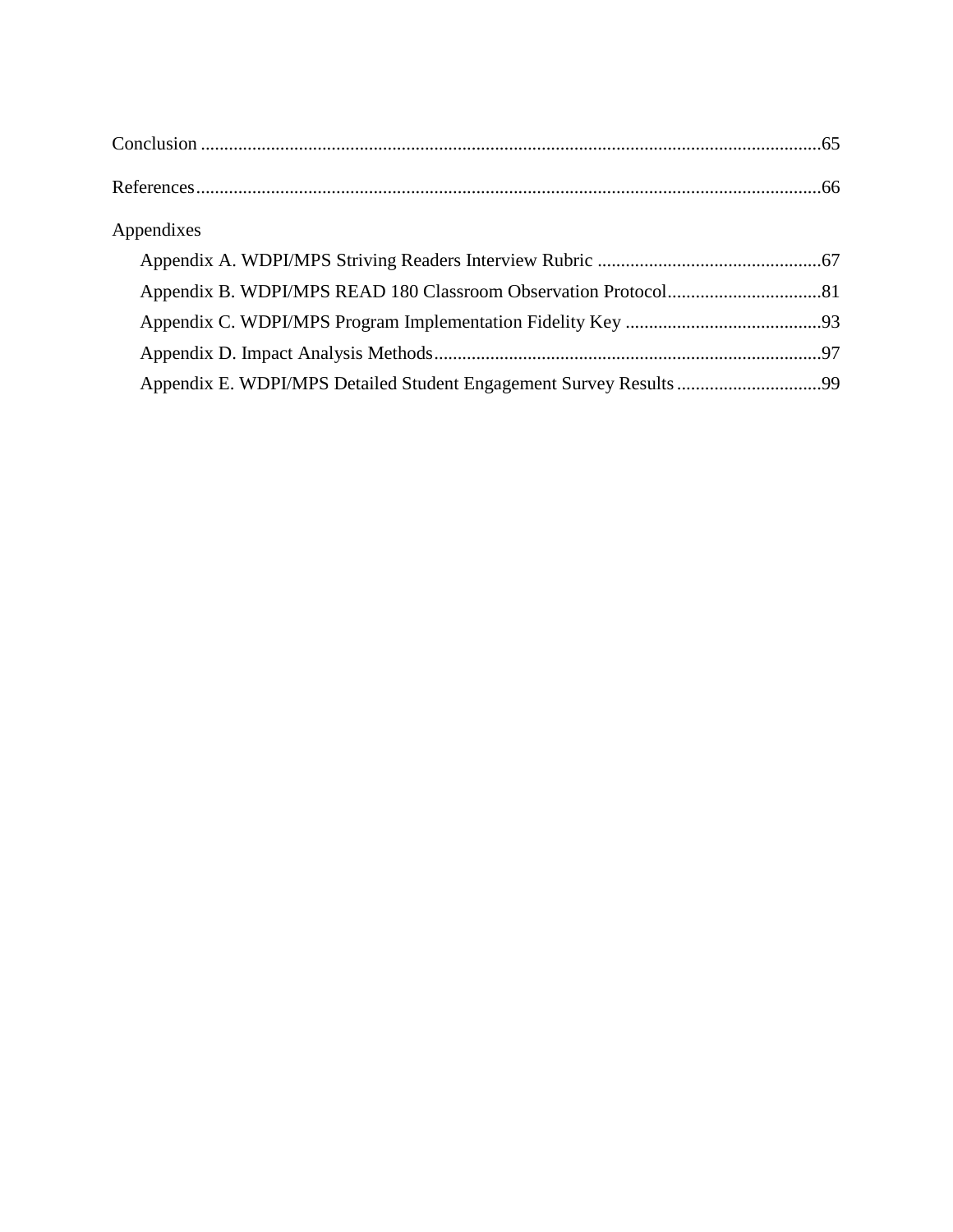Conclusion ....................................................................................................................................65

References.....................................................................................................................................66

Appendixes

- Appendix A. WDPI/MPS Striving Readers Interview Rubric ................................................67
- Appendix B. WDPI/MPS READ 180 Classroom Observation Protocol.................................81
- Appendix C. WDPI/MPS Program Implementation Fidelity Key ..........................................93
- Appendix D. Impact Analysis Methods..................................................................................97
- Appendix E. WDPI/MPS Detailed Student Engagement Survey Results ...............................99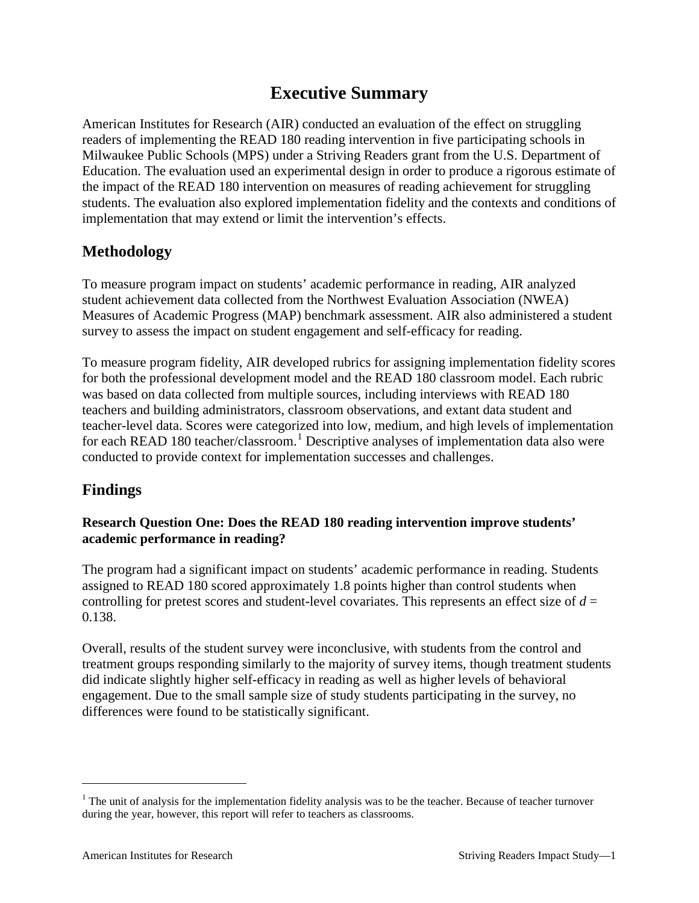# Executive Summary

American Institutes for Research (AIR) conducted an evaluation of the effect on struggling readers of implementing the READ 180 reading intervention in five participating schools in Milwaukee Public Schools (MPS) under a Striving Readers grant from the U.S. Department of Education. The evaluation used an experimental design in order to produce a rigorous estimate of the impact of the READ 180 intervention on measures of reading achievement for struggling students. The evaluation also explored implementation fidelity and the contexts and conditions of implementation that may extend or limit the intervention's effects.

## Methodology

To measure program impact on students' academic performance in reading, AIR analyzed student achievement data collected from the Northwest Evaluation Association (NWEA) Measures of Academic Progress (MAP) benchmark assessment. AIR also administered a student survey to assess the impact on student engagement and self-efficacy for reading.

To measure program fidelity, AIR developed rubrics for assigning implementation fidelity scores for both the professional development model and the READ 180 classroom model. Each rubric was based on data collected from multiple sources, including interviews with READ 180 teachers and building administrators, classroom observations, and extant data student and teacher-level data. Scores were categorized into low, medium, and high levels of implementation for each READ 180 teacher/classroom.[1] Descriptive analyses of implementation data also were conducted to provide context for implementation successes and challenges.

## Findings

### Research Question One: Does the READ 180 reading intervention improve students' academic performance in reading?

The program had a significant impact on students' academic performance in reading. Students assigned to READ 180 scored approximately 1.8 points higher than control students when controlling for pretest scores and student-level covariates. This represents an effect size of $d$ = 0.138.

Overall, results of the student survey were inconclusive, with students from the control and treatment groups responding similarly to the majority of survey items, though treatment students did indicate slightly higher self-efficacy in reading as well as higher levels of behavioral engagement. Due to the small sample size of study students participating in the survey, no differences were found to be statistically significant.

---

[1] The unit of analysis for the implementation fidelity analysis was to be the teacher. Because of teacher turnover during the year, however, this report will refer to teachers as classrooms.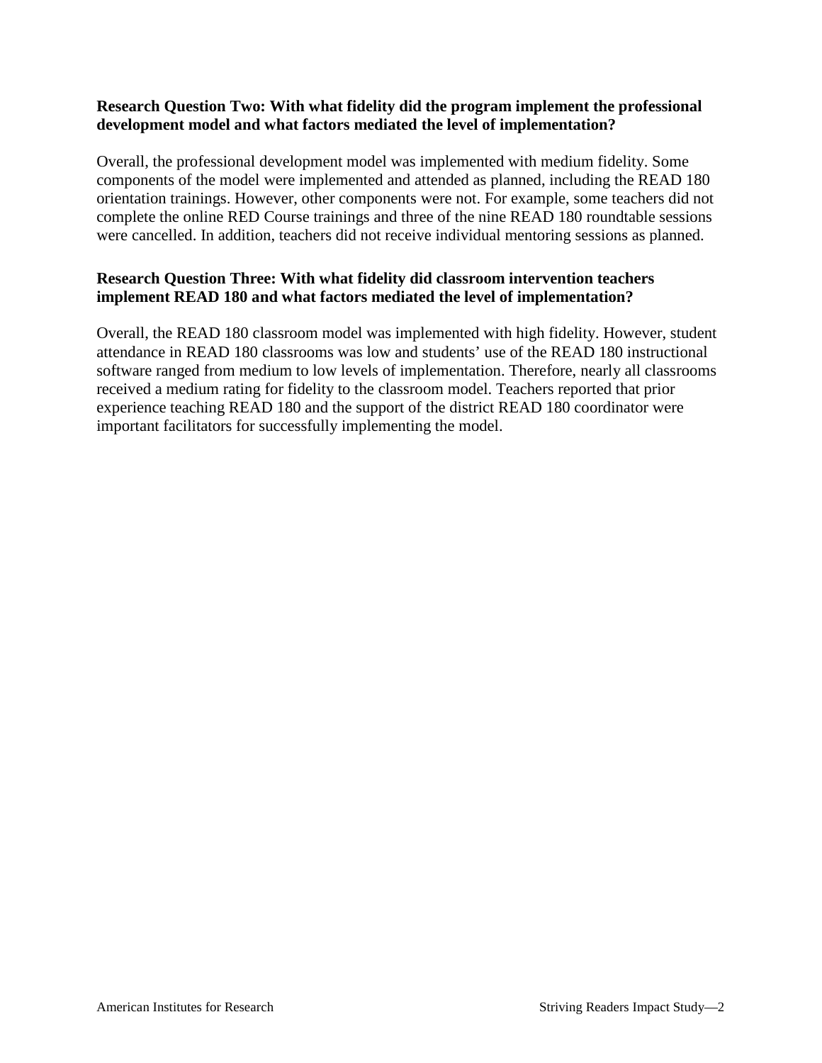**Research Question Two: With what fidelity did the program implement the professional development model and what factors mediated the level of implementation?**

Overall, the professional development model was implemented with medium fidelity. Some components of the model were implemented and attended as planned, including the READ 180 orientation trainings. However, other components were not. For example, some teachers did not complete the online RED Course trainings and three of the nine READ 180 roundtable sessions were cancelled. In addition, teachers did not receive individual mentoring sessions as planned.

**Research Question Three: With what fidelity did classroom intervention teachers implement READ 180 and what factors mediated the level of implementation?**

Overall, the READ 180 classroom model was implemented with high fidelity. However, student attendance in READ 180 classrooms was low and students' use of the READ 180 instructional software ranged from medium to low levels of implementation. Therefore, nearly all classrooms received a medium rating for fidelity to the classroom model. Teachers reported that prior experience teaching READ 180 and the support of the district READ 180 coordinator were important facilitators for successfully implementing the model.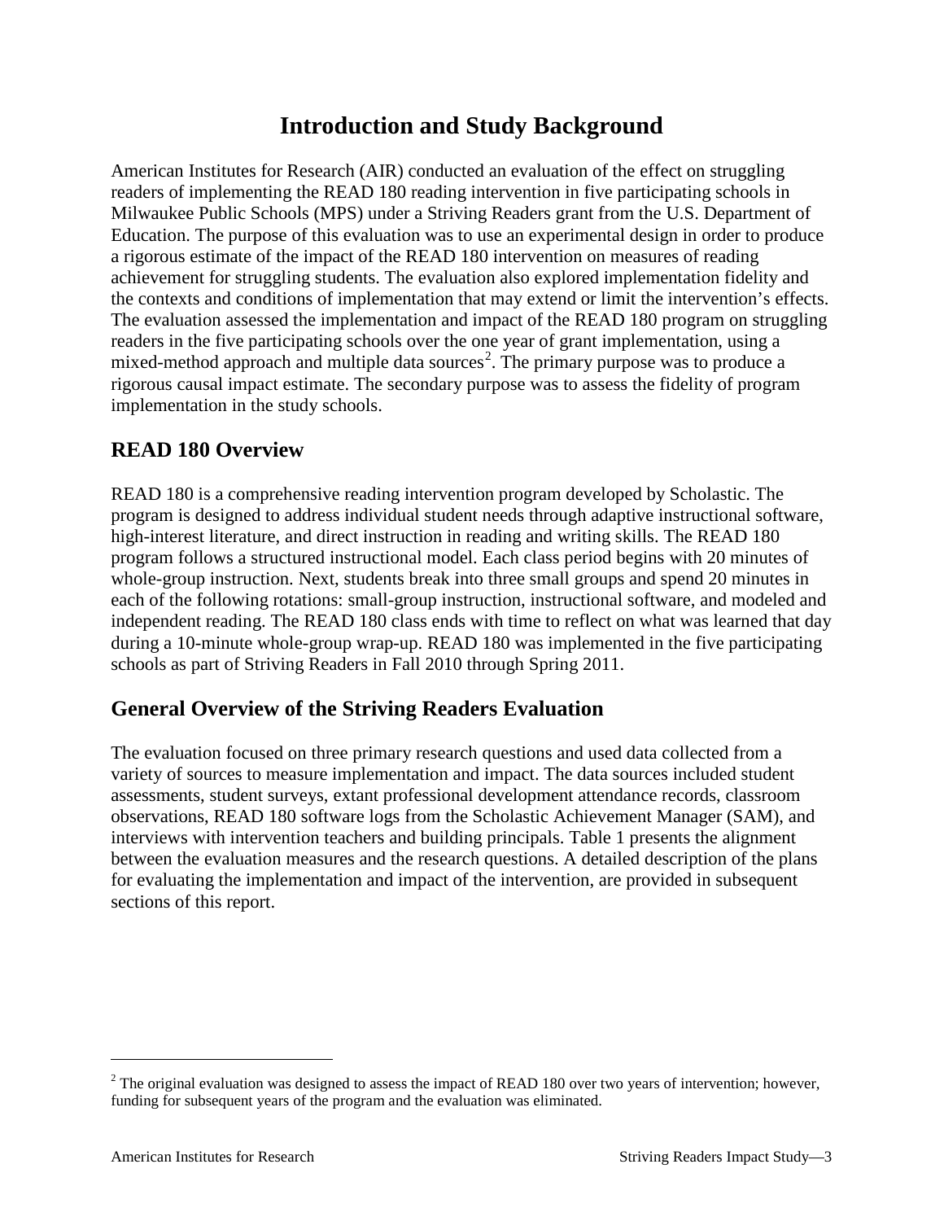# Introduction and Study Background

American Institutes for Research (AIR) conducted an evaluation of the effect on struggling readers of implementing the READ 180 reading intervention in five participating schools in Milwaukee Public Schools (MPS) under a Striving Readers grant from the U.S. Department of Education. The purpose of this evaluation was to use an experimental design in order to produce a rigorous estimate of the impact of the READ 180 intervention on measures of reading achievement for struggling students. The evaluation also explored implementation fidelity and the contexts and conditions of implementation that may extend or limit the intervention's effects. The evaluation assessed the implementation and impact of the READ 180 program on struggling readers in the five participating schools over the one year of grant implementation, using a mixed-method approach and multiple data sources[2]. The primary purpose was to produce a rigorous causal impact estimate. The secondary purpose was to assess the fidelity of program implementation in the study schools.

## READ 180 Overview

READ 180 is a comprehensive reading intervention program developed by Scholastic. The program is designed to address individual student needs through adaptive instructional software, high-interest literature, and direct instruction in reading and writing skills. The READ 180 program follows a structured instructional model. Each class period begins with 20 minutes of whole-group instruction. Next, students break into three small groups and spend 20 minutes in each of the following rotations: small-group instruction, instructional software, and modeled and independent reading. The READ 180 class ends with time to reflect on what was learned that day during a 10-minute whole-group wrap-up. READ 180 was implemented in the five participating schools as part of Striving Readers in Fall 2010 through Spring 2011.

## General Overview of the Striving Readers Evaluation

The evaluation focused on three primary research questions and used data collected from a variety of sources to measure implementation and impact. The data sources included student assessments, student surveys, extant professional development attendance records, classroom observations, READ 180 software logs from the Scholastic Achievement Manager (SAM), and interviews with intervention teachers and building principals. Table 1 presents the alignment between the evaluation measures and the research questions. A detailed description of the plans for evaluating the implementation and impact of the intervention, are provided in subsequent sections of this report.

[2] The original evaluation was designed to assess the impact of READ 180 over two years of intervention; however, funding for subsequent years of the program and the evaluation was eliminated.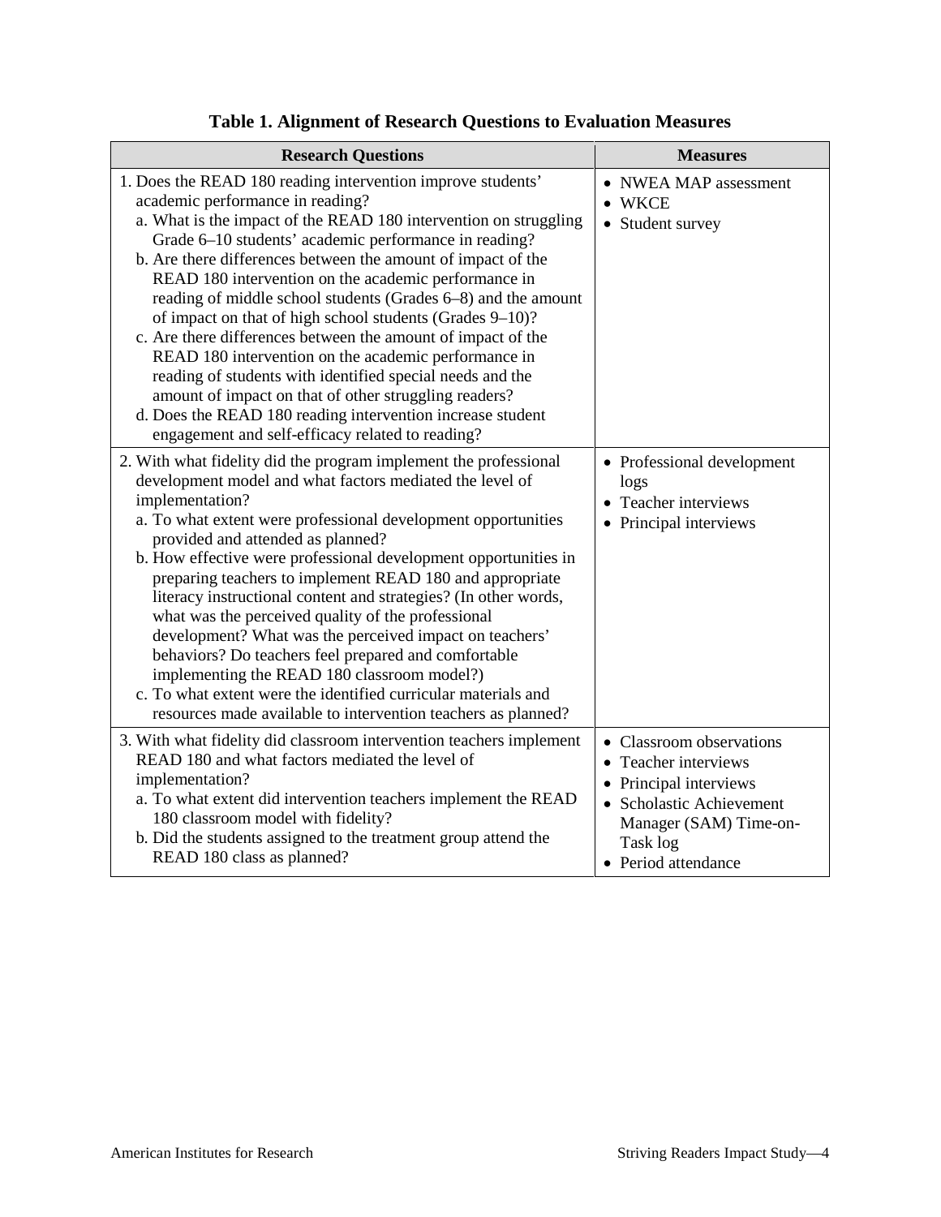**Table 1. Alignment of Research Questions to Evaluation Measures**

| Research Questions | Measures |
|---|---|
| 1. Does the READ 180 reading intervention improve students' academic performance in reading?<br>a. What is the impact of the READ 180 intervention on struggling Grade 6–10 students' academic performance in reading?<br>b. Are there differences between the amount of impact of the READ 180 intervention on the academic performance in reading of middle school students (Grades 6–8) and the amount of impact on that of high school students (Grades 9–10)?<br>c. Are there differences between the amount of impact of the READ 180 intervention on the academic performance in reading of students with identified special needs and the amount of impact on that of other struggling readers?<br>d. Does the READ 180 reading intervention increase student engagement and self-efficacy related to reading? | • NWEA MAP assessment<br>• WKCE<br>• Student survey |
| 2. With what fidelity did the program implement the professional development model and what factors mediated the level of implementation?<br>a. To what extent were professional development opportunities provided and attended as planned?<br>b. How effective were professional development opportunities in preparing teachers to implement READ 180 and appropriate literacy instructional content and strategies? (In other words, what was the perceived quality of the professional development? What was the perceived impact on teachers' behaviors? Do teachers feel prepared and comfortable implementing the READ 180 classroom model?)<br>c. To what extent were the identified curricular materials and resources made available to intervention teachers as planned? | • Professional development logs<br>• Teacher interviews<br>• Principal interviews |
| 3. With what fidelity did classroom intervention teachers implement READ 180 and what factors mediated the level of implementation?<br>a. To what extent did intervention teachers implement the READ 180 classroom model with fidelity?<br>b. Did the students assigned to the treatment group attend the READ 180 class as planned? | • Classroom observations<br>• Teacher interviews<br>• Principal interviews<br>• Scholastic Achievement Manager (SAM) Time-on-Task log<br>• Period attendance |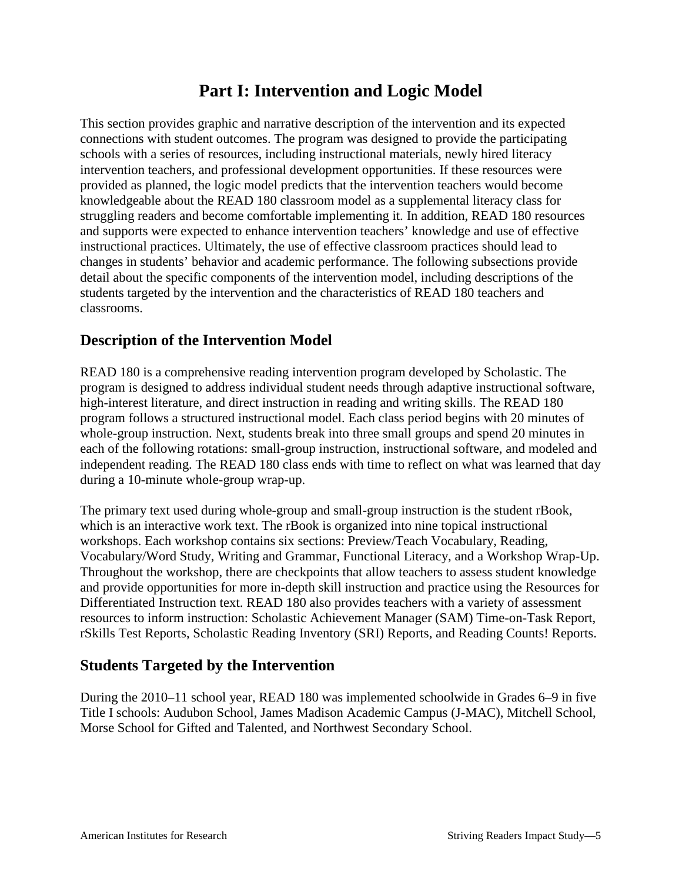# Part I: Intervention and Logic Model

This section provides graphic and narrative description of the intervention and its expected connections with student outcomes. The program was designed to provide the participating schools with a series of resources, including instructional materials, newly hired literacy intervention teachers, and professional development opportunities. If these resources were provided as planned, the logic model predicts that the intervention teachers would become knowledgeable about the READ 180 classroom model as a supplemental literacy class for struggling readers and become comfortable implementing it. In addition, READ 180 resources and supports were expected to enhance intervention teachers' knowledge and use of effective instructional practices. Ultimately, the use of effective classroom practices should lead to changes in students' behavior and academic performance. The following subsections provide detail about the specific components of the intervention model, including descriptions of the students targeted by the intervention and the characteristics of READ 180 teachers and classrooms.

## Description of the Intervention Model

READ 180 is a comprehensive reading intervention program developed by Scholastic. The program is designed to address individual student needs through adaptive instructional software, high-interest literature, and direct instruction in reading and writing skills. The READ 180 program follows a structured instructional model. Each class period begins with 20 minutes of whole-group instruction. Next, students break into three small groups and spend 20 minutes in each of the following rotations: small-group instruction, instructional software, and modeled and independent reading. The READ 180 class ends with time to reflect on what was learned that day during a 10-minute whole-group wrap-up.

The primary text used during whole-group and small-group instruction is the student rBook, which is an interactive work text. The rBook is organized into nine topical instructional workshops. Each workshop contains six sections: Preview/Teach Vocabulary, Reading, Vocabulary/Word Study, Writing and Grammar, Functional Literacy, and a Workshop Wrap-Up. Throughout the workshop, there are checkpoints that allow teachers to assess student knowledge and provide opportunities for more in-depth skill instruction and practice using the Resources for Differentiated Instruction text. READ 180 also provides teachers with a variety of assessment resources to inform instruction: Scholastic Achievement Manager (SAM) Time-on-Task Report, rSkills Test Reports, Scholastic Reading Inventory (SRI) Reports, and Reading Counts! Reports.

## Students Targeted by the Intervention

During the 2010–11 school year, READ 180 was implemented schoolwide in Grades 6–9 in five Title I schools: Audubon School, James Madison Academic Campus (J-MAC), Mitchell School, Morse School for Gifted and Talented, and Northwest Secondary School.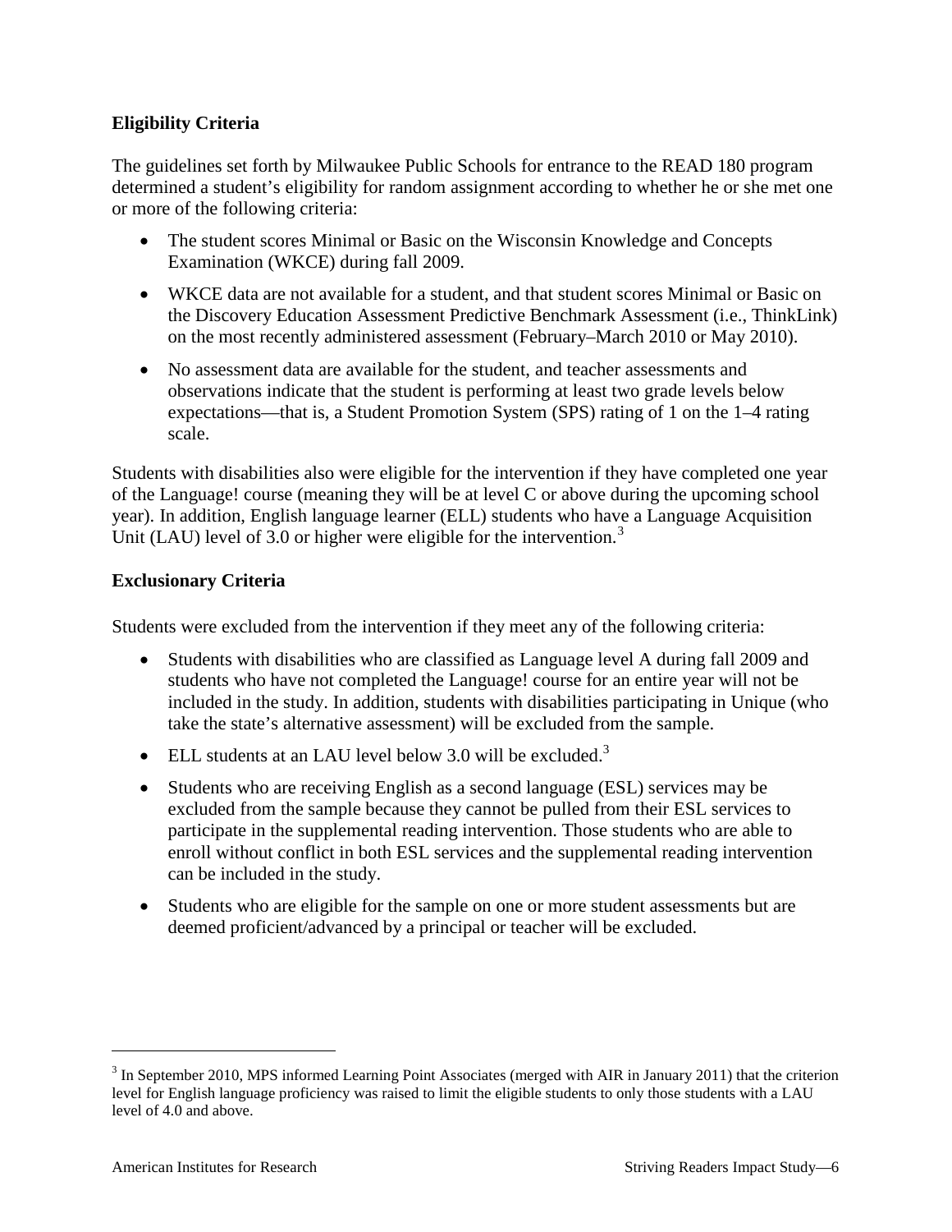### Eligibility Criteria

The guidelines set forth by Milwaukee Public Schools for entrance to the READ 180 program determined a student's eligibility for random assignment according to whether he or she met one or more of the following criteria:

- The student scores Minimal or Basic on the Wisconsin Knowledge and Concepts Examination (WKCE) during fall 2009.
- WKCE data are not available for a student, and that student scores Minimal or Basic on the Discovery Education Assessment Predictive Benchmark Assessment (i.e., ThinkLink) on the most recently administered assessment (February–March 2010 or May 2010).
- No assessment data are available for the student, and teacher assessments and observations indicate that the student is performing at least two grade levels below expectations—that is, a Student Promotion System (SPS) rating of 1 on the 1–4 rating scale.

Students with disabilities also were eligible for the intervention if they have completed one year of the Language! course (meaning they will be at level C or above during the upcoming school year). In addition, English language learner (ELL) students who have a Language Acquisition Unit (LAU) level of 3.0 or higher were eligible for the intervention.[3]

### Exclusionary Criteria

Students were excluded from the intervention if they meet any of the following criteria:

- Students with disabilities who are classified as Language level A during fall 2009 and students who have not completed the Language! course for an entire year will not be included in the study. In addition, students with disabilities participating in Unique (who take the state's alternative assessment) will be excluded from the sample.
- ELL students at an LAU level below 3.0 will be excluded.[3]
- Students who are receiving English as a second language (ESL) services may be excluded from the sample because they cannot be pulled from their ESL services to participate in the supplemental reading intervention. Those students who are able to enroll without conflict in both ESL services and the supplemental reading intervention can be included in the study.
- Students who are eligible for the sample on one or more student assessments but are deemed proficient/advanced by a principal or teacher will be excluded.

---

[3] In September 2010, MPS informed Learning Point Associates (merged with AIR in January 2011) that the criterion level for English language proficiency was raised to limit the eligible students to only those students with a LAU level of 4.0 and above.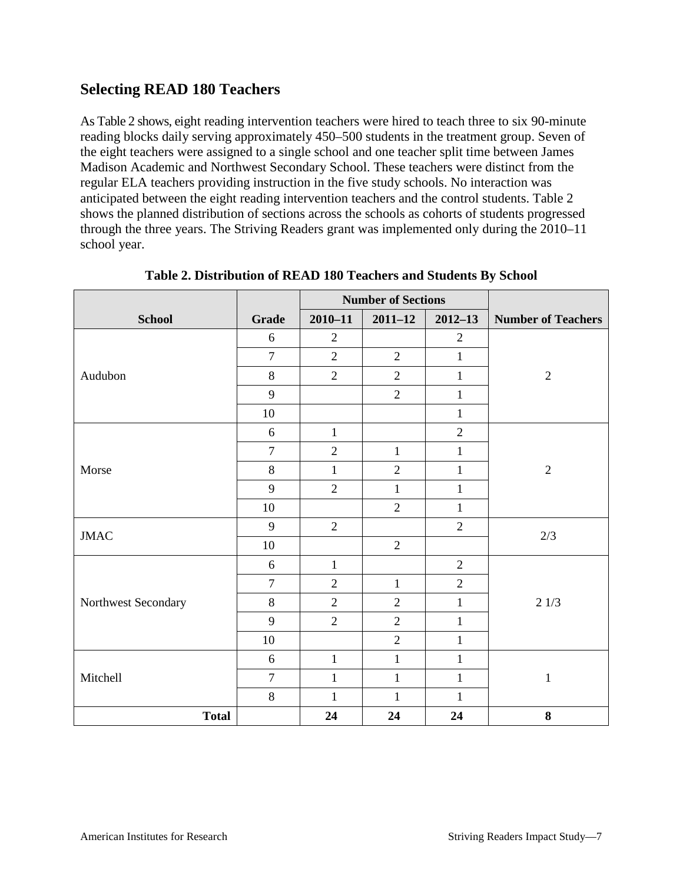## Selecting READ 180 Teachers

As Table 2 shows, eight reading intervention teachers were hired to teach three to six 90-minute reading blocks daily serving approximately 450–500 students in the treatment group. Seven of the eight teachers were assigned to a single school and one teacher split time between James Madison Academic and Northwest Secondary School. These teachers were distinct from the regular ELA teachers providing instruction in the five study schools. No interaction was anticipated between the eight reading intervention teachers and the control students. Table 2 shows the planned distribution of sections across the schools as cohorts of students progressed through the three years. The Striving Readers grant was implemented only during the 2010–11 school year.

**Table 2. Distribution of READ 180 Teachers and Students By School**

| | | Number of Sections | | | |
|---|---|---|---|---|---|
| **School** | **Grade** | **2010–11** | **2011–12** | **2012–13** | **Number of Teachers** |
| Audubon | 6 | 2 | | 2 | 2 |
| | 7 | 2 | 2 | 1 | |
| | 8 | 2 | 2 | 1 | |
| | 9 | | 2 | 1 | |
| | 10 | | | 1 | |
| Morse | 6 | 1 | | 2 | 2 |
| | 7 | 2 | 1 | 1 | |
| | 8 | 1 | 2 | 1 | |
| | 9 | 2 | 1 | 1 | |
| | 10 | | 2 | 1 | |
| JMAC | 9 | 2 | | 2 | 2/3 |
| | 10 | | 2 | | |
| Northwest Secondary | 6 | 1 | | 2 | 2 1/3 |
| | 7 | 2 | 1 | 2 | |
| | 8 | 2 | 2 | 1 | |
| | 9 | 2 | 2 | 1 | |
| | 10 | | 2 | 1 | |
| Mitchell | 6 | 1 | 1 | 1 | 1 |
| | 7 | 1 | 1 | 1 | |
| | 8 | 1 | 1 | 1 | |
| **Total** | | **24** | **24** | **24** | **8** |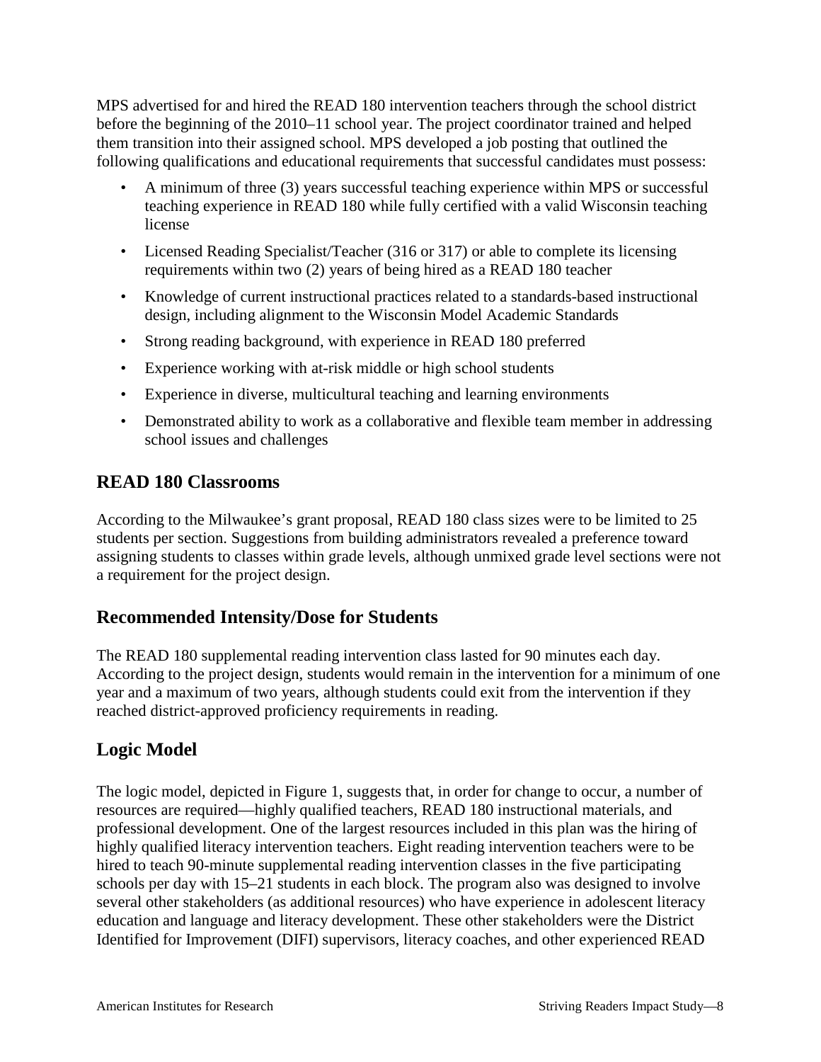MPS advertised for and hired the READ 180 intervention teachers through the school district before the beginning of the 2010–11 school year. The project coordinator trained and helped them transition into their assigned school. MPS developed a job posting that outlined the following qualifications and educational requirements that successful candidates must possess:

- A minimum of three (3) years successful teaching experience within MPS or successful teaching experience in READ 180 while fully certified with a valid Wisconsin teaching license
- Licensed Reading Specialist/Teacher (316 or 317) or able to complete its licensing requirements within two (2) years of being hired as a READ 180 teacher
- Knowledge of current instructional practices related to a standards-based instructional design, including alignment to the Wisconsin Model Academic Standards
- Strong reading background, with experience in READ 180 preferred
- Experience working with at-risk middle or high school students
- Experience in diverse, multicultural teaching and learning environments
- Demonstrated ability to work as a collaborative and flexible team member in addressing school issues and challenges

## READ 180 Classrooms

According to the Milwaukee's grant proposal, READ 180 class sizes were to be limited to 25 students per section. Suggestions from building administrators revealed a preference toward assigning students to classes within grade levels, although unmixed grade level sections were not a requirement for the project design.

## Recommended Intensity/Dose for Students

The READ 180 supplemental reading intervention class lasted for 90 minutes each day. According to the project design, students would remain in the intervention for a minimum of one year and a maximum of two years, although students could exit from the intervention if they reached district-approved proficiency requirements in reading.

## Logic Model

The logic model, depicted in Figure 1, suggests that, in order for change to occur, a number of resources are required—highly qualified teachers, READ 180 instructional materials, and professional development. One of the largest resources included in this plan was the hiring of highly qualified literacy intervention teachers. Eight reading intervention teachers were to be hired to teach 90-minute supplemental reading intervention classes in the five participating schools per day with 15–21 students in each block. The program also was designed to involve several other stakeholders (as additional resources) who have experience in adolescent literacy education and language and literacy development. These other stakeholders were the District Identified for Improvement (DIFI) supervisors, literacy coaches, and other experienced READ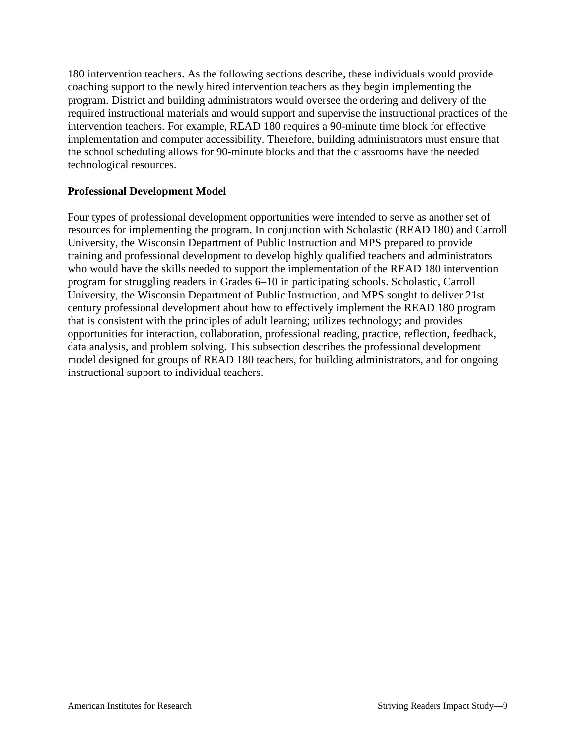180 intervention teachers. As the following sections describe, these individuals would provide coaching support to the newly hired intervention teachers as they begin implementing the program. District and building administrators would oversee the ordering and delivery of the required instructional materials and would support and supervise the instructional practices of the intervention teachers. For example, READ 180 requires a 90-minute time block for effective implementation and computer accessibility. Therefore, building administrators must ensure that the school scheduling allows for 90-minute blocks and that the classrooms have the needed technological resources.

**Professional Development Model**

Four types of professional development opportunities were intended to serve as another set of resources for implementing the program. In conjunction with Scholastic (READ 180) and Carroll University, the Wisconsin Department of Public Instruction and MPS prepared to provide training and professional development to develop highly qualified teachers and administrators who would have the skills needed to support the implementation of the READ 180 intervention program for struggling readers in Grades 6–10 in participating schools. Scholastic, Carroll University, the Wisconsin Department of Public Instruction, and MPS sought to deliver 21st century professional development about how to effectively implement the READ 180 program that is consistent with the principles of adult learning; utilizes technology; and provides opportunities for interaction, collaboration, professional reading, practice, reflection, feedback, data analysis, and problem solving. This subsection describes the professional development model designed for groups of READ 180 teachers, for building administrators, and for ongoing instructional support to individual teachers.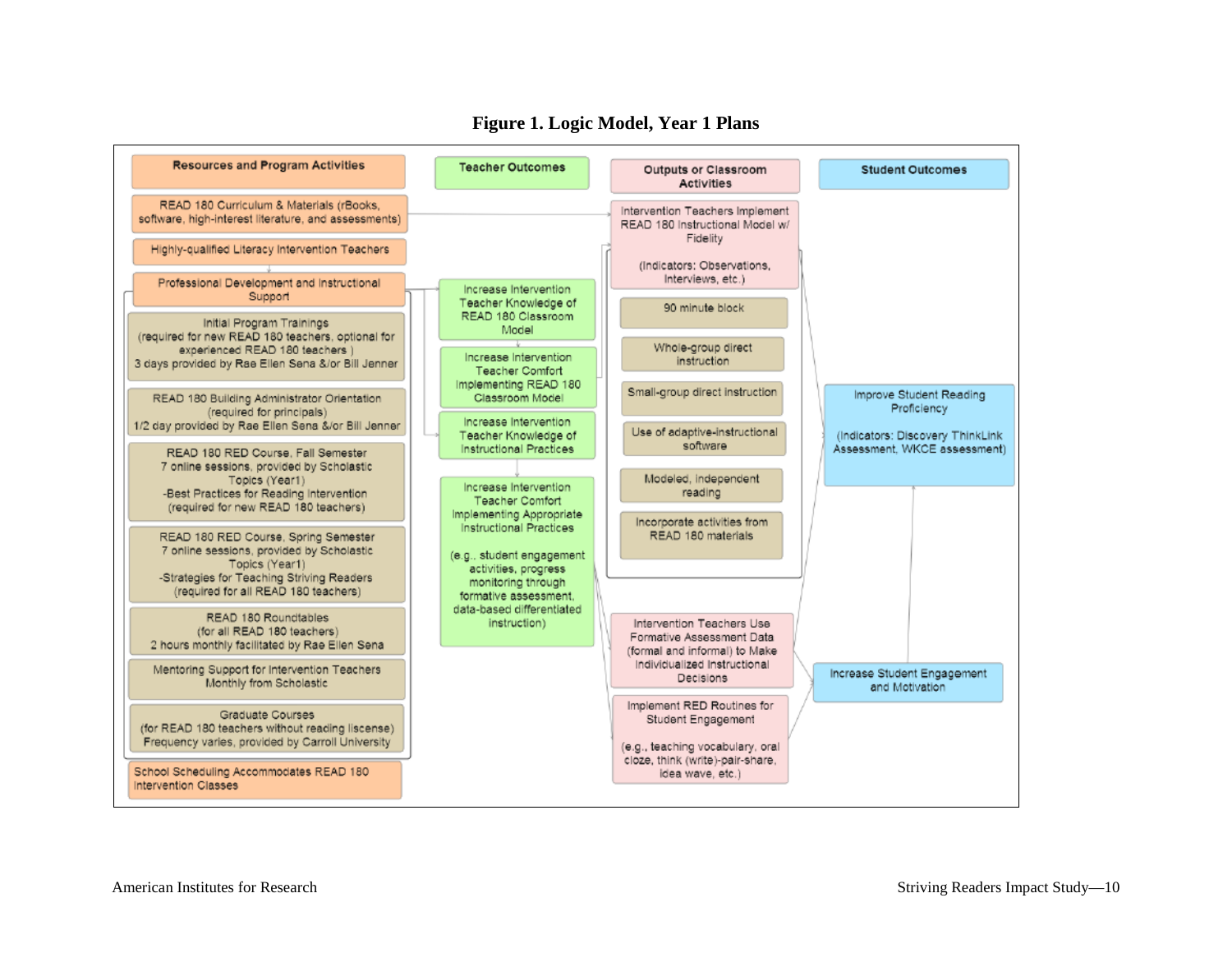**Figure 1. Logic Model, Year 1 Plans**

**Resources and Program Activities**

- READ 180 Curriculum & Materials (rBooks, software, high-interest literature, and assessments)
- Highly-qualified Literacy Intervention Teachers
- Professional Development and Instructional Support
  - Initial Program Trainings (required for new READ 180 teachers, optional for experienced READ 180 teachers ) 3 days provided by Rae Ellen Sena &/or Bill Jenner
  - READ 180 Building Administrator Orientation (required for principals) 1/2 day provided by Rae Ellen Sena &/or Bill Jenner
  - READ 180 RED Course, Fall Semester 7 online sessions, provided by Scholastic Topics (Year1) -Best Practices for Reading Intervention (required for new READ 180 teachers)
  - READ 180 RED Course, Spring Semester 7 online sessions, provided by Scholastic Topics (Year1) -Strategies for Teaching Striving Readers (required for all READ 180 teachers)
  - READ 180 Roundtables (for all READ 180 teachers) 2 hours monthly facilitated by Rae Ellen Sena
  - Mentoring Support for Intervention Teachers Monthly from Scholastic
  - Graduate Courses (for READ 180 teachers without reading liscense) Frequency varies, provided by Carroll University
- School Scheduling Accommodates READ 180 Intervention Classes

**Teacher Outcomes**

- Increase Intervention Teacher Knowledge of READ 180 Classroom Model
- Increase Intervention Teacher Comfort Implementing READ 180 Classroom Model
- Increase Intervention Teacher Knowledge of Instructional Practices
- Increase Intervention Teacher Comfort Implementing Appropriate Instructional Practices (e.g., student engagement activities, progress monitoring through formative assessment, data-based differentiated instruction)

**Outputs or Classroom Activities**

- Intervention Teachers Implement READ 180 Instructional Model w/ Fidelity (Indicators: Observations, Interviews, etc.)
  - 90 minute block
  - Whole-group direct instruction
  - Small-group direct instruction
  - Use of adaptive-instructional software
  - Modeled, independent reading
  - Incorporate activities from READ 180 materials
- Intervention Teachers Use Formative Assessment Data (formal and informal) to Make Individualized Instructional Decisions
- Implement RED Routines for Student Engagement (e.g., teaching vocabulary, oral cloze, think (write)-pair-share, idea wave, etc.)

**Student Outcomes**

- Increase Student Engagement and Motivation
- Improve Student Reading Proficiency (Indicators: Discovery ThinkLink Assessment, WKCE assessment)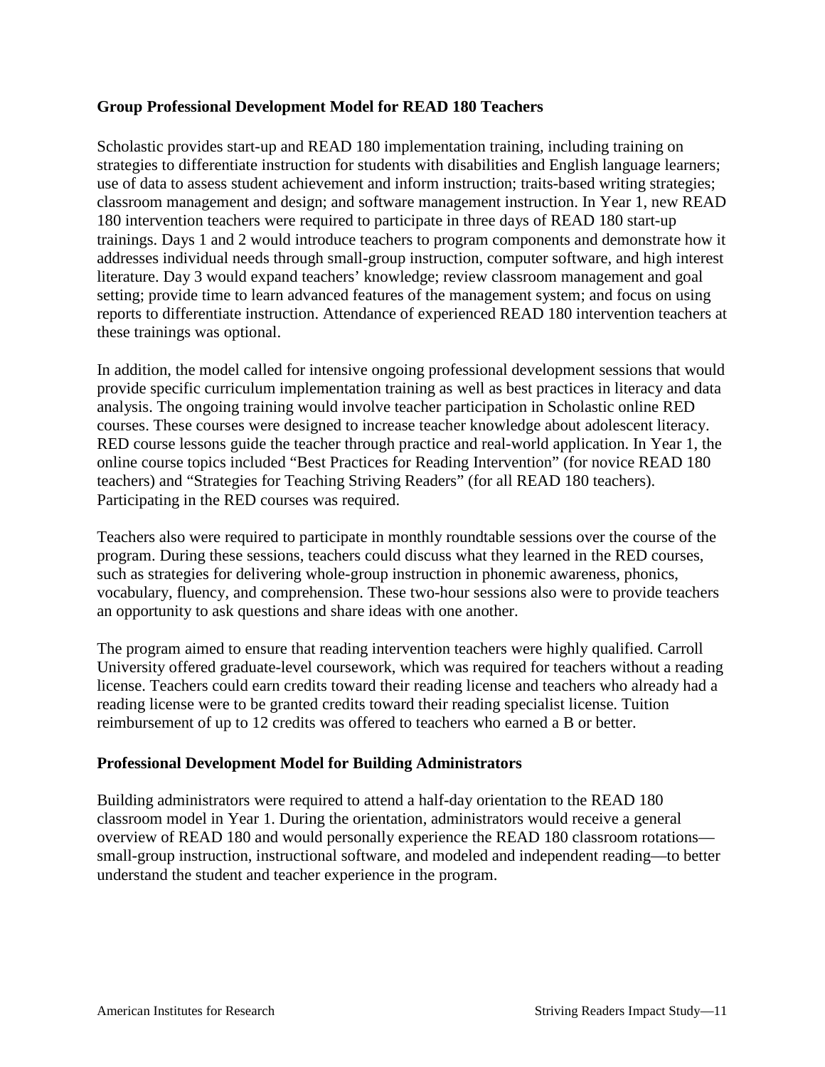## Group Professional Development Model for READ 180 Teachers

Scholastic provides start-up and READ 180 implementation training, including training on strategies to differentiate instruction for students with disabilities and English language learners; use of data to assess student achievement and inform instruction; traits-based writing strategies; classroom management and design; and software management instruction. In Year 1, new READ 180 intervention teachers were required to participate in three days of READ 180 start-up trainings. Days 1 and 2 would introduce teachers to program components and demonstrate how it addresses individual needs through small-group instruction, computer software, and high interest literature. Day 3 would expand teachers' knowledge; review classroom management and goal setting; provide time to learn advanced features of the management system; and focus on using reports to differentiate instruction. Attendance of experienced READ 180 intervention teachers at these trainings was optional.

In addition, the model called for intensive ongoing professional development sessions that would provide specific curriculum implementation training as well as best practices in literacy and data analysis. The ongoing training would involve teacher participation in Scholastic online RED courses. These courses were designed to increase teacher knowledge about adolescent literacy. RED course lessons guide the teacher through practice and real-world application. In Year 1, the online course topics included "Best Practices for Reading Intervention" (for novice READ 180 teachers) and "Strategies for Teaching Striving Readers" (for all READ 180 teachers). Participating in the RED courses was required.

Teachers also were required to participate in monthly roundtable sessions over the course of the program. During these sessions, teachers could discuss what they learned in the RED courses, such as strategies for delivering whole-group instruction in phonemic awareness, phonics, vocabulary, fluency, and comprehension. These two-hour sessions also were to provide teachers an opportunity to ask questions and share ideas with one another.

The program aimed to ensure that reading intervention teachers were highly qualified. Carroll University offered graduate-level coursework, which was required for teachers without a reading license. Teachers could earn credits toward their reading license and teachers who already had a reading license were to be granted credits toward their reading specialist license. Tuition reimbursement of up to 12 credits was offered to teachers who earned a B or better.

## Professional Development Model for Building Administrators

Building administrators were required to attend a half-day orientation to the READ 180 classroom model in Year 1. During the orientation, administrators would receive a general overview of READ 180 and would personally experience the READ 180 classroom rotations—small-group instruction, instructional software, and modeled and independent reading—to better understand the student and teacher experience in the program.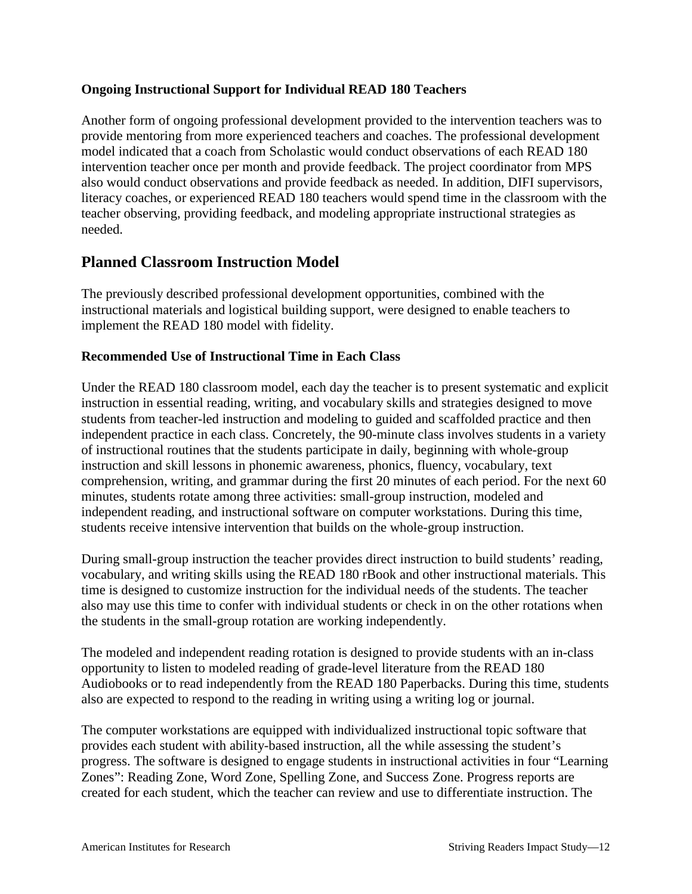### Ongoing Instructional Support for Individual READ 180 Teachers

Another form of ongoing professional development provided to the intervention teachers was to provide mentoring from more experienced teachers and coaches. The professional development model indicated that a coach from Scholastic would conduct observations of each READ 180 intervention teacher once per month and provide feedback. The project coordinator from MPS also would conduct observations and provide feedback as needed. In addition, DIFI supervisors, literacy coaches, or experienced READ 180 teachers would spend time in the classroom with the teacher observing, providing feedback, and modeling appropriate instructional strategies as needed.

## Planned Classroom Instruction Model

The previously described professional development opportunities, combined with the instructional materials and logistical building support, were designed to enable teachers to implement the READ 180 model with fidelity.

### Recommended Use of Instructional Time in Each Class

Under the READ 180 classroom model, each day the teacher is to present systematic and explicit instruction in essential reading, writing, and vocabulary skills and strategies designed to move students from teacher-led instruction and modeling to guided and scaffolded practice and then independent practice in each class. Concretely, the 90-minute class involves students in a variety of instructional routines that the students participate in daily, beginning with whole-group instruction and skill lessons in phonemic awareness, phonics, fluency, vocabulary, text comprehension, writing, and grammar during the first 20 minutes of each period. For the next 60 minutes, students rotate among three activities: small-group instruction, modeled and independent reading, and instructional software on computer workstations. During this time, students receive intensive intervention that builds on the whole-group instruction.

During small-group instruction the teacher provides direct instruction to build students' reading, vocabulary, and writing skills using the READ 180 rBook and other instructional materials. This time is designed to customize instruction for the individual needs of the students. The teacher also may use this time to confer with individual students or check in on the other rotations when the students in the small-group rotation are working independently.

The modeled and independent reading rotation is designed to provide students with an in-class opportunity to listen to modeled reading of grade-level literature from the READ 180 Audiobooks or to read independently from the READ 180 Paperbacks. During this time, students also are expected to respond to the reading in writing using a writing log or journal.

The computer workstations are equipped with individualized instructional topic software that provides each student with ability-based instruction, all the while assessing the student's progress. The software is designed to engage students in instructional activities in four "Learning Zones": Reading Zone, Word Zone, Spelling Zone, and Success Zone. Progress reports are created for each student, which the teacher can review and use to differentiate instruction. The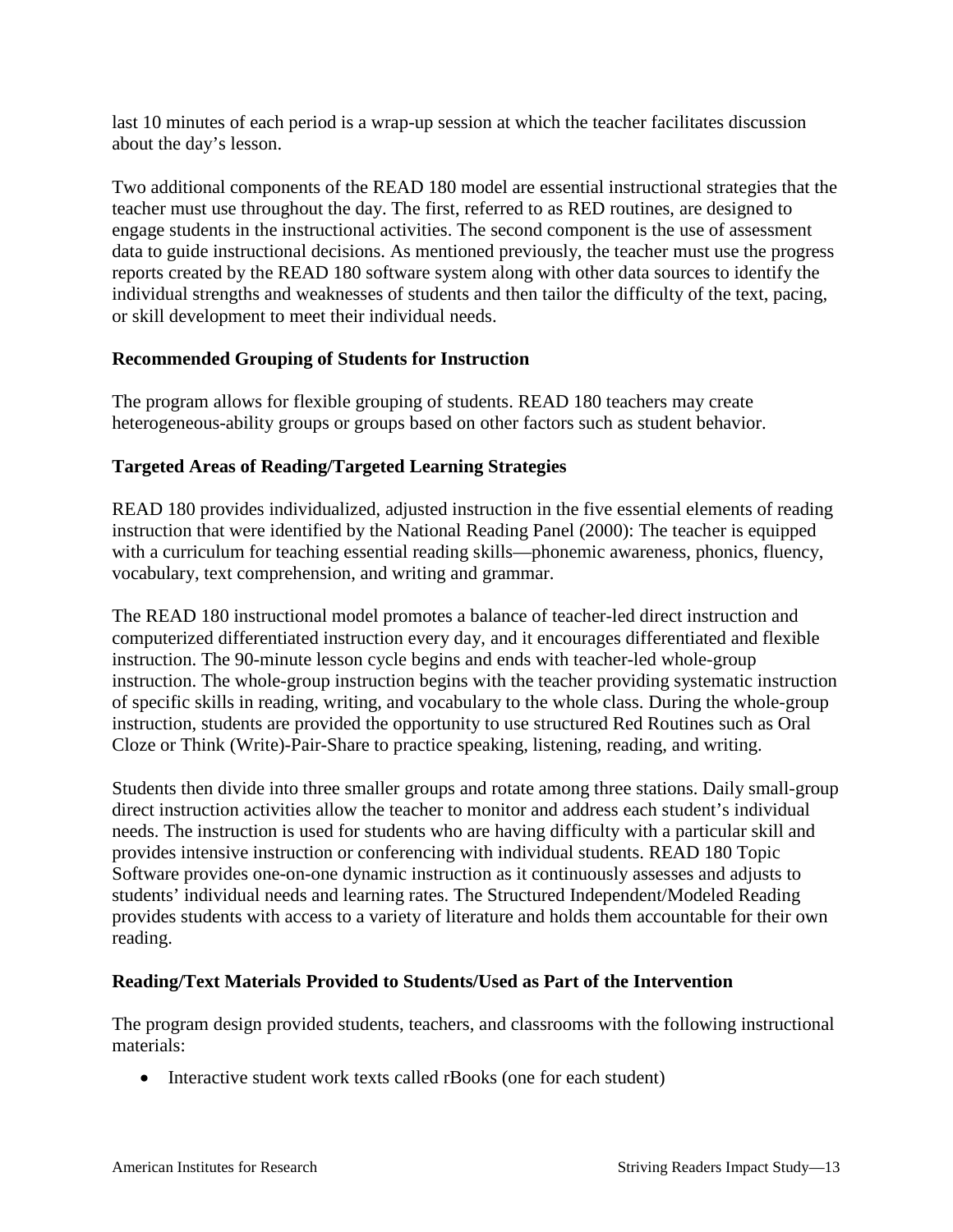last 10 minutes of each period is a wrap-up session at which the teacher facilitates discussion about the day's lesson.

Two additional components of the READ 180 model are essential instructional strategies that the teacher must use throughout the day. The first, referred to as RED routines, are designed to engage students in the instructional activities. The second component is the use of assessment data to guide instructional decisions. As mentioned previously, the teacher must use the progress reports created by the READ 180 software system along with other data sources to identify the individual strengths and weaknesses of students and then tailor the difficulty of the text, pacing, or skill development to meet their individual needs.

### Recommended Grouping of Students for Instruction

The program allows for flexible grouping of students. READ 180 teachers may create heterogeneous-ability groups or groups based on other factors such as student behavior.

### Targeted Areas of Reading/Targeted Learning Strategies

READ 180 provides individualized, adjusted instruction in the five essential elements of reading instruction that were identified by the National Reading Panel (2000): The teacher is equipped with a curriculum for teaching essential reading skills—phonemic awareness, phonics, fluency, vocabulary, text comprehension, and writing and grammar.

The READ 180 instructional model promotes a balance of teacher-led direct instruction and computerized differentiated instruction every day, and it encourages differentiated and flexible instruction. The 90-minute lesson cycle begins and ends with teacher-led whole-group instruction. The whole-group instruction begins with the teacher providing systematic instruction of specific skills in reading, writing, and vocabulary to the whole class. During the whole-group instruction, students are provided the opportunity to use structured Red Routines such as Oral Cloze or Think (Write)-Pair-Share to practice speaking, listening, reading, and writing.

Students then divide into three smaller groups and rotate among three stations. Daily small-group direct instruction activities allow the teacher to monitor and address each student's individual needs. The instruction is used for students who are having difficulty with a particular skill and provides intensive instruction or conferencing with individual students. READ 180 Topic Software provides one-on-one dynamic instruction as it continuously assesses and adjusts to students' individual needs and learning rates. The Structured Independent/Modeled Reading provides students with access to a variety of literature and holds them accountable for their own reading.

### Reading/Text Materials Provided to Students/Used as Part of the Intervention

The program design provided students, teachers, and classrooms with the following instructional materials:

- Interactive student work texts called rBooks (one for each student)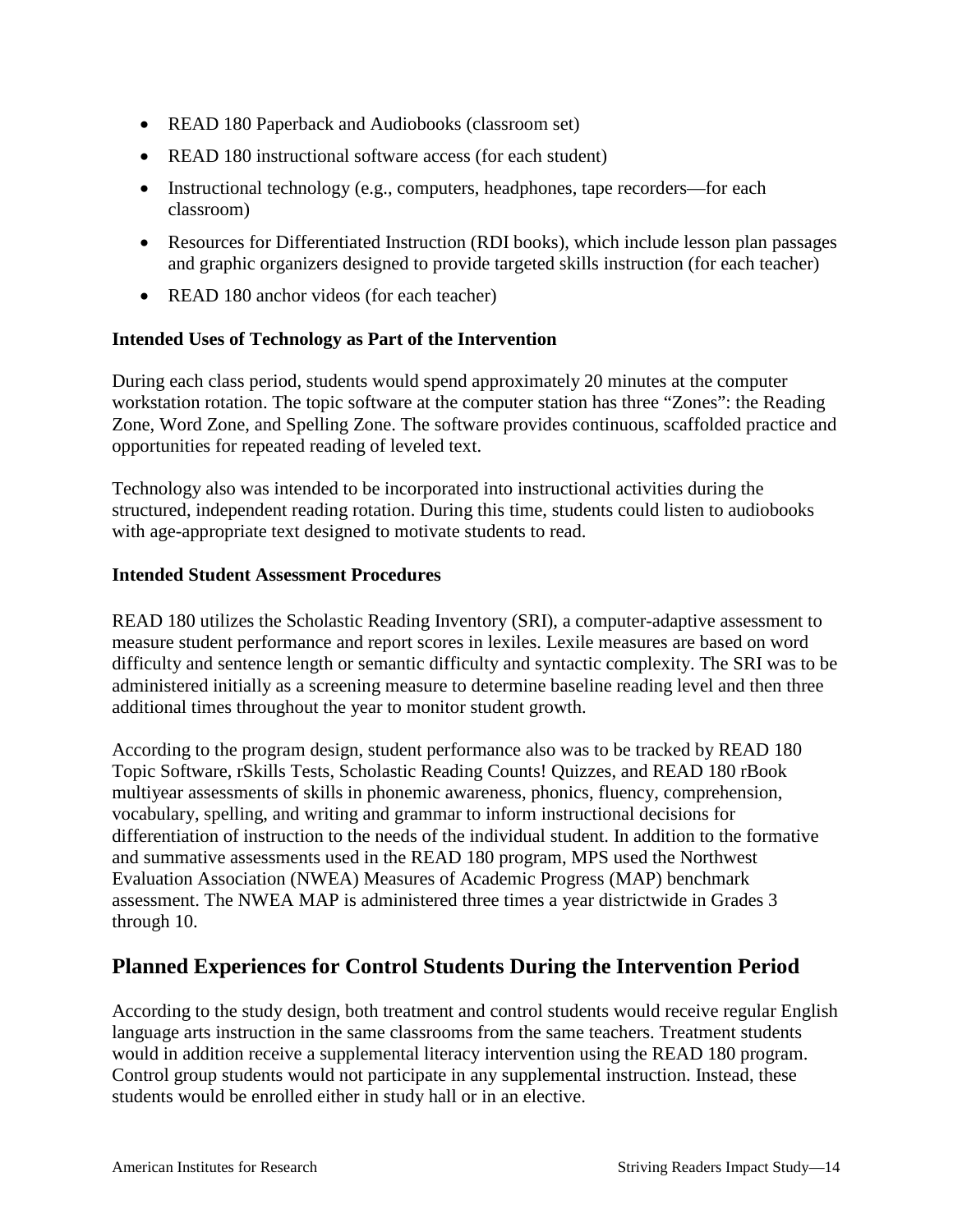- READ 180 Paperback and Audiobooks (classroom set)
- READ 180 instructional software access (for each student)
- Instructional technology (e.g., computers, headphones, tape recorders—for each classroom)
- Resources for Differentiated Instruction (RDI books), which include lesson plan passages and graphic organizers designed to provide targeted skills instruction (for each teacher)
- READ 180 anchor videos (for each teacher)

### Intended Uses of Technology as Part of the Intervention

During each class period, students would spend approximately 20 minutes at the computer workstation rotation. The topic software at the computer station has three "Zones": the Reading Zone, Word Zone, and Spelling Zone. The software provides continuous, scaffolded practice and opportunities for repeated reading of leveled text.

Technology also was intended to be incorporated into instructional activities during the structured, independent reading rotation. During this time, students could listen to audiobooks with age-appropriate text designed to motivate students to read.

### Intended Student Assessment Procedures

READ 180 utilizes the Scholastic Reading Inventory (SRI), a computer-adaptive assessment to measure student performance and report scores in lexiles. Lexile measures are based on word difficulty and sentence length or semantic difficulty and syntactic complexity. The SRI was to be administered initially as a screening measure to determine baseline reading level and then three additional times throughout the year to monitor student growth.

According to the program design, student performance also was to be tracked by READ 180 Topic Software, rSkills Tests, Scholastic Reading Counts! Quizzes, and READ 180 rBook multiyear assessments of skills in phonemic awareness, phonics, fluency, comprehension, vocabulary, spelling, and writing and grammar to inform instructional decisions for differentiation of instruction to the needs of the individual student. In addition to the formative and summative assessments used in the READ 180 program, MPS used the Northwest Evaluation Association (NWEA) Measures of Academic Progress (MAP) benchmark assessment. The NWEA MAP is administered three times a year districtwide in Grades 3 through 10.

## Planned Experiences for Control Students During the Intervention Period

According to the study design, both treatment and control students would receive regular English language arts instruction in the same classrooms from the same teachers. Treatment students would in addition receive a supplemental literacy intervention using the READ 180 program. Control group students would not participate in any supplemental instruction. Instead, these students would be enrolled either in study hall or in an elective.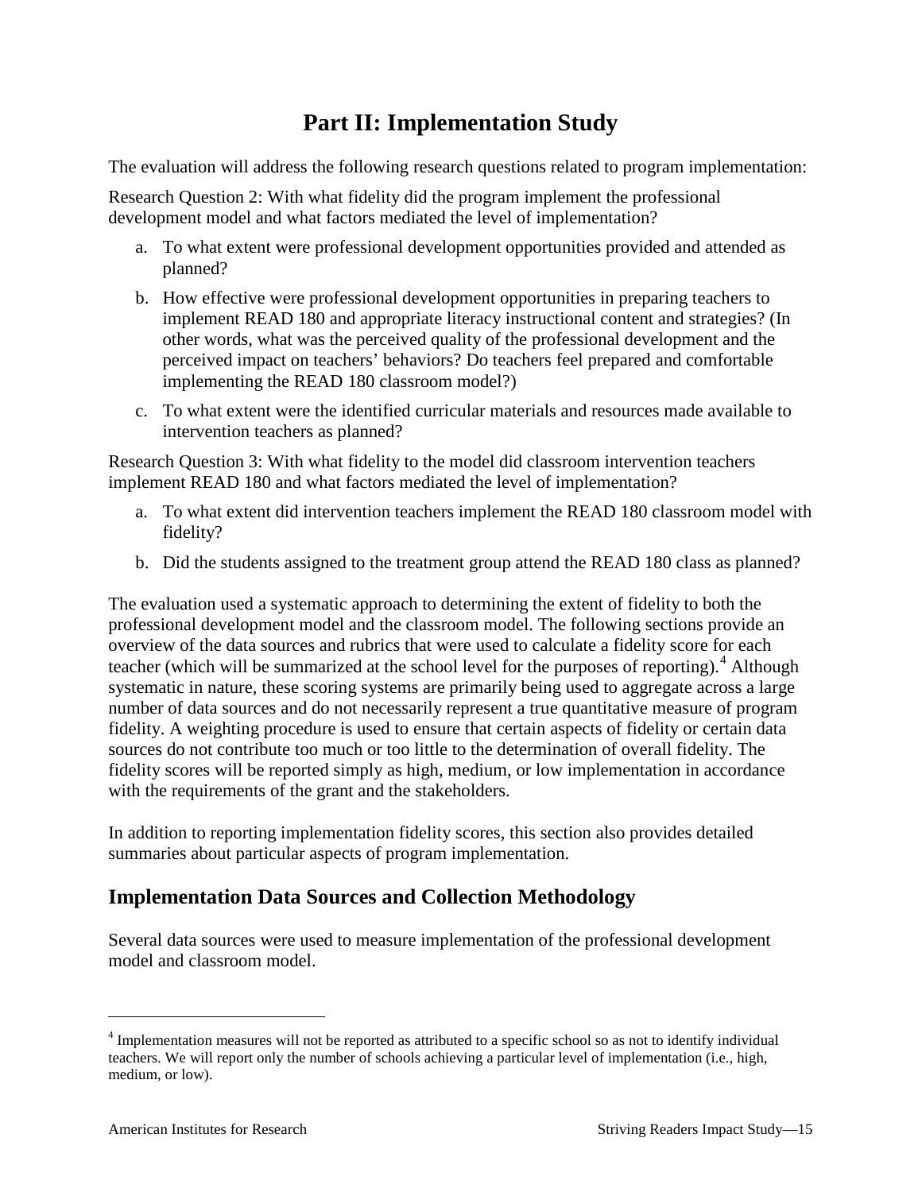# Part II: Implementation Study

The evaluation will address the following research questions related to program implementation:

Research Question 2: With what fidelity did the program implement the professional development model and what factors mediated the level of implementation?

a. To what extent were professional development opportunities provided and attended as planned?
b. How effective were professional development opportunities in preparing teachers to implement READ 180 and appropriate literacy instructional content and strategies? (In other words, what was the perceived quality of the professional development and the perceived impact on teachers' behaviors? Do teachers feel prepared and comfortable implementing the READ 180 classroom model?)
c. To what extent were the identified curricular materials and resources made available to intervention teachers as planned?

Research Question 3: With what fidelity to the model did classroom intervention teachers implement READ 180 and what factors mediated the level of implementation?

a. To what extent did intervention teachers implement the READ 180 classroom model with fidelity?
b. Did the students assigned to the treatment group attend the READ 180 class as planned?

The evaluation used a systematic approach to determining the extent of fidelity to both the professional development model and the classroom model. The following sections provide an overview of the data sources and rubrics that were used to calculate a fidelity score for each teacher (which will be summarized at the school level for the purposes of reporting).[4] Although systematic in nature, these scoring systems are primarily being used to aggregate across a large number of data sources and do not necessarily represent a true quantitative measure of program fidelity. A weighting procedure is used to ensure that certain aspects of fidelity or certain data sources do not contribute too much or too little to the determination of overall fidelity. The fidelity scores will be reported simply as high, medium, or low implementation in accordance with the requirements of the grant and the stakeholders.

In addition to reporting implementation fidelity scores, this section also provides detailed summaries about particular aspects of program implementation.

## Implementation Data Sources and Collection Methodology

Several data sources were used to measure implementation of the professional development model and classroom model.

[4] Implementation measures will not be reported as attributed to a specific school so as not to identify individual teachers. We will report only the number of schools achieving a particular level of implementation (i.e., high, medium, or low).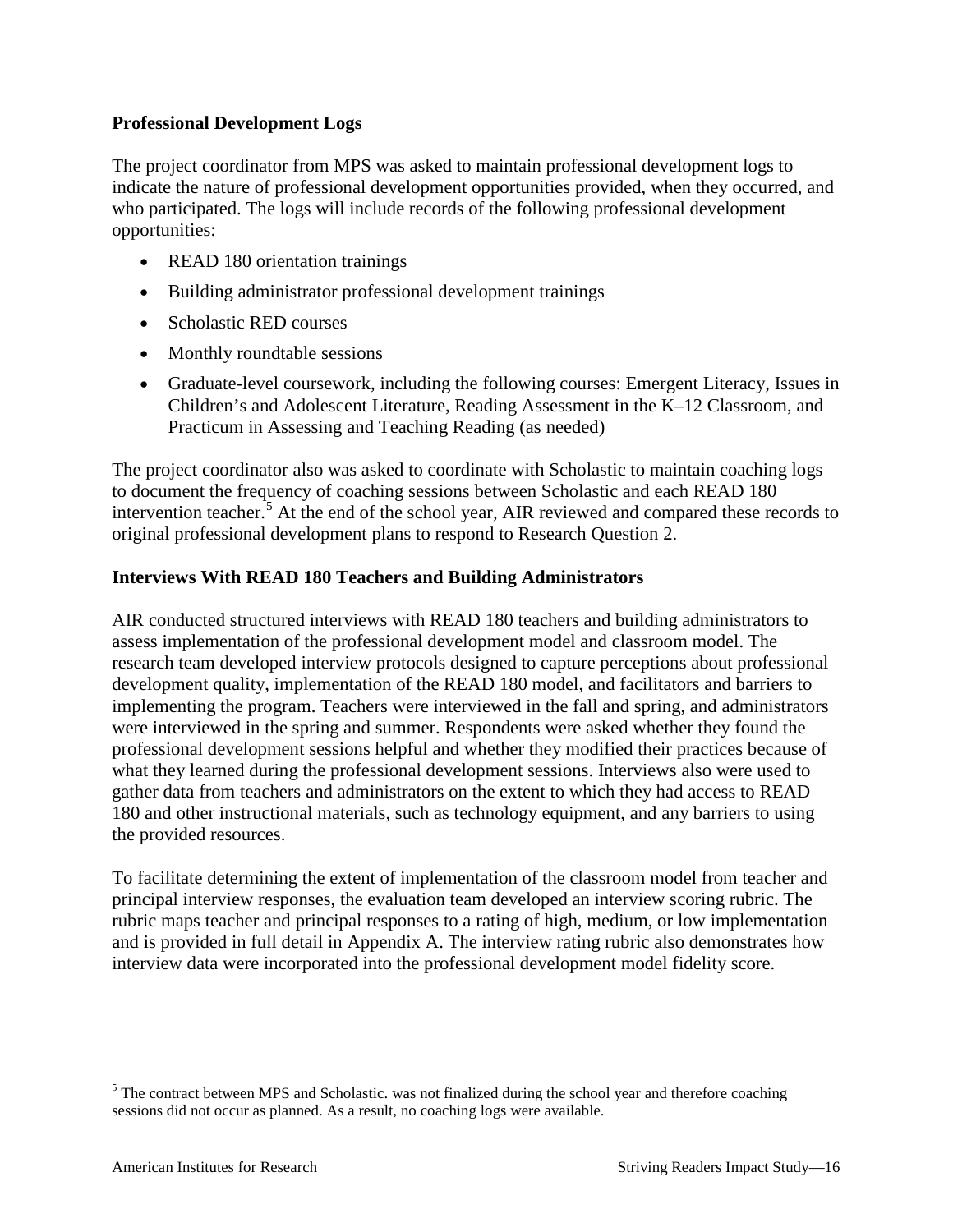### Professional Development Logs

The project coordinator from MPS was asked to maintain professional development logs to indicate the nature of professional development opportunities provided, when they occurred, and who participated. The logs will include records of the following professional development opportunities:

- READ 180 orientation trainings
- Building administrator professional development trainings
- Scholastic RED courses
- Monthly roundtable sessions
- Graduate-level coursework, including the following courses: Emergent Literacy, Issues in Children's and Adolescent Literature, Reading Assessment in the K–12 Classroom, and Practicum in Assessing and Teaching Reading (as needed)

The project coordinator also was asked to coordinate with Scholastic to maintain coaching logs to document the frequency of coaching sessions between Scholastic and each READ 180 intervention teacher.[5] At the end of the school year, AIR reviewed and compared these records to original professional development plans to respond to Research Question 2.

### Interviews With READ 180 Teachers and Building Administrators

AIR conducted structured interviews with READ 180 teachers and building administrators to assess implementation of the professional development model and classroom model. The research team developed interview protocols designed to capture perceptions about professional development quality, implementation of the READ 180 model, and facilitators and barriers to implementing the program. Teachers were interviewed in the fall and spring, and administrators were interviewed in the spring and summer. Respondents were asked whether they found the professional development sessions helpful and whether they modified their practices because of what they learned during the professional development sessions. Interviews also were used to gather data from teachers and administrators on the extent to which they had access to READ 180 and other instructional materials, such as technology equipment, and any barriers to using the provided resources.

To facilitate determining the extent of implementation of the classroom model from teacher and principal interview responses, the evaluation team developed an interview scoring rubric. The rubric maps teacher and principal responses to a rating of high, medium, or low implementation and is provided in full detail in Appendix A. The interview rating rubric also demonstrates how interview data were incorporated into the professional development model fidelity score.

---

[5] The contract between MPS and Scholastic. was not finalized during the school year and therefore coaching sessions did not occur as planned. As a result, no coaching logs were available.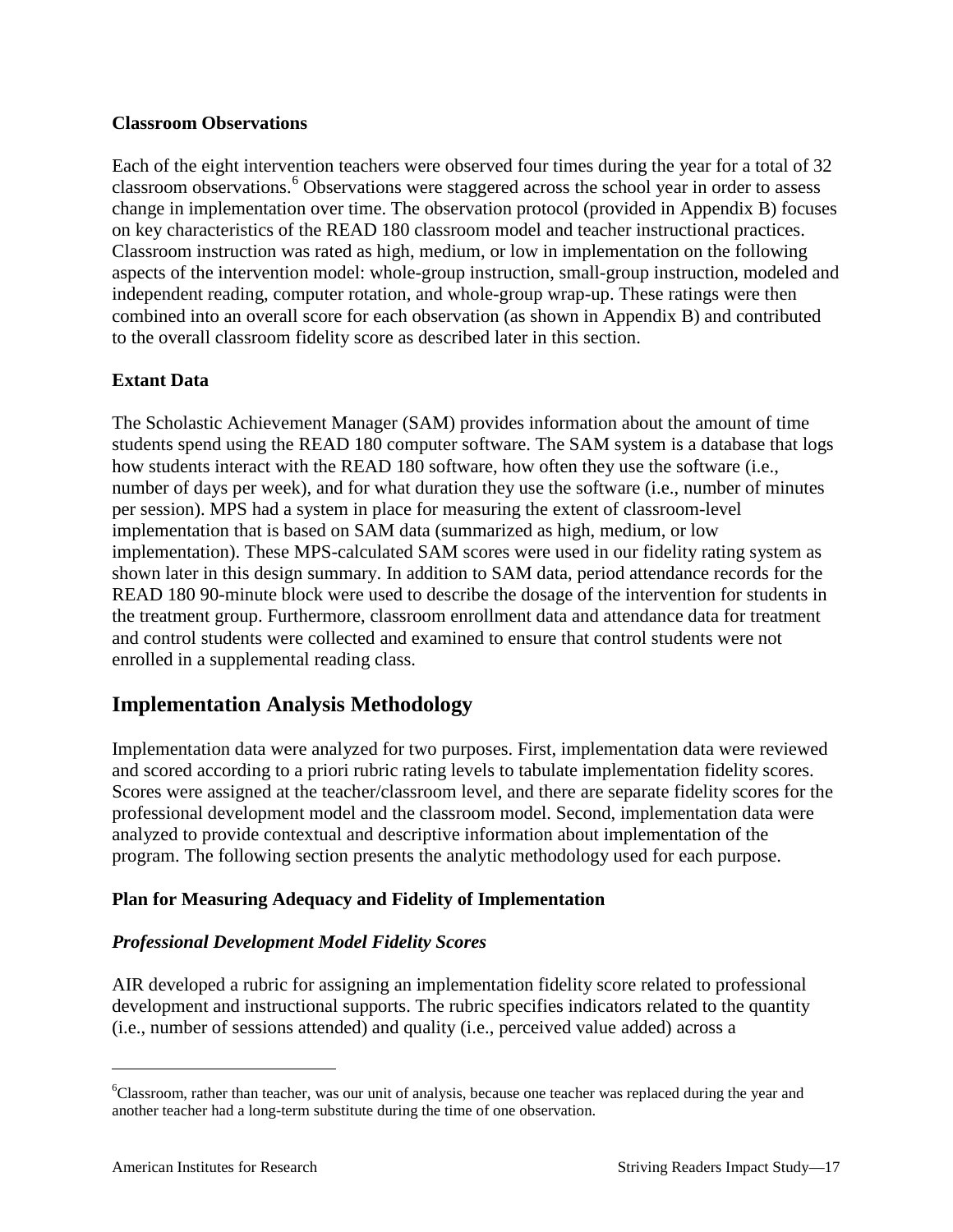**Classroom Observations**

Each of the eight intervention teachers were observed four times during the year for a total of 32 classroom observations.[6] Observations were staggered across the school year in order to assess change in implementation over time. The observation protocol (provided in Appendix B) focuses on key characteristics of the READ 180 classroom model and teacher instructional practices. Classroom instruction was rated as high, medium, or low in implementation on the following aspects of the intervention model: whole-group instruction, small-group instruction, modeled and independent reading, computer rotation, and whole-group wrap-up. These ratings were then combined into an overall score for each observation (as shown in Appendix B) and contributed to the overall classroom fidelity score as described later in this section.

**Extant Data**

The Scholastic Achievement Manager (SAM) provides information about the amount of time students spend using the READ 180 computer software. The SAM system is a database that logs how students interact with the READ 180 software, how often they use the software (i.e., number of days per week), and for what duration they use the software (i.e., number of minutes per session). MPS had a system in place for measuring the extent of classroom-level implementation that is based on SAM data (summarized as high, medium, or low implementation). These MPS-calculated SAM scores were used in our fidelity rating system as shown later in this design summary. In addition to SAM data, period attendance records for the READ 180 90-minute block were used to describe the dosage of the intervention for students in the treatment group. Furthermore, classroom enrollment data and attendance data for treatment and control students were collected and examined to ensure that control students were not enrolled in a supplemental reading class.

## Implementation Analysis Methodology

Implementation data were analyzed for two purposes. First, implementation data were reviewed and scored according to a priori rubric rating levels to tabulate implementation fidelity scores. Scores were assigned at the teacher/classroom level, and there are separate fidelity scores for the professional development model and the classroom model. Second, implementation data were analyzed to provide contextual and descriptive information about implementation of the program. The following section presents the analytic methodology used for each purpose.

**Plan for Measuring Adequacy and Fidelity of Implementation**

***Professional Development Model Fidelity Scores***

AIR developed a rubric for assigning an implementation fidelity score related to professional development and instructional supports. The rubric specifies indicators related to the quantity (i.e., number of sessions attended) and quality (i.e., perceived value added) across a

---

[6] Classroom, rather than teacher, was our unit of analysis, because one teacher was replaced during the year and another teacher had a long-term substitute during the time of one observation.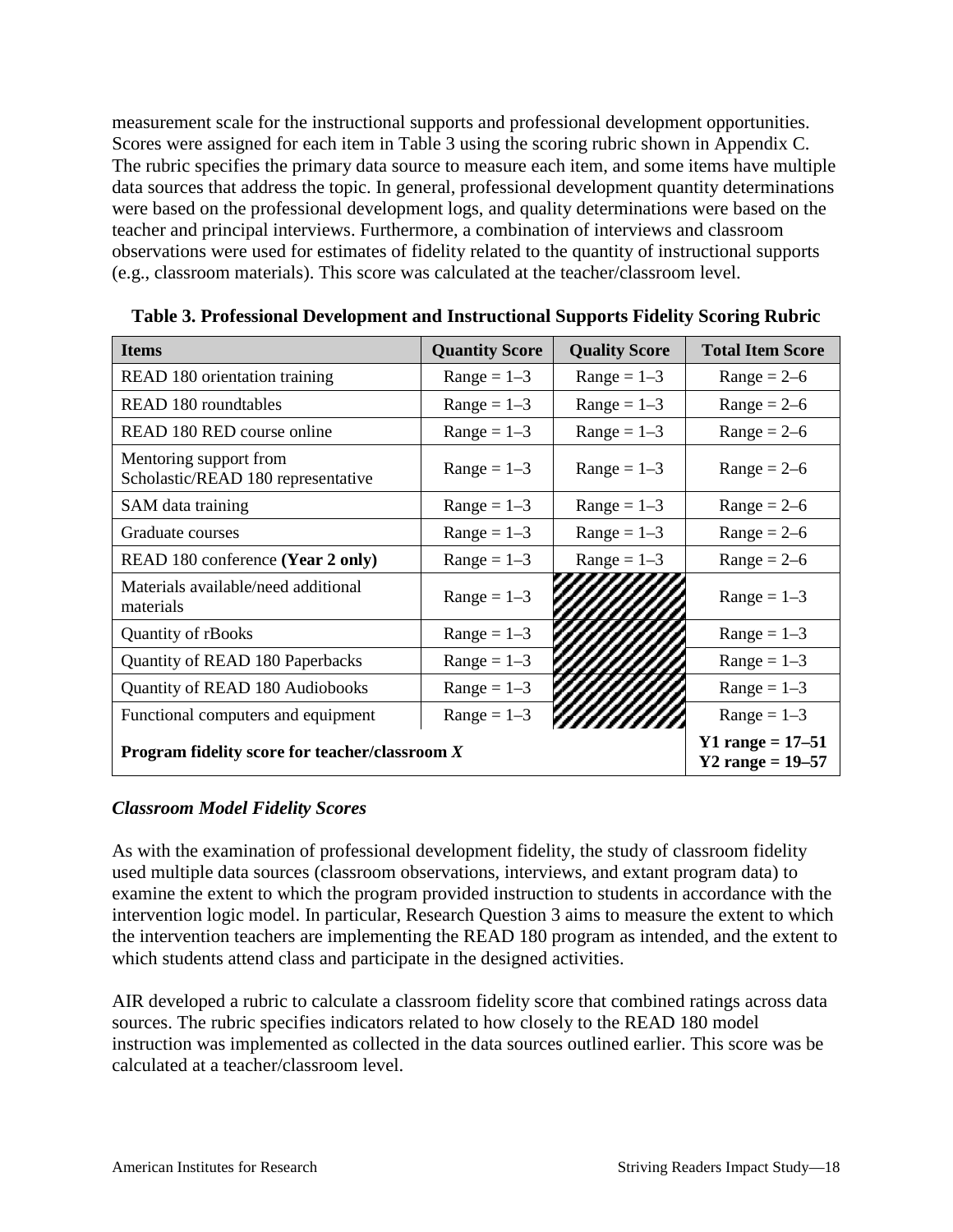measurement scale for the instructional supports and professional development opportunities. Scores were assigned for each item in Table 3 using the scoring rubric shown in Appendix C. The rubric specifies the primary data source to measure each item, and some items have multiple data sources that address the topic. In general, professional development quantity determinations were based on the professional development logs, and quality determinations were based on the teacher and principal interviews. Furthermore, a combination of interviews and classroom observations were used for estimates of fidelity related to the quantity of instructional supports (e.g., classroom materials). This score was calculated at the teacher/classroom level.

**Table 3. Professional Development and Instructional Supports Fidelity Scoring Rubric**

| Items | Quantity Score | Quality Score | Total Item Score |
|---|---|---|---|
| READ 180 orientation training | Range = 1–3 | Range = 1–3 | Range = 2–6 |
| READ 180 roundtables | Range = 1–3 | Range = 1–3 | Range = 2–6 |
| READ 180 RED course online | Range = 1–3 | Range = 1–3 | Range = 2–6 |
| Mentoring support from Scholastic/READ 180 representative | Range = 1–3 | Range = 1–3 | Range = 2–6 |
| SAM data training | Range = 1–3 | Range = 1–3 | Range = 2–6 |
| Graduate courses | Range = 1–3 | Range = 1–3 | Range = 2–6 |
| READ 180 conference **(Year 2 only)** | Range = 1–3 | Range = 1–3 | Range = 2–6 |
| Materials available/need additional materials | Range = 1–3 | | Range = 1–3 |
| Quantity of rBooks | Range = 1–3 | | Range = 1–3 |
| Quantity of READ 180 Paperbacks | Range = 1–3 | | Range = 1–3 |
| Quantity of READ 180 Audiobooks | Range = 1–3 | | Range = 1–3 |
| Functional computers and equipment | Range = 1–3 | | Range = 1–3 |
| **Program fidelity score for teacher/classroom *X*** | | | **Y1 range = 17–51**<br>**Y2 range = 19–57** |

### *Classroom Model Fidelity Scores*

As with the examination of professional development fidelity, the study of classroom fidelity used multiple data sources (classroom observations, interviews, and extant program data) to examine the extent to which the program provided instruction to students in accordance with the intervention logic model. In particular, Research Question 3 aims to measure the extent to which the intervention teachers are implementing the READ 180 program as intended, and the extent to which students attend class and participate in the designed activities.

AIR developed a rubric to calculate a classroom fidelity score that combined ratings across data sources. The rubric specifies indicators related to how closely to the READ 180 model instruction was implemented as collected in the data sources outlined earlier. This score was be calculated at a teacher/classroom level.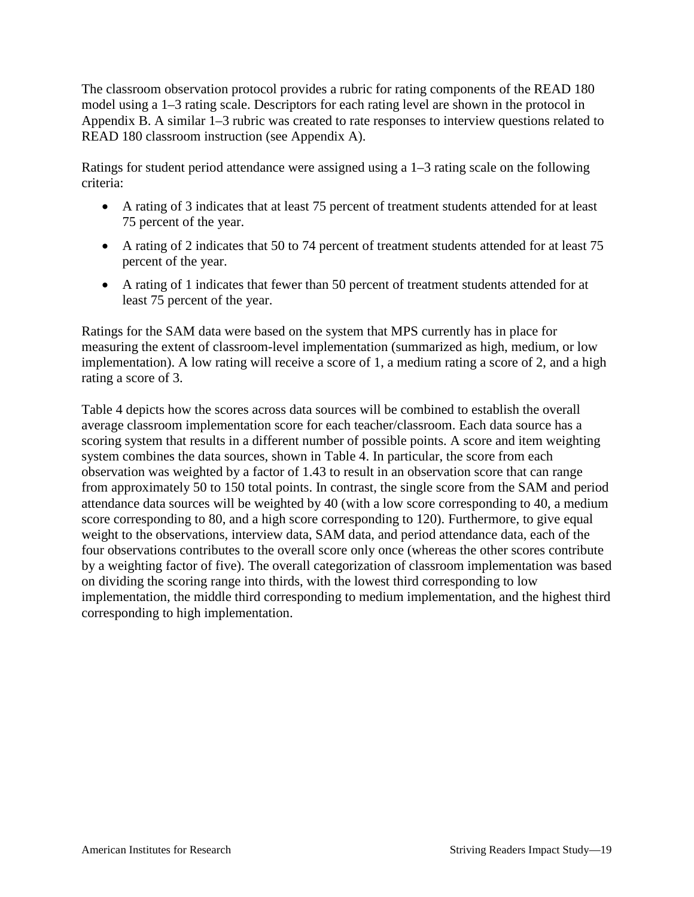The classroom observation protocol provides a rubric for rating components of the READ 180 model using a 1–3 rating scale. Descriptors for each rating level are shown in the protocol in Appendix B. A similar 1–3 rubric was created to rate responses to interview questions related to READ 180 classroom instruction (see Appendix A).

Ratings for student period attendance were assigned using a 1–3 rating scale on the following criteria:

- A rating of 3 indicates that at least 75 percent of treatment students attended for at least 75 percent of the year.
- A rating of 2 indicates that 50 to 74 percent of treatment students attended for at least 75 percent of the year.
- A rating of 1 indicates that fewer than 50 percent of treatment students attended for at least 75 percent of the year.

Ratings for the SAM data were based on the system that MPS currently has in place for measuring the extent of classroom-level implementation (summarized as high, medium, or low implementation). A low rating will receive a score of 1, a medium rating a score of 2, and a high rating a score of 3.

Table 4 depicts how the scores across data sources will be combined to establish the overall average classroom implementation score for each teacher/classroom. Each data source has a scoring system that results in a different number of possible points. A score and item weighting system combines the data sources, shown in Table 4. In particular, the score from each observation was weighted by a factor of 1.43 to result in an observation score that can range from approximately 50 to 150 total points. In contrast, the single score from the SAM and period attendance data sources will be weighted by 40 (with a low score corresponding to 40, a medium score corresponding to 80, and a high score corresponding to 120). Furthermore, to give equal weight to the observations, interview data, SAM data, and period attendance data, each of the four observations contributes to the overall score only once (whereas the other scores contribute by a weighting factor of five). The overall categorization of classroom implementation was based on dividing the scoring range into thirds, with the lowest third corresponding to low implementation, the middle third corresponding to medium implementation, and the highest third corresponding to high implementation.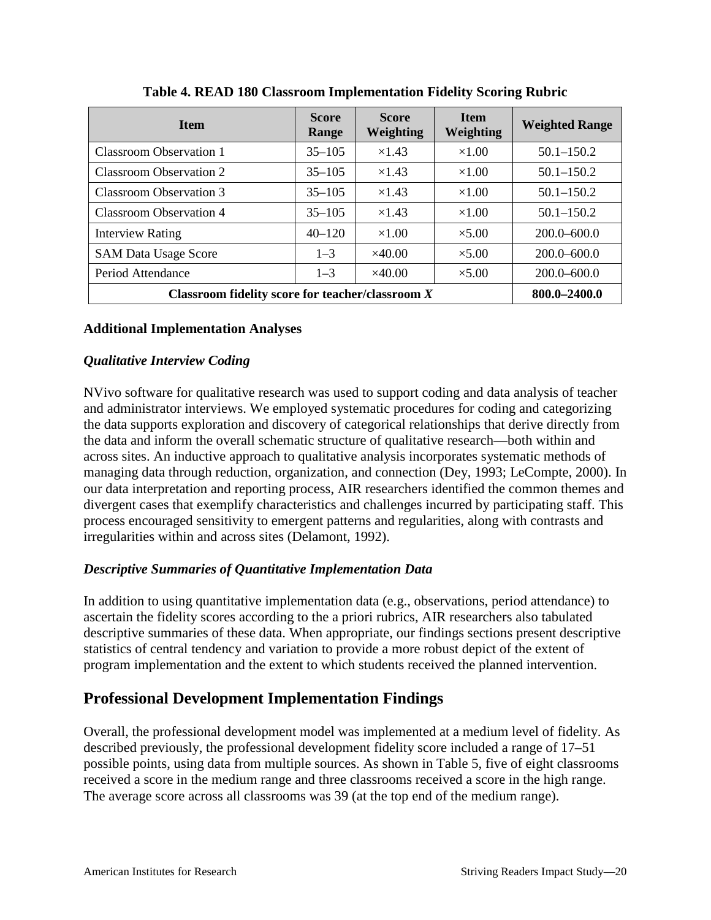**Table 4. READ 180 Classroom Implementation Fidelity Scoring Rubric**

| Item | Score Range | Score Weighting | Item Weighting | Weighted Range |
|---|---|---|---|---|
| Classroom Observation 1 | 35–105 | ×1.43 | ×1.00 | 50.1–150.2 |
| Classroom Observation 2 | 35–105 | ×1.43 | ×1.00 | 50.1–150.2 |
| Classroom Observation 3 | 35–105 | ×1.43 | ×1.00 | 50.1–150.2 |
| Classroom Observation 4 | 35–105 | ×1.43 | ×1.00 | 50.1–150.2 |
| Interview Rating | 40–120 | ×1.00 | ×5.00 | 200.0–600.0 |
| SAM Data Usage Score | 1–3 | ×40.00 | ×5.00 | 200.0–600.0 |
| Period Attendance | 1–3 | ×40.00 | ×5.00 | 200.0–600.0 |
| **Classroom fidelity score for teacher/classroom *X*** | | | | **800.0–2400.0** |

### Additional Implementation Analyses

#### *Qualitative Interview Coding*

NVivo software for qualitative research was used to support coding and data analysis of teacher and administrator interviews. We employed systematic procedures for coding and categorizing the data supports exploration and discovery of categorical relationships that derive directly from the data and inform the overall schematic structure of qualitative research—both within and across sites. An inductive approach to qualitative analysis incorporates systematic methods of managing data through reduction, organization, and connection (Dey, 1993; LeCompte, 2000). In our data interpretation and reporting process, AIR researchers identified the common themes and divergent cases that exemplify characteristics and challenges incurred by participating staff. This process encouraged sensitivity to emergent patterns and regularities, along with contrasts and irregularities within and across sites (Delamont, 1992).

#### *Descriptive Summaries of Quantitative Implementation Data*

In addition to using quantitative implementation data (e.g., observations, period attendance) to ascertain the fidelity scores according to the a priori rubrics, AIR researchers also tabulated descriptive summaries of these data. When appropriate, our findings sections present descriptive statistics of central tendency and variation to provide a more robust depict of the extent of program implementation and the extent to which students received the planned intervention.

## Professional Development Implementation Findings

Overall, the professional development model was implemented at a medium level of fidelity. As described previously, the professional development fidelity score included a range of 17–51 possible points, using data from multiple sources. As shown in Table 5, five of eight classrooms received a score in the medium range and three classrooms received a score in the high range. The average score across all classrooms was 39 (at the top end of the medium range).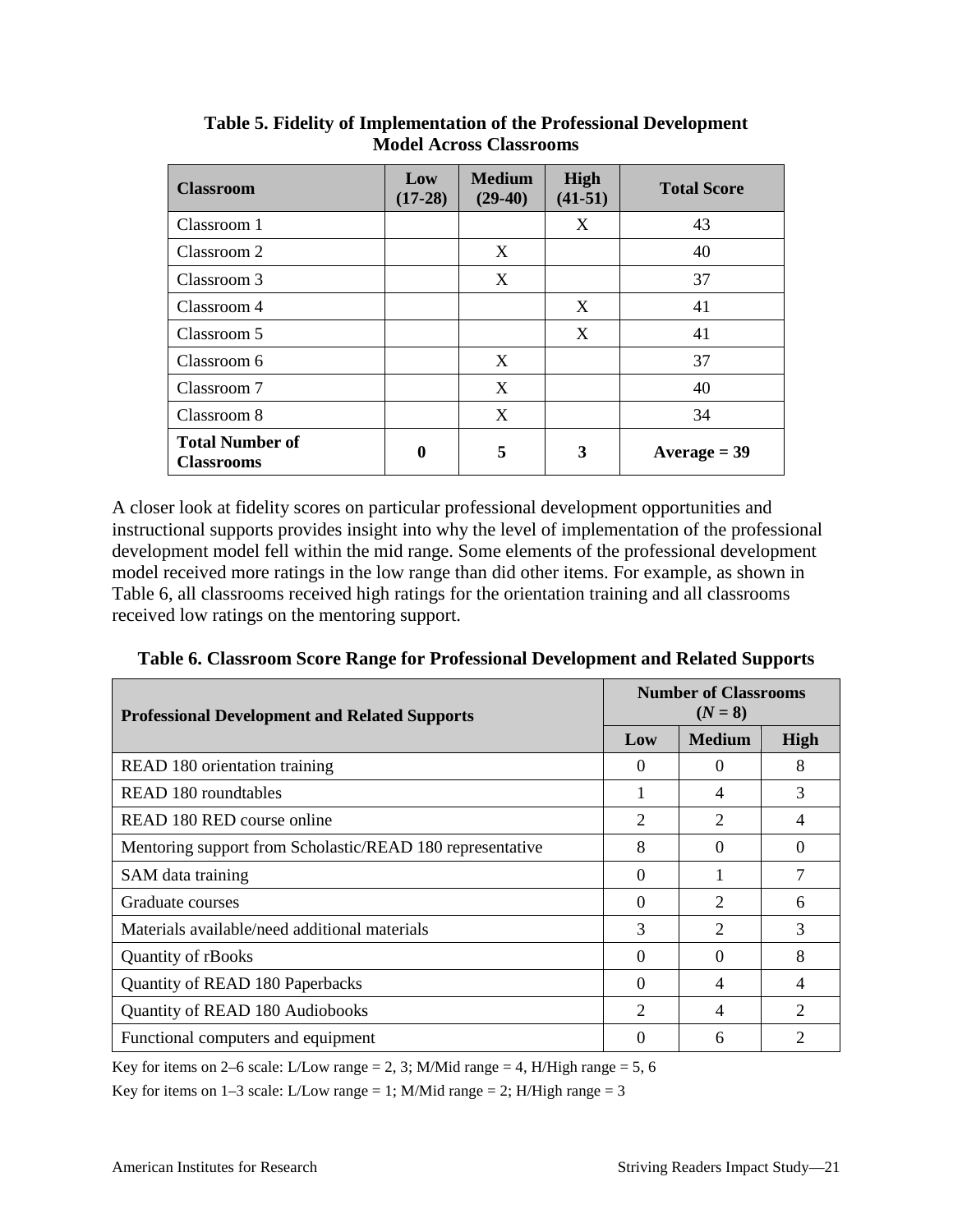**Table 5. Fidelity of Implementation of the Professional Development Model Across Classrooms**

| Classroom | Low (17-28) | Medium (29-40) | High (41-51) | Total Score |
|---|---|---|---|---|
| Classroom 1 | | | X | 43 |
| Classroom 2 | | X | | 40 |
| Classroom 3 | | X | | 37 |
| Classroom 4 | | | X | 41 |
| Classroom 5 | | | X | 41 |
| Classroom 6 | | X | | 37 |
| Classroom 7 | | X | | 40 |
| Classroom 8 | | X | | 34 |
| **Total Number of Classrooms** | **0** | **5** | **3** | **Average = 39** |

A closer look at fidelity scores on particular professional development opportunities and instructional supports provides insight into why the level of implementation of the professional development model fell within the mid range. Some elements of the professional development model received more ratings in the low range than did other items. For example, as shown in Table 6, all classrooms received high ratings for the orientation training and all classrooms received low ratings on the mentoring support.

**Table 6. Classroom Score Range for Professional Development and Related Supports**

| Professional Development and Related Supports | Number of Classrooms ($N = 8$) | | |
|---|---|---|---|
| | Low | Medium | High |
| READ 180 orientation training | 0 | 0 | 8 |
| READ 180 roundtables | 1 | 4 | 3 |
| READ 180 RED course online | 2 | 2 | 4 |
| Mentoring support from Scholastic/READ 180 representative | 8 | 0 | 0 |
| SAM data training | 0 | 1 | 7 |
| Graduate courses | 0 | 2 | 6 |
| Materials available/need additional materials | 3 | 2 | 3 |
| Quantity of rBooks | 0 | 0 | 8 |
| Quantity of READ 180 Paperbacks | 0 | 4 | 4 |
| Quantity of READ 180 Audiobooks | 2 | 4 | 2 |
| Functional computers and equipment | 0 | 6 | 2 |

Key for items on 2–6 scale: L/Low range = 2, 3; M/Mid range = 4, H/High range = 5, 6

Key for items on 1–3 scale: L/Low range = 1; M/Mid range = 2; H/High range = 3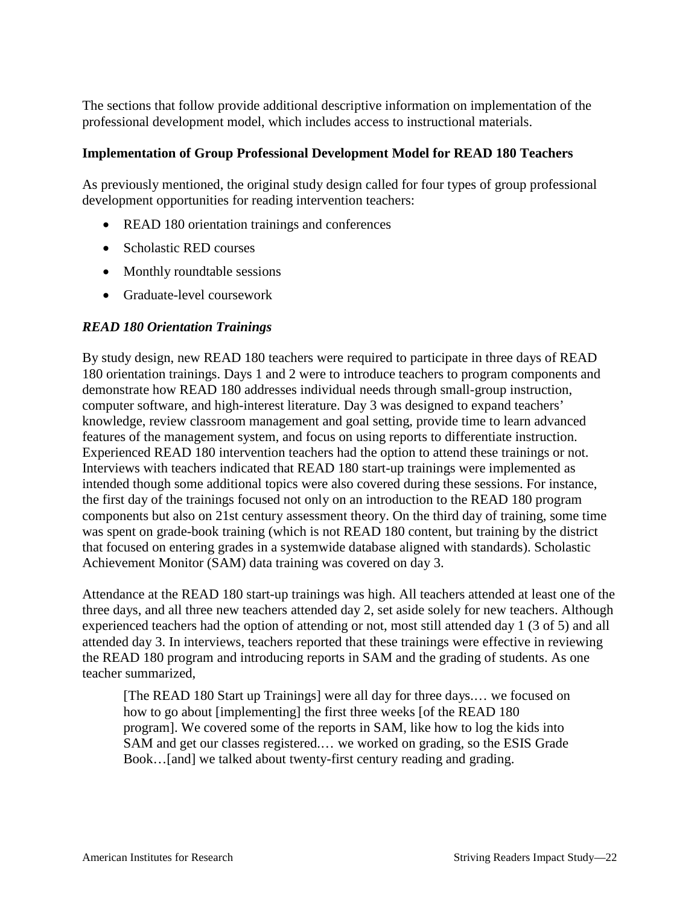The sections that follow provide additional descriptive information on implementation of the professional development model, which includes access to instructional materials.

### Implementation of Group Professional Development Model for READ 180 Teachers

As previously mentioned, the original study design called for four types of group professional development opportunities for reading intervention teachers:

- READ 180 orientation trainings and conferences
- Scholastic RED courses
- Monthly roundtable sessions
- Graduate-level coursework

#### *READ 180 Orientation Trainings*

By study design, new READ 180 teachers were required to participate in three days of READ 180 orientation trainings. Days 1 and 2 were to introduce teachers to program components and demonstrate how READ 180 addresses individual needs through small-group instruction, computer software, and high-interest literature. Day 3 was designed to expand teachers' knowledge, review classroom management and goal setting, provide time to learn advanced features of the management system, and focus on using reports to differentiate instruction. Experienced READ 180 intervention teachers had the option to attend these trainings or not. Interviews with teachers indicated that READ 180 start-up trainings were implemented as intended though some additional topics were also covered during these sessions. For instance, the first day of the trainings focused not only on an introduction to the READ 180 program components but also on 21st century assessment theory. On the third day of training, some time was spent on grade-book training (which is not READ 180 content, but training by the district that focused on entering grades in a systemwide database aligned with standards). Scholastic Achievement Monitor (SAM) data training was covered on day 3.

Attendance at the READ 180 start-up trainings was high. All teachers attended at least one of the three days, and all three new teachers attended day 2, set aside solely for new teachers. Although experienced teachers had the option of attending or not, most still attended day 1 (3 of 5) and all attended day 3. In interviews, teachers reported that these trainings were effective in reviewing the READ 180 program and introducing reports in SAM and the grading of students. As one teacher summarized,

> [The READ 180 Start up Trainings] were all day for three days.… we focused on how to go about [implementing] the first three weeks [of the READ 180 program]. We covered some of the reports in SAM, like how to log the kids into SAM and get our classes registered.… we worked on grading, so the ESIS Grade Book…[and] we talked about twenty-first century reading and grading.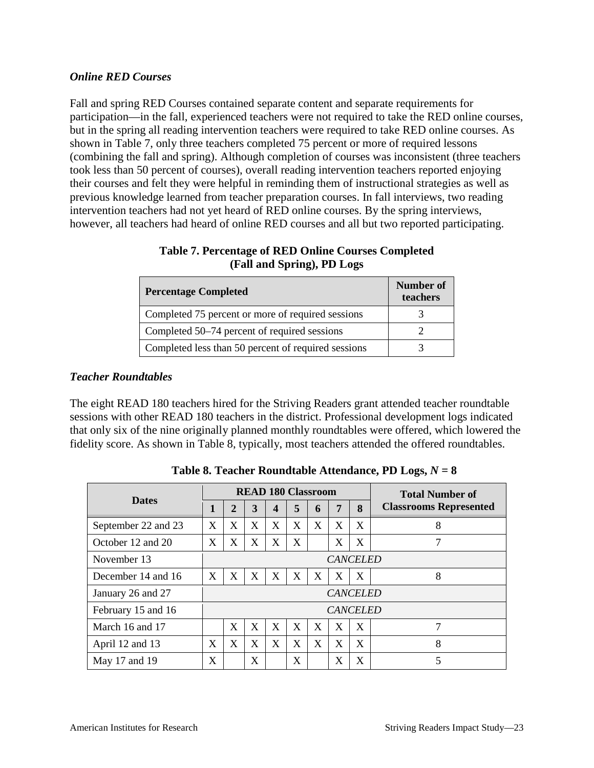### *Online RED Courses*

Fall and spring RED Courses contained separate content and separate requirements for participation—in the fall, experienced teachers were not required to take the RED online courses, but in the spring all reading intervention teachers were required to take RED online courses. As shown in Table 7, only three teachers completed 75 percent or more of required lessons (combining the fall and spring). Although completion of courses was inconsistent (three teachers took less than 50 percent of courses), overall reading intervention teachers reported enjoying their courses and felt they were helpful in reminding them of instructional strategies as well as previous knowledge learned from teacher preparation courses. In fall interviews, two reading intervention teachers had not yet heard of RED online courses. By the spring interviews, however, all teachers had heard of online RED courses and all but two reported participating.

**Table 7. Percentage of RED Online Courses Completed (Fall and Spring), PD Logs**

| Percentage Completed | Number of teachers |
|---|---|
| Completed 75 percent or more of required sessions | 3 |
| Completed 50–74 percent of required sessions | 2 |
| Completed less than 50 percent of required sessions | 3 |

### *Teacher Roundtables*

The eight READ 180 teachers hired for the Striving Readers grant attended teacher roundtable sessions with other READ 180 teachers in the district. Professional development logs indicated that only six of the nine originally planned monthly roundtables were offered, which lowered the fidelity score. As shown in Table 8, typically, most teachers attended the offered roundtables.

**Table 8. Teacher Roundtable Attendance, PD Logs, $N = 8$**

| Dates | READ 180 Classroom | | | | | | | | Total Number of Classrooms Represented |
|---|---|---|---|---|---|---|---|---|---|
| | 1 | 2 | 3 | 4 | 5 | 6 | 7 | 8 | |
| September 22 and 23 | X | X | X | X | X | X | X | X | 8 |
| October 12 and 20 | X | X | X | X | X | | X | X | 7 |
| November 13 | *CANCELED* | | | | | | | | |
| December 14 and 16 | X | X | X | X | X | X | X | X | 8 |
| January 26 and 27 | *CANCELED* | | | | | | | | |
| February 15 and 16 | *CANCELED* | | | | | | | | |
| March 16 and 17 | | X | X | X | X | X | X | X | 7 |
| April 12 and 13 | X | X | X | X | X | X | X | X | 8 |
| May 17 and 19 | X | | X | | X | | X | X | 5 |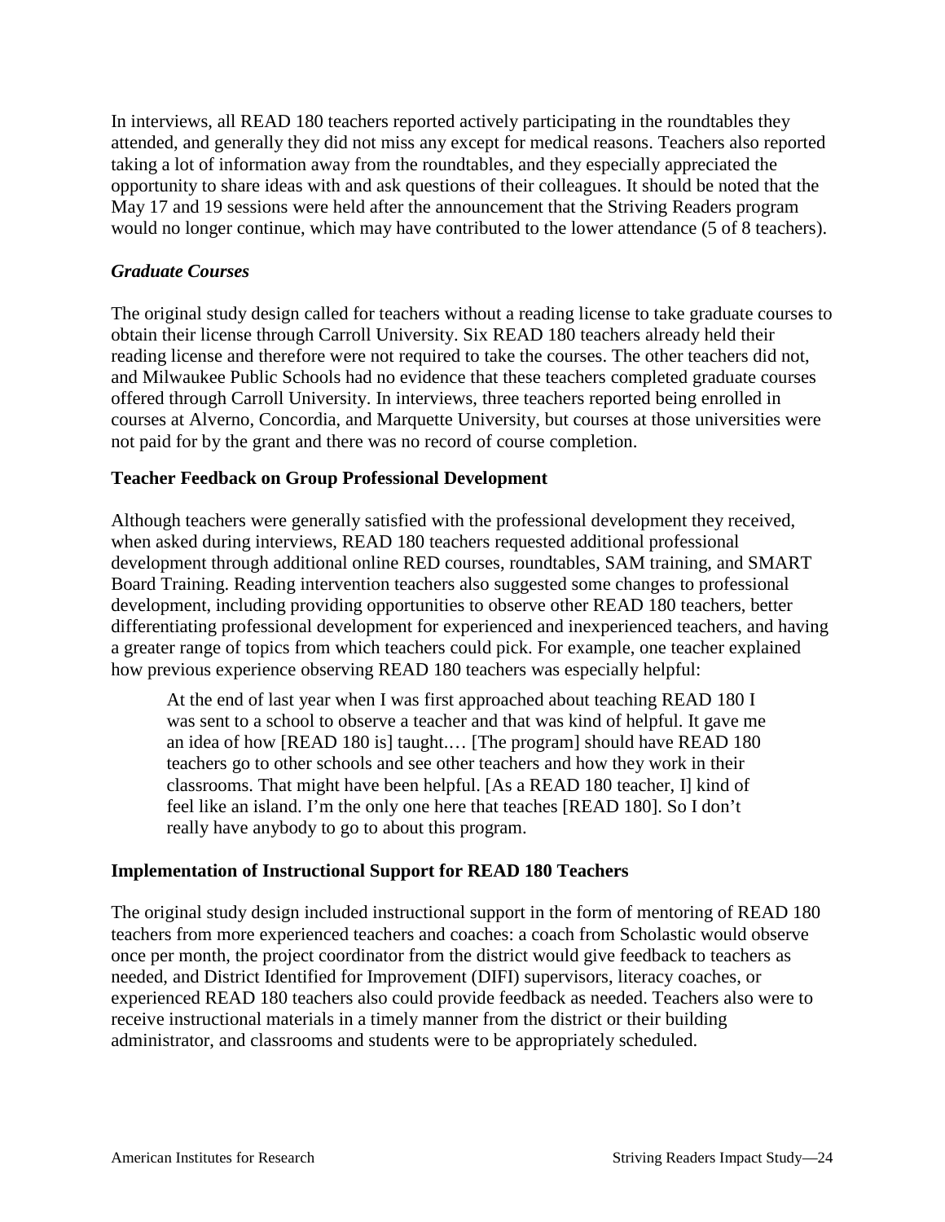In interviews, all READ 180 teachers reported actively participating in the roundtables they attended, and generally they did not miss any except for medical reasons. Teachers also reported taking a lot of information away from the roundtables, and they especially appreciated the opportunity to share ideas with and ask questions of their colleagues. It should be noted that the May 17 and 19 sessions were held after the announcement that the Striving Readers program would no longer continue, which may have contributed to the lower attendance (5 of 8 teachers).

### *Graduate Courses*

The original study design called for teachers without a reading license to take graduate courses to obtain their license through Carroll University. Six READ 180 teachers already held their reading license and therefore were not required to take the courses. The other teachers did not, and Milwaukee Public Schools had no evidence that these teachers completed graduate courses offered through Carroll University. In interviews, three teachers reported being enrolled in courses at Alverno, Concordia, and Marquette University, but courses at those universities were not paid for by the grant and there was no record of course completion.

## Teacher Feedback on Group Professional Development

Although teachers were generally satisfied with the professional development they received, when asked during interviews, READ 180 teachers requested additional professional development through additional online RED courses, roundtables, SAM training, and SMART Board Training. Reading intervention teachers also suggested some changes to professional development, including providing opportunities to observe other READ 180 teachers, better differentiating professional development for experienced and inexperienced teachers, and having a greater range of topics from which teachers could pick. For example, one teacher explained how previous experience observing READ 180 teachers was especially helpful:

> At the end of last year when I was first approached about teaching READ 180 I was sent to a school to observe a teacher and that was kind of helpful. It gave me an idea of how [READ 180 is] taught.… [The program] should have READ 180 teachers go to other schools and see other teachers and how they work in their classrooms. That might have been helpful. [As a READ 180 teacher, I] kind of feel like an island. I'm the only one here that teaches [READ 180]. So I don't really have anybody to go to about this program.

## Implementation of Instructional Support for READ 180 Teachers

The original study design included instructional support in the form of mentoring of READ 180 teachers from more experienced teachers and coaches: a coach from Scholastic would observe once per month, the project coordinator from the district would give feedback to teachers as needed, and District Identified for Improvement (DIFI) supervisors, literacy coaches, or experienced READ 180 teachers also could provide feedback as needed. Teachers also were to receive instructional materials in a timely manner from the district or their building administrator, and classrooms and students were to be appropriately scheduled.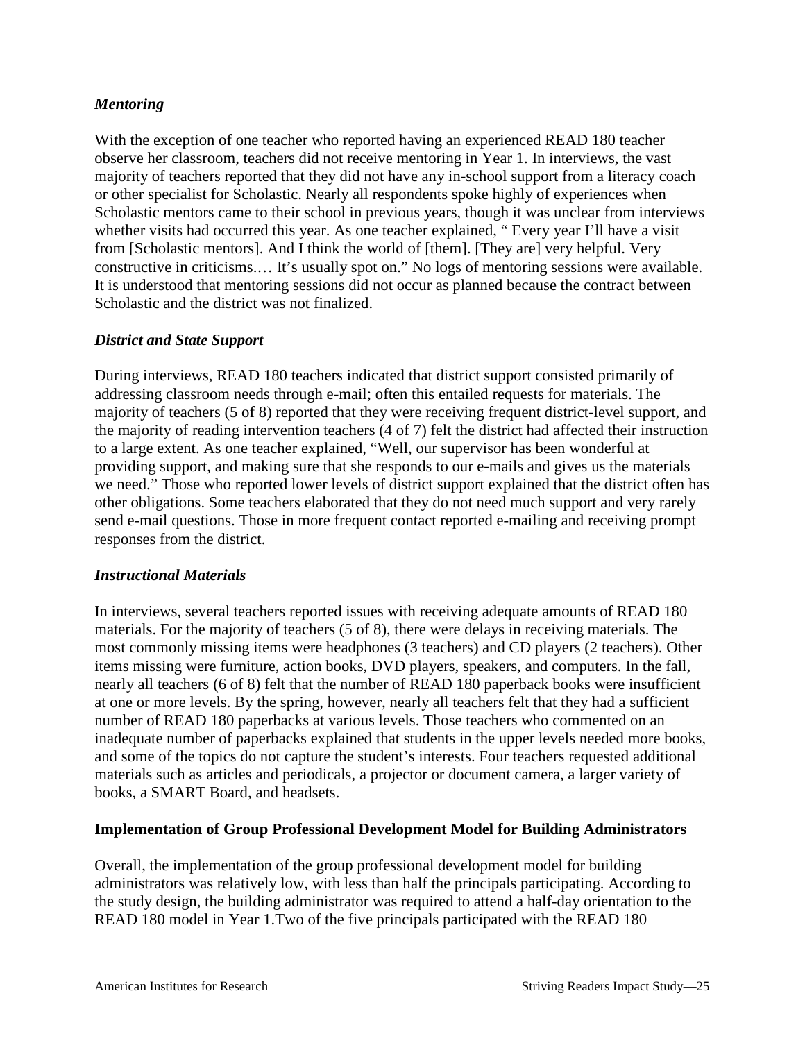### *Mentoring*

With the exception of one teacher who reported having an experienced READ 180 teacher observe her classroom, teachers did not receive mentoring in Year 1. In interviews, the vast majority of teachers reported that they did not have any in-school support from a literacy coach or other specialist for Scholastic. Nearly all respondents spoke highly of experiences when Scholastic mentors came to their school in previous years, though it was unclear from interviews whether visits had occurred this year. As one teacher explained, " Every year I'll have a visit from [Scholastic mentors]. And I think the world of [them]. [They are] very helpful. Very constructive in criticisms.… It's usually spot on." No logs of mentoring sessions were available. It is understood that mentoring sessions did not occur as planned because the contract between Scholastic and the district was not finalized.

### *District and State Support*

During interviews, READ 180 teachers indicated that district support consisted primarily of addressing classroom needs through e-mail; often this entailed requests for materials. The majority of teachers (5 of 8) reported that they were receiving frequent district-level support, and the majority of reading intervention teachers (4 of 7) felt the district had affected their instruction to a large extent. As one teacher explained, "Well, our supervisor has been wonderful at providing support, and making sure that she responds to our e-mails and gives us the materials we need." Those who reported lower levels of district support explained that the district often has other obligations. Some teachers elaborated that they do not need much support and very rarely send e-mail questions. Those in more frequent contact reported e-mailing and receiving prompt responses from the district.

### *Instructional Materials*

In interviews, several teachers reported issues with receiving adequate amounts of READ 180 materials. For the majority of teachers (5 of 8), there were delays in receiving materials. The most commonly missing items were headphones (3 teachers) and CD players (2 teachers). Other items missing were furniture, action books, DVD players, speakers, and computers. In the fall, nearly all teachers (6 of 8) felt that the number of READ 180 paperback books were insufficient at one or more levels. By the spring, however, nearly all teachers felt that they had a sufficient number of READ 180 paperbacks at various levels. Those teachers who commented on an inadequate number of paperbacks explained that students in the upper levels needed more books, and some of the topics do not capture the student's interests. Four teachers requested additional materials such as articles and periodicals, a projector or document camera, a larger variety of books, a SMART Board, and headsets.

### **Implementation of Group Professional Development Model for Building Administrators**

Overall, the implementation of the group professional development model for building administrators was relatively low, with less than half the principals participating. According to the study design, the building administrator was required to attend a half-day orientation to the READ 180 model in Year 1.Two of the five principals participated with the READ 180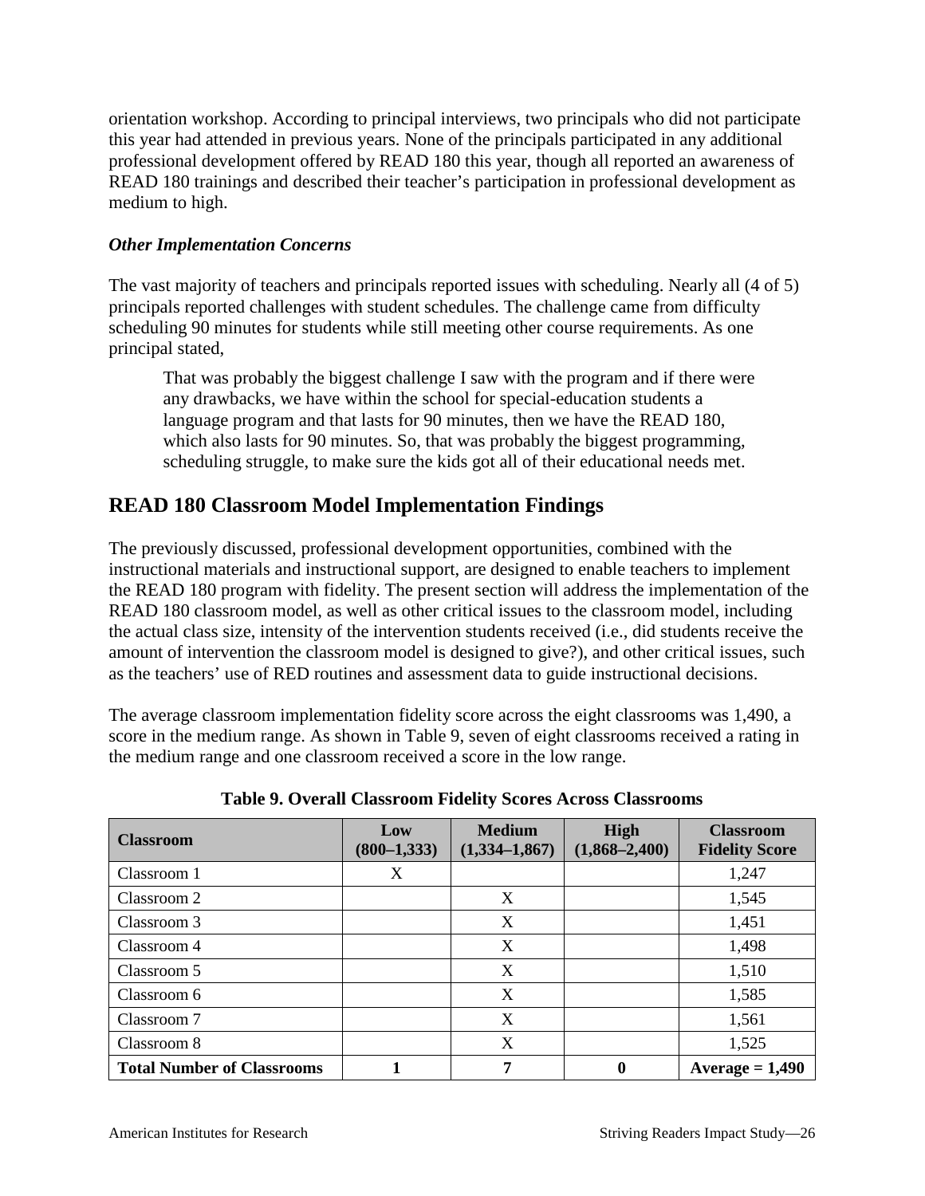orientation workshop. According to principal interviews, two principals who did not participate this year had attended in previous years. None of the principals participated in any additional professional development offered by READ 180 this year, though all reported an awareness of READ 180 trainings and described their teacher's participation in professional development as medium to high.

### *Other Implementation Concerns*

The vast majority of teachers and principals reported issues with scheduling. Nearly all (4 of 5) principals reported challenges with student schedules. The challenge came from difficulty scheduling 90 minutes for students while still meeting other course requirements. As one principal stated,

> That was probably the biggest challenge I saw with the program and if there were any drawbacks, we have within the school for special-education students a language program and that lasts for 90 minutes, then we have the READ 180, which also lasts for 90 minutes. So, that was probably the biggest programming, scheduling struggle, to make sure the kids got all of their educational needs met.

## READ 180 Classroom Model Implementation Findings

The previously discussed, professional development opportunities, combined with the instructional materials and instructional support, are designed to enable teachers to implement the READ 180 program with fidelity. The present section will address the implementation of the READ 180 classroom model, as well as other critical issues to the classroom model, including the actual class size, intensity of the intervention students received (i.e., did students receive the amount of intervention the classroom model is designed to give?), and other critical issues, such as the teachers' use of RED routines and assessment data to guide instructional decisions.

The average classroom implementation fidelity score across the eight classrooms was 1,490, a score in the medium range. As shown in Table 9, seven of eight classrooms received a rating in the medium range and one classroom received a score in the low range.

**Table 9. Overall Classroom Fidelity Scores Across Classrooms**

| Classroom | Low (800–1,333) | Medium (1,334–1,867) | High (1,868–2,400) | Classroom Fidelity Score |
|---|---|---|---|---|
| Classroom 1 | X | | | 1,247 |
| Classroom 2 | | X | | 1,545 |
| Classroom 3 | | X | | 1,451 |
| Classroom 4 | | X | | 1,498 |
| Classroom 5 | | X | | 1,510 |
| Classroom 6 | | X | | 1,585 |
| Classroom 7 | | X | | 1,561 |
| Classroom 8 | | X | | 1,525 |
| **Total Number of Classrooms** | **1** | **7** | **0** | **Average = 1,490** |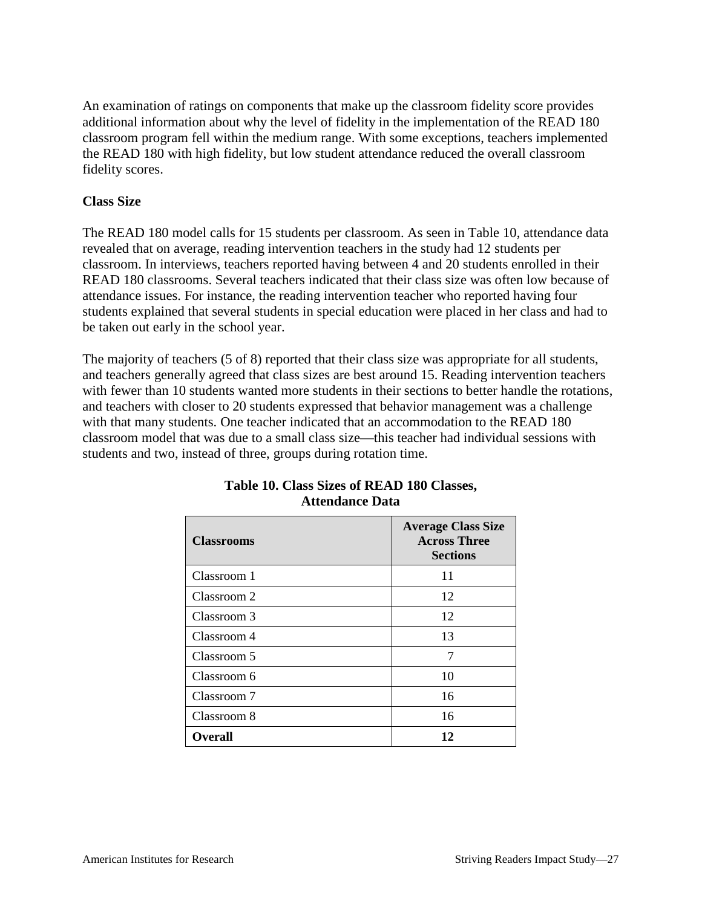An examination of ratings on components that make up the classroom fidelity score provides additional information about why the level of fidelity in the implementation of the READ 180 classroom program fell within the medium range. With some exceptions, teachers implemented the READ 180 with high fidelity, but low student attendance reduced the overall classroom fidelity scores.

**Class Size**

The READ 180 model calls for 15 students per classroom. As seen in Table 10, attendance data revealed that on average, reading intervention teachers in the study had 12 students per classroom. In interviews, teachers reported having between 4 and 20 students enrolled in their READ 180 classrooms. Several teachers indicated that their class size was often low because of attendance issues. For instance, the reading intervention teacher who reported having four students explained that several students in special education were placed in her class and had to be taken out early in the school year.

The majority of teachers (5 of 8) reported that their class size was appropriate for all students, and teachers generally agreed that class sizes are best around 15. Reading intervention teachers with fewer than 10 students wanted more students in their sections to better handle the rotations, and teachers with closer to 20 students expressed that behavior management was a challenge with that many students. One teacher indicated that an accommodation to the READ 180 classroom model that was due to a small class size—this teacher had individual sessions with students and two, instead of three, groups during rotation time.

**Table 10. Class Sizes of READ 180 Classes, Attendance Data**

| Classrooms | Average Class Size Across Three Sections |
|---|---|
| Classroom 1 | 11 |
| Classroom 2 | 12 |
| Classroom 3 | 12 |
| Classroom 4 | 13 |
| Classroom 5 | 7 |
| Classroom 6 | 10 |
| Classroom 7 | 16 |
| Classroom 8 | 16 |
| **Overall** | **12** |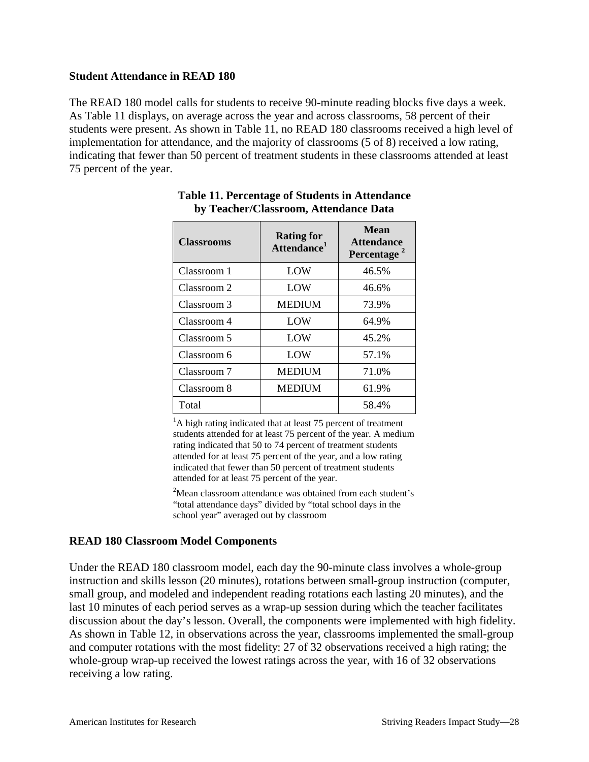### Student Attendance in READ 180

The READ 180 model calls for students to receive 90-minute reading blocks five days a week. As Table 11 displays, on average across the year and across classrooms, 58 percent of their students were present. As shown in Table 11, no READ 180 classrooms received a high level of implementation for attendance, and the majority of classrooms (5 of 8) received a low rating, indicating that fewer than 50 percent of treatment students in these classrooms attended at least 75 percent of the year.

**Table 11. Percentage of Students in Attendance by Teacher/Classroom, Attendance Data**

| Classrooms | Rating for Attendance[1] | Mean Attendance Percentage [2] |
|---|---|---|
| Classroom 1 | LOW | 46.5% |
| Classroom 2 | LOW | 46.6% |
| Classroom 3 | MEDIUM | 73.9% |
| Classroom 4 | LOW | 64.9% |
| Classroom 5 | LOW | 45.2% |
| Classroom 6 | LOW | 57.1% |
| Classroom 7 | MEDIUM | 71.0% |
| Classroom 8 | MEDIUM | 61.9% |
| Total | | 58.4% |

[1]A high rating indicated that at least 75 percent of treatment students attended for at least 75 percent of the year. A medium rating indicated that 50 to 74 percent of treatment students attended for at least 75 percent of the year, and a low rating indicated that fewer than 50 percent of treatment students attended for at least 75 percent of the year.

[2]Mean classroom attendance was obtained from each student's "total attendance days" divided by "total school days in the school year" averaged out by classroom

### READ 180 Classroom Model Components

Under the READ 180 classroom model, each day the 90-minute class involves a whole-group instruction and skills lesson (20 minutes), rotations between small-group instruction (computer, small group, and modeled and independent reading rotations each lasting 20 minutes), and the last 10 minutes of each period serves as a wrap-up session during which the teacher facilitates discussion about the day's lesson. Overall, the components were implemented with high fidelity. As shown in Table 12, in observations across the year, classrooms implemented the small-group and computer rotations with the most fidelity: 27 of 32 observations received a high rating; the whole-group wrap-up received the lowest ratings across the year, with 16 of 32 observations receiving a low rating.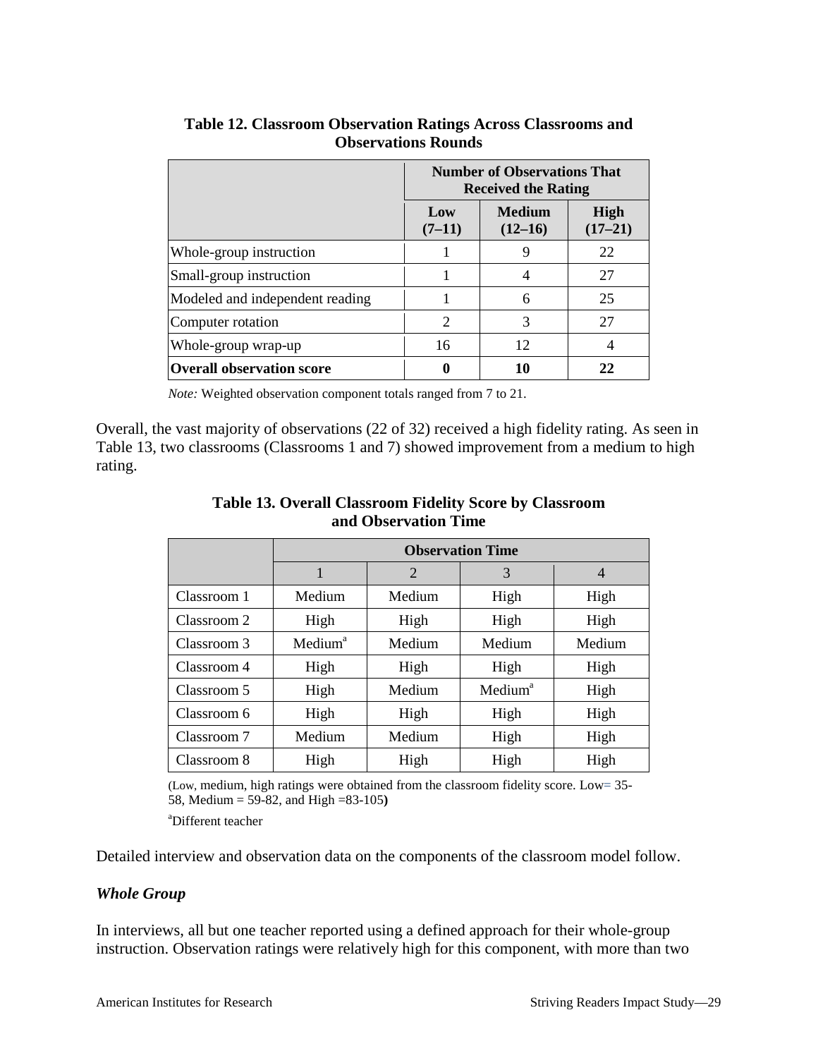**Table 12. Classroom Observation Ratings Across Classrooms and Observations Rounds**

| | Number of Observations That Received the Rating | | |
|---|---|---|---|
| | Low (7–11) | Medium (12–16) | High (17–21) |
| Whole-group instruction | 1 | 9 | 22 |
| Small-group instruction | 1 | 4 | 27 |
| Modeled and independent reading | 1 | 6 | 25 |
| Computer rotation | 2 | 3 | 27 |
| Whole-group wrap-up | 16 | 12 | 4 |
| **Overall observation score** | **0** | **10** | **22** |

*Note:* Weighted observation component totals ranged from 7 to 21.

Overall, the vast majority of observations (22 of 32) received a high fidelity rating. As seen in Table 13, two classrooms (Classrooms 1 and 7) showed improvement from a medium to high rating.

**Table 13. Overall Classroom Fidelity Score by Classroom and Observation Time**

| | Observation Time | | | |
|---|---|---|---|---|
| | 1 | 2 | 3 | 4 |
| Classroom 1 | Medium | Medium | High | High |
| Classroom 2 | High | High | High | High |
| Classroom 3 | Medium[a] | Medium | Medium | Medium |
| Classroom 4 | High | High | High | High |
| Classroom 5 | High | Medium | Medium[a] | High |
| Classroom 6 | High | High | High | High |
| Classroom 7 | Medium | Medium | High | High |
| Classroom 8 | High | High | High | High |

(Low, medium, high ratings were obtained from the classroom fidelity score. Low= 35-58, Medium = 59-82, and High =83-105**)**

[a]Different teacher

Detailed interview and observation data on the components of the classroom model follow.

### *Whole Group*

In interviews, all but one teacher reported using a defined approach for their whole-group instruction. Observation ratings were relatively high for this component, with more than two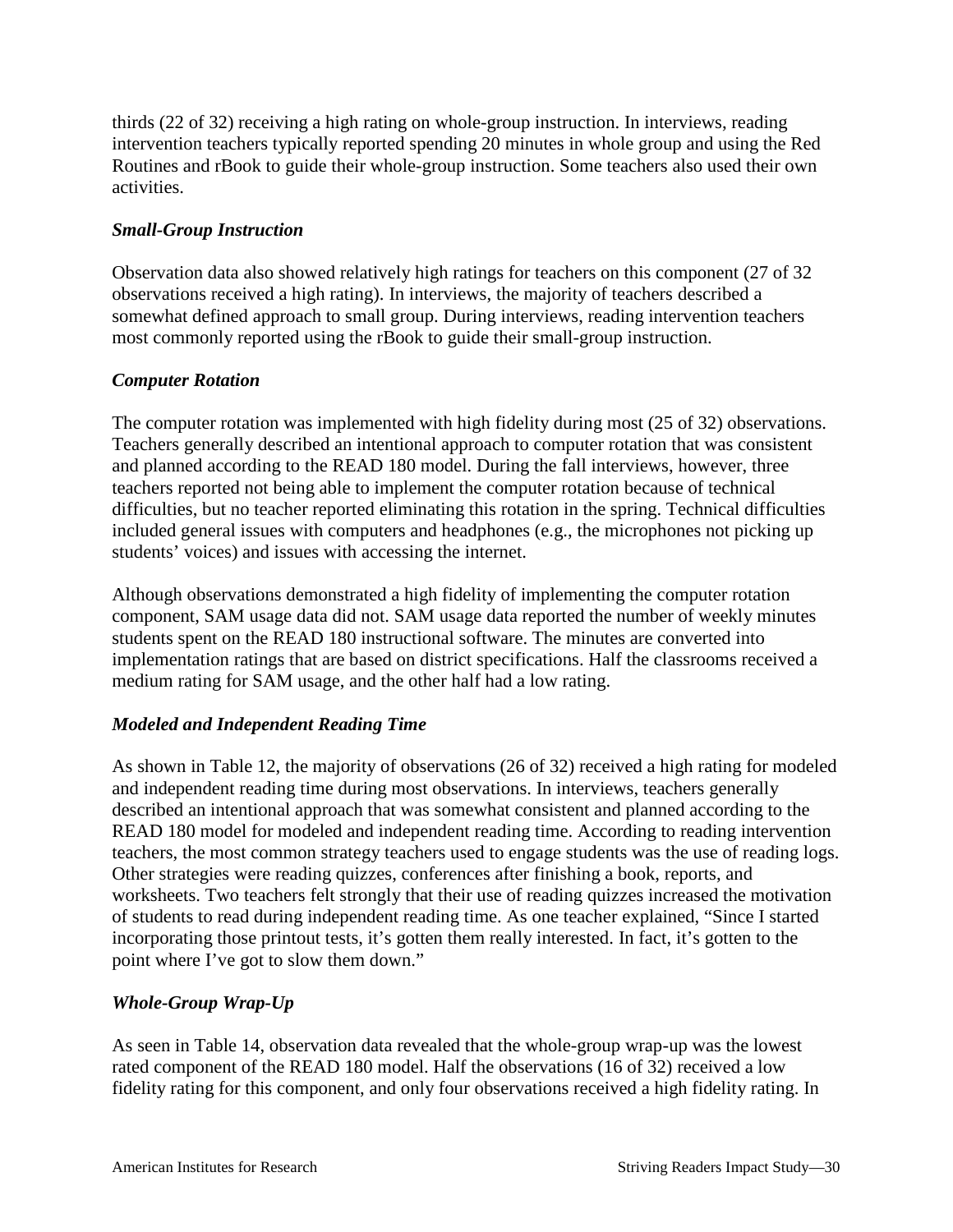thirds (22 of 32) receiving a high rating on whole-group instruction. In interviews, reading intervention teachers typically reported spending 20 minutes in whole group and using the Red Routines and rBook to guide their whole-group instruction. Some teachers also used their own activities.

### *Small-Group Instruction*

Observation data also showed relatively high ratings for teachers on this component (27 of 32 observations received a high rating). In interviews, the majority of teachers described a somewhat defined approach to small group. During interviews, reading intervention teachers most commonly reported using the rBook to guide their small-group instruction.

### *Computer Rotation*

The computer rotation was implemented with high fidelity during most (25 of 32) observations. Teachers generally described an intentional approach to computer rotation that was consistent and planned according to the READ 180 model. During the fall interviews, however, three teachers reported not being able to implement the computer rotation because of technical difficulties, but no teacher reported eliminating this rotation in the spring. Technical difficulties included general issues with computers and headphones (e.g., the microphones not picking up students' voices) and issues with accessing the internet.

Although observations demonstrated a high fidelity of implementing the computer rotation component, SAM usage data did not. SAM usage data reported the number of weekly minutes students spent on the READ 180 instructional software. The minutes are converted into implementation ratings that are based on district specifications. Half the classrooms received a medium rating for SAM usage, and the other half had a low rating.

### *Modeled and Independent Reading Time*

As shown in Table 12, the majority of observations (26 of 32) received a high rating for modeled and independent reading time during most observations. In interviews, teachers generally described an intentional approach that was somewhat consistent and planned according to the READ 180 model for modeled and independent reading time. According to reading intervention teachers, the most common strategy teachers used to engage students was the use of reading logs. Other strategies were reading quizzes, conferences after finishing a book, reports, and worksheets. Two teachers felt strongly that their use of reading quizzes increased the motivation of students to read during independent reading time. As one teacher explained, "Since I started incorporating those printout tests, it's gotten them really interested. In fact, it's gotten to the point where I've got to slow them down."

### *Whole-Group Wrap-Up*

As seen in Table 14, observation data revealed that the whole-group wrap-up was the lowest rated component of the READ 180 model. Half the observations (16 of 32) received a low fidelity rating for this component, and only four observations received a high fidelity rating. In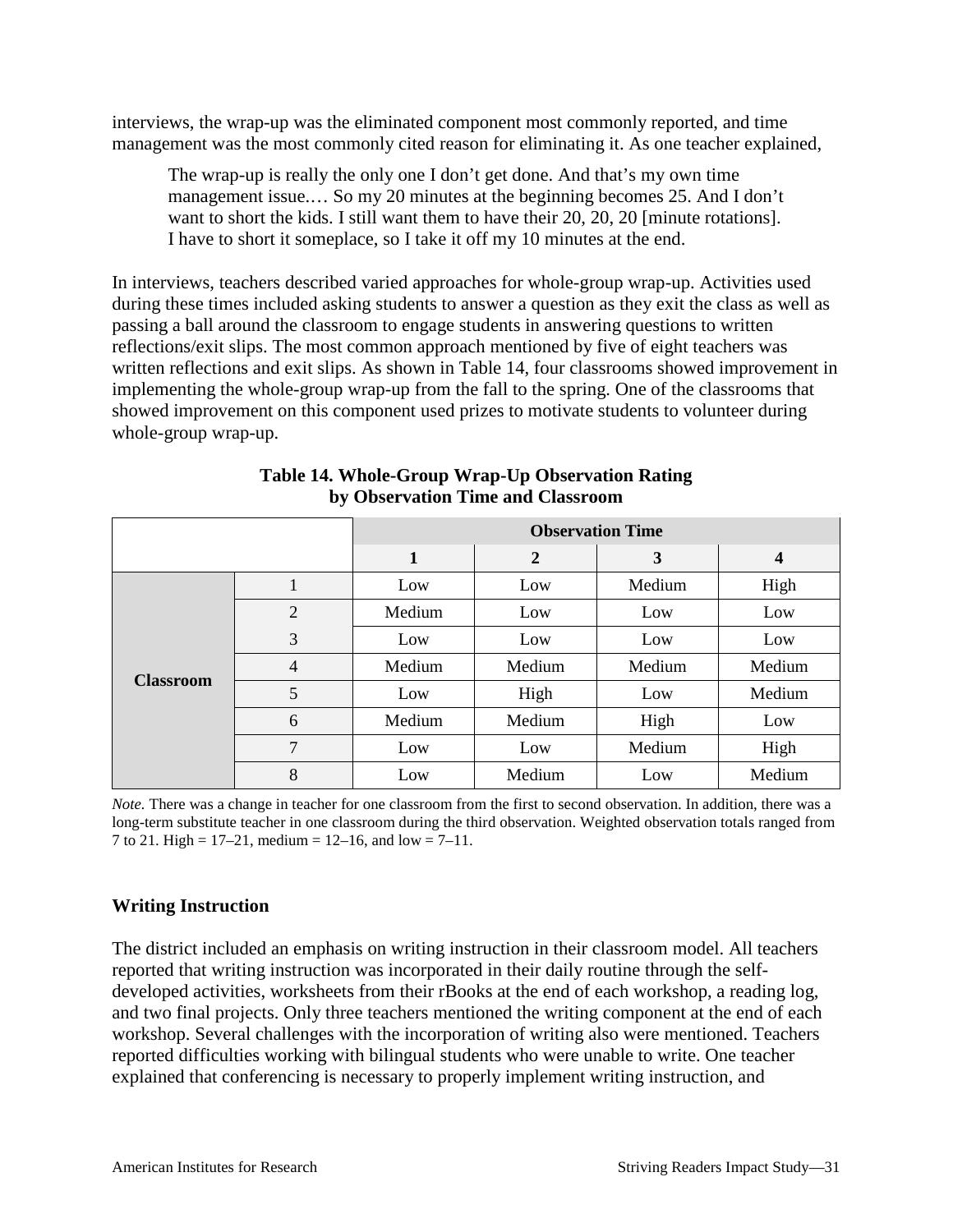interviews, the wrap-up was the eliminated component most commonly reported, and time management was the most commonly cited reason for eliminating it. As one teacher explained,

> The wrap-up is really the only one I don't get done. And that's my own time management issue.… So my 20 minutes at the beginning becomes 25. And I don't want to short the kids. I still want them to have their 20, 20, 20 [minute rotations]. I have to short it someplace, so I take it off my 10 minutes at the end.

In interviews, teachers described varied approaches for whole-group wrap-up. Activities used during these times included asking students to answer a question as they exit the class as well as passing a ball around the classroom to engage students in answering questions to written reflections/exit slips. The most common approach mentioned by five of eight teachers was written reflections and exit slips. As shown in Table 14, four classrooms showed improvement in implementing the whole-group wrap-up from the fall to the spring. One of the classrooms that showed improvement on this component used prizes to motivate students to volunteer during whole-group wrap-up.

**Table 14. Whole-Group Wrap-Up Observation Rating by Observation Time and Classroom**

| | | Observation Time | | | |
|---|---|---|---|---|---|
| | | **1** | **2** | **3** | **4** |
| **Classroom** | 1 | Low | Low | Medium | High |
| | 2 | Medium | Low | Low | Low |
| | 3 | Low | Low | Low | Low |
| | 4 | Medium | Medium | Medium | Medium |
| | 5 | Low | High | Low | Medium |
| | 6 | Medium | Medium | High | Low |
| | 7 | Low | Low | Medium | High |
| | 8 | Low | Medium | Low | Medium |

*Note.* There was a change in teacher for one classroom from the first to second observation. In addition, there was a long-term substitute teacher in one classroom during the third observation. Weighted observation totals ranged from 7 to 21. High = 17–21, medium = 12–16, and low = 7–11.

### Writing Instruction

The district included an emphasis on writing instruction in their classroom model. All teachers reported that writing instruction was incorporated in their daily routine through the self-developed activities, worksheets from their rBooks at the end of each workshop, a reading log, and two final projects. Only three teachers mentioned the writing component at the end of each workshop. Several challenges with the incorporation of writing also were mentioned. Teachers reported difficulties working with bilingual students who were unable to write. One teacher explained that conferencing is necessary to properly implement writing instruction, and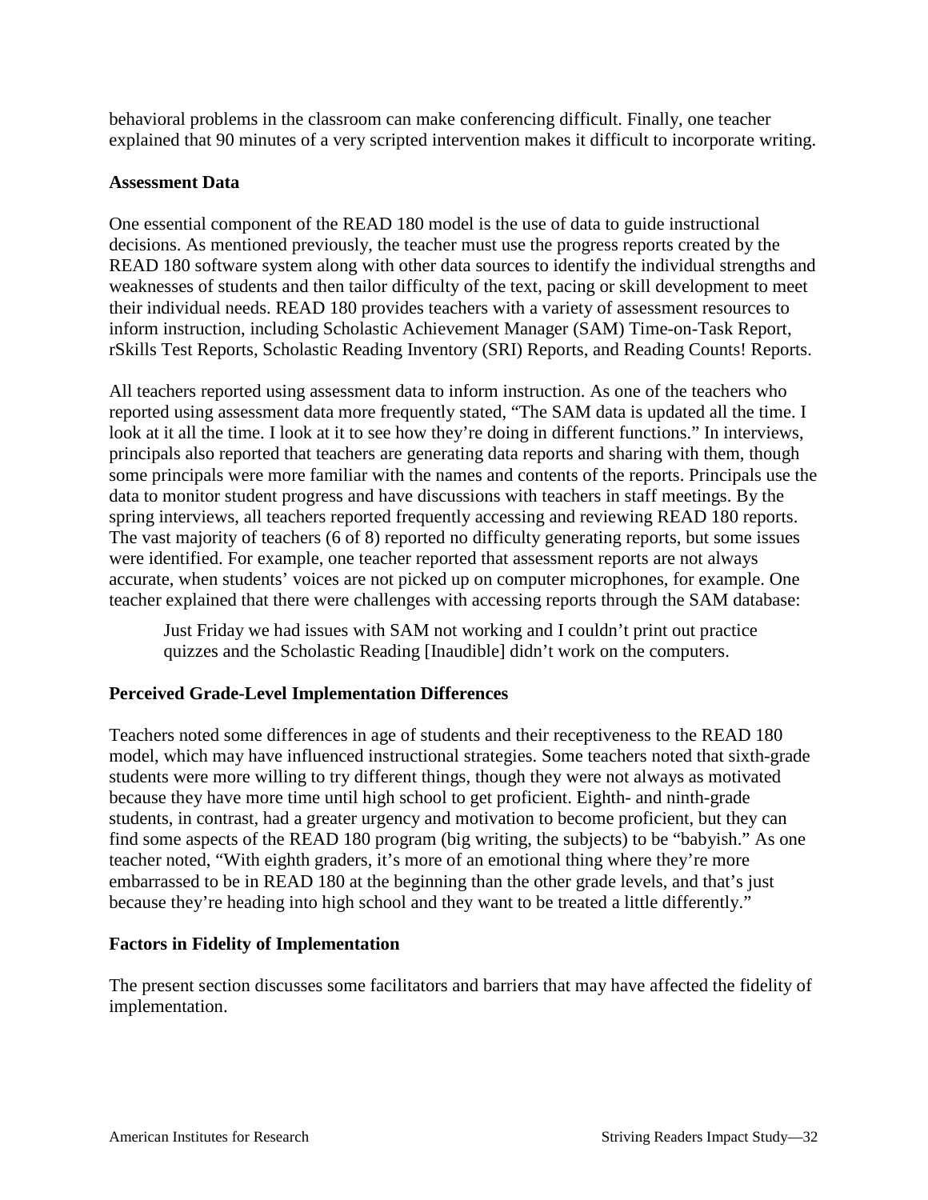behavioral problems in the classroom can make conferencing difficult. Finally, one teacher explained that 90 minutes of a very scripted intervention makes it difficult to incorporate writing.

### Assessment Data

One essential component of the READ 180 model is the use of data to guide instructional decisions. As mentioned previously, the teacher must use the progress reports created by the READ 180 software system along with other data sources to identify the individual strengths and weaknesses of students and then tailor difficulty of the text, pacing or skill development to meet their individual needs. READ 180 provides teachers with a variety of assessment resources to inform instruction, including Scholastic Achievement Manager (SAM) Time-on-Task Report, rSkills Test Reports, Scholastic Reading Inventory (SRI) Reports, and Reading Counts! Reports.

All teachers reported using assessment data to inform instruction. As one of the teachers who reported using assessment data more frequently stated, "The SAM data is updated all the time. I look at it all the time. I look at it to see how they're doing in different functions." In interviews, principals also reported that teachers are generating data reports and sharing with them, though some principals were more familiar with the names and contents of the reports. Principals use the data to monitor student progress and have discussions with teachers in staff meetings. By the spring interviews, all teachers reported frequently accessing and reviewing READ 180 reports. The vast majority of teachers (6 of 8) reported no difficulty generating reports, but some issues were identified. For example, one teacher reported that assessment reports are not always accurate, when students' voices are not picked up on computer microphones, for example. One teacher explained that there were challenges with accessing reports through the SAM database:

> Just Friday we had issues with SAM not working and I couldn't print out practice quizzes and the Scholastic Reading [Inaudible] didn't work on the computers.

### Perceived Grade-Level Implementation Differences

Teachers noted some differences in age of students and their receptiveness to the READ 180 model, which may have influenced instructional strategies. Some teachers noted that sixth-grade students were more willing to try different things, though they were not always as motivated because they have more time until high school to get proficient. Eighth- and ninth-grade students, in contrast, had a greater urgency and motivation to become proficient, but they can find some aspects of the READ 180 program (big writing, the subjects) to be "babyish." As one teacher noted, "With eighth graders, it's more of an emotional thing where they're more embarrassed to be in READ 180 at the beginning than the other grade levels, and that's just because they're heading into high school and they want to be treated a little differently."

### Factors in Fidelity of Implementation

The present section discusses some facilitators and barriers that may have affected the fidelity of implementation.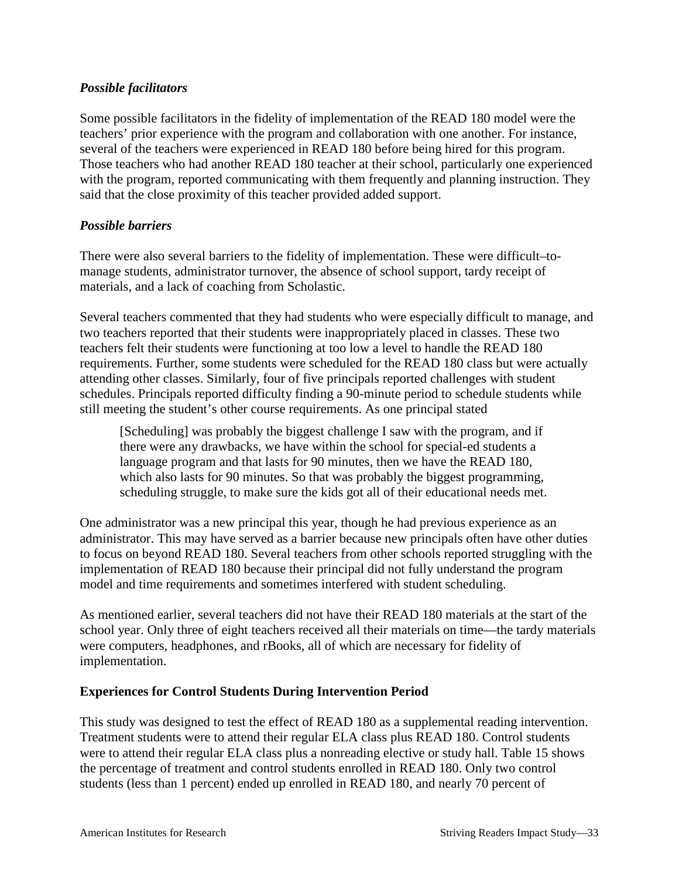### *Possible facilitators*

Some possible facilitators in the fidelity of implementation of the READ 180 model were the teachers' prior experience with the program and collaboration with one another. For instance, several of the teachers were experienced in READ 180 before being hired for this program. Those teachers who had another READ 180 teacher at their school, particularly one experienced with the program, reported communicating with them frequently and planning instruction. They said that the close proximity of this teacher provided added support.

### *Possible barriers*

There were also several barriers to the fidelity of implementation. These were difficult–to-manage students, administrator turnover, the absence of school support, tardy receipt of materials, and a lack of coaching from Scholastic.

Several teachers commented that they had students who were especially difficult to manage, and two teachers reported that their students were inappropriately placed in classes. These two teachers felt their students were functioning at too low a level to handle the READ 180 requirements. Further, some students were scheduled for the READ 180 class but were actually attending other classes. Similarly, four of five principals reported challenges with student schedules. Principals reported difficulty finding a 90-minute period to schedule students while still meeting the student's other course requirements. As one principal stated

> [Scheduling] was probably the biggest challenge I saw with the program, and if there were any drawbacks, we have within the school for special-ed students a language program and that lasts for 90 minutes, then we have the READ 180, which also lasts for 90 minutes. So that was probably the biggest programming, scheduling struggle, to make sure the kids got all of their educational needs met.

One administrator was a new principal this year, though he had previous experience as an administrator. This may have served as a barrier because new principals often have other duties to focus on beyond READ 180. Several teachers from other schools reported struggling with the implementation of READ 180 because their principal did not fully understand the program model and time requirements and sometimes interfered with student scheduling.

As mentioned earlier, several teachers did not have their READ 180 materials at the start of the school year. Only three of eight teachers received all their materials on time—the tardy materials were computers, headphones, and rBooks, all of which are necessary for fidelity of implementation.

## Experiences for Control Students During Intervention Period

This study was designed to test the effect of READ 180 as a supplemental reading intervention. Treatment students were to attend their regular ELA class plus READ 180. Control students were to attend their regular ELA class plus a nonreading elective or study hall. Table 15 shows the percentage of treatment and control students enrolled in READ 180. Only two control students (less than 1 percent) ended up enrolled in READ 180, and nearly 70 percent of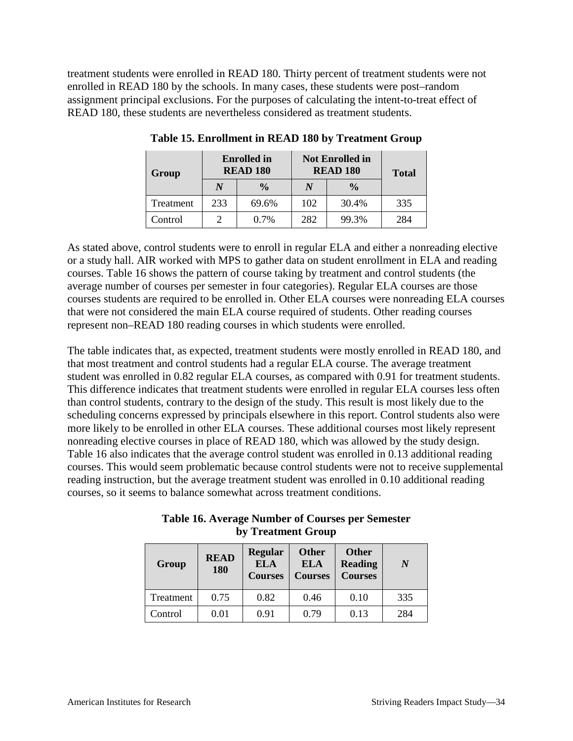treatment students were enrolled in READ 180. Thirty percent of treatment students were not enrolled in READ 180 by the schools. In many cases, these students were post–random assignment principal exclusions. For the purposes of calculating the intent-to-treat effect of READ 180, these students are nevertheless considered as treatment students.

**Table 15. Enrollment in READ 180 by Treatment Group**

| Group | Enrolled in READ 180 | | Not Enrolled in READ 180 | | Total |
|---|---|---|---|---|---|
| | *N* | % | *N* | % | |
| Treatment | 233 | 69.6% | 102 | 30.4% | 335 |
| Control | 2 | 0.7% | 282 | 99.3% | 284 |

As stated above, control students were to enroll in regular ELA and either a nonreading elective or a study hall. AIR worked with MPS to gather data on student enrollment in ELA and reading courses. Table 16 shows the pattern of course taking by treatment and control students (the average number of courses per semester in four categories). Regular ELA courses are those courses students are required to be enrolled in. Other ELA courses were nonreading ELA courses that were not considered the main ELA course required of students. Other reading courses represent non–READ 180 reading courses in which students were enrolled.

The table indicates that, as expected, treatment students were mostly enrolled in READ 180, and that most treatment and control students had a regular ELA course. The average treatment student was enrolled in 0.82 regular ELA courses, as compared with 0.91 for treatment students. This difference indicates that treatment students were enrolled in regular ELA courses less often than control students, contrary to the design of the study. This result is most likely due to the scheduling concerns expressed by principals elsewhere in this report. Control students also were more likely to be enrolled in other ELA courses. These additional courses most likely represent nonreading elective courses in place of READ 180, which was allowed by the study design. Table 16 also indicates that the average control student was enrolled in 0.13 additional reading courses. This would seem problematic because control students were not to receive supplemental reading instruction, but the average treatment student was enrolled in 0.10 additional reading courses, so it seems to balance somewhat across treatment conditions.

**Table 16. Average Number of Courses per Semester by Treatment Group**

| Group | READ 180 | Regular ELA Courses | Other ELA Courses | Other Reading Courses | *N* |
|---|---|---|---|---|---|
| Treatment | 0.75 | 0.82 | 0.46 | 0.10 | 335 |
| Control | 0.01 | 0.91 | 0.79 | 0.13 | 284 |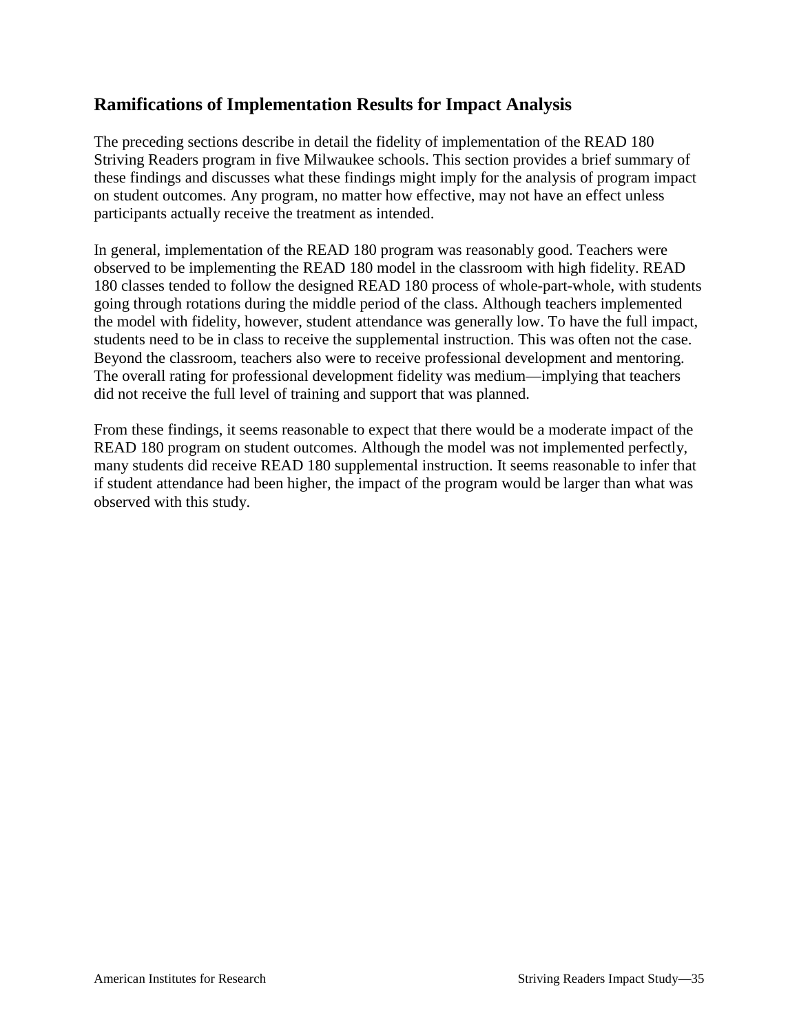## Ramifications of Implementation Results for Impact Analysis

The preceding sections describe in detail the fidelity of implementation of the READ 180 Striving Readers program in five Milwaukee schools. This section provides a brief summary of these findings and discusses what these findings might imply for the analysis of program impact on student outcomes. Any program, no matter how effective, may not have an effect unless participants actually receive the treatment as intended.

In general, implementation of the READ 180 program was reasonably good. Teachers were observed to be implementing the READ 180 model in the classroom with high fidelity. READ 180 classes tended to follow the designed READ 180 process of whole-part-whole, with students going through rotations during the middle period of the class. Although teachers implemented the model with fidelity, however, student attendance was generally low. To have the full impact, students need to be in class to receive the supplemental instruction. This was often not the case. Beyond the classroom, teachers also were to receive professional development and mentoring. The overall rating for professional development fidelity was medium—implying that teachers did not receive the full level of training and support that was planned.

From these findings, it seems reasonable to expect that there would be a moderate impact of the READ 180 program on student outcomes. Although the model was not implemented perfectly, many students did receive READ 180 supplemental instruction. It seems reasonable to infer that if student attendance had been higher, the impact of the program would be larger than what was observed with this study.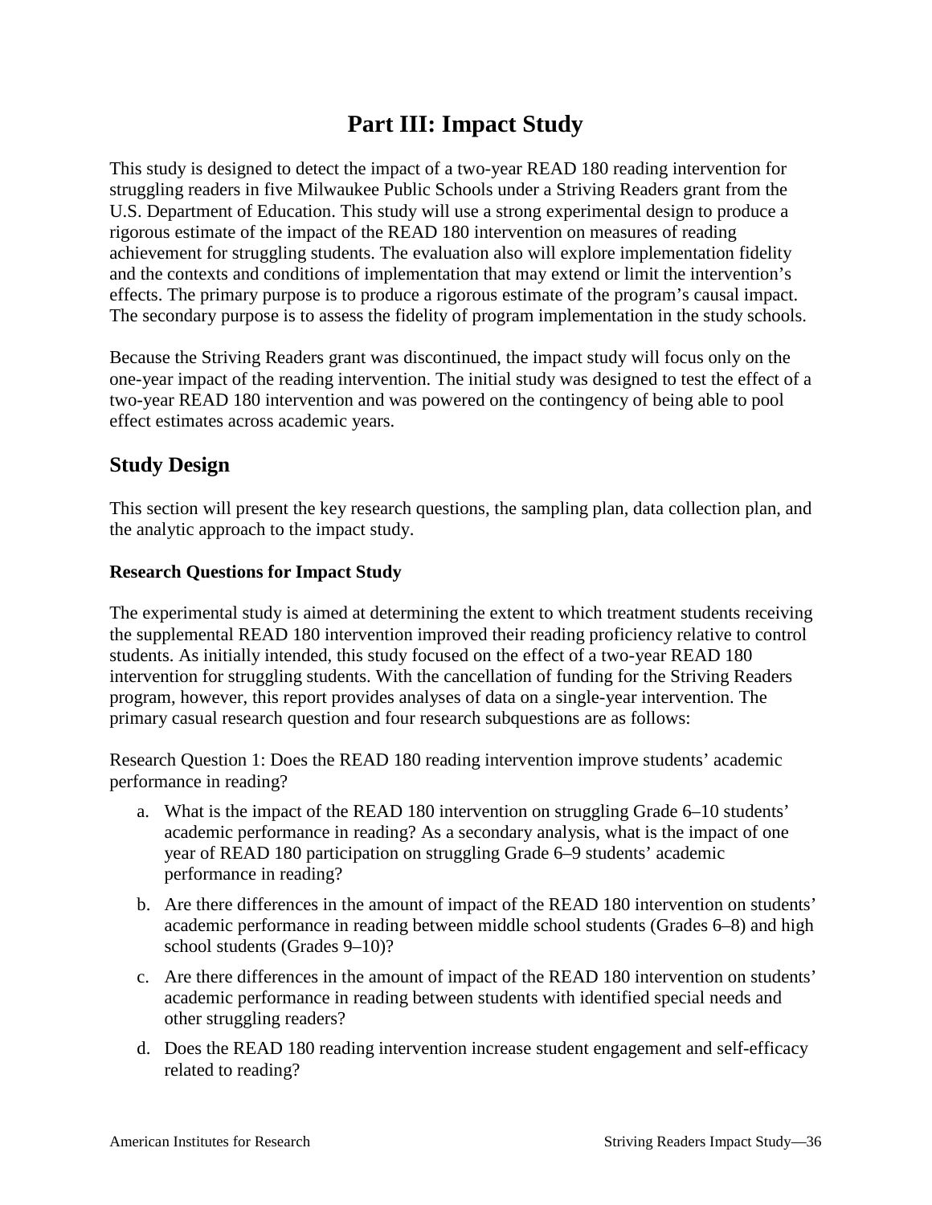# Part III: Impact Study

This study is designed to detect the impact of a two-year READ 180 reading intervention for struggling readers in five Milwaukee Public Schools under a Striving Readers grant from the U.S. Department of Education. This study will use a strong experimental design to produce a rigorous estimate of the impact of the READ 180 intervention on measures of reading achievement for struggling students. The evaluation also will explore implementation fidelity and the contexts and conditions of implementation that may extend or limit the intervention's effects. The primary purpose is to produce a rigorous estimate of the program's causal impact. The secondary purpose is to assess the fidelity of program implementation in the study schools.

Because the Striving Readers grant was discontinued, the impact study will focus only on the one-year impact of the reading intervention. The initial study was designed to test the effect of a two-year READ 180 intervention and was powered on the contingency of being able to pool effect estimates across academic years.

## Study Design

This section will present the key research questions, the sampling plan, data collection plan, and the analytic approach to the impact study.

### Research Questions for Impact Study

The experimental study is aimed at determining the extent to which treatment students receiving the supplemental READ 180 intervention improved their reading proficiency relative to control students. As initially intended, this study focused on the effect of a two-year READ 180 intervention for struggling students. With the cancellation of funding for the Striving Readers program, however, this report provides analyses of data on a single-year intervention. The primary casual research question and four research subquestions are as follows:

Research Question 1: Does the READ 180 reading intervention improve students' academic performance in reading?

a. What is the impact of the READ 180 intervention on struggling Grade 6–10 students' academic performance in reading? As a secondary analysis, what is the impact of one year of READ 180 participation on struggling Grade 6–9 students' academic performance in reading?
b. Are there differences in the amount of impact of the READ 180 intervention on students' academic performance in reading between middle school students (Grades 6–8) and high school students (Grades 9–10)?
c. Are there differences in the amount of impact of the READ 180 intervention on students' academic performance in reading between students with identified special needs and other struggling readers?
d. Does the READ 180 reading intervention increase student engagement and self-efficacy related to reading?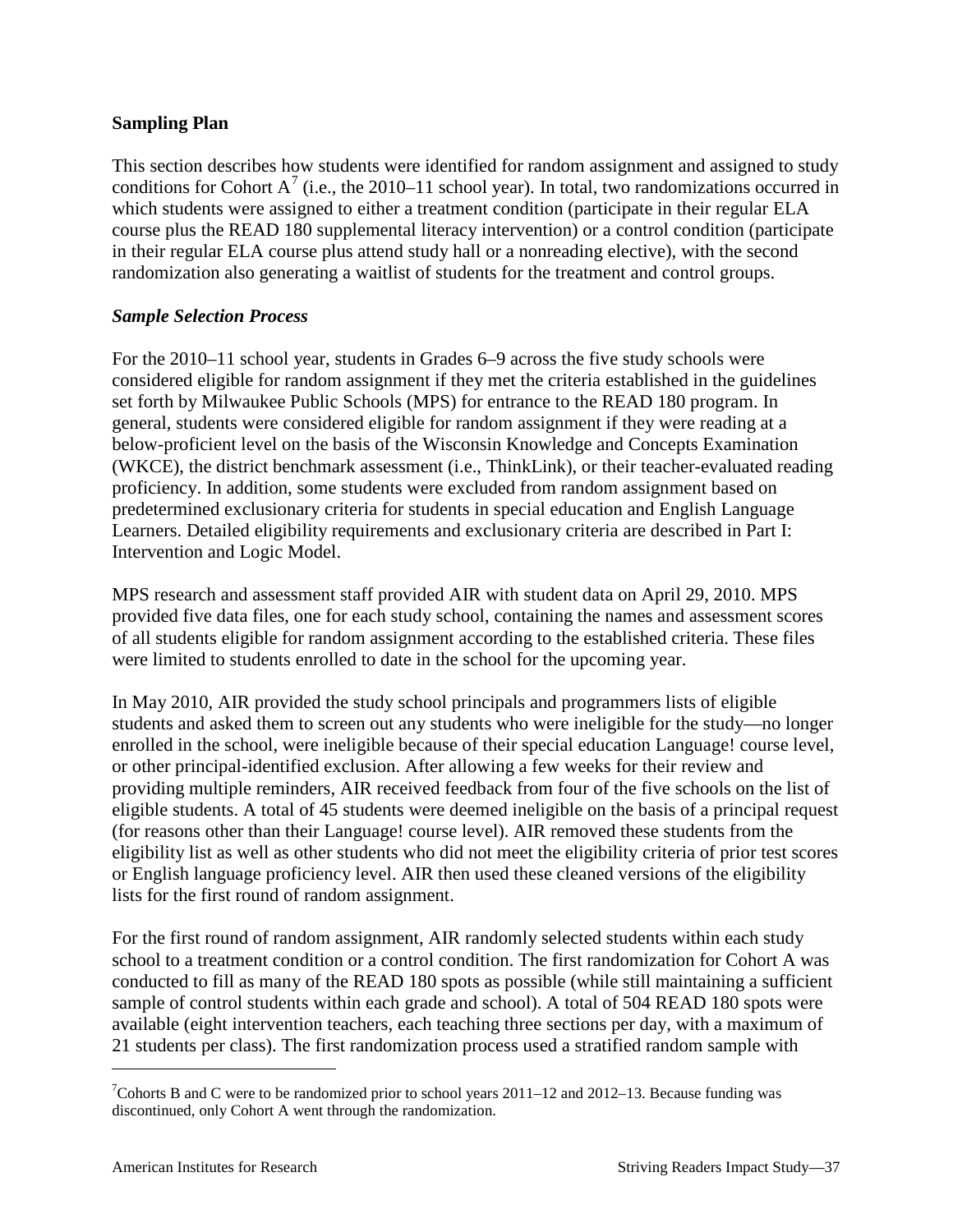## Sampling Plan

This section describes how students were identified for random assignment and assigned to study conditions for Cohort A[7] (i.e., the 2010–11 school year). In total, two randomizations occurred in which students were assigned to either a treatment condition (participate in their regular ELA course plus the READ 180 supplemental literacy intervention) or a control condition (participate in their regular ELA course plus attend study hall or a nonreading elective), with the second randomization also generating a waitlist of students for the treatment and control groups.

### *Sample Selection Process*

For the 2010–11 school year, students in Grades 6–9 across the five study schools were considered eligible for random assignment if they met the criteria established in the guidelines set forth by Milwaukee Public Schools (MPS) for entrance to the READ 180 program. In general, students were considered eligible for random assignment if they were reading at a below-proficient level on the basis of the Wisconsin Knowledge and Concepts Examination (WKCE), the district benchmark assessment (i.e., ThinkLink), or their teacher-evaluated reading proficiency. In addition, some students were excluded from random assignment based on predetermined exclusionary criteria for students in special education and English Language Learners. Detailed eligibility requirements and exclusionary criteria are described in Part I: Intervention and Logic Model.

MPS research and assessment staff provided AIR with student data on April 29, 2010. MPS provided five data files, one for each study school, containing the names and assessment scores of all students eligible for random assignment according to the established criteria. These files were limited to students enrolled to date in the school for the upcoming year.

In May 2010, AIR provided the study school principals and programmers lists of eligible students and asked them to screen out any students who were ineligible for the study—no longer enrolled in the school, were ineligible because of their special education Language! course level, or other principal-identified exclusion. After allowing a few weeks for their review and providing multiple reminders, AIR received feedback from four of the five schools on the list of eligible students. A total of 45 students were deemed ineligible on the basis of a principal request (for reasons other than their Language! course level). AIR removed these students from the eligibility list as well as other students who did not meet the eligibility criteria of prior test scores or English language proficiency level. AIR then used these cleaned versions of the eligibility lists for the first round of random assignment.

For the first round of random assignment, AIR randomly selected students within each study school to a treatment condition or a control condition. The first randomization for Cohort A was conducted to fill as many of the READ 180 spots as possible (while still maintaining a sufficient sample of control students within each grade and school). A total of 504 READ 180 spots were available (eight intervention teachers, each teaching three sections per day, with a maximum of 21 students per class). The first randomization process used a stratified random sample with

[7] Cohorts B and C were to be randomized prior to school years 2011–12 and 2012–13. Because funding was discontinued, only Cohort A went through the randomization.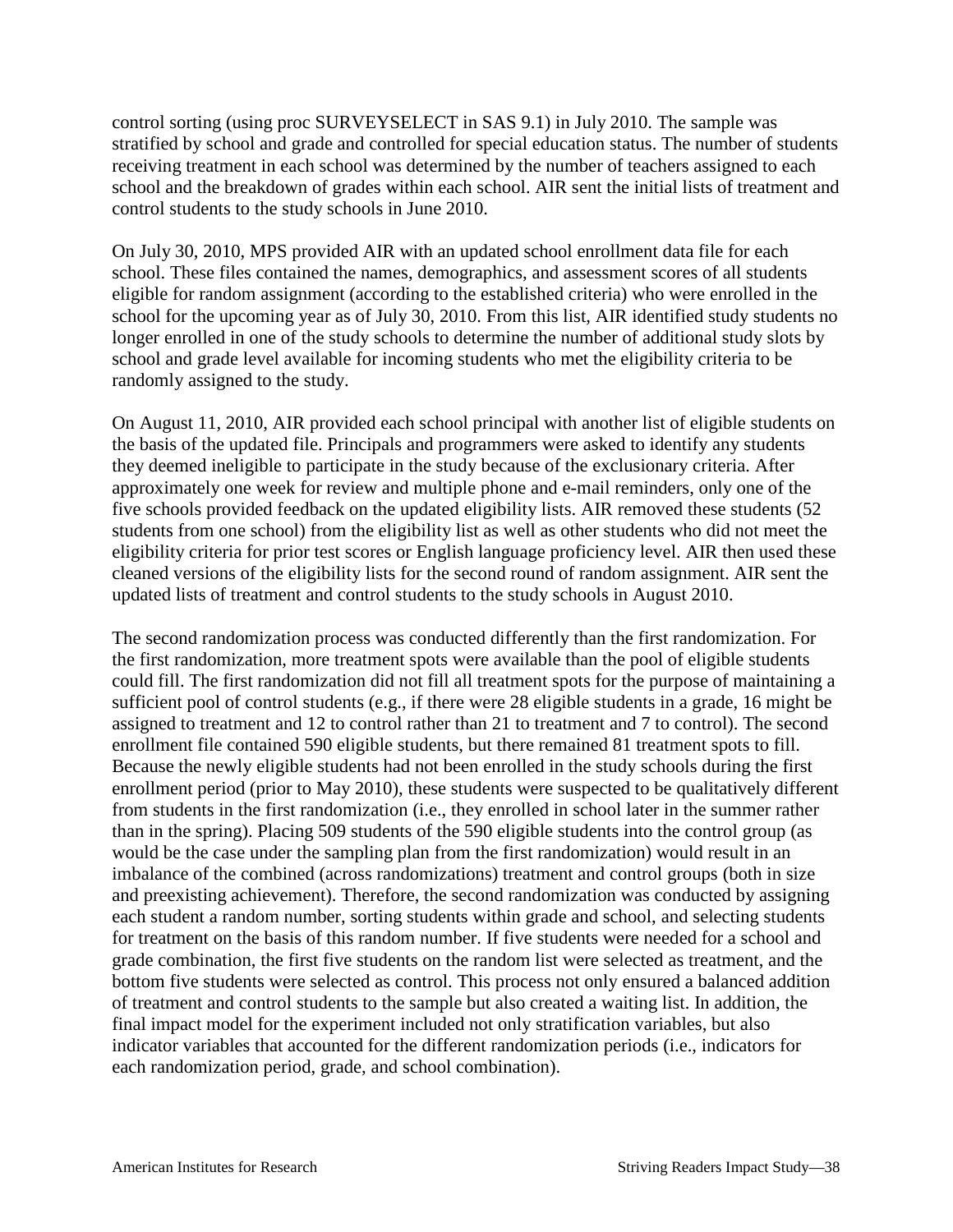control sorting (using proc SURVEYSELECT in SAS 9.1) in July 2010. The sample was stratified by school and grade and controlled for special education status. The number of students receiving treatment in each school was determined by the number of teachers assigned to each school and the breakdown of grades within each school. AIR sent the initial lists of treatment and control students to the study schools in June 2010.

On July 30, 2010, MPS provided AIR with an updated school enrollment data file for each school. These files contained the names, demographics, and assessment scores of all students eligible for random assignment (according to the established criteria) who were enrolled in the school for the upcoming year as of July 30, 2010. From this list, AIR identified study students no longer enrolled in one of the study schools to determine the number of additional study slots by school and grade level available for incoming students who met the eligibility criteria to be randomly assigned to the study.

On August 11, 2010, AIR provided each school principal with another list of eligible students on the basis of the updated file. Principals and programmers were asked to identify any students they deemed ineligible to participate in the study because of the exclusionary criteria. After approximately one week for review and multiple phone and e-mail reminders, only one of the five schools provided feedback on the updated eligibility lists. AIR removed these students (52 students from one school) from the eligibility list as well as other students who did not meet the eligibility criteria for prior test scores or English language proficiency level. AIR then used these cleaned versions of the eligibility lists for the second round of random assignment. AIR sent the updated lists of treatment and control students to the study schools in August 2010.

The second randomization process was conducted differently than the first randomization. For the first randomization, more treatment spots were available than the pool of eligible students could fill. The first randomization did not fill all treatment spots for the purpose of maintaining a sufficient pool of control students (e.g., if there were 28 eligible students in a grade, 16 might be assigned to treatment and 12 to control rather than 21 to treatment and 7 to control). The second enrollment file contained 590 eligible students, but there remained 81 treatment spots to fill. Because the newly eligible students had not been enrolled in the study schools during the first enrollment period (prior to May 2010), these students were suspected to be qualitatively different from students in the first randomization (i.e., they enrolled in school later in the summer rather than in the spring). Placing 509 students of the 590 eligible students into the control group (as would be the case under the sampling plan from the first randomization) would result in an imbalance of the combined (across randomizations) treatment and control groups (both in size and preexisting achievement). Therefore, the second randomization was conducted by assigning each student a random number, sorting students within grade and school, and selecting students for treatment on the basis of this random number. If five students were needed for a school and grade combination, the first five students on the random list were selected as treatment, and the bottom five students were selected as control. This process not only ensured a balanced addition of treatment and control students to the sample but also created a waiting list. In addition, the final impact model for the experiment included not only stratification variables, but also indicator variables that accounted for the different randomization periods (i.e., indicators for each randomization period, grade, and school combination).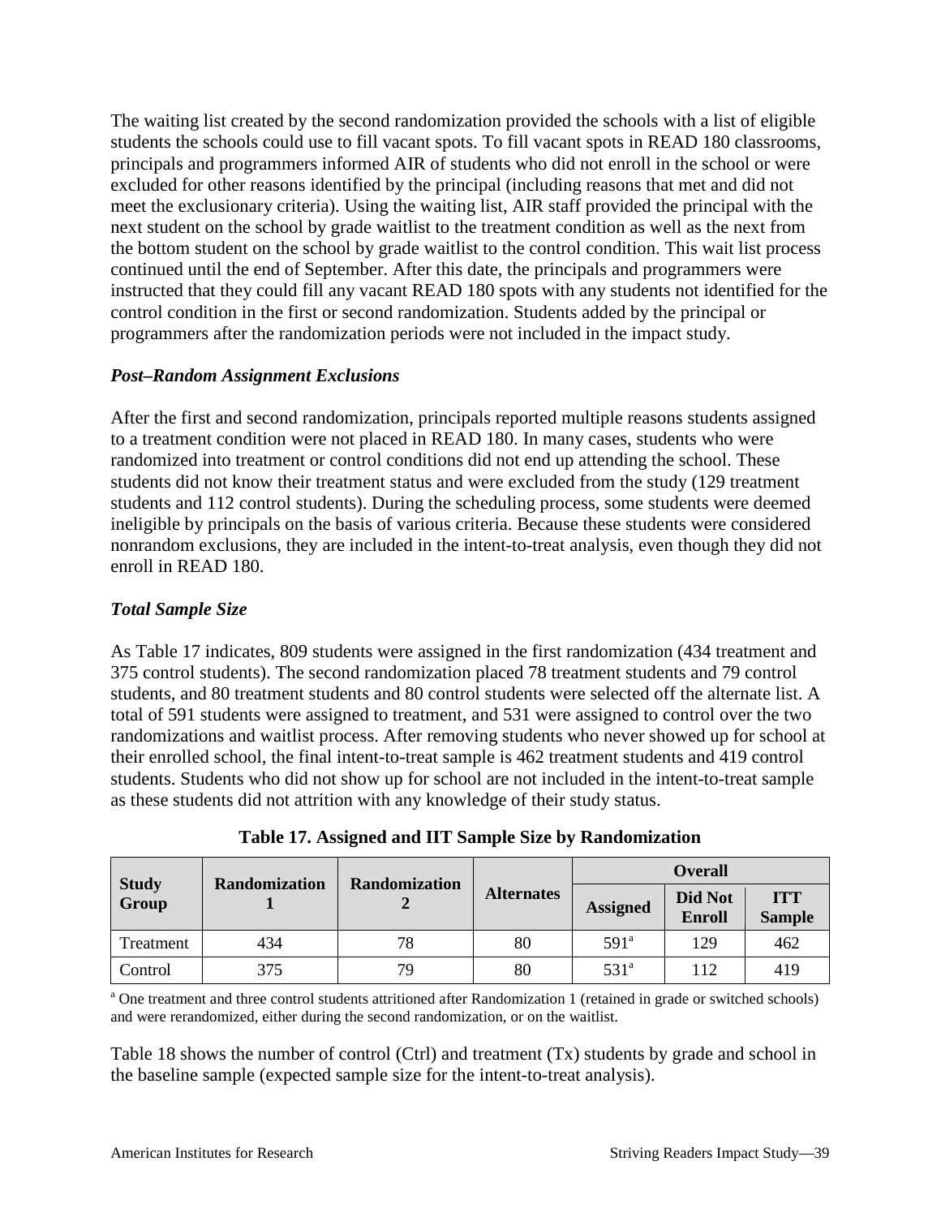The waiting list created by the second randomization provided the schools with a list of eligible students the schools could use to fill vacant spots. To fill vacant spots in READ 180 classrooms, principals and programmers informed AIR of students who did not enroll in the school or were excluded for other reasons identified by the principal (including reasons that met and did not meet the exclusionary criteria). Using the waiting list, AIR staff provided the principal with the next student on the school by grade waitlist to the treatment condition as well as the next from the bottom student on the school by grade waitlist to the control condition. This wait list process continued until the end of September. After this date, the principals and programmers were instructed that they could fill any vacant READ 180 spots with any students not identified for the control condition in the first or second randomization. Students added by the principal or programmers after the randomization periods were not included in the impact study.

***Post–Random Assignment Exclusions***

After the first and second randomization, principals reported multiple reasons students assigned to a treatment condition were not placed in READ 180. In many cases, students who were randomized into treatment or control conditions did not end up attending the school. These students did not know their treatment status and were excluded from the study (129 treatment students and 112 control students). During the scheduling process, some students were deemed ineligible by principals on the basis of various criteria. Because these students were considered nonrandom exclusions, they are included in the intent-to-treat analysis, even though they did not enroll in READ 180.

***Total Sample Size***

As Table 17 indicates, 809 students were assigned in the first randomization (434 treatment and 375 control students). The second randomization placed 78 treatment students and 79 control students, and 80 treatment students and 80 control students were selected off the alternate list. A total of 591 students were assigned to treatment, and 531 were assigned to control over the two randomizations and waitlist process. After removing students who never showed up for school at their enrolled school, the final intent-to-treat sample is 462 treatment students and 419 control students. Students who did not show up for school are not included in the intent-to-treat sample as these students did not attrition with any knowledge of their study status.

**Table 17. Assigned and IIT Sample Size by Randomization**

| Study Group | Randomization 1 | Randomization 2 | Alternates | Overall | | |
|---|---|---|---|---|---|---|
| | | | | Assigned | Did Not Enroll | ITT Sample |
| Treatment | 434 | 78 | 80 | 591[a] | 129 | 462 |
| Control | 375 | 79 | 80 | 531[a] | 112 | 419 |

[a] One treatment and three control students attritioned after Randomization 1 (retained in grade or switched schools) and were rerandomized, either during the second randomization, or on the waitlist.

Table 18 shows the number of control (Ctrl) and treatment (Tx) students by grade and school in the baseline sample (expected sample size for the intent-to-treat analysis).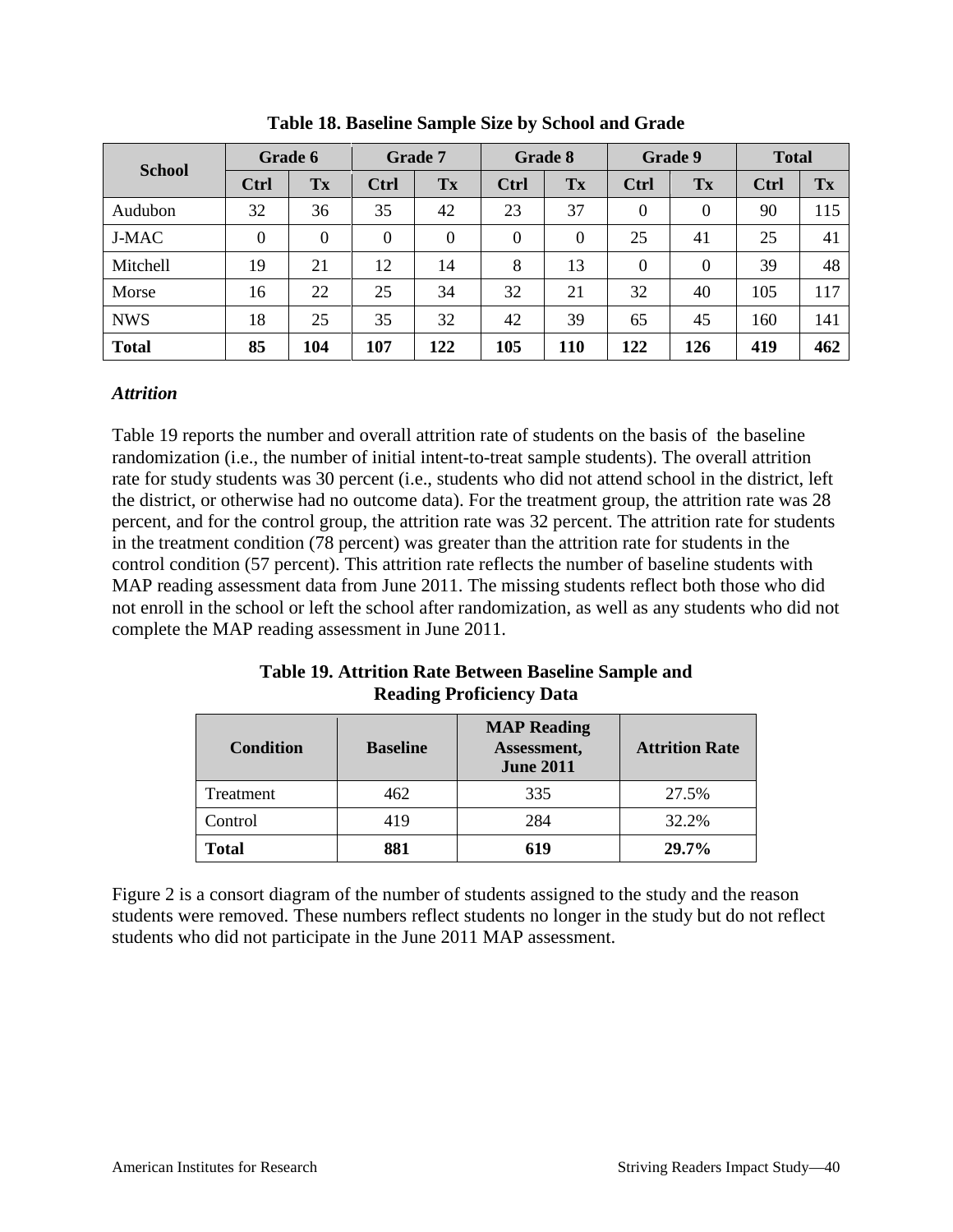**Table 18. Baseline Sample Size by School and Grade**

| School | Grade 6 | | Grade 7 | | Grade 8 | | Grade 9 | | Total | |
|---|---|---|---|---|---|---|---|---|---|---|
| | Ctrl | Tx | Ctrl | Tx | Ctrl | Tx | Ctrl | Tx | Ctrl | Tx |
| Audubon | 32 | 36 | 35 | 42 | 23 | 37 | 0 | 0 | 90 | 115 |
| J-MAC | 0 | 0 | 0 | 0 | 0 | 0 | 25 | 41 | 25 | 41 |
| Mitchell | 19 | 21 | 12 | 14 | 8 | 13 | 0 | 0 | 39 | 48 |
| Morse | 16 | 22 | 25 | 34 | 32 | 21 | 32 | 40 | 105 | 117 |
| NWS | 18 | 25 | 35 | 32 | 42 | 39 | 65 | 45 | 160 | 141 |
| **Total** | **85** | **104** | **107** | **122** | **105** | **110** | **122** | **126** | **419** | **462** |

### *Attrition*

Table 19 reports the number and overall attrition rate of students on the basis of the baseline randomization (i.e., the number of initial intent-to-treat sample students). The overall attrition rate for study students was 30 percent (i.e., students who did not attend school in the district, left the district, or otherwise had no outcome data). For the treatment group, the attrition rate was 28 percent, and for the control group, the attrition rate was 32 percent. The attrition rate for students in the treatment condition (78 percent) was greater than the attrition rate for students in the control condition (57 percent). This attrition rate reflects the number of baseline students with MAP reading assessment data from June 2011. The missing students reflect both those who did not enroll in the school or left the school after randomization, as well as any students who did not complete the MAP reading assessment in June 2011.

**Table 19. Attrition Rate Between Baseline Sample and Reading Proficiency Data**

| Condition | Baseline | MAP Reading Assessment, June 2011 | Attrition Rate |
|---|---|---|---|
| Treatment | 462 | 335 | 27.5% |
| Control | 419 | 284 | 32.2% |
| **Total** | **881** | **619** | **29.7%** |

Figure 2 is a consort diagram of the number of students assigned to the study and the reason students were removed. These numbers reflect students no longer in the study but do not reflect students who did not participate in the June 2011 MAP assessment.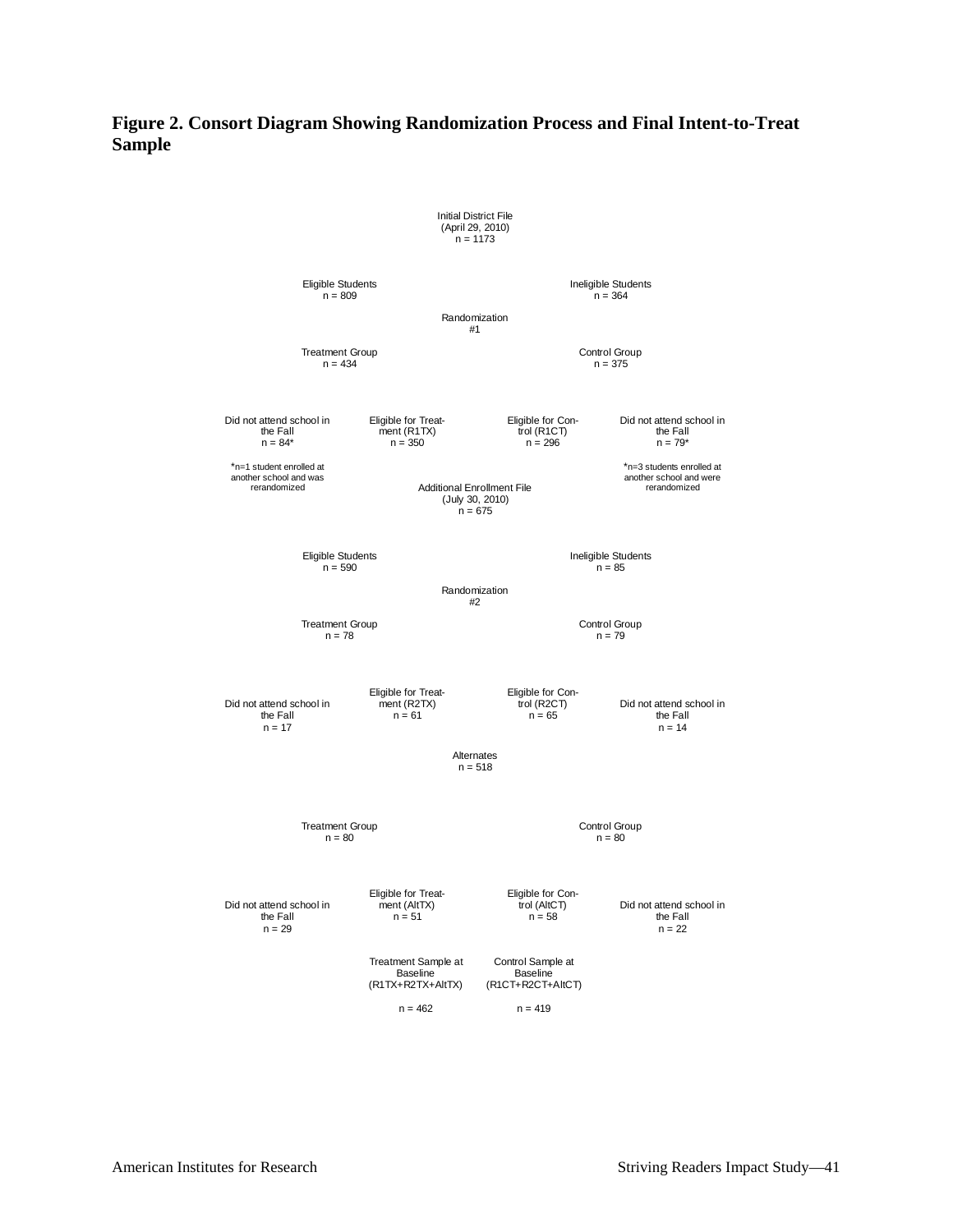**Figure 2. Consort Diagram Showing Randomization Process and Final Intent-to-Treat Sample**

Initial District File
(April 29, 2010)
n = 1173

Eligible Students
n = 809

Ineligible Students
n = 364

Randomization
#1

Treatment Group
n = 434

Control Group
n = 375

Did not attend school in the Fall
n = 84*

Eligible for Treatment (R1TX)
n = 350

Eligible for Control (R1CT)
n = 296

Did not attend school in the Fall
n = 79*

*n=1 student enrolled at another school and was rerandomized

*n=3 students enrolled at another school and were rerandomized

Additional Enrollment File
(July 30, 2010)
n = 675

Eligible Students
n = 590

Ineligible Students
n = 85

Randomization
#2

Treatment Group
n = 78

Control Group
n = 79

Did not attend school in the Fall
n = 17

Eligible for Treatment (R2TX)
n = 61

Eligible for Control (R2CT)
n = 65

Did not attend school in the Fall
n = 14

Alternates
n = 518

Treatment Group
n = 80

Control Group
n = 80

Did not attend school in the Fall
n = 29

Eligible for Treatment (AltTX)
n = 51

Eligible for Control (AltCT)
n = 58

Did not attend school in the Fall
n = 22

Treatment Sample at Baseline
(R1TX+R2TX+AltTX)
n = 462

Control Sample at Baseline
(R1CT+R2CT+AltCT)
n = 419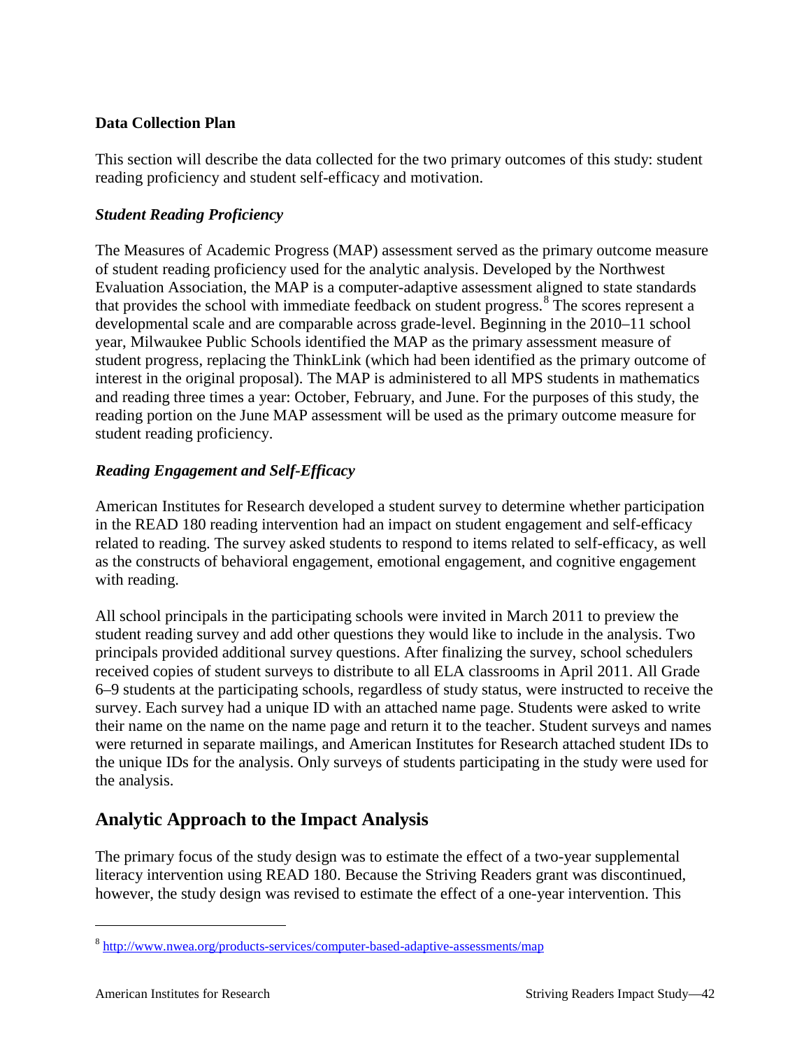### Data Collection Plan

This section will describe the data collected for the two primary outcomes of this study: student reading proficiency and student self-efficacy and motivation.

#### *Student Reading Proficiency*

The Measures of Academic Progress (MAP) assessment served as the primary outcome measure of student reading proficiency used for the analytic analysis. Developed by the Northwest Evaluation Association, the MAP is a computer-adaptive assessment aligned to state standards that provides the school with immediate feedback on student progress.[8] The scores represent a developmental scale and are comparable across grade-level. Beginning in the 2010–11 school year, Milwaukee Public Schools identified the MAP as the primary assessment measure of student progress, replacing the ThinkLink (which had been identified as the primary outcome of interest in the original proposal). The MAP is administered to all MPS students in mathematics and reading three times a year: October, February, and June. For the purposes of this study, the reading portion on the June MAP assessment will be used as the primary outcome measure for student reading proficiency.

#### *Reading Engagement and Self-Efficacy*

American Institutes for Research developed a student survey to determine whether participation in the READ 180 reading intervention had an impact on student engagement and self-efficacy related to reading. The survey asked students to respond to items related to self-efficacy, as well as the constructs of behavioral engagement, emotional engagement, and cognitive engagement with reading.

All school principals in the participating schools were invited in March 2011 to preview the student reading survey and add other questions they would like to include in the analysis. Two principals provided additional survey questions. After finalizing the survey, school schedulers received copies of student surveys to distribute to all ELA classrooms in April 2011. All Grade 6–9 students at the participating schools, regardless of study status, were instructed to receive the survey. Each survey had a unique ID with an attached name page. Students were asked to write their name on the name on the name page and return it to the teacher. Student surveys and names were returned in separate mailings, and American Institutes for Research attached student IDs to the unique IDs for the analysis. Only surveys of students participating in the study were used for the analysis.

## Analytic Approach to the Impact Analysis

The primary focus of the study design was to estimate the effect of a two-year supplemental literacy intervention using READ 180. Because the Striving Readers grant was discontinued, however, the study design was revised to estimate the effect of a one-year intervention. This

---

[8] http://www.nwea.org/products-services/computer-based-adaptive-assessments/map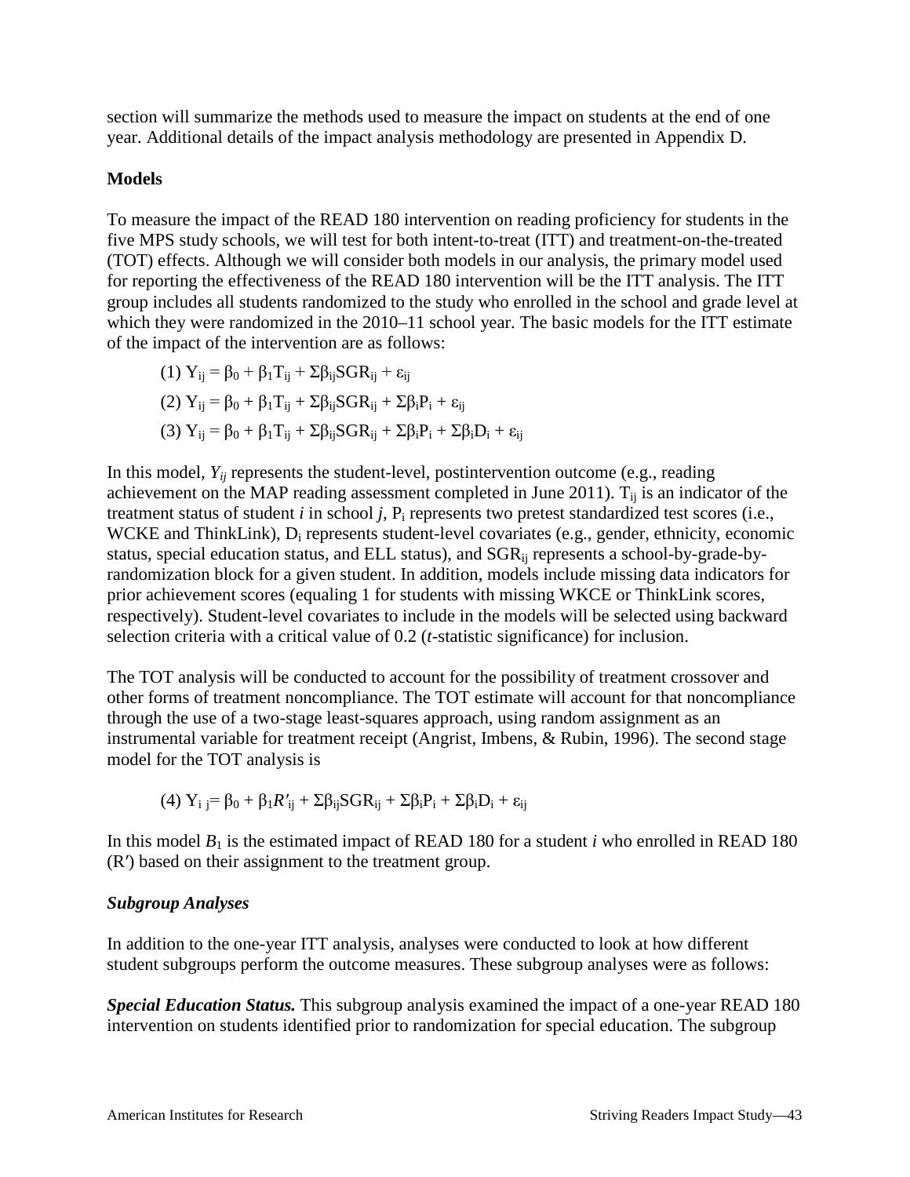section will summarize the methods used to measure the impact on students at the end of one year. Additional details of the impact analysis methodology are presented in Appendix D.

**Models**

To measure the impact of the READ 180 intervention on reading proficiency for students in the five MPS study schools, we will test for both intent-to-treat (ITT) and treatment-on-the-treated (TOT) effects. Although we will consider both models in our analysis, the primary model used for reporting the effectiveness of the READ 180 intervention will be the ITT analysis. The ITT group includes all students randomized to the study who enrolled in the school and grade level at which they were randomized in the 2010–11 school year. The basic models for the ITT estimate of the impact of the intervention are as follows:

$$(1)\ Y_{ij} = \beta_0 + \beta_1 T_{ij} + \Sigma\beta_{ij}SGR_{ij} + \varepsilon_{ij}$$

$$(2)\ Y_{ij} = \beta_0 + \beta_1 T_{ij} + \Sigma\beta_{ij}SGR_{ij} + \Sigma\beta_i P_i + \varepsilon_{ij}$$

$$(3)\ Y_{ij} = \beta_0 + \beta_1 T_{ij} + \Sigma\beta_{ij}SGR_{ij} + \Sigma\beta_i P_i + \Sigma\beta_i D_i + \varepsilon_{ij}$$

In this model, $Y_{ij}$ represents the student-level, postintervention outcome (e.g., reading achievement on the MAP reading assessment completed in June 2011). $T_{ij}$ is an indicator of the treatment status of student *i* in school *j*, $P_i$ represents two pretest standardized test scores (i.e., WCKE and ThinkLink), $D_i$ represents student-level covariates (e.g., gender, ethnicity, economic status, special education status, and ELL status), and $SGR_{ij}$ represents a school-by-grade-by-randomization block for a given student. In addition, models include missing data indicators for prior achievement scores (equaling 1 for students with missing WKCE or ThinkLink scores, respectively). Student-level covariates to include in the models will be selected using backward selection criteria with a critical value of 0.2 (*t*-statistic significance) for inclusion.

The TOT analysis will be conducted to account for the possibility of treatment crossover and other forms of treatment noncompliance. The TOT estimate will account for that noncompliance through the use of a two-stage least-squares approach, using random assignment as an instrumental variable for treatment receipt (Angrist, Imbens, & Rubin, 1996). The second stage model for the TOT analysis is

$$(4)\ Y_{ij} = \beta_0 + \beta_1 R'_{ij} + \Sigma\beta_{ij}SGR_{ij} + \Sigma\beta_i P_i + \Sigma\beta_i D_i + \varepsilon_{ij}$$

In this model $B_1$ is the estimated impact of READ 180 for a student *i* who enrolled in READ 180 ($R'$) based on their assignment to the treatment group.

***Subgroup Analyses***

In addition to the one-year ITT analysis, analyses were conducted to look at how different student subgroups perform the outcome measures. These subgroup analyses were as follows:

***Special Education Status.*** This subgroup analysis examined the impact of a one-year READ 180 intervention on students identified prior to randomization for special education. The subgroup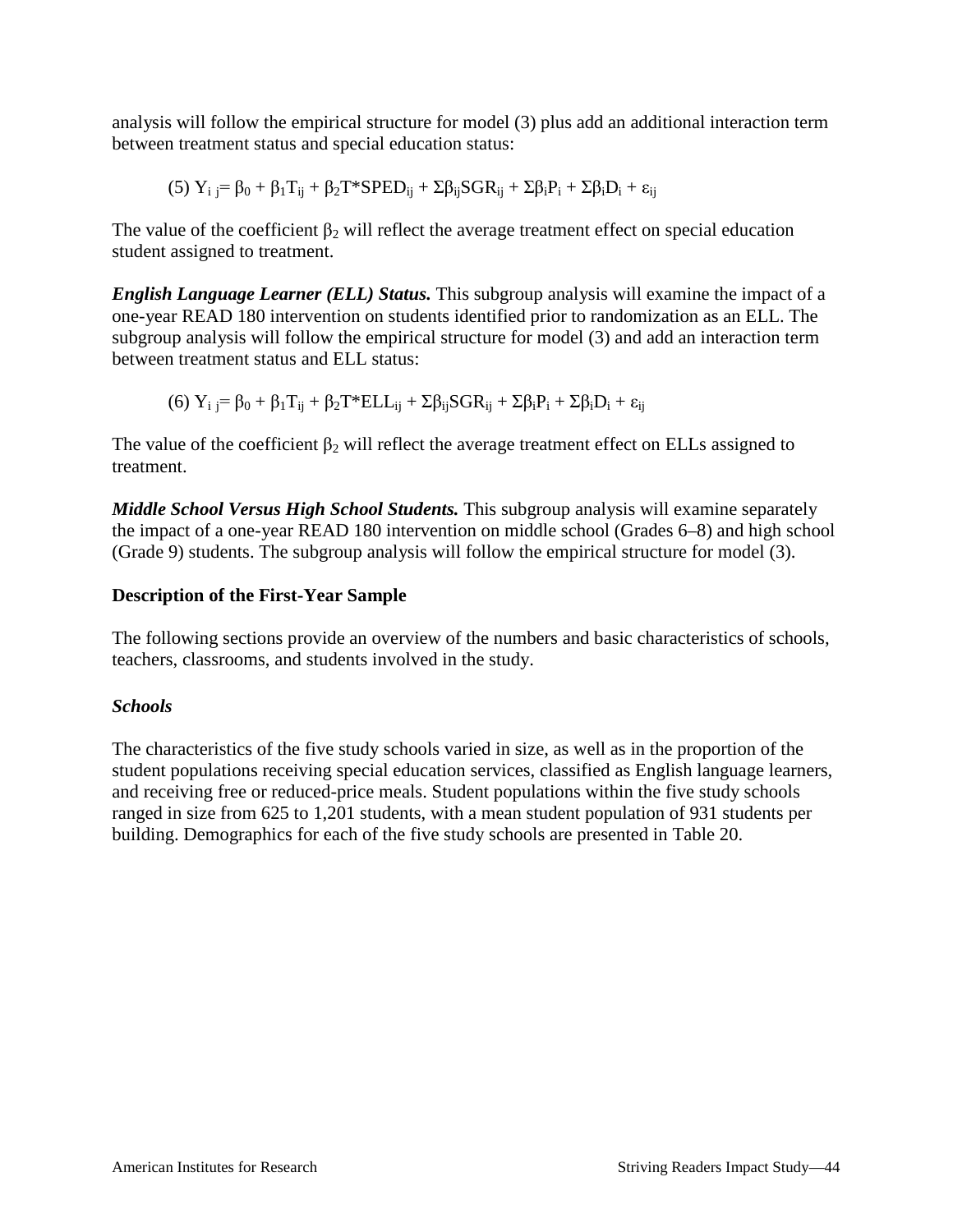analysis will follow the empirical structure for model (3) plus add an additional interaction term between treatment status and special education status:

$$(5)\ Y_{i\,j} = \beta_0 + \beta_1 T_{ij} + \beta_2 T^*SPED_{ij} + \Sigma\beta_{ij}SGR_{ij} + \Sigma\beta_i P_i + \Sigma\beta_i D_i + \varepsilon_{ij}$$

The value of the coefficient $\beta_2$ will reflect the average treatment effect on special education student assigned to treatment.

***English Language Learner (ELL) Status.*** This subgroup analysis will examine the impact of a one-year READ 180 intervention on students identified prior to randomization as an ELL. The subgroup analysis will follow the empirical structure for model (3) and add an interaction term between treatment status and ELL status:

$$(6)\ Y_{i\,j} = \beta_0 + \beta_1 T_{ij} + \beta_2 T^*ELL_{ij} + \Sigma\beta_{ij}SGR_{ij} + \Sigma\beta_i P_i + \Sigma\beta_i D_i + \varepsilon_{ij}$$

The value of the coefficient $\beta_2$ will reflect the average treatment effect on ELLs assigned to treatment.

***Middle School Versus High School Students.*** This subgroup analysis will examine separately the impact of a one-year READ 180 intervention on middle school (Grades 6–8) and high school (Grade 9) students. The subgroup analysis will follow the empirical structure for model (3).

## Description of the First-Year Sample

The following sections provide an overview of the numbers and basic characteristics of schools, teachers, classrooms, and students involved in the study.

### *Schools*

The characteristics of the five study schools varied in size, as well as in the proportion of the student populations receiving special education services, classified as English language learners, and receiving free or reduced-price meals. Student populations within the five study schools ranged in size from 625 to 1,201 students, with a mean student population of 931 students per building. Demographics for each of the five study schools are presented in Table 20.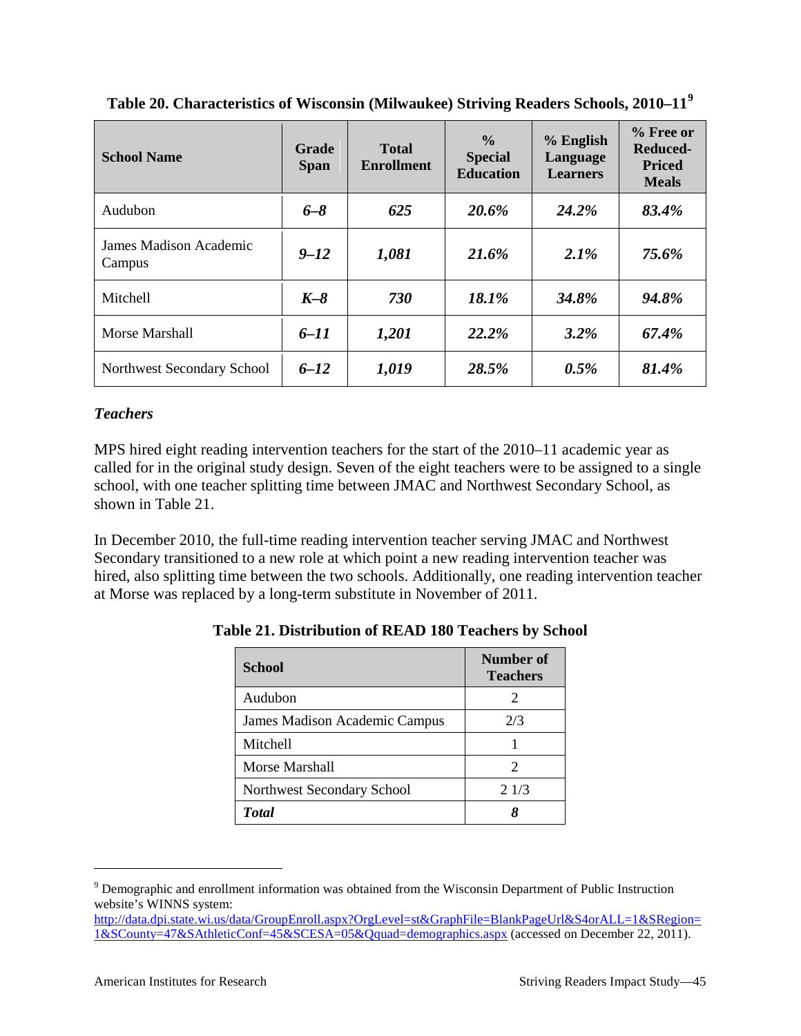**Table 20. Characteristics of Wisconsin (Milwaukee) Striving Readers Schools, 2010–11**[9]

| School Name | Grade Span | Total Enrollment | % Special Education | % English Language Learners | % Free or Reduced-Priced Meals |
|---|---|---|---|---|---|
| Audubon | *6–8* | *625* | *20.6%* | *24.2%* | *83.4%* |
| James Madison Academic Campus | *9–12* | *1,081* | *21.6%* | *2.1%* | *75.6%* |
| Mitchell | *K–8* | *730* | *18.1%* | *34.8%* | *94.8%* |
| Morse Marshall | *6–11* | *1,201* | *22.2%* | *3.2%* | *67.4%* |
| Northwest Secondary School | *6–12* | *1,019* | *28.5%* | *0.5%* | *81.4%* |

### *Teachers*

MPS hired eight reading intervention teachers for the start of the 2010–11 academic year as called for in the original study design. Seven of the eight teachers were to be assigned to a single school, with one teacher splitting time between JMAC and Northwest Secondary School, as shown in Table 21.

In December 2010, the full-time reading intervention teacher serving JMAC and Northwest Secondary transitioned to a new role at which point a new reading intervention teacher was hired, also splitting time between the two schools. Additionally, one reading intervention teacher at Morse was replaced by a long-term substitute in November of 2011.

**Table 21. Distribution of READ 180 Teachers by School**

| School | Number of Teachers |
|---|---|
| Audubon | 2 |
| James Madison Academic Campus | 2/3 |
| Mitchell | 1 |
| Morse Marshall | 2 |
| Northwest Secondary School | 2 1/3 |
| ***Total*** | ***8*** |

[9] Demographic and enrollment information was obtained from the Wisconsin Department of Public Instruction website's WINNS system: http://data.dpi.state.wi.us/data/GroupEnroll.aspx?OrgLevel=st&GraphFile=BlankPageUrl&S4orALL=1&SRegion=1&SCounty=47&SAthleticConf=45&SCESA=05&Qquad=demographics.aspx (accessed on December 22, 2011).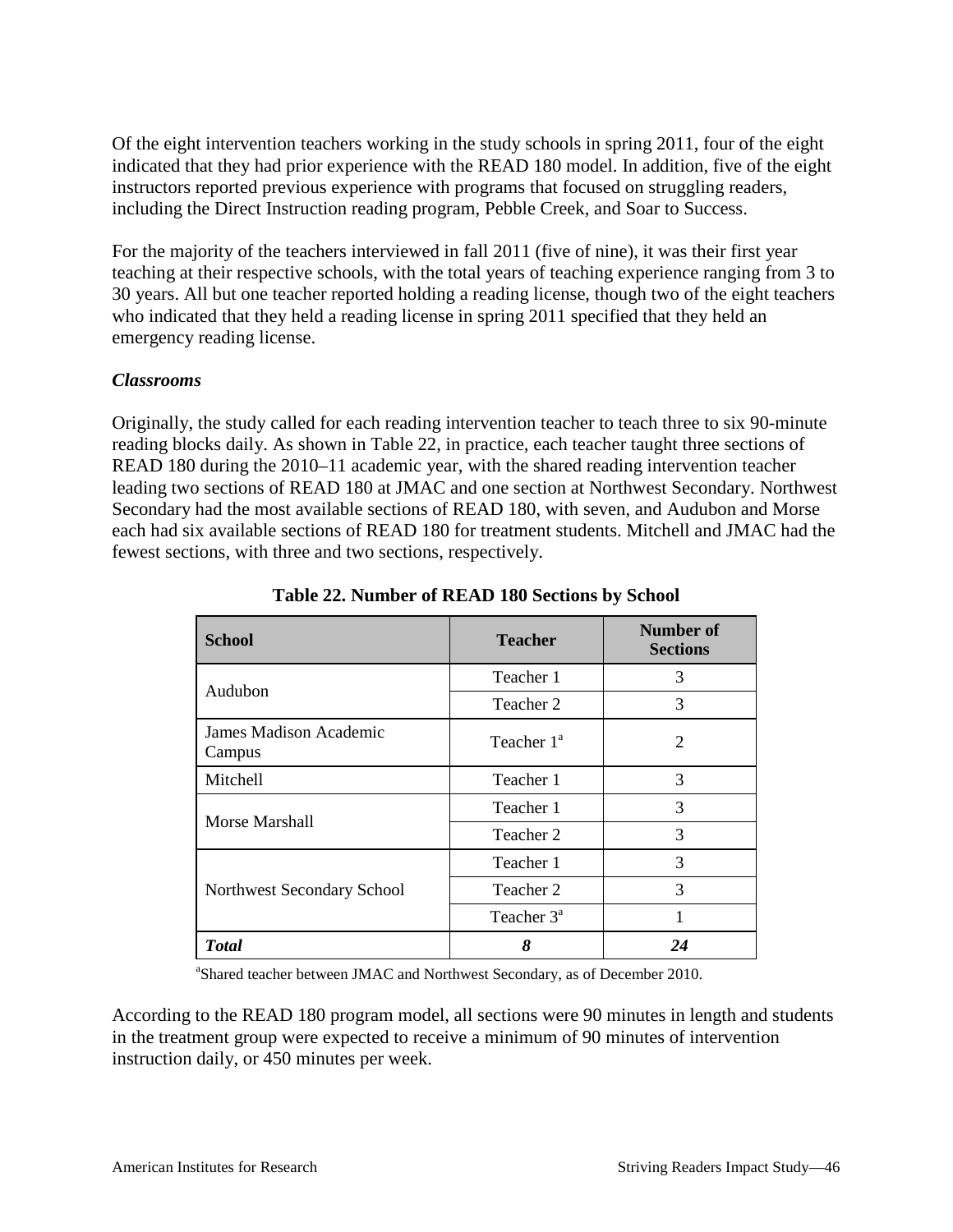Of the eight intervention teachers working in the study schools in spring 2011, four of the eight indicated that they had prior experience with the READ 180 model. In addition, five of the eight instructors reported previous experience with programs that focused on struggling readers, including the Direct Instruction reading program, Pebble Creek, and Soar to Success.

For the majority of the teachers interviewed in fall 2011 (five of nine), it was their first year teaching at their respective schools, with the total years of teaching experience ranging from 3 to 30 years. All but one teacher reported holding a reading license, though two of the eight teachers who indicated that they held a reading license in spring 2011 specified that they held an emergency reading license.

### *Classrooms*

Originally, the study called for each reading intervention teacher to teach three to six 90-minute reading blocks daily. As shown in Table 22, in practice, each teacher taught three sections of READ 180 during the 2010–11 academic year, with the shared reading intervention teacher leading two sections of READ 180 at JMAC and one section at Northwest Secondary. Northwest Secondary had the most available sections of READ 180, with seven, and Audubon and Morse each had six available sections of READ 180 for treatment students. Mitchell and JMAC had the fewest sections, with three and two sections, respectively.

**Table 22. Number of READ 180 Sections by School**

| School | Teacher | Number of Sections |
|---|---|---|
| Audubon | Teacher 1 | 3 |
| | Teacher 2 | 3 |
| James Madison Academic Campus | Teacher 1[a] | 2 |
| Mitchell | Teacher 1 | 3 |
| Morse Marshall | Teacher 1 | 3 |
| | Teacher 2 | 3 |
| Northwest Secondary School | Teacher 1 | 3 |
| | Teacher 2 | 3 |
| | Teacher 3[a] | 1 |
| ***Total*** | ***8*** | ***24*** |

[a]Shared teacher between JMAC and Northwest Secondary, as of December 2010.

According to the READ 180 program model, all sections were 90 minutes in length and students in the treatment group were expected to receive a minimum of 90 minutes of intervention instruction daily, or 450 minutes per week.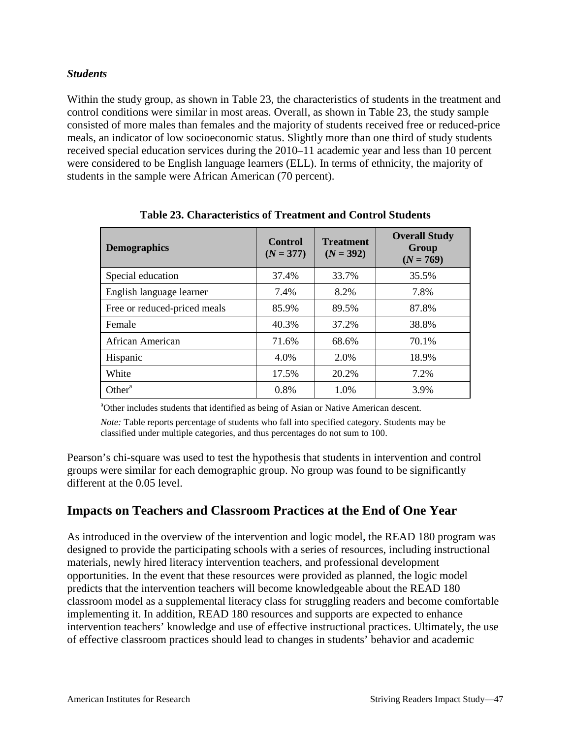### *Students*

Within the study group, as shown in Table 23, the characteristics of students in the treatment and control conditions were similar in most areas. Overall, as shown in Table 23, the study sample consisted of more males than females and the majority of students received free or reduced-price meals, an indicator of low socioeconomic status. Slightly more than one third of study students received special education services during the 2010–11 academic year and less than 10 percent were considered to be English language learners (ELL). In terms of ethnicity, the majority of students in the sample were African American (70 percent).

**Table 23. Characteristics of Treatment and Control Students**

| Demographics | Control (*N* = 377) | Treatment (*N* = 392) | Overall Study Group (*N* = 769) |
|---|---|---|---|
| Special education | 37.4% | 33.7% | 35.5% |
| English language learner | 7.4% | 8.2% | 7.8% |
| Free or reduced-priced meals | 85.9% | 89.5% | 87.8% |
| Female | 40.3% | 37.2% | 38.8% |
| African American | 71.6% | 68.6% | 70.1% |
| Hispanic | 4.0% | 2.0% | 18.9% |
| White | 17.5% | 20.2% | 7.2% |
| Other[a] | 0.8% | 1.0% | 3.9% |

[a]Other includes students that identified as being of Asian or Native American descent.

*Note:* Table reports percentage of students who fall into specified category. Students may be classified under multiple categories, and thus percentages do not sum to 100.

Pearson's chi-square was used to test the hypothesis that students in intervention and control groups were similar for each demographic group. No group was found to be significantly different at the 0.05 level.

## Impacts on Teachers and Classroom Practices at the End of One Year

As introduced in the overview of the intervention and logic model, the READ 180 program was designed to provide the participating schools with a series of resources, including instructional materials, newly hired literacy intervention teachers, and professional development opportunities. In the event that these resources were provided as planned, the logic model predicts that the intervention teachers will become knowledgeable about the READ 180 classroom model as a supplemental literacy class for struggling readers and become comfortable implementing it. In addition, READ 180 resources and supports are expected to enhance intervention teachers' knowledge and use of effective instructional practices. Ultimately, the use of effective classroom practices should lead to changes in students' behavior and academic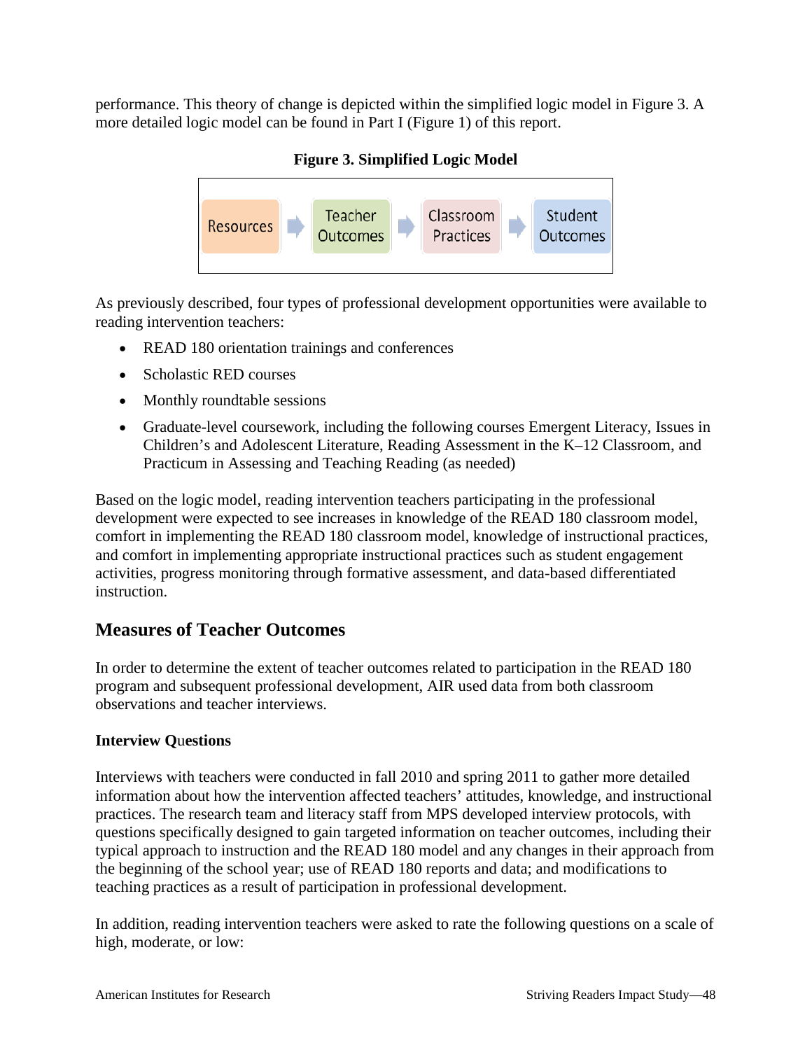performance. This theory of change is depicted within the simplified logic model in Figure 3. A more detailed logic model can be found in Part I (Figure 1) of this report.

**Figure 3. Simplified Logic Model**

Resources → Teacher Outcomes → Classroom Practices → Student Outcomes

As previously described, four types of professional development opportunities were available to reading intervention teachers:

- READ 180 orientation trainings and conferences
- Scholastic RED courses
- Monthly roundtable sessions
- Graduate-level coursework, including the following courses Emergent Literacy, Issues in Children's and Adolescent Literature, Reading Assessment in the K–12 Classroom, and Practicum in Assessing and Teaching Reading (as needed)

Based on the logic model, reading intervention teachers participating in the professional development were expected to see increases in knowledge of the READ 180 classroom model, comfort in implementing the READ 180 classroom model, knowledge of instructional practices, and comfort in implementing appropriate instructional practices such as student engagement activities, progress monitoring through formative assessment, and data-based differentiated instruction.

## Measures of Teacher Outcomes

In order to determine the extent of teacher outcomes related to participation in the READ 180 program and subsequent professional development, AIR used data from both classroom observations and teacher interviews.

**Interview Questions**

Interviews with teachers were conducted in fall 2010 and spring 2011 to gather more detailed information about how the intervention affected teachers' attitudes, knowledge, and instructional practices. The research team and literacy staff from MPS developed interview protocols, with questions specifically designed to gain targeted information on teacher outcomes, including their typical approach to instruction and the READ 180 model and any changes in their approach from the beginning of the school year; use of READ 180 reports and data; and modifications to teaching practices as a result of participation in professional development.

In addition, reading intervention teachers were asked to rate the following questions on a scale of high, moderate, or low: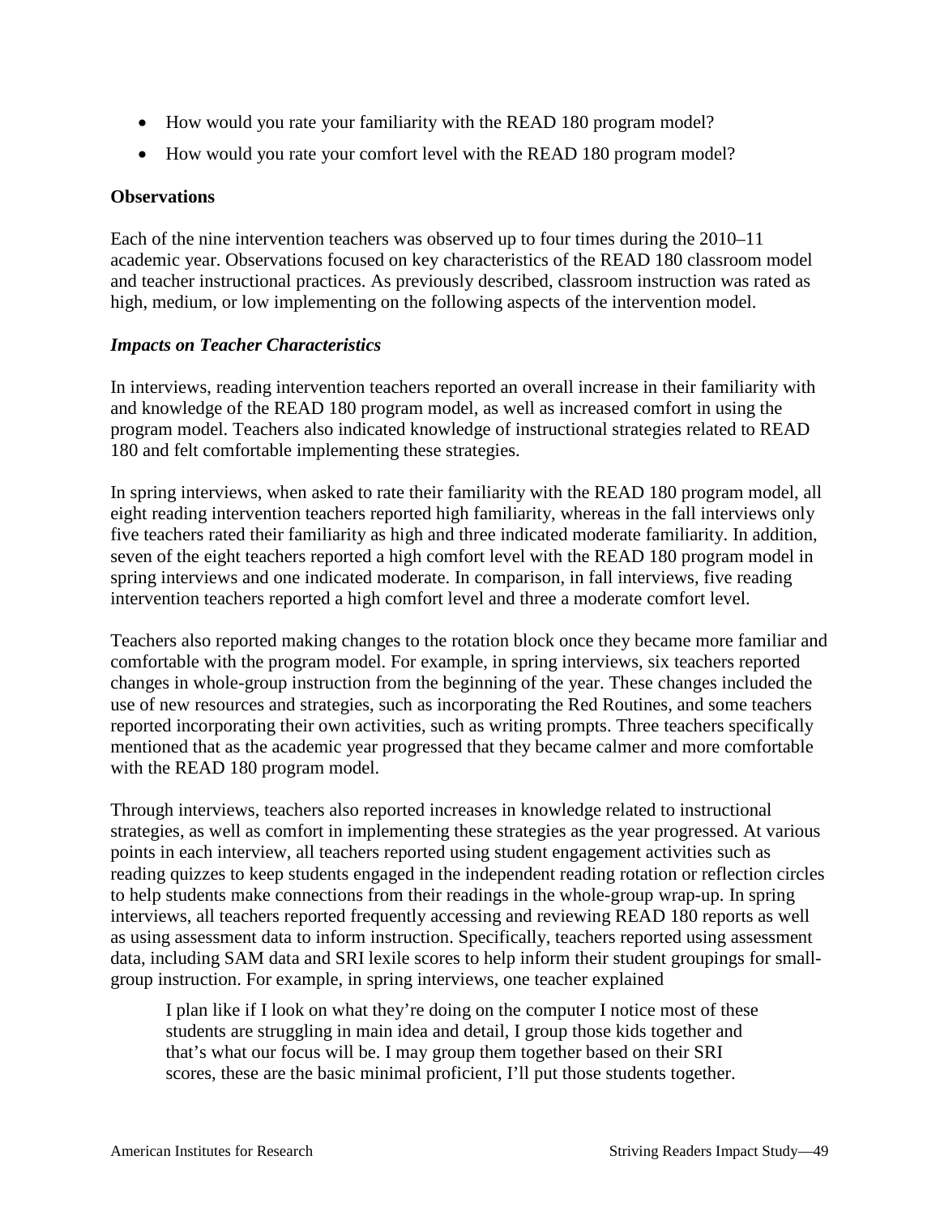- How would you rate your familiarity with the READ 180 program model?
- How would you rate your comfort level with the READ 180 program model?

**Observations**

Each of the nine intervention teachers was observed up to four times during the 2010–11 academic year. Observations focused on key characteristics of the READ 180 classroom model and teacher instructional practices. As previously described, classroom instruction was rated as high, medium, or low implementing on the following aspects of the intervention model.

***Impacts on Teacher Characteristics***

In interviews, reading intervention teachers reported an overall increase in their familiarity with and knowledge of the READ 180 program model, as well as increased comfort in using the program model. Teachers also indicated knowledge of instructional strategies related to READ 180 and felt comfortable implementing these strategies.

In spring interviews, when asked to rate their familiarity with the READ 180 program model, all eight reading intervention teachers reported high familiarity, whereas in the fall interviews only five teachers rated their familiarity as high and three indicated moderate familiarity. In addition, seven of the eight teachers reported a high comfort level with the READ 180 program model in spring interviews and one indicated moderate. In comparison, in fall interviews, five reading intervention teachers reported a high comfort level and three a moderate comfort level.

Teachers also reported making changes to the rotation block once they became more familiar and comfortable with the program model. For example, in spring interviews, six teachers reported changes in whole-group instruction from the beginning of the year. These changes included the use of new resources and strategies, such as incorporating the Red Routines, and some teachers reported incorporating their own activities, such as writing prompts. Three teachers specifically mentioned that as the academic year progressed that they became calmer and more comfortable with the READ 180 program model.

Through interviews, teachers also reported increases in knowledge related to instructional strategies, as well as comfort in implementing these strategies as the year progressed. At various points in each interview, all teachers reported using student engagement activities such as reading quizzes to keep students engaged in the independent reading rotation or reflection circles to help students make connections from their readings in the whole-group wrap-up. In spring interviews, all teachers reported frequently accessing and reviewing READ 180 reports as well as using assessment data to inform instruction. Specifically, teachers reported using assessment data, including SAM data and SRI lexile scores to help inform their student groupings for small-group instruction. For example, in spring interviews, one teacher explained

> I plan like if I look on what they're doing on the computer I notice most of these students are struggling in main idea and detail, I group those kids together and that's what our focus will be. I may group them together based on their SRI scores, these are the basic minimal proficient, I'll put those students together.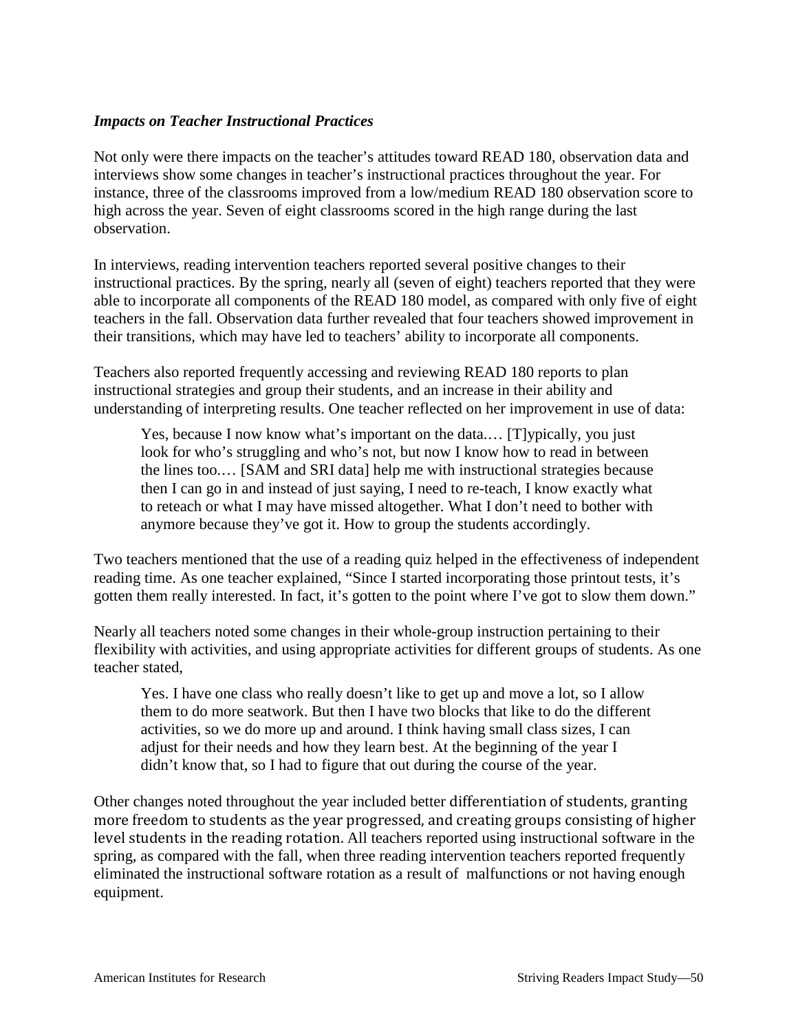### *Impacts on Teacher Instructional Practices*

Not only were there impacts on the teacher's attitudes toward READ 180, observation data and interviews show some changes in teacher's instructional practices throughout the year. For instance, three of the classrooms improved from a low/medium READ 180 observation score to high across the year. Seven of eight classrooms scored in the high range during the last observation.

In interviews, reading intervention teachers reported several positive changes to their instructional practices. By the spring, nearly all (seven of eight) teachers reported that they were able to incorporate all components of the READ 180 model, as compared with only five of eight teachers in the fall. Observation data further revealed that four teachers showed improvement in their transitions, which may have led to teachers' ability to incorporate all components.

Teachers also reported frequently accessing and reviewing READ 180 reports to plan instructional strategies and group their students, and an increase in their ability and understanding of interpreting results. One teacher reflected on her improvement in use of data:

> Yes, because I now know what's important on the data.… [T]ypically, you just look for who's struggling and who's not, but now I know how to read in between the lines too.… [SAM and SRI data] help me with instructional strategies because then I can go in and instead of just saying, I need to re-teach, I know exactly what to reteach or what I may have missed altogether. What I don't need to bother with anymore because they've got it. How to group the students accordingly.

Two teachers mentioned that the use of a reading quiz helped in the effectiveness of independent reading time. As one teacher explained, "Since I started incorporating those printout tests, it's gotten them really interested. In fact, it's gotten to the point where I've got to slow them down."

Nearly all teachers noted some changes in their whole-group instruction pertaining to their flexibility with activities, and using appropriate activities for different groups of students. As one teacher stated,

> Yes. I have one class who really doesn't like to get up and move a lot, so I allow them to do more seatwork. But then I have two blocks that like to do the different activities, so we do more up and around. I think having small class sizes, I can adjust for their needs and how they learn best. At the beginning of the year I didn't know that, so I had to figure that out during the course of the year.

Other changes noted throughout the year included better differentiation of students, granting more freedom to students as the year progressed, and creating groups consisting of higher level students in the reading rotation. All teachers reported using instructional software in the spring, as compared with the fall, when three reading intervention teachers reported frequently eliminated the instructional software rotation as a result of malfunctions or not having enough equipment.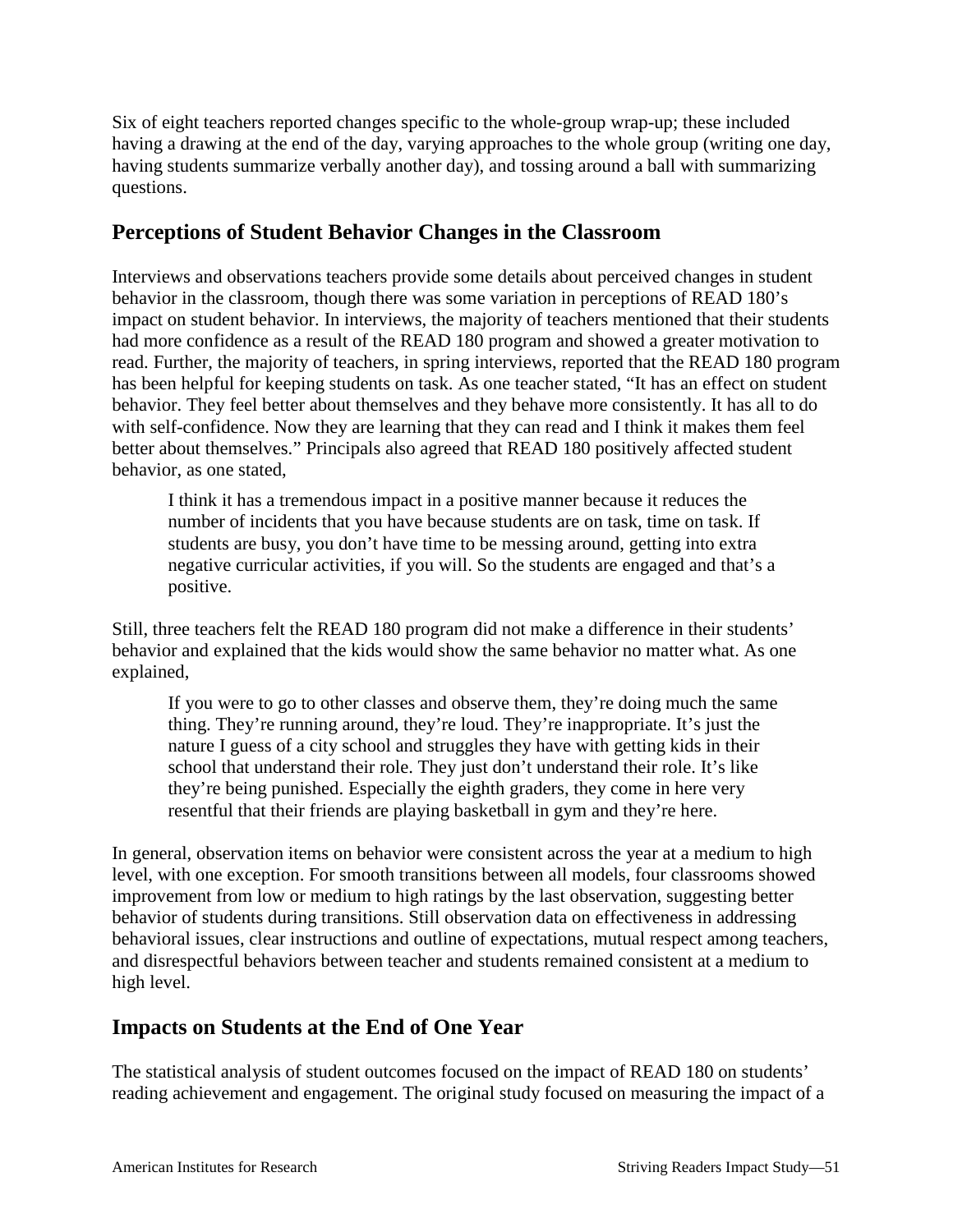Six of eight teachers reported changes specific to the whole-group wrap-up; these included having a drawing at the end of the day, varying approaches to the whole group (writing one day, having students summarize verbally another day), and tossing around a ball with summarizing questions.

## Perceptions of Student Behavior Changes in the Classroom

Interviews and observations teachers provide some details about perceived changes in student behavior in the classroom, though there was some variation in perceptions of READ 180's impact on student behavior. In interviews, the majority of teachers mentioned that their students had more confidence as a result of the READ 180 program and showed a greater motivation to read. Further, the majority of teachers, in spring interviews, reported that the READ 180 program has been helpful for keeping students on task. As one teacher stated, "It has an effect on student behavior. They feel better about themselves and they behave more consistently. It has all to do with self-confidence. Now they are learning that they can read and I think it makes them feel better about themselves." Principals also agreed that READ 180 positively affected student behavior, as one stated,

> I think it has a tremendous impact in a positive manner because it reduces the number of incidents that you have because students are on task, time on task. If students are busy, you don't have time to be messing around, getting into extra negative curricular activities, if you will. So the students are engaged and that's a positive.

Still, three teachers felt the READ 180 program did not make a difference in their students' behavior and explained that the kids would show the same behavior no matter what. As one explained,

> If you were to go to other classes and observe them, they're doing much the same thing. They're running around, they're loud. They're inappropriate. It's just the nature I guess of a city school and struggles they have with getting kids in their school that understand their role. They just don't understand their role. It's like they're being punished. Especially the eighth graders, they come in here very resentful that their friends are playing basketball in gym and they're here.

In general, observation items on behavior were consistent across the year at a medium to high level, with one exception. For smooth transitions between all models, four classrooms showed improvement from low or medium to high ratings by the last observation, suggesting better behavior of students during transitions. Still observation data on effectiveness in addressing behavioral issues, clear instructions and outline of expectations, mutual respect among teachers, and disrespectful behaviors between teacher and students remained consistent at a medium to high level.

## Impacts on Students at the End of One Year

The statistical analysis of student outcomes focused on the impact of READ 180 on students' reading achievement and engagement. The original study focused on measuring the impact of a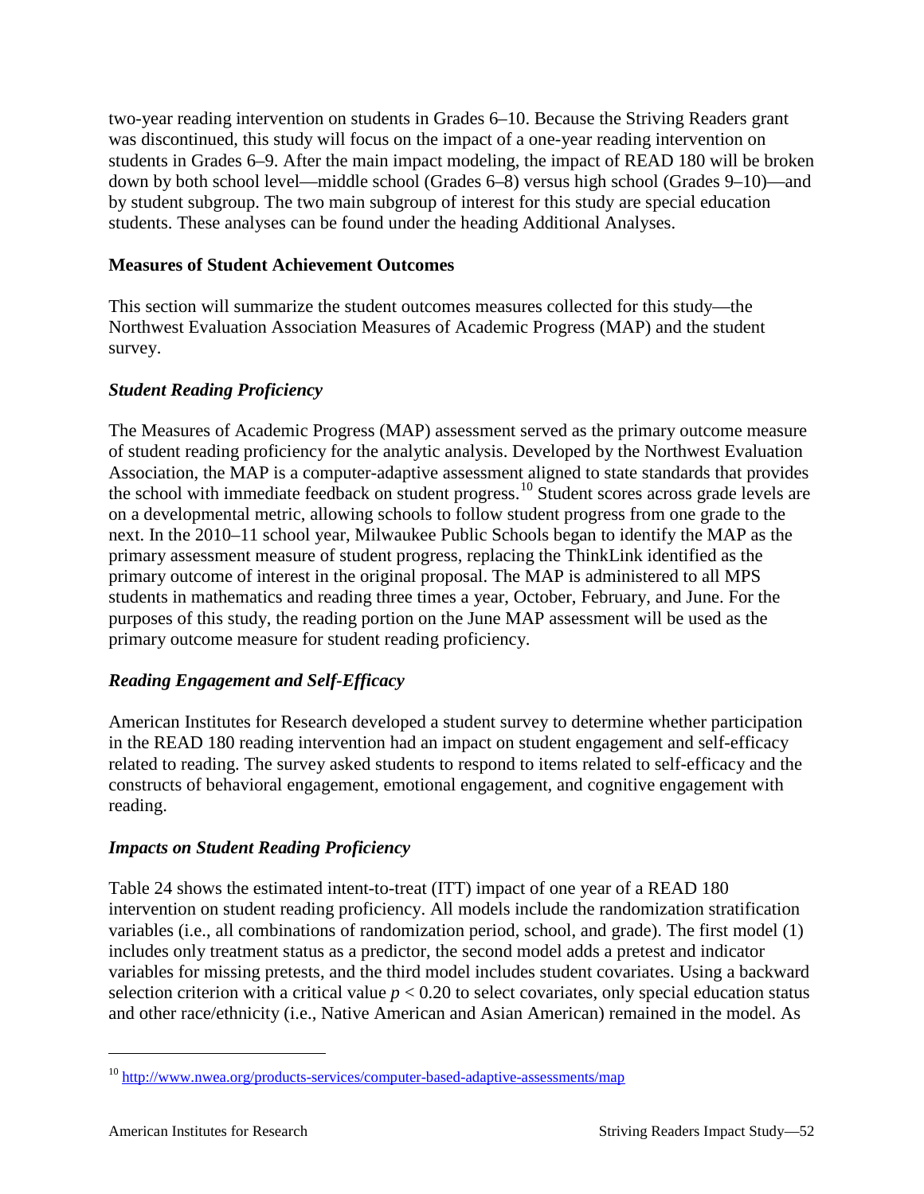two-year reading intervention on students in Grades 6–10. Because the Striving Readers grant was discontinued, this study will focus on the impact of a one-year reading intervention on students in Grades 6–9. After the main impact modeling, the impact of READ 180 will be broken down by both school level—middle school (Grades 6–8) versus high school (Grades 9–10)—and by student subgroup. The two main subgroup of interest for this study are special education students. These analyses can be found under the heading Additional Analyses.

### Measures of Student Achievement Outcomes

This section will summarize the student outcomes measures collected for this study—the Northwest Evaluation Association Measures of Academic Progress (MAP) and the student survey.

#### *Student Reading Proficiency*

The Measures of Academic Progress (MAP) assessment served as the primary outcome measure of student reading proficiency for the analytic analysis. Developed by the Northwest Evaluation Association, the MAP is a computer-adaptive assessment aligned to state standards that provides the school with immediate feedback on student progress.[10] Student scores across grade levels are on a developmental metric, allowing schools to follow student progress from one grade to the next. In the 2010–11 school year, Milwaukee Public Schools began to identify the MAP as the primary assessment measure of student progress, replacing the ThinkLink identified as the primary outcome of interest in the original proposal. The MAP is administered to all MPS students in mathematics and reading three times a year, October, February, and June. For the purposes of this study, the reading portion on the June MAP assessment will be used as the primary outcome measure for student reading proficiency.

#### *Reading Engagement and Self-Efficacy*

American Institutes for Research developed a student survey to determine whether participation in the READ 180 reading intervention had an impact on student engagement and self-efficacy related to reading. The survey asked students to respond to items related to self-efficacy and the constructs of behavioral engagement, emotional engagement, and cognitive engagement with reading.

#### *Impacts on Student Reading Proficiency*

Table 24 shows the estimated intent-to-treat (ITT) impact of one year of a READ 180 intervention on student reading proficiency. All models include the randomization stratification variables (i.e., all combinations of randomization period, school, and grade). The first model (1) includes only treatment status as a predictor, the second model adds a pretest and indicator variables for missing pretests, and the third model includes student covariates. Using a backward selection criterion with a critical value $p < 0.20$ to select covariates, only special education status and other race/ethnicity (i.e., Native American and Asian American) remained in the model. As

[10] http://www.nwea.org/products-services/computer-based-adaptive-assessments/map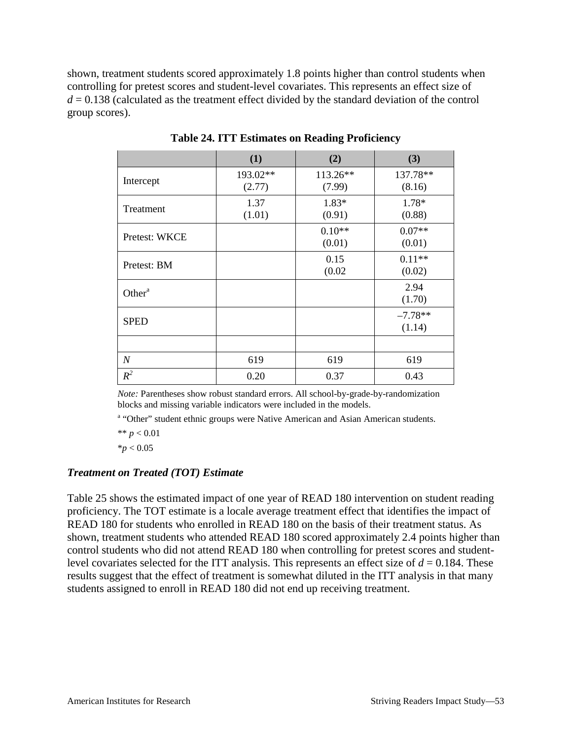shown, treatment students scored approximately 1.8 points higher than control students when controlling for pretest scores and student-level covariates. This represents an effect size of $d = 0.138$ (calculated as the treatment effect divided by the standard deviation of the control group scores).

**Table 24. ITT Estimates on Reading Proficiency**

| | (1) | (2) | (3) |
|---|---|---|---|
| Intercept | 193.02** (2.77) | 113.26** (7.99) | 137.78** (8.16) |
| Treatment | 1.37 (1.01) | 1.83* (0.91) | 1.78* (0.88) |
| Pretest: WKCE | | 0.10** (0.01) | 0.07** (0.01) |
| Pretest: BM | | 0.15 (0.02 | 0.11** (0.02) |
| Other[a] | | | 2.94 (1.70) |
| SPED | | | –7.78** (1.14) |
| | | | |
| *N* | 619 | 619 | 619 |
| $R^2$ | 0.20 | 0.37 | 0.43 |

*Note:* Parentheses show robust standard errors. All school-by-grade-by-randomization blocks and missing variable indicators were included in the models.

[a] "Other" student ethnic groups were Native American and Asian American students.

** $p < 0.01$

* $p < 0.05$

### *Treatment on Treated (TOT) Estimate*

Table 25 shows the estimated impact of one year of READ 180 intervention on student reading proficiency. The TOT estimate is a locale average treatment effect that identifies the impact of READ 180 for students who enrolled in READ 180 on the basis of their treatment status. As shown, treatment students who attended READ 180 scored approximately 2.4 points higher than control students who did not attend READ 180 when controlling for pretest scores and student-level covariates selected for the ITT analysis. This represents an effect size of $d = 0.184$. These results suggest that the effect of treatment is somewhat diluted in the ITT analysis in that many students assigned to enroll in READ 180 did not end up receiving treatment.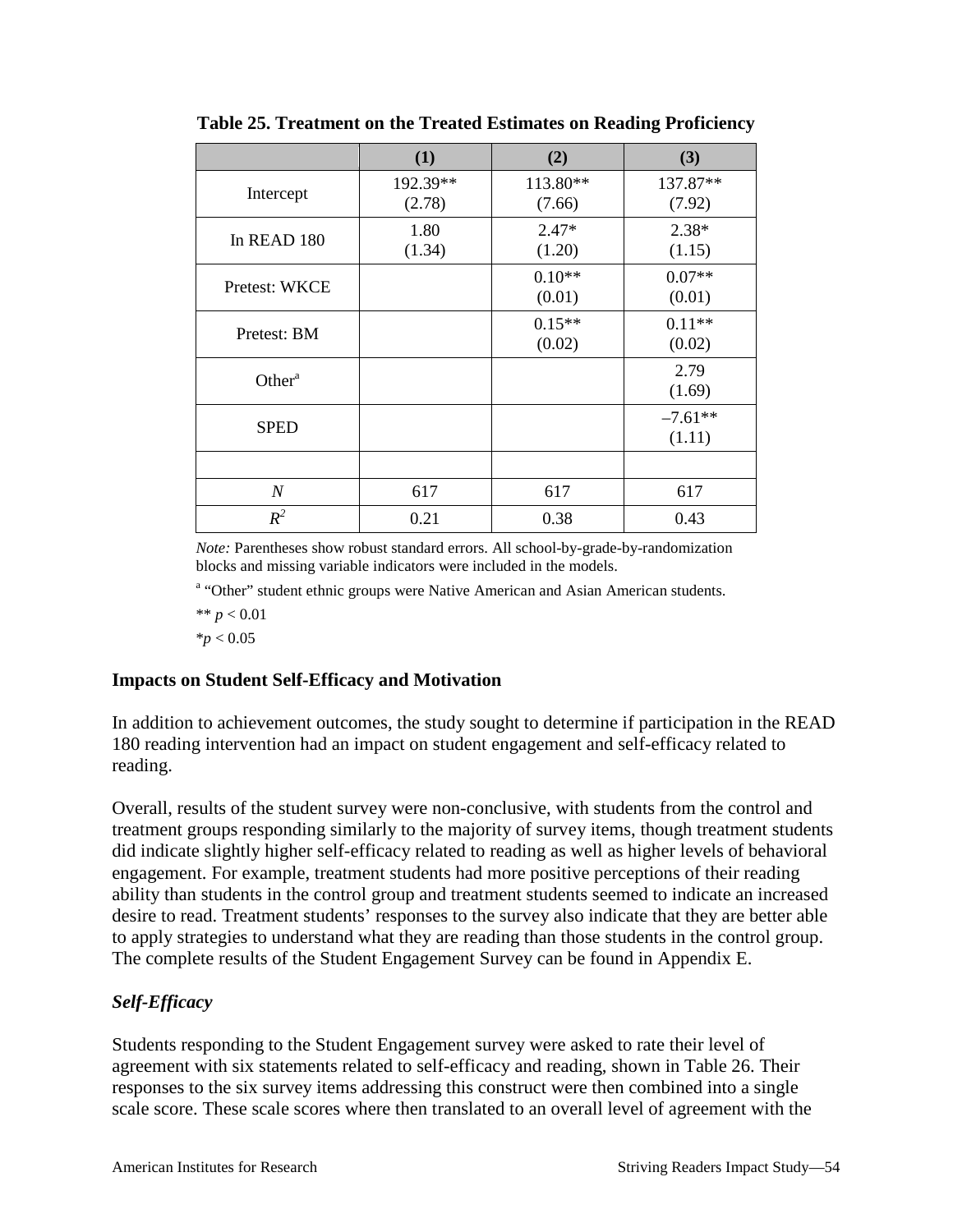**Table 25. Treatment on the Treated Estimates on Reading Proficiency**

| | (1) | (2) | (3) |
|---|---|---|---|
| Intercept | 192.39**<br>(2.78) | 113.80**<br>(7.66) | 137.87**<br>(7.92) |
| In READ 180 | 1.80<br>(1.34) | 2.47*<br>(1.20) | 2.38*<br>(1.15) |
| Pretest: WKCE | | 0.10**<br>(0.01) | 0.07**<br>(0.01) |
| Pretest: BM | | 0.15**<br>(0.02) | 0.11**<br>(0.02) |
| Other[a] | | | 2.79<br>(1.69) |
| SPED | | | –7.61**<br>(1.11) |
| | | | |
| *N* | 617 | 617 | 617 |
| $R^2$ | 0.21 | 0.38 | 0.43 |

*Note:* Parentheses show robust standard errors. All school-by-grade-by-randomization blocks and missing variable indicators were included in the models.

[a] "Other" student ethnic groups were Native American and Asian American students.

** $p < 0.01$

*$p < 0.05$

## Impacts on Student Self-Efficacy and Motivation

In addition to achievement outcomes, the study sought to determine if participation in the READ 180 reading intervention had an impact on student engagement and self-efficacy related to reading.

Overall, results of the student survey were non-conclusive, with students from the control and treatment groups responding similarly to the majority of survey items, though treatment students did indicate slightly higher self-efficacy related to reading as well as higher levels of behavioral engagement. For example, treatment students had more positive perceptions of their reading ability than students in the control group and treatment students seemed to indicate an increased desire to read. Treatment students' responses to the survey also indicate that they are better able to apply strategies to understand what they are reading than those students in the control group. The complete results of the Student Engagement Survey can be found in Appendix E.

### *Self-Efficacy*

Students responding to the Student Engagement survey were asked to rate their level of agreement with six statements related to self-efficacy and reading, shown in Table 26. Their responses to the six survey items addressing this construct were then combined into a single scale score. These scale scores where then translated to an overall level of agreement with the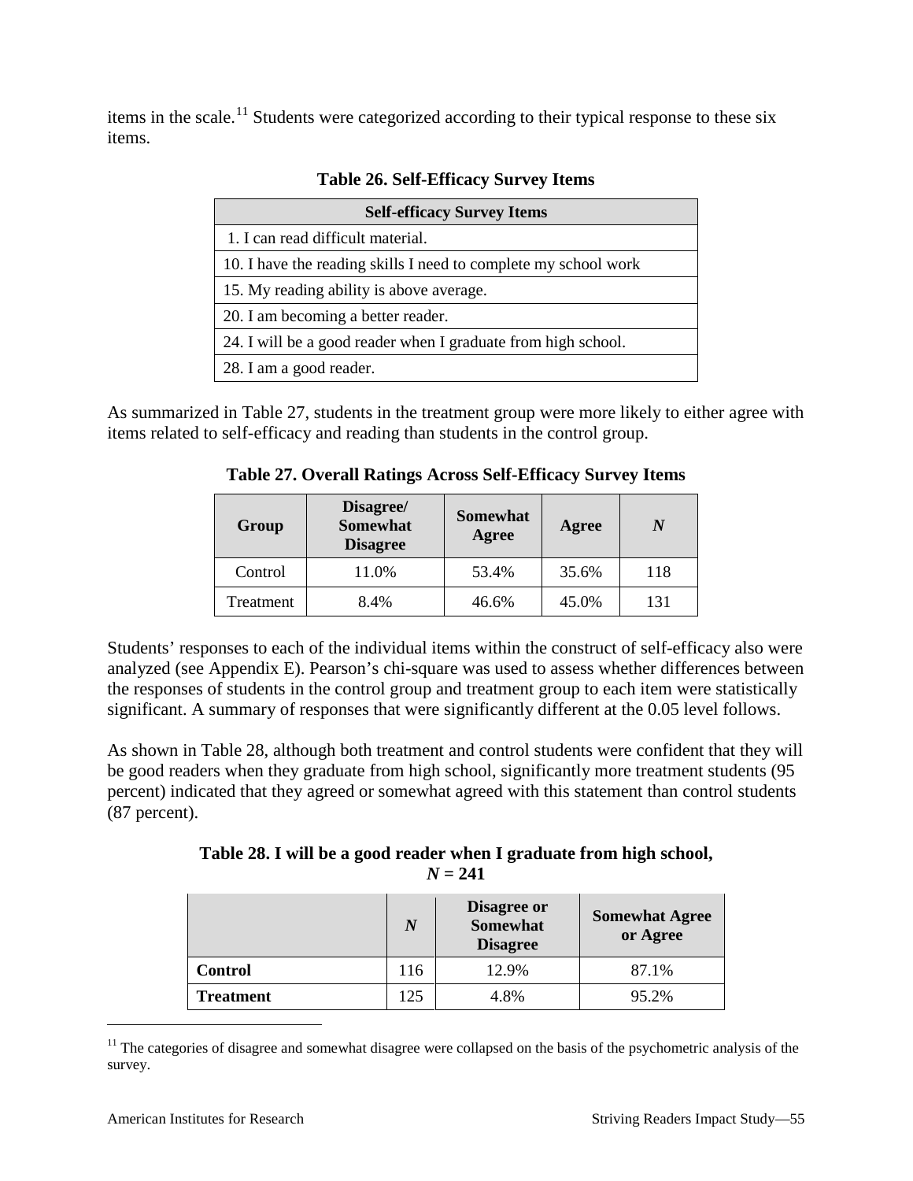items in the scale.[11] Students were categorized according to their typical response to these six items.

**Table 26. Self-Efficacy Survey Items**

| Self-efficacy Survey Items |
|---|
| 1. I can read difficult material. |
| 10. I have the reading skills I need to complete my school work |
| 15. My reading ability is above average. |
| 20. I am becoming a better reader. |
| 24. I will be a good reader when I graduate from high school. |
| 28. I am a good reader. |

As summarized in Table 27, students in the treatment group were more likely to either agree with items related to self-efficacy and reading than students in the control group.

**Table 27. Overall Ratings Across Self-Efficacy Survey Items**

| Group | Disagree/ Somewhat Disagree | Somewhat Agree | Agree | *N* |
|---|---|---|---|---|
| Control | 11.0% | 53.4% | 35.6% | 118 |
| Treatment | 8.4% | 46.6% | 45.0% | 131 |

Students' responses to each of the individual items within the construct of self-efficacy also were analyzed (see Appendix E). Pearson's chi-square was used to assess whether differences between the responses of students in the control group and treatment group to each item were statistically significant. A summary of responses that were significantly different at the 0.05 level follows.

As shown in Table 28, although both treatment and control students were confident that they will be good readers when they graduate from high school, significantly more treatment students (95 percent) indicated that they agreed or somewhat agreed with this statement than control students (87 percent).

**Table 28. I will be a good reader when I graduate from high school, $N = 241$**

| | *N* | Disagree or Somewhat Disagree | Somewhat Agree or Agree |
|---|---|---|---|
| **Control** | 116 | 12.9% | 87.1% |
| **Treatment** | 125 | 4.8% | 95.2% |

[11] The categories of disagree and somewhat disagree were collapsed on the basis of the psychometric analysis of the survey.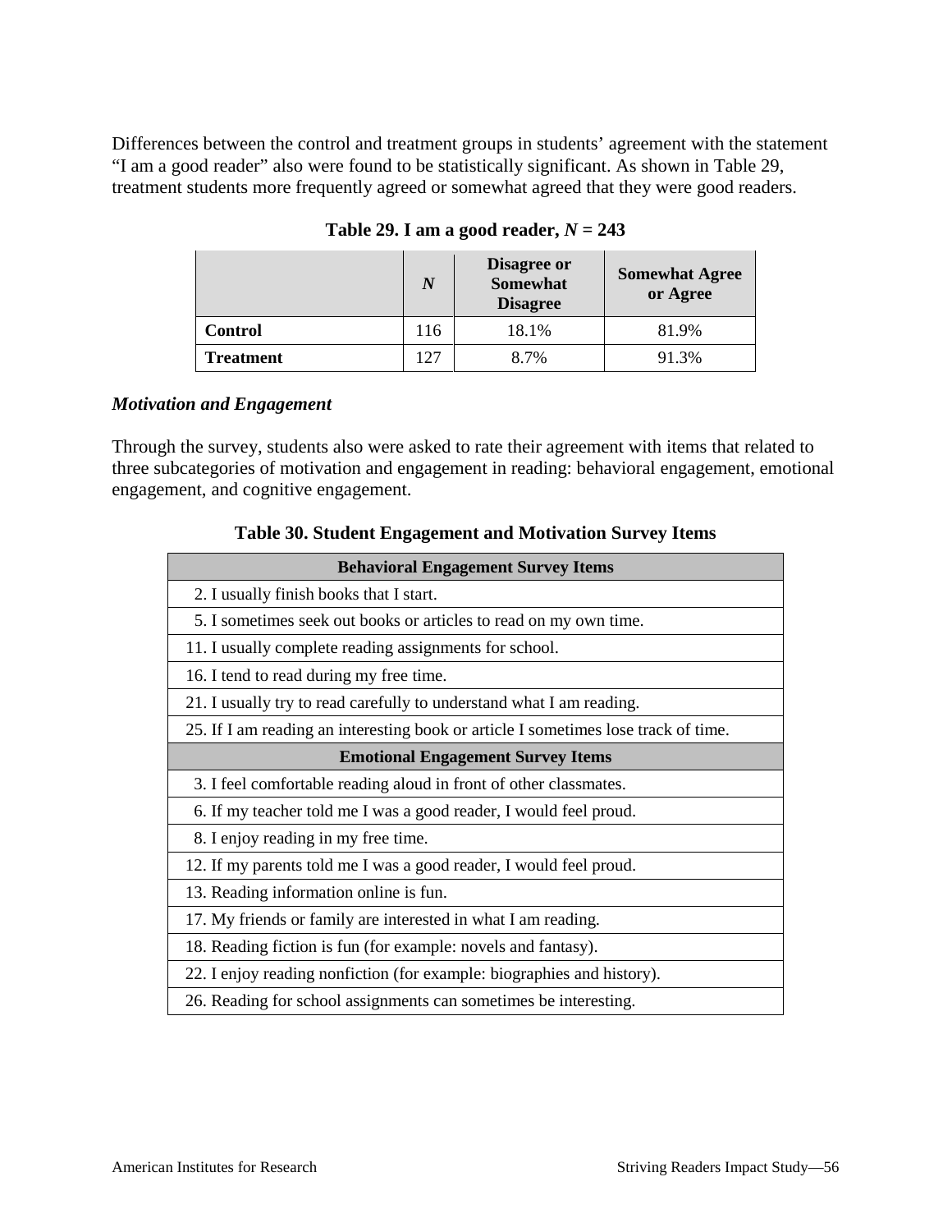Differences between the control and treatment groups in students' agreement with the statement "I am a good reader" also were found to be statistically significant. As shown in Table 29, treatment students more frequently agreed or somewhat agreed that they were good readers.

**Table 29. I am a good reader, $N = 243$**

| | ***N*** | **Disagree or Somewhat Disagree** | **Somewhat Agree or Agree** |
|---|---|---|---|
| **Control** | 116 | 18.1% | 81.9% |
| **Treatment** | 127 | 8.7% | 91.3% |

### *Motivation and Engagement*

Through the survey, students also were asked to rate their agreement with items that related to three subcategories of motivation and engagement in reading: behavioral engagement, emotional engagement, and cognitive engagement.

**Table 30. Student Engagement and Motivation Survey Items**

| **Behavioral Engagement Survey Items** |
|---|
| 2. I usually finish books that I start. |
| 5. I sometimes seek out books or articles to read on my own time. |
| 11. I usually complete reading assignments for school. |
| 16. I tend to read during my free time. |
| 21. I usually try to read carefully to understand what I am reading. |
| 25. If I am reading an interesting book or article I sometimes lose track of time. |
| **Emotional Engagement Survey Items** |
| 3. I feel comfortable reading aloud in front of other classmates. |
| 6. If my teacher told me I was a good reader, I would feel proud. |
| 8. I enjoy reading in my free time. |
| 12. If my parents told me I was a good reader, I would feel proud. |
| 13. Reading information online is fun. |
| 17. My friends or family are interested in what I am reading. |
| 18. Reading fiction is fun (for example: novels and fantasy). |
| 22. I enjoy reading nonfiction (for example: biographies and history). |
| 26. Reading for school assignments can sometimes be interesting. |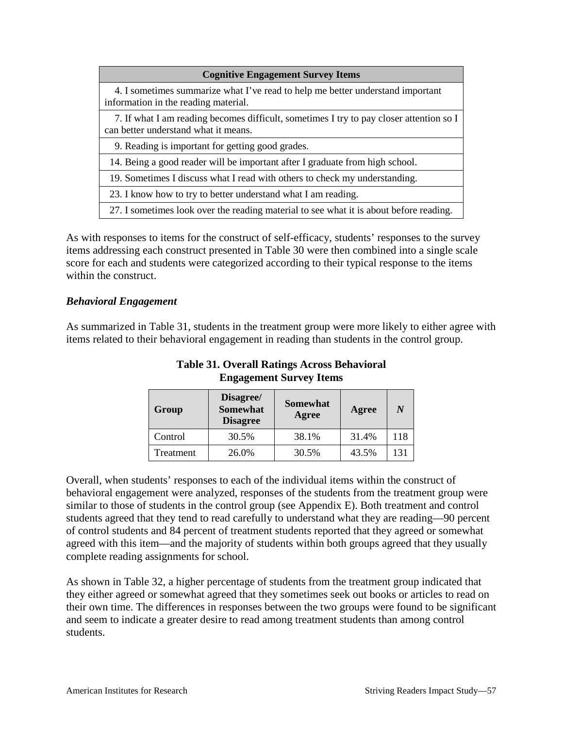| Cognitive Engagement Survey Items |
|---|
| 4. I sometimes summarize what I've read to help me better understand important information in the reading material. |
| 7. If what I am reading becomes difficult, sometimes I try to pay closer attention so I can better understand what it means. |
| 9. Reading is important for getting good grades. |
| 14. Being a good reader will be important after I graduate from high school. |
| 19. Sometimes I discuss what I read with others to check my understanding. |
| 23. I know how to try to better understand what I am reading. |
| 27. I sometimes look over the reading material to see what it is about before reading. |

As with responses to items for the construct of self-efficacy, students' responses to the survey items addressing each construct presented in Table 30 were then combined into a single scale score for each and students were categorized according to their typical response to the items within the construct.

### *Behavioral Engagement*

As summarized in Table 31, students in the treatment group were more likely to either agree with items related to their behavioral engagement in reading than students in the control group.

**Table 31. Overall Ratings Across Behavioral Engagement Survey Items**

| Group | Disagree/ Somewhat Disagree | Somewhat Agree | Agree | *N* |
|---|---|---|---|---|
| Control | 30.5% | 38.1% | 31.4% | 118 |
| Treatment | 26.0% | 30.5% | 43.5% | 131 |

Overall, when students' responses to each of the individual items within the construct of behavioral engagement were analyzed, responses of the students from the treatment group were similar to those of students in the control group (see Appendix E). Both treatment and control students agreed that they tend to read carefully to understand what they are reading—90 percent of control students and 84 percent of treatment students reported that they agreed or somewhat agreed with this item—and the majority of students within both groups agreed that they usually complete reading assignments for school.

As shown in Table 32, a higher percentage of students from the treatment group indicated that they either agreed or somewhat agreed that they sometimes seek out books or articles to read on their own time. The differences in responses between the two groups were found to be significant and seem to indicate a greater desire to read among treatment students than among control students.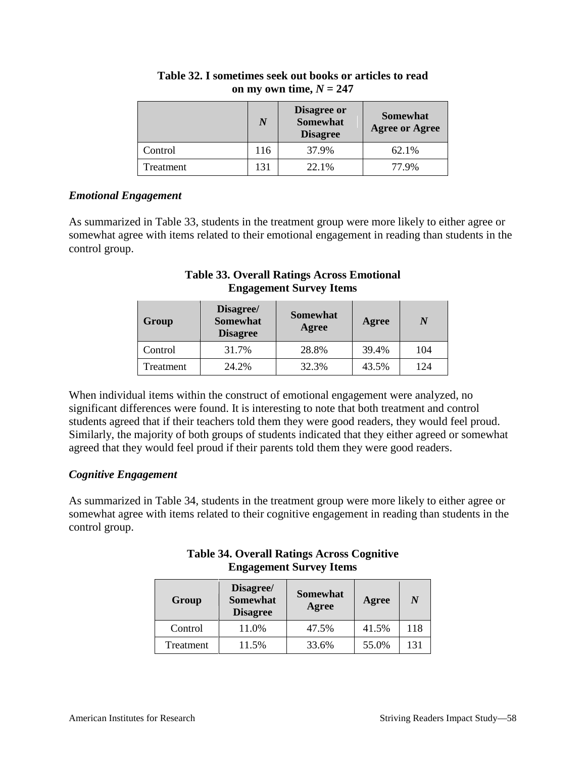**Table 32. I sometimes seek out books or articles to read on my own time, $N = 247$**

| | $N$ | Disagree or Somewhat Disagree | Somewhat Agree or Agree |
|---|---|---|---|
| Control | 116 | 37.9% | 62.1% |
| Treatment | 131 | 22.1% | 77.9% |

### *Emotional Engagement*

As summarized in Table 33, students in the treatment group were more likely to either agree or somewhat agree with items related to their emotional engagement in reading than students in the control group.

**Table 33. Overall Ratings Across Emotional Engagement Survey Items**

| Group | Disagree/ Somewhat Disagree | Somewhat Agree | Agree | $N$ |
|---|---|---|---|---|
| Control | 31.7% | 28.8% | 39.4% | 104 |
| Treatment | 24.2% | 32.3% | 43.5% | 124 |

When individual items within the construct of emotional engagement were analyzed, no significant differences were found. It is interesting to note that both treatment and control students agreed that if their teachers told them they were good readers, they would feel proud. Similarly, the majority of both groups of students indicated that they either agreed or somewhat agreed that they would feel proud if their parents told them they were good readers.

### *Cognitive Engagement*

As summarized in Table 34, students in the treatment group were more likely to either agree or somewhat agree with items related to their cognitive engagement in reading than students in the control group.

**Table 34. Overall Ratings Across Cognitive Engagement Survey Items**

| Group | Disagree/ Somewhat Disagree | Somewhat Agree | Agree | $N$ |
|---|---|---|---|---|
| Control | 11.0% | 47.5% | 41.5% | 118 |
| Treatment | 11.5% | 33.6% | 55.0% | 131 |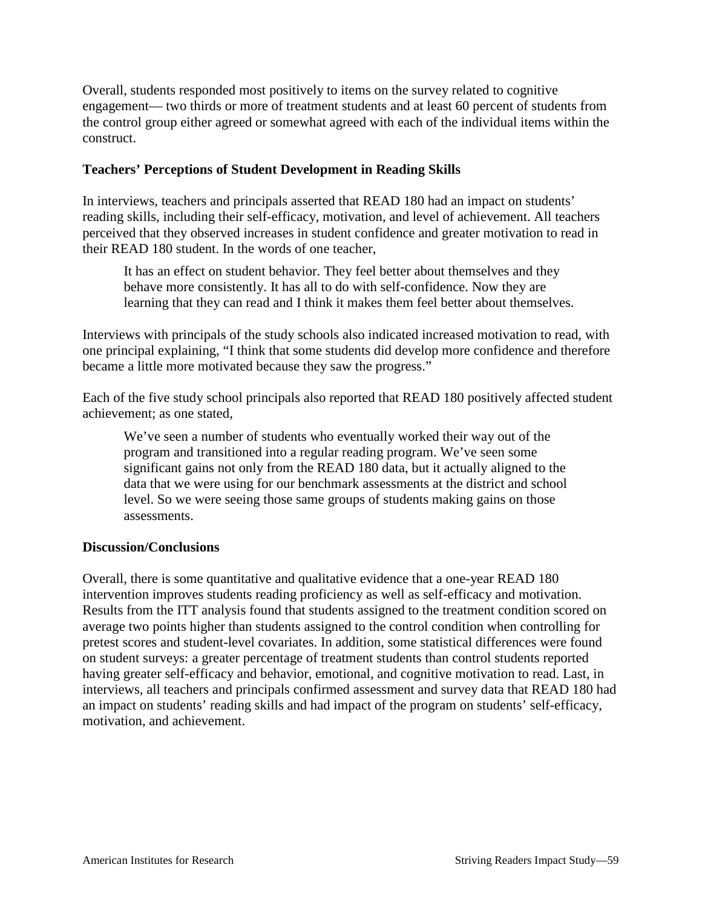Overall, students responded most positively to items on the survey related to cognitive engagement— two thirds or more of treatment students and at least 60 percent of students from the control group either agreed or somewhat agreed with each of the individual items within the construct.

### Teachers' Perceptions of Student Development in Reading Skills

In interviews, teachers and principals asserted that READ 180 had an impact on students' reading skills, including their self-efficacy, motivation, and level of achievement. All teachers perceived that they observed increases in student confidence and greater motivation to read in their READ 180 student. In the words of one teacher,

> It has an effect on student behavior. They feel better about themselves and they behave more consistently. It has all to do with self-confidence. Now they are learning that they can read and I think it makes them feel better about themselves.

Interviews with principals of the study schools also indicated increased motivation to read, with one principal explaining, "I think that some students did develop more confidence and therefore became a little more motivated because they saw the progress."

Each of the five study school principals also reported that READ 180 positively affected student achievement; as one stated,

> We've seen a number of students who eventually worked their way out of the program and transitioned into a regular reading program. We've seen some significant gains not only from the READ 180 data, but it actually aligned to the data that we were using for our benchmark assessments at the district and school level. So we were seeing those same groups of students making gains on those assessments.

### Discussion/Conclusions

Overall, there is some quantitative and qualitative evidence that a one-year READ 180 intervention improves students reading proficiency as well as self-efficacy and motivation. Results from the ITT analysis found that students assigned to the treatment condition scored on average two points higher than students assigned to the control condition when controlling for pretest scores and student-level covariates. In addition, some statistical differences were found on student surveys: a greater percentage of treatment students than control students reported having greater self-efficacy and behavior, emotional, and cognitive motivation to read. Last, in interviews, all teachers and principals confirmed assessment and survey data that READ 180 had an impact on students' reading skills and had impact of the program on students' self-efficacy, motivation, and achievement.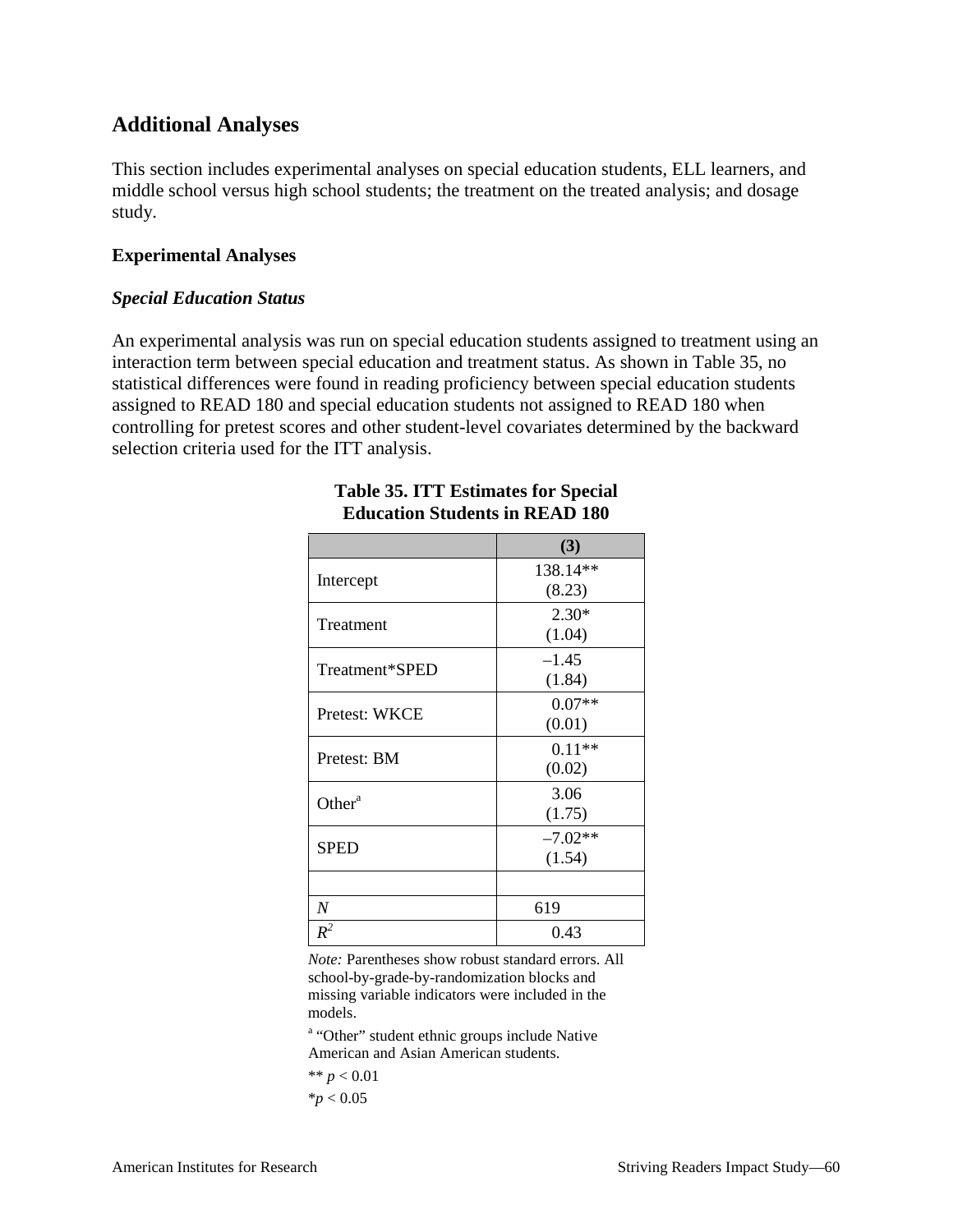## Additional Analyses

This section includes experimental analyses on special education students, ELL learners, and middle school versus high school students; the treatment on the treated analysis; and dosage study.

### Experimental Analyses

#### *Special Education Status*

An experimental analysis was run on special education students assigned to treatment using an interaction term between special education and treatment status. As shown in Table 35, no statistical differences were found in reading proficiency between special education students assigned to READ 180 and special education students not assigned to READ 180 when controlling for pretest scores and other student-level covariates determined by the backward selection criteria used for the ITT analysis.

**Table 35. ITT Estimates for Special Education Students in READ 180**

| | (3) |
|---|---|
| Intercept | 138.14** (8.23) |
| Treatment | 2.30* (1.04) |
| Treatment*SPED | –1.45 (1.84) |
| Pretest: WKCE | 0.07** (0.01) |
| Pretest: BM | 0.11** (0.02) |
| Other[a] | 3.06 (1.75) |
| SPED | –7.02** (1.54) |
| | |
| *N* | 619 |
| $R^2$ | 0.43 |

*Note:* Parentheses show robust standard errors. All school-by-grade-by-randomization blocks and missing variable indicators were included in the models.

[a] "Other" student ethnic groups include Native American and Asian American students.

** $p < 0.01$

*$p < 0.05$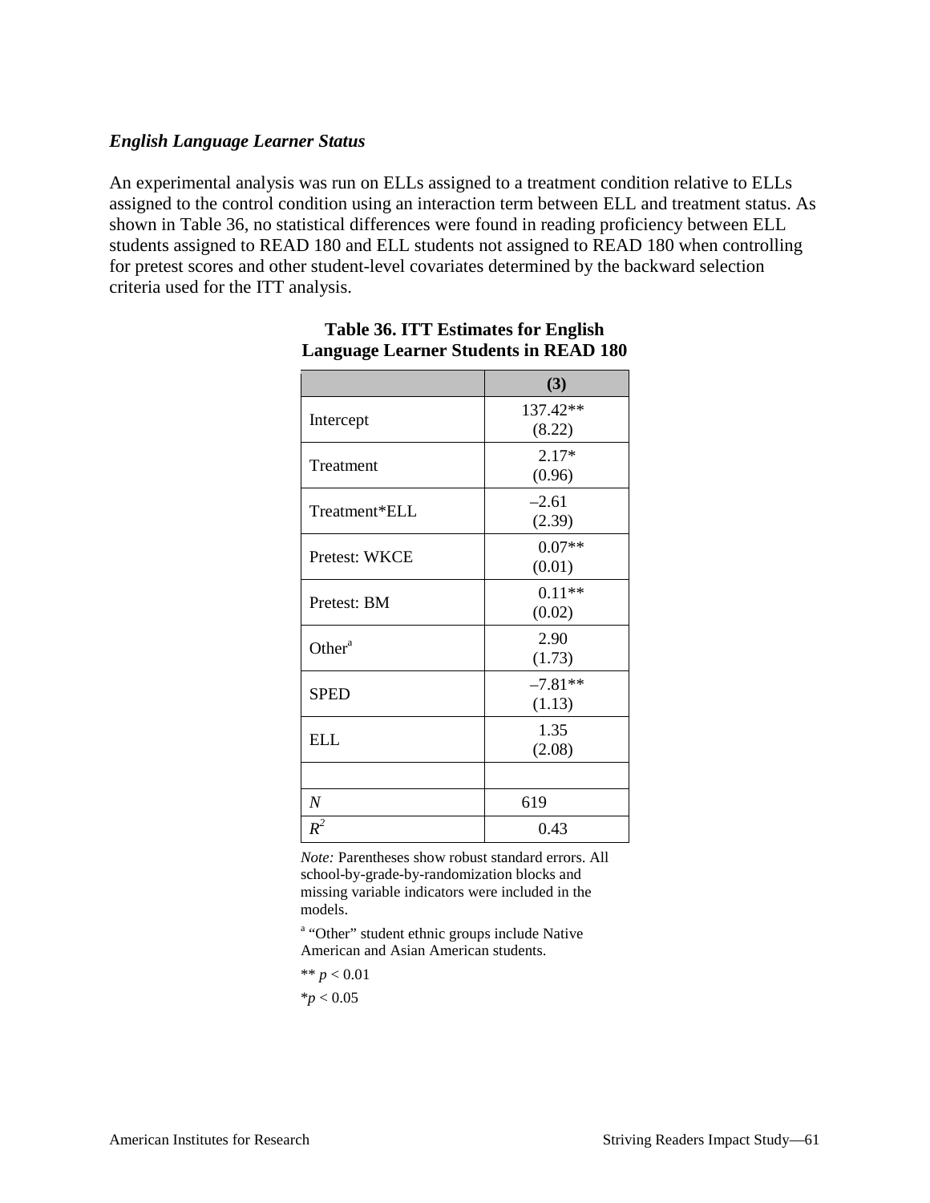### *English Language Learner Status*

An experimental analysis was run on ELLs assigned to a treatment condition relative to ELLs assigned to the control condition using an interaction term between ELL and treatment status. As shown in Table 36, no statistical differences were found in reading proficiency between ELL students assigned to READ 180 and ELL students not assigned to READ 180 when controlling for pretest scores and other student-level covariates determined by the backward selection criteria used for the ITT analysis.

**Table 36. ITT Estimates for English Language Learner Students in READ 180**

| | (3) |
|---|---|
| Intercept | 137.42** (8.22) |
| Treatment | 2.17* (0.96) |
| Treatment*ELL | –2.61 (2.39) |
| Pretest: WKCE | 0.07** (0.01) |
| Pretest: BM | 0.11** (0.02) |
| Other[a] | 2.90 (1.73) |
| SPED | –7.81** (1.13) |
| ELL | 1.35 (2.08) |
| | |
| *N* | 619 |
| $R^2$ | 0.43 |

*Note:* Parentheses show robust standard errors. All school-by-grade-by-randomization blocks and missing variable indicators were included in the models.

[a] "Other" student ethnic groups include Native American and Asian American students.

** $p < 0.01$

* $p < 0.05$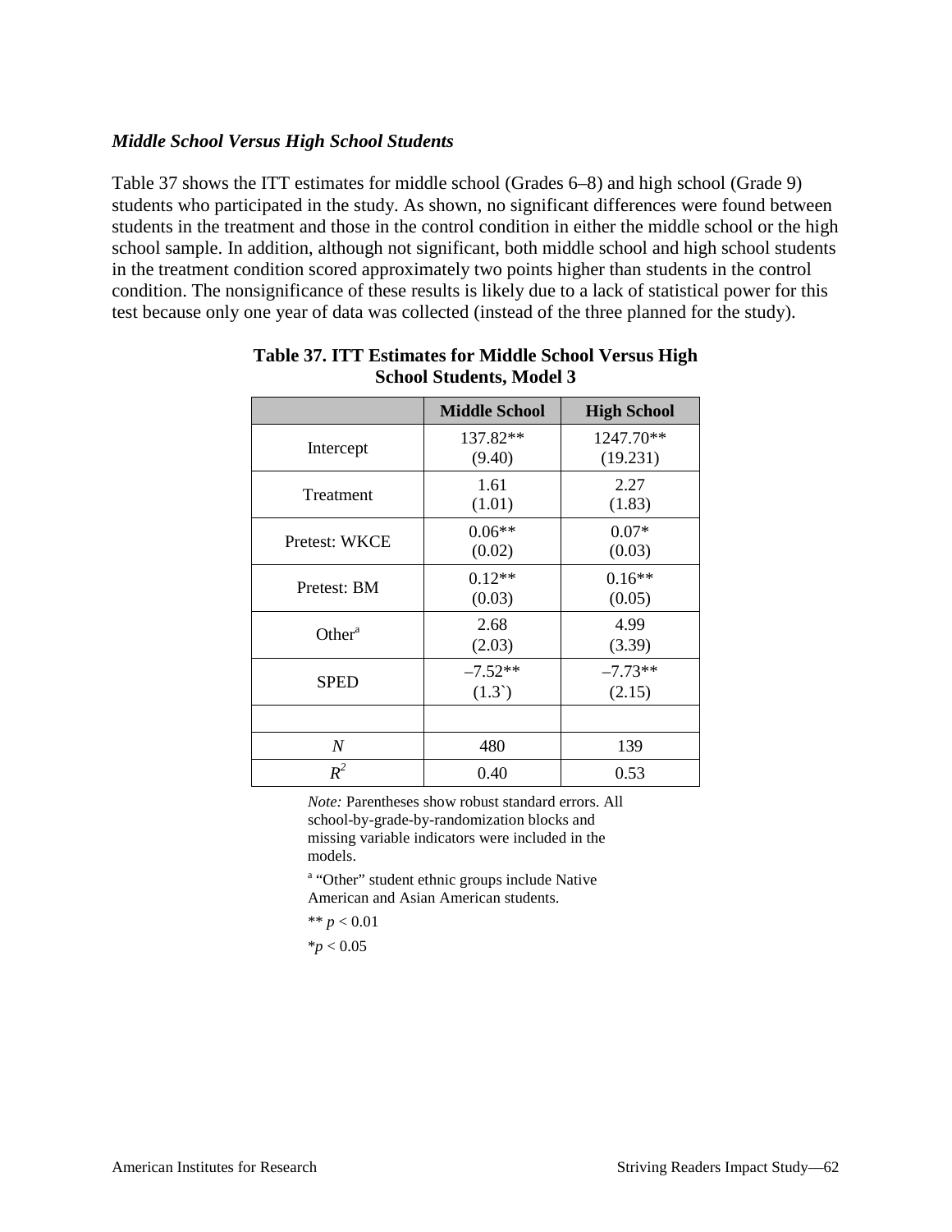### *Middle School Versus High School Students*

Table 37 shows the ITT estimates for middle school (Grades 6–8) and high school (Grade 9) students who participated in the study. As shown, no significant differences were found between students in the treatment and those in the control condition in either the middle school or the high school sample. In addition, although not significant, both middle school and high school students in the treatment condition scored approximately two points higher than students in the control condition. The nonsignificance of these results is likely due to a lack of statistical power for this test because only one year of data was collected (instead of the three planned for the study).

**Table 37. ITT Estimates for Middle School Versus High School Students, Model 3**

| | **Middle School** | **High School** |
|---|---|---|
| Intercept | 137.82** (9.40) | 1247.70** (19.231) |
| Treatment | 1.61 (1.01) | 2.27 (1.83) |
| Pretest: WKCE | 0.06** (0.02) | 0.07* (0.03) |
| Pretest: BM | 0.12** (0.03) | 0.16** (0.05) |
| Other[a] | 2.68 (2.03) | 4.99 (3.39) |
| SPED | –7.52** (1.3`) | –7.73** (2.15) |
| | | |
| *N* | 480 | 139 |
| $R^2$ | 0.40 | 0.53 |

*Note:* Parentheses show robust standard errors. All school-by-grade-by-randomization blocks and missing variable indicators were included in the models.

[a] "Other" student ethnic groups include Native American and Asian American students.

** $p < 0.01$

* $p < 0.05$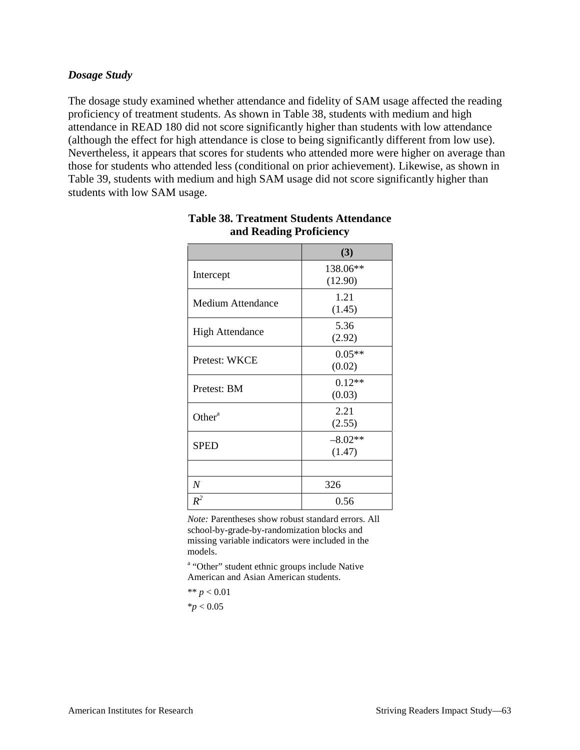### *Dosage Study*

The dosage study examined whether attendance and fidelity of SAM usage affected the reading proficiency of treatment students. As shown in Table 38, students with medium and high attendance in READ 180 did not score significantly higher than students with low attendance (although the effect for high attendance is close to being significantly different from low use). Nevertheless, it appears that scores for students who attended more were higher on average than those for students who attended less (conditional on prior achievement). Likewise, as shown in Table 39, students with medium and high SAM usage did not score significantly higher than students with low SAM usage.

**Table 38. Treatment Students Attendance and Reading Proficiency**

| | (3) |
|---|---|
| Intercept | 138.06** (12.90) |
| Medium Attendance | 1.21 (1.45) |
| High Attendance | 5.36 (2.92) |
| Pretest: WKCE | 0.05** (0.02) |
| Pretest: BM | 0.12** (0.03) |
| Other[a] | 2.21 (2.55) |
| SPED | –8.02** (1.47) |
| | |
| *N* | 326 |
| $R^2$ | 0.56 |

*Note:* Parentheses show robust standard errors. All school-by-grade-by-randomization blocks and missing variable indicators were included in the models.

[a] "Other" student ethnic groups include Native American and Asian American students.

** $p < 0.01$

* $p < 0.05$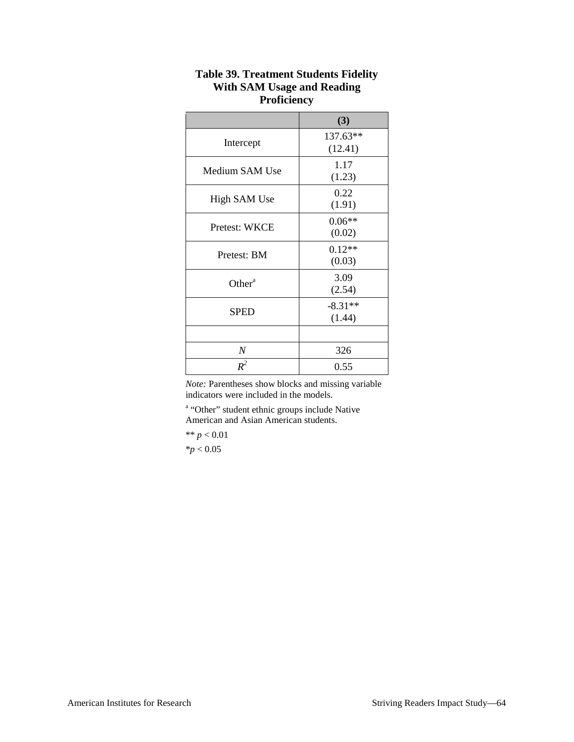**Table 39. Treatment Students Fidelity With SAM Usage and Reading Proficiency**

| | (3) |
|---|---|
| Intercept | 137.63** (12.41) |
| Medium SAM Use | 1.17 (1.23) |
| High SAM Use | 0.22 (1.91) |
| Pretest: WKCE | 0.06** (0.02) |
| Pretest: BM | 0.12** (0.03) |
| Other[a] | 3.09 (2.54) |
| SPED | -8.31** (1.44) |
| | |
| *N* | 326 |
| $R^2$ | 0.55 |

*Note:* Parentheses show blocks and missing variable indicators were included in the models.

[a] "Other" student ethnic groups include Native American and Asian American students.

** $p < 0.01$

* $p < 0.05$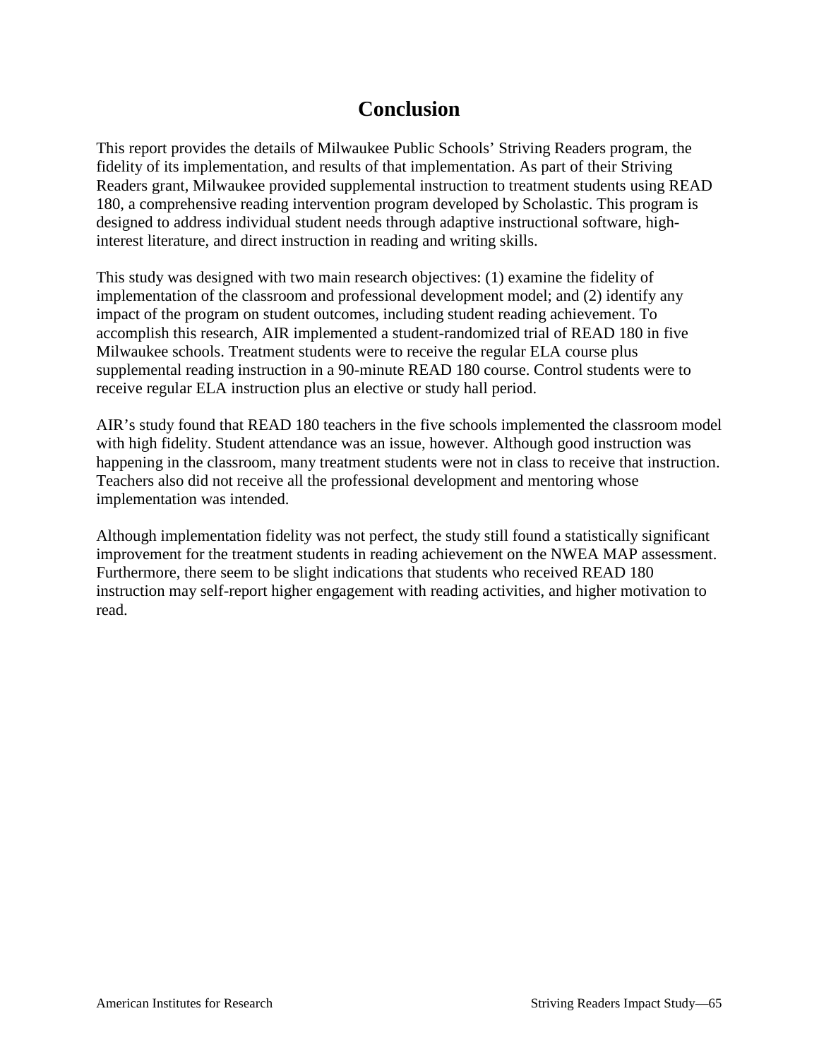# Conclusion

This report provides the details of Milwaukee Public Schools' Striving Readers program, the fidelity of its implementation, and results of that implementation. As part of their Striving Readers grant, Milwaukee provided supplemental instruction to treatment students using READ 180, a comprehensive reading intervention program developed by Scholastic. This program is designed to address individual student needs through adaptive instructional software, high-interest literature, and direct instruction in reading and writing skills.

This study was designed with two main research objectives: (1) examine the fidelity of implementation of the classroom and professional development model; and (2) identify any impact of the program on student outcomes, including student reading achievement. To accomplish this research, AIR implemented a student-randomized trial of READ 180 in five Milwaukee schools. Treatment students were to receive the regular ELA course plus supplemental reading instruction in a 90-minute READ 180 course. Control students were to receive regular ELA instruction plus an elective or study hall period.

AIR's study found that READ 180 teachers in the five schools implemented the classroom model with high fidelity. Student attendance was an issue, however. Although good instruction was happening in the classroom, many treatment students were not in class to receive that instruction. Teachers also did not receive all the professional development and mentoring whose implementation was intended.

Although implementation fidelity was not perfect, the study still found a statistically significant improvement for the treatment students in reading achievement on the NWEA MAP assessment. Furthermore, there seem to be slight indications that students who received READ 180 instruction may self-report higher engagement with reading activities, and higher motivation to read.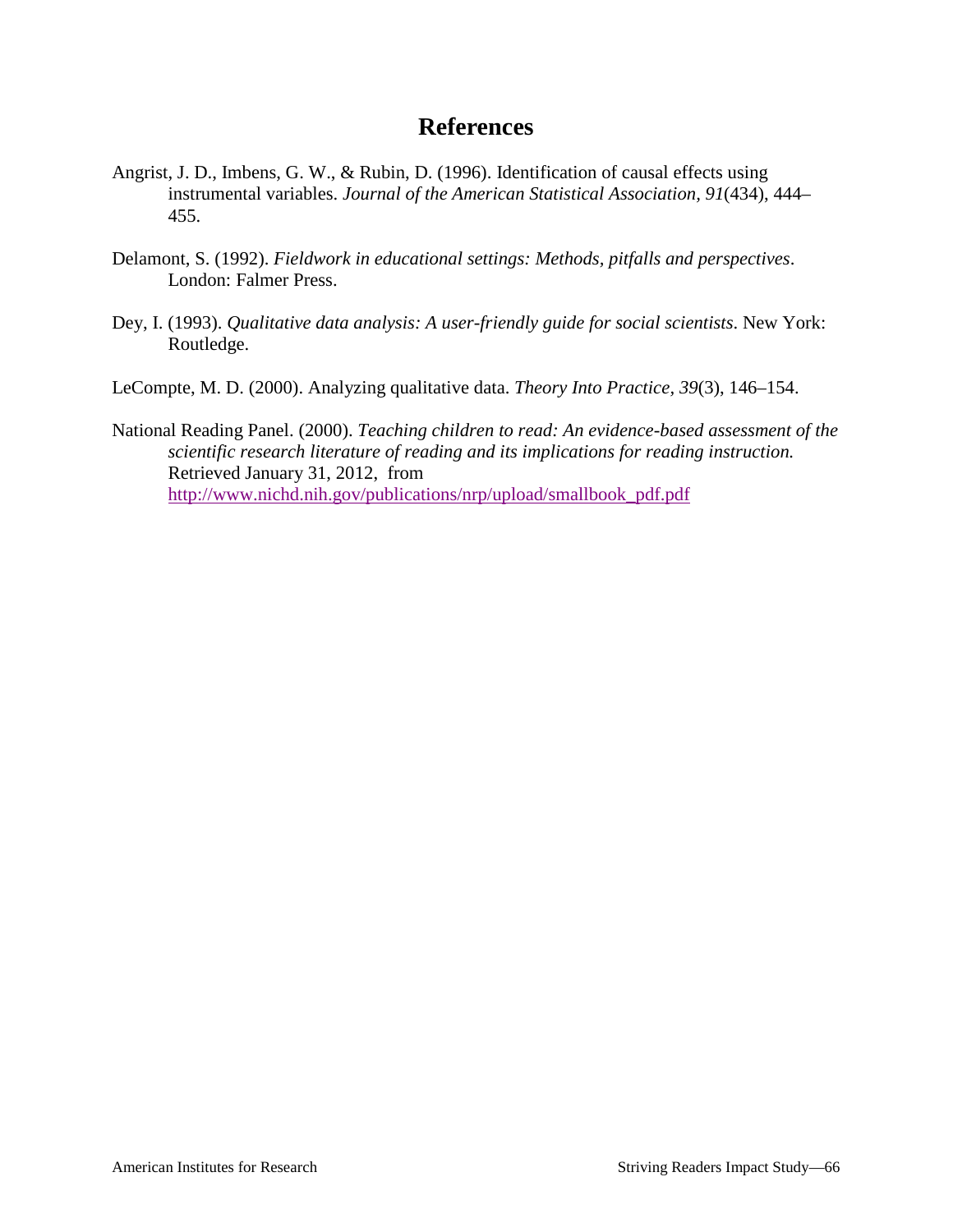# References

Angrist, J. D., Imbens, G. W., & Rubin, D. (1996). Identification of causal effects using instrumental variables. *Journal of the American Statistical Association, 91*(434), 444–455.

Delamont, S. (1992). *Fieldwork in educational settings: Methods, pitfalls and perspectives*. London: Falmer Press.

Dey, I. (1993). *Qualitative data analysis: A user-friendly guide for social scientists*. New York: Routledge.

LeCompte, M. D. (2000). Analyzing qualitative data. *Theory Into Practice, 39*(3), 146–154.

National Reading Panel. (2000). *Teaching children to read: An evidence-based assessment of the scientific research literature of reading and its implications for reading instruction.* Retrieved January 31, 2012, from http://www.nichd.nih.gov/publications/nrp/upload/smallbook_pdf.pdf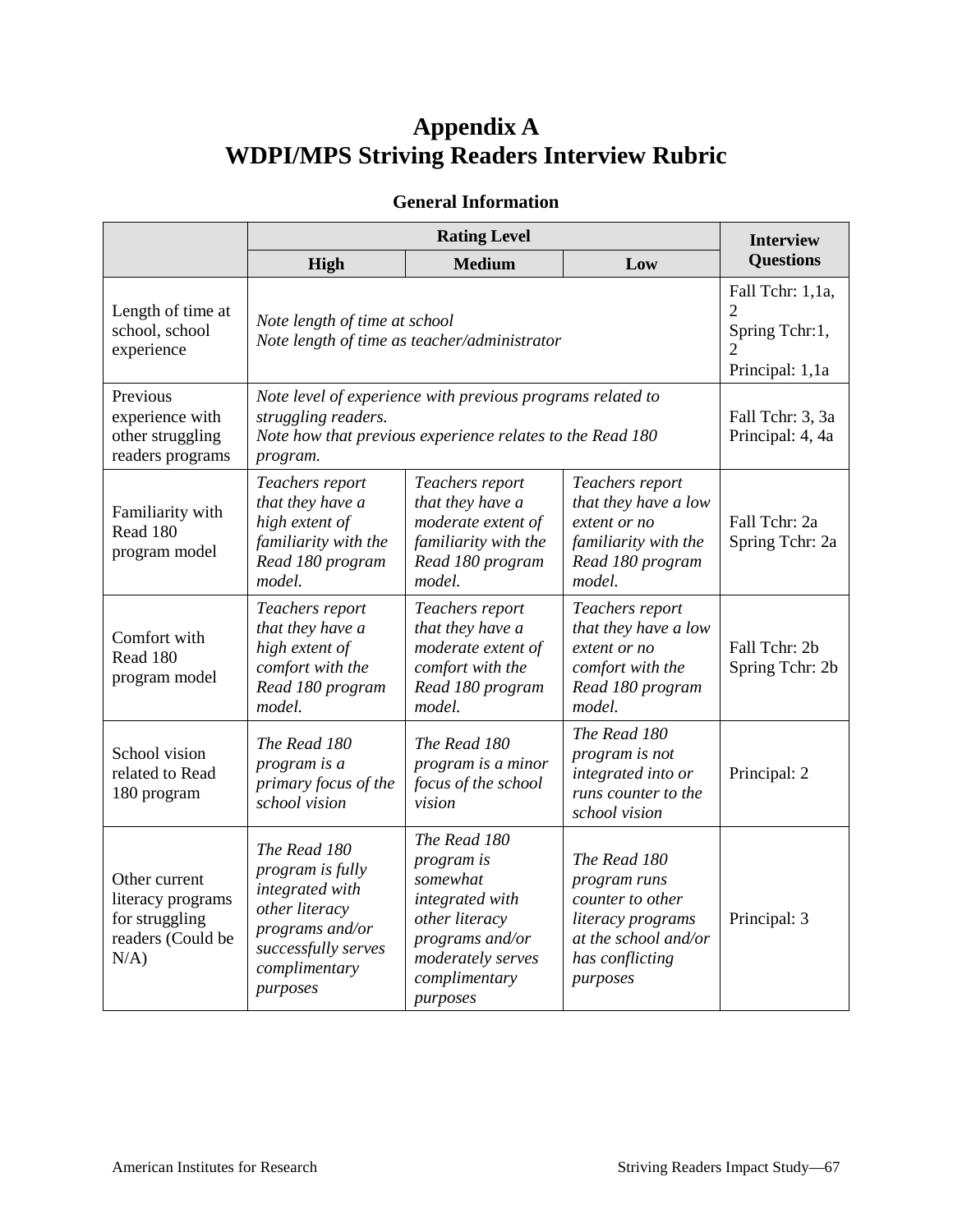# Appendix A
# WDPI/MPS Striving Readers Interview Rubric

### General Information

| | Rating Level | | | Interview Questions |
|---|---|---|---|---|
| | **High** | **Medium** | **Low** | |
| Length of time at school, school experience | *Note length of time at school*<br>*Note length of time as teacher/administrator* | | | Fall Tchr: 1,1a, 2<br>Spring Tchr:1, 2<br>Principal: 1,1a |
| Previous experience with other struggling readers programs | *Note level of experience with previous programs related to struggling readers.*<br>*Note how that previous experience relates to the Read 180 program.* | | | Fall Tchr: 3, 3a<br>Principal: 4, 4a |
| Familiarity with Read 180 program model | *Teachers report that they have a high extent of familiarity with the Read 180 program model.* | *Teachers report that they have a moderate extent of familiarity with the Read 180 program model.* | *Teachers report that they have a low extent or no familiarity with the Read 180 program model.* | Fall Tchr: 2a<br>Spring Tchr: 2a |
| Comfort with Read 180 program model | *Teachers report that they have a high extent of comfort with the Read 180 program model.* | *Teachers report that they have a moderate extent of comfort with the Read 180 program model.* | *Teachers report that they have a low extent or no comfort with the Read 180 program model.* | Fall Tchr: 2b<br>Spring Tchr: 2b |
| School vision related to Read 180 program | *The Read 180 program is a primary focus of the school vision* | *The Read 180 program is a minor focus of the school vision* | *The Read 180 program is not integrated into or runs counter to the school vision* | Principal: 2 |
| Other current literacy programs for struggling readers (Could be N/A) | *The Read 180 program is fully integrated with other literacy programs and/or successfully serves complimentary purposes* | *The Read 180 program is somewhat integrated with other literacy programs and/or moderately serves complimentary purposes* | *The Read 180 program runs counter to other literacy programs at the school and/or has conflicting purposes* | Principal: 3 |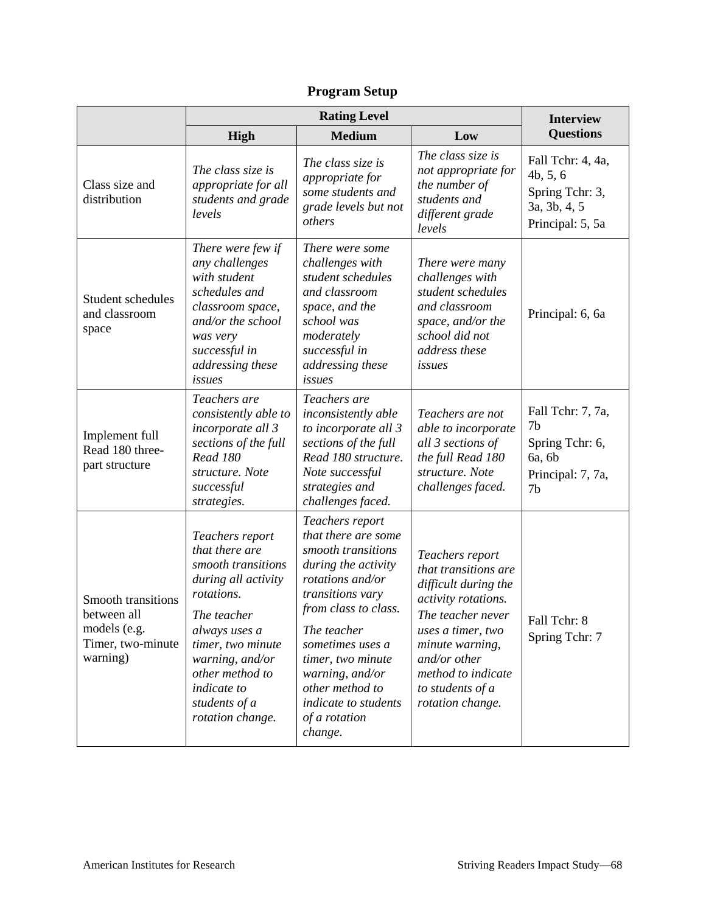**Program Setup**

| | Rating Level | | | Interview Questions |
|---|---|---|---|---|
| | **High** | **Medium** | **Low** | |
| Class size and distribution | *The class size is appropriate for all students and grade levels* | *The class size is appropriate for some students and grade levels but not others* | *The class size is not appropriate for the number of students and different grade levels* | Fall Tchr: 4, 4a, 4b, 5, 6<br>Spring Tchr: 3, 3a, 3b, 4, 5<br>Principal: 5, 5a |
| Student schedules and classroom space | *There were few if any challenges with student schedules and classroom space, and/or the school was very successful in addressing these issues* | *There were some challenges with student schedules and classroom space, and the school was moderately successful in addressing these issues* | *There were many challenges with student schedules and classroom space, and/or the school did not address these issues* | Principal: 6, 6a |
| Implement full Read 180 three-part structure | *Teachers are consistently able to incorporate all 3 sections of the full Read 180 structure. Note successful strategies.* | *Teachers are inconsistently able to incorporate all 3 sections of the full Read 180 structure. Note successful strategies and challenges faced.* | *Teachers are not able to incorporate all 3 sections of the full Read 180 structure. Note challenges faced.* | Fall Tchr: 7, 7a, 7b<br>Spring Tchr: 6, 6a, 6b<br>Principal: 7, 7a, 7b |
| Smooth transitions between all models (e.g. Timer, two-minute warning) | *Teachers report that there are smooth transitions during all activity rotations.*<br>*The teacher always uses a timer, two minute warning, and/or other method to indicate to students of a rotation change.* | *Teachers report that there are some smooth transitions during the activity rotations and/or transitions vary from class to class.*<br>*The teacher sometimes uses a timer, two minute warning, and/or other method to indicate to students of a rotation change.* | *Teachers report that transitions are difficult during the activity rotations. The teacher never uses a timer, two minute warning, and/or other method to indicate to students of a rotation change.* | Fall Tchr: 8<br>Spring Tchr: 7 |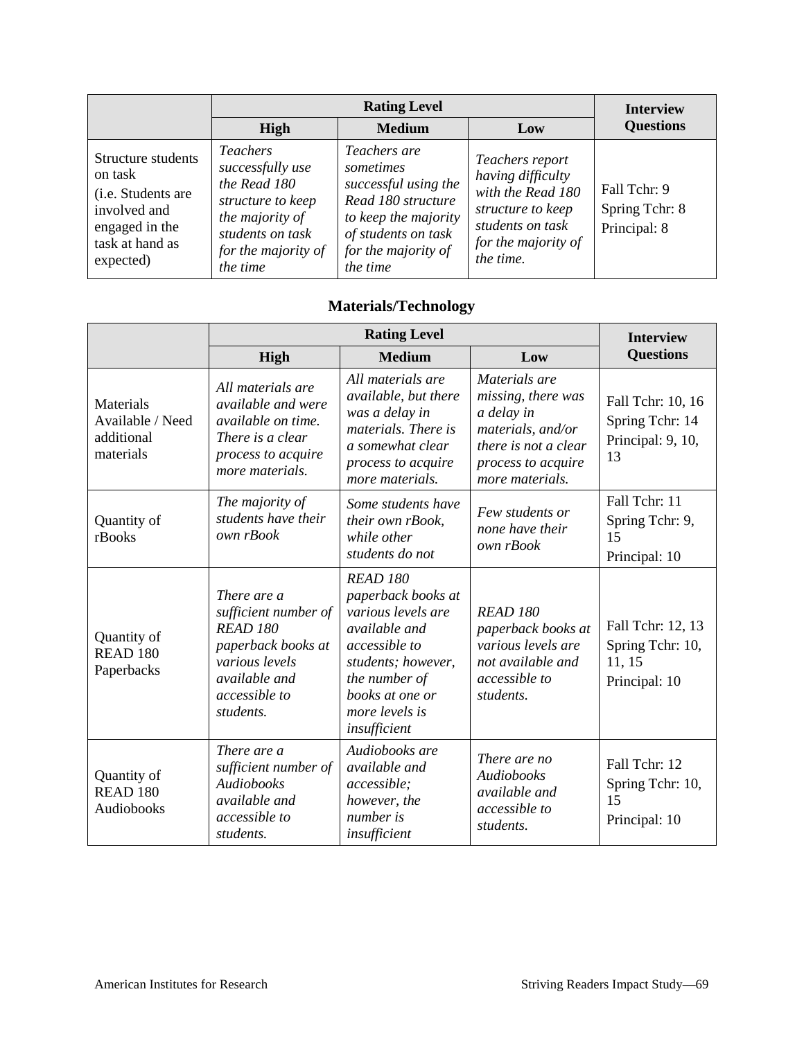| | Rating Level | | | Interview Questions |
|---|---|---|---|---|
| | **High** | **Medium** | **Low** | |
| Structure students on task (i.e. Students are involved and engaged in the task at hand as expected) | *Teachers successfully use the Read 180 structure to keep the majority of students on task for the majority of the time* | *Teachers are sometimes successful using the Read 180 structure to keep the majority of students on task for the majority of the time* | *Teachers report having difficulty with the Read 180 structure to keep students on task for the majority of the time.* | Fall Tchr: 9<br>Spring Tchr: 8<br>Principal: 8 |

## Materials/Technology

| | Rating Level | | | Interview Questions |
|---|---|---|---|---|
| | **High** | **Medium** | **Low** | |
| Materials Available / Need additional materials | *All materials are available and were available on time. There is a clear process to acquire more materials.* | *All materials are available, but there was a delay in materials. There is a somewhat clear process to acquire more materials.* | *Materials are missing, there was a delay in materials, and/or there is not a clear process to acquire more materials.* | Fall Tchr: 10, 16<br>Spring Tchr: 14<br>Principal: 9, 10, 13 |
| Quantity of rBooks | *The majority of students have their own rBook* | *Some students have their own rBook, while other students do not* | *Few students or none have their own rBook* | Fall Tchr: 11<br>Spring Tchr: 9, 15<br>Principal: 10 |
| Quantity of READ 180 Paperbacks | *There are a sufficient number of READ 180 paperback books at various levels available and accessible to students.* | *READ 180 paperback books at various levels are available and accessible to students; however, the number of books at one or more levels is insufficient* | *READ 180 paperback books at various levels are not available and accessible to students.* | Fall Tchr: 12, 13<br>Spring Tchr: 10, 11, 15<br>Principal: 10 |
| Quantity of READ 180 Audiobooks | *There are a sufficient number of Audiobooks available and accessible to students.* | *Audiobooks are available and accessible; however, the number is insufficient* | *There are no Audiobooks available and accessible to students.* | Fall Tchr: 12<br>Spring Tchr: 10, 15<br>Principal: 10 |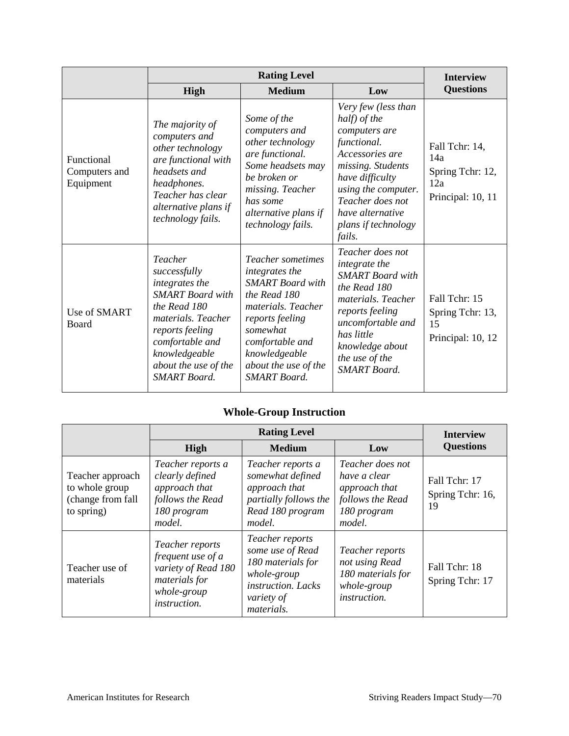| | Rating Level | | | Interview Questions |
|---|---|---|---|---|
| | **High** | **Medium** | **Low** | |
| Functional Computers and Equipment | *The majority of computers and other technology are functional with headsets and headphones. Teacher has clear alternative plans if technology fails.* | *Some of the computers and other technology are functional. Some headsets may be broken or missing. Teacher has some alternative plans if technology fails.* | *Very few (less than half) of the computers are functional. Accessories are missing. Students have difficulty using the computer. Teacher does not have alternative plans if technology fails.* | Fall Tchr: 14, 14a<br>Spring Tchr: 12, 12a<br>Principal: 10, 11 |
| Use of SMART Board | *Teacher successfully integrates the SMART Board with the Read 180 materials. Teacher reports feeling comfortable and knowledgeable about the use of the SMART Board.* | *Teacher sometimes integrates the SMART Board with the Read 180 materials. Teacher reports feeling somewhat comfortable and knowledgeable about the use of the SMART Board.* | *Teacher does not integrate the SMART Board with the Read 180 materials. Teacher reports feeling uncomfortable and has little knowledge about the use of the SMART Board.* | Fall Tchr: 15<br>Spring Tchr: 13, 15<br>Principal: 10, 12 |

## Whole-Group Instruction

| | Rating Level | | | Interview Questions |
|---|---|---|---|---|
| | **High** | **Medium** | **Low** | |
| Teacher approach to whole group (change from fall to spring) | *Teacher reports a clearly defined approach that follows the Read 180 program model.* | *Teacher reports a somewhat defined approach that partially follows the Read 180 program model.* | *Teacher does not have a clear approach that follows the Read 180 program model.* | Fall Tchr: 17<br>Spring Tchr: 16, 19 |
| Teacher use of materials | *Teacher reports frequent use of a variety of Read 180 materials for whole-group instruction.* | *Teacher reports some use of Read 180 materials for whole-group instruction. Lacks variety of materials.* | *Teacher reports not using Read 180 materials for whole-group instruction.* | Fall Tchr: 18<br>Spring Tchr: 17 |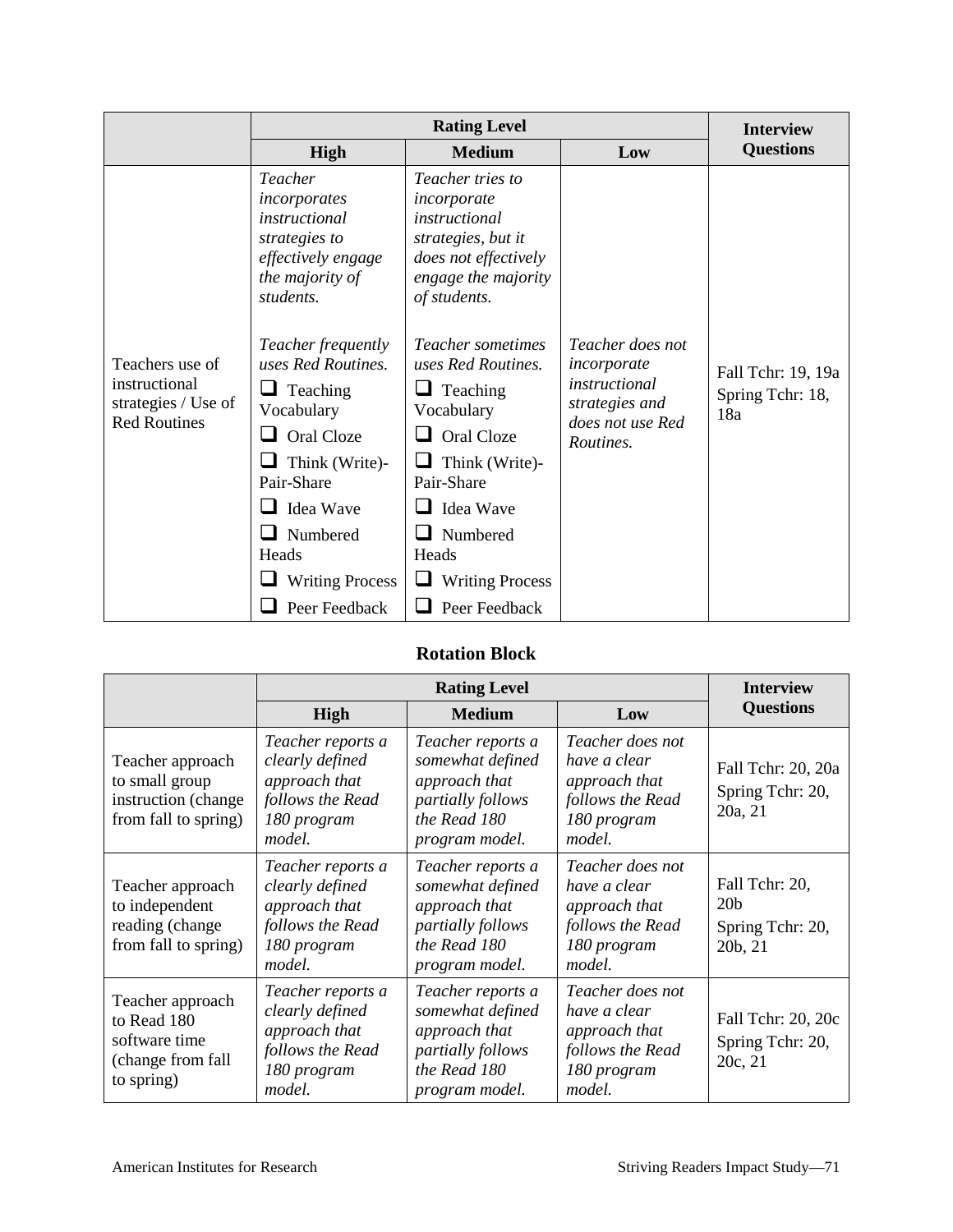| | Rating Level | | | Interview Questions |
|---|---|---|---|---|
| | **High** | **Medium** | **Low** | |
| Teachers use of instructional strategies / Use of Red Routines | *Teacher incorporates instructional strategies to effectively engage the majority of students.*<br><br>*Teacher frequently uses Red Routines.*<br>❑ Teaching Vocabulary<br>❑ Oral Cloze<br>❑ Think (Write)-Pair-Share<br>❑ Idea Wave<br>❑ Numbered Heads<br>❑ Writing Process<br>❑ Peer Feedback | *Teacher tries to incorporate instructional strategies, but it does not effectively engage the majority of students.*<br><br>*Teacher sometimes uses Red Routines.*<br>❑ Teaching Vocabulary<br>❑ Oral Cloze<br>❑ Think (Write)-Pair-Share<br>❑ Idea Wave<br>❑ Numbered Heads<br>❑ Writing Process<br>❑ Peer Feedback | *Teacher does not incorporate instructional strategies and does not use Red Routines.* | Fall Tchr: 19, 19a<br>Spring Tchr: 18, 18a |

### Rotation Block

| | Rating Level | | | Interview Questions |
|---|---|---|---|---|
| | **High** | **Medium** | **Low** | |
| Teacher approach to small group instruction (change from fall to spring) | *Teacher reports a clearly defined approach that follows the Read 180 program model.* | *Teacher reports a somewhat defined approach that partially follows the Read 180 program model.* | *Teacher does not have a clear approach that follows the Read 180 program model.* | Fall Tchr: 20, 20a<br>Spring Tchr: 20, 20a, 21 |
| Teacher approach to independent reading (change from fall to spring) | *Teacher reports a clearly defined approach that follows the Read 180 program model.* | *Teacher reports a somewhat defined approach that partially follows the Read 180 program model.* | *Teacher does not have a clear approach that follows the Read 180 program model.* | Fall Tchr: 20, 20b<br>Spring Tchr: 20, 20b, 21 |
| Teacher approach to Read 180 software time (change from fall to spring) | *Teacher reports a clearly defined approach that follows the Read 180 program model.* | *Teacher reports a somewhat defined approach that partially follows the Read 180 program model.* | *Teacher does not have a clear approach that follows the Read 180 program model.* | Fall Tchr: 20, 20c<br>Spring Tchr: 20, 20c, 21 |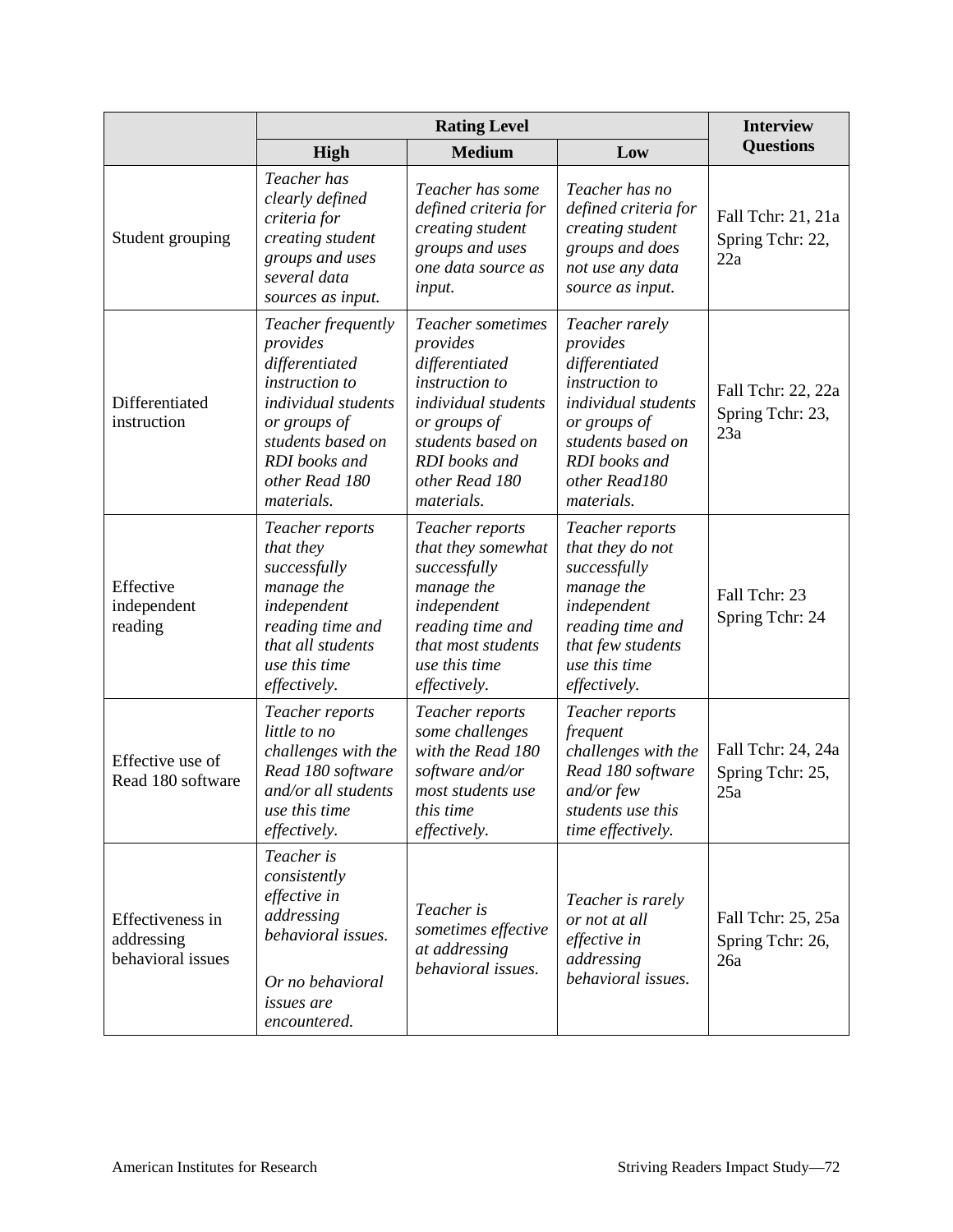| | Rating Level | | | Interview Questions |
|---|---|---|---|---|
| | **High** | **Medium** | **Low** | |
| Student grouping | *Teacher has clearly defined criteria for creating student groups and uses several data sources as input.* | *Teacher has some defined criteria for creating student groups and uses one data source as input.* | *Teacher has no defined criteria for creating student groups and does not use any data source as input.* | Fall Tchr: 21, 21a Spring Tchr: 22, 22a |
| Differentiated instruction | *Teacher frequently provides differentiated instruction to individual students or groups of students based on RDI books and other Read 180 materials.* | *Teacher sometimes provides differentiated instruction to individual students or groups of students based on RDI books and other Read 180 materials.* | *Teacher rarely provides differentiated instruction to individual students or groups of students based on RDI books and other Read180 materials.* | Fall Tchr: 22, 22a Spring Tchr: 23, 23a |
| Effective independent reading | *Teacher reports that they successfully manage the independent reading time and that all students use this time effectively.* | *Teacher reports that they somewhat successfully manage the independent reading time and that most students use this time effectively.* | *Teacher reports that they do not successfully manage the independent reading time and that few students use this time effectively.* | Fall Tchr: 23 Spring Tchr: 24 |
| Effective use of Read 180 software | *Teacher reports little to no challenges with the Read 180 software and/or all students use this time effectively.* | *Teacher reports some challenges with the Read 180 software and/or most students use this time effectively.* | *Teacher reports frequent challenges with the Read 180 software and/or few students use this time effectively.* | Fall Tchr: 24, 24a Spring Tchr: 25, 25a |
| Effectiveness in addressing behavioral issues | *Teacher is consistently effective in addressing behavioral issues.* <br><br> *Or no behavioral issues are encountered.* | *Teacher is sometimes effective at addressing behavioral issues.* | *Teacher is rarely or not at all effective in addressing behavioral issues.* | Fall Tchr: 25, 25a Spring Tchr: 26, 26a |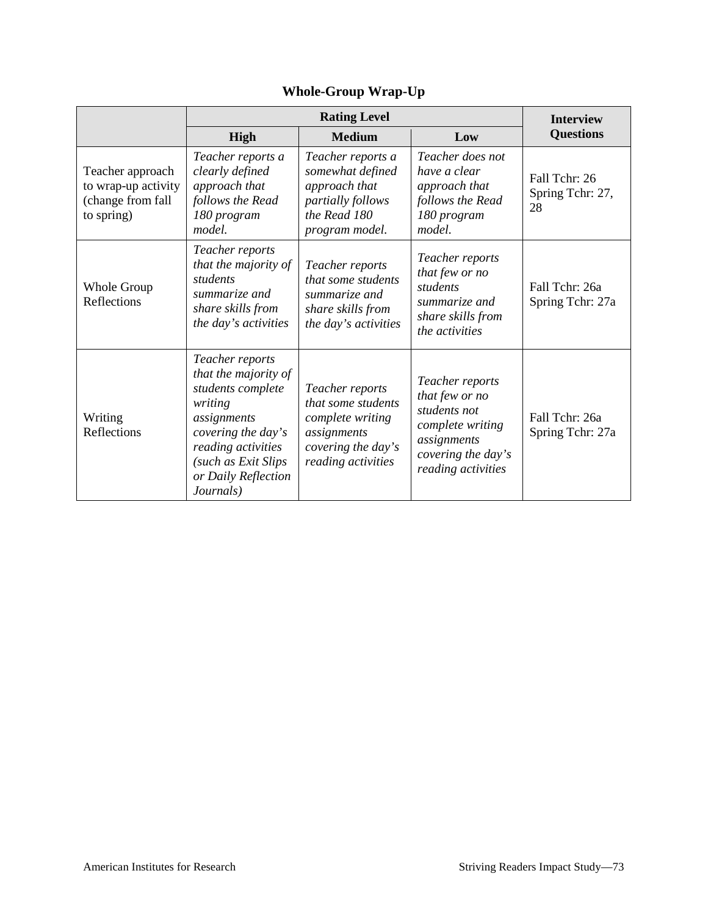## Whole-Group Wrap-Up

| | Rating Level | | | Interview Questions |
|---|---|---|---|---|
| | High | Medium | Low | |
| Teacher approach to wrap-up activity (change from fall to spring) | *Teacher reports a clearly defined approach that follows the Read 180 program model.* | *Teacher reports a somewhat defined approach that partially follows the Read 180 program model.* | *Teacher does not have a clear approach that follows the Read 180 program model.* | Fall Tchr: 26<br>Spring Tchr: 27, 28 |
| Whole Group Reflections | *Teacher reports that the majority of students summarize and share skills from the day's activities* | *Teacher reports that some students summarize and share skills from the day's activities* | *Teacher reports that few or no students summarize and share skills from the activities* | Fall Tchr: 26a<br>Spring Tchr: 27a |
| Writing Reflections | *Teacher reports that the majority of students complete writing assignments covering the day's reading activities (such as Exit Slips or Daily Reflection Journals)* | *Teacher reports that some students complete writing assignments covering the day's reading activities* | *Teacher reports that few or no students not complete writing assignments covering the day's reading activities* | Fall Tchr: 26a<br>Spring Tchr: 27a |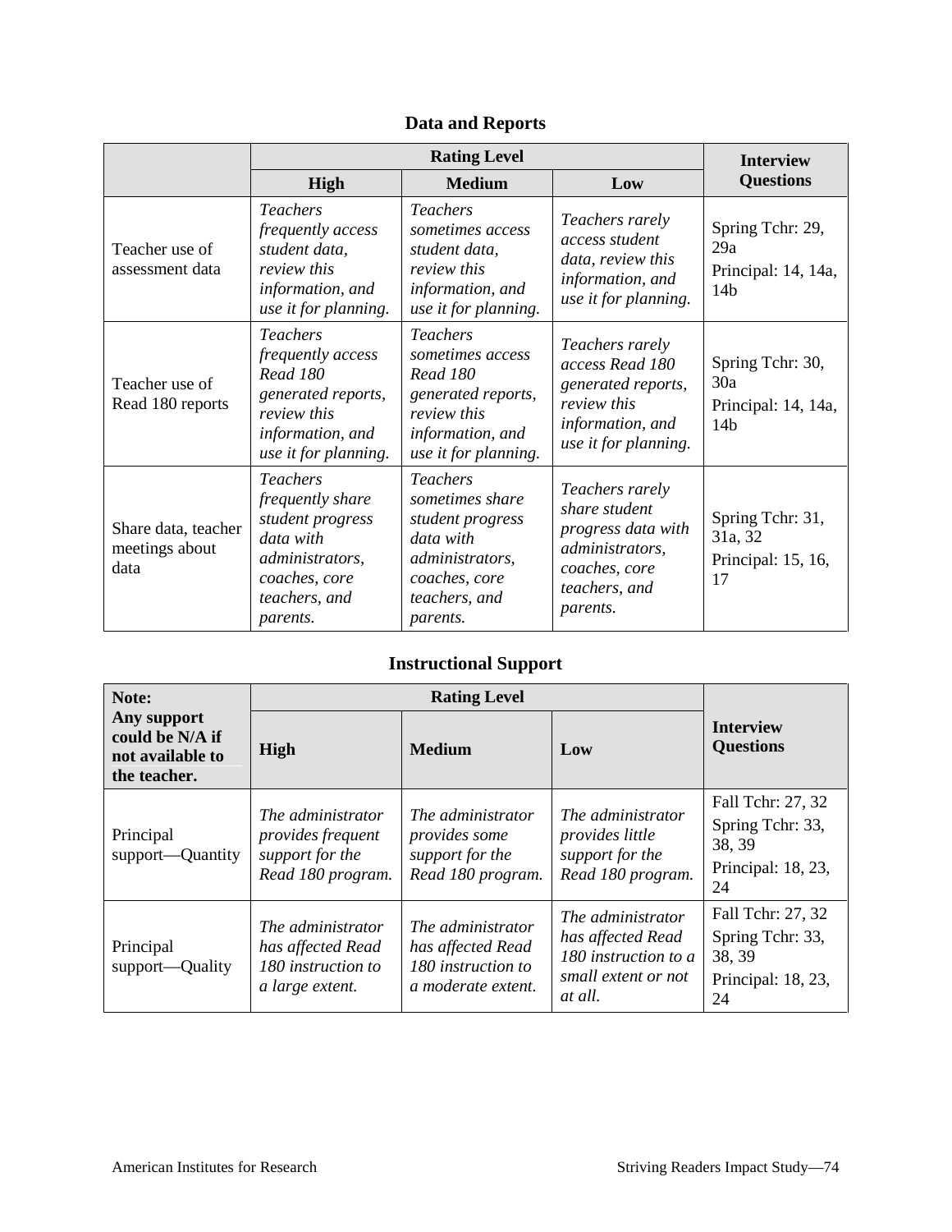## Data and Reports

| | Rating Level | | | Interview Questions |
|---|---|---|---|---|
| | **High** | **Medium** | **Low** | |
| Teacher use of assessment data | *Teachers frequently access student data, review this information, and use it for planning.* | *Teachers sometimes access student data, review this information, and use it for planning.* | *Teachers rarely access student data, review this information, and use it for planning.* | Spring Tchr: 29, 29a<br>Principal: 14, 14a, 14b |
| Teacher use of Read 180 reports | *Teachers frequently access Read 180 generated reports, review this information, and use it for planning.* | *Teachers sometimes access Read 180 generated reports, review this information, and use it for planning.* | *Teachers rarely access Read 180 generated reports, review this information, and use it for planning.* | Spring Tchr: 30, 30a<br>Principal: 14, 14a, 14b |
| Share data, teacher meetings about data | *Teachers frequently share student progress data with administrators, coaches, core teachers, and parents.* | *Teachers sometimes share student progress data with administrators, coaches, core teachers, and parents.* | *Teachers rarely share student progress data with administrators, coaches, core teachers, and parents.* | Spring Tchr: 31, 31a, 32<br>Principal: 15, 16, 17 |

## Instructional Support

| **Note: Any support could be N/A if not available to the teacher.** | Rating Level | | | **Interview Questions** |
|---|---|---|---|---|
| | **High** | **Medium** | **Low** | |
| Principal support—Quantity | *The administrator provides frequent support for the Read 180 program.* | *The administrator provides some support for the Read 180 program.* | *The administrator provides little support for the Read 180 program.* | Fall Tchr: 27, 32<br>Spring Tchr: 33, 38, 39<br>Principal: 18, 23, 24 |
| Principal support—Quality | *The administrator has affected Read 180 instruction to a large extent.* | *The administrator has affected Read 180 instruction to a moderate extent.* | *The administrator has affected Read 180 instruction to a small extent or not at all.* | Fall Tchr: 27, 32<br>Spring Tchr: 33, 38, 39<br>Principal: 18, 23, 24 |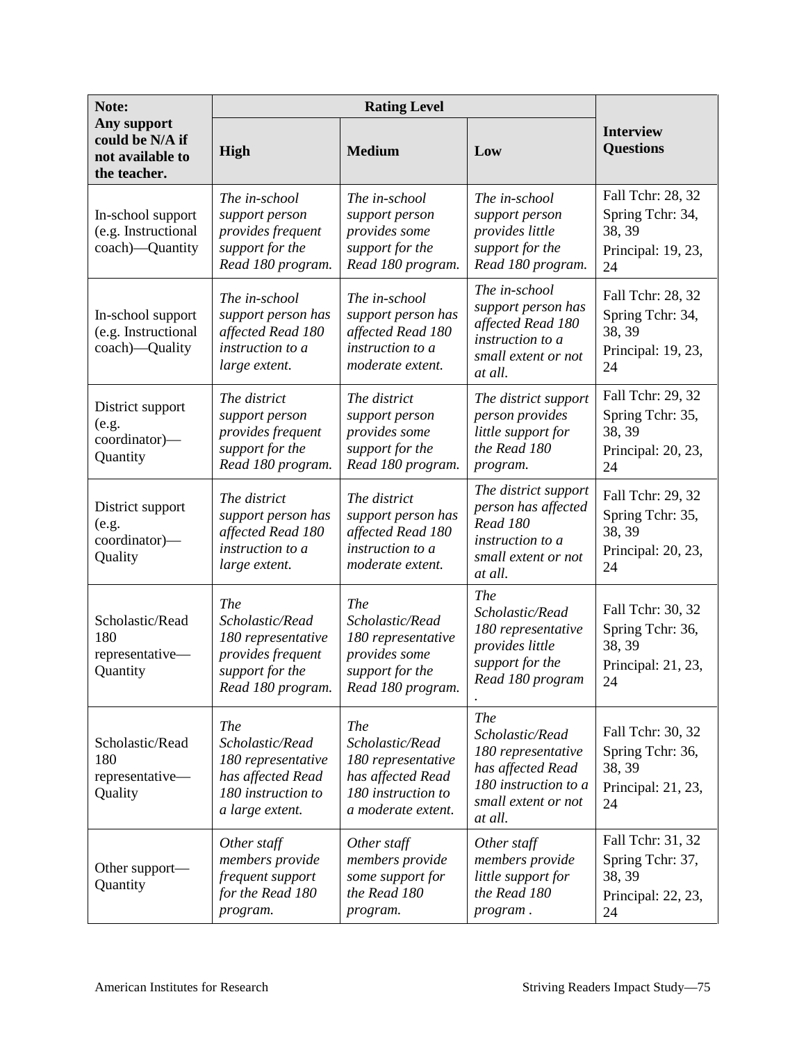| **Note: Any support could be N/A if not available to the teacher.** | **Rating Level** | | | **Interview Questions** |
|---|---|---|---|---|
| | **High** | **Medium** | **Low** | |
| In-school support (e.g. Instructional coach)—Quantity | *The in-school support person provides frequent support for the Read 180 program.* | *The in-school support person provides some support for the Read 180 program.* | *The in-school support person provides little support for the Read 180 program.* | Fall Tchr: 28, 32<br>Spring Tchr: 34, 38, 39<br>Principal: 19, 23, 24 |
| In-school support (e.g. Instructional coach)—Quality | *The in-school support person has affected Read 180 instruction to a large extent.* | *The in-school support person has affected Read 180 instruction to a moderate extent.* | *The in-school support person has affected Read 180 instruction to a small extent or not at all.* | Fall Tchr: 28, 32<br>Spring Tchr: 34, 38, 39<br>Principal: 19, 23, 24 |
| District support (e.g. coordinator)—Quantity | *The district support person provides frequent support for the Read 180 program.* | *The district support person provides some support for the Read 180 program.* | *The district support person provides little support for the Read 180 program.* | Fall Tchr: 29, 32<br>Spring Tchr: 35, 38, 39<br>Principal: 20, 23, 24 |
| District support (e.g. coordinator)—Quality | *The district support person has affected Read 180 instruction to a large extent.* | *The district support person has affected Read 180 instruction to a moderate extent.* | *The district support person has affected Read 180 instruction to a small extent or not at all.* | Fall Tchr: 29, 32<br>Spring Tchr: 35, 38, 39<br>Principal: 20, 23, 24 |
| Scholastic/Read 180 representative—Quantity | *The Scholastic/Read 180 representative provides frequent support for the Read 180 program.* | *The Scholastic/Read 180 representative provides some support for the Read 180 program.* | *The Scholastic/Read 180 representative provides little support for the Read 180 program .* | Fall Tchr: 30, 32<br>Spring Tchr: 36, 38, 39<br>Principal: 21, 23, 24 |
| Scholastic/Read 180 representative—Quality | *The Scholastic/Read 180 representative has affected Read 180 instruction to a large extent.* | *The Scholastic/Read 180 representative has affected Read 180 instruction to a moderate extent.* | *The Scholastic/Read 180 representative has affected Read 180 instruction to a small extent or not at all.* | Fall Tchr: 30, 32<br>Spring Tchr: 36, 38, 39<br>Principal: 21, 23, 24 |
| Other support—Quantity | *Other staff members provide frequent support for the Read 180 program.* | *Other staff members provide some support for the Read 180 program.* | *Other staff members provide little support for the Read 180 program .* | Fall Tchr: 31, 32<br>Spring Tchr: 37, 38, 39<br>Principal: 22, 23, 24 |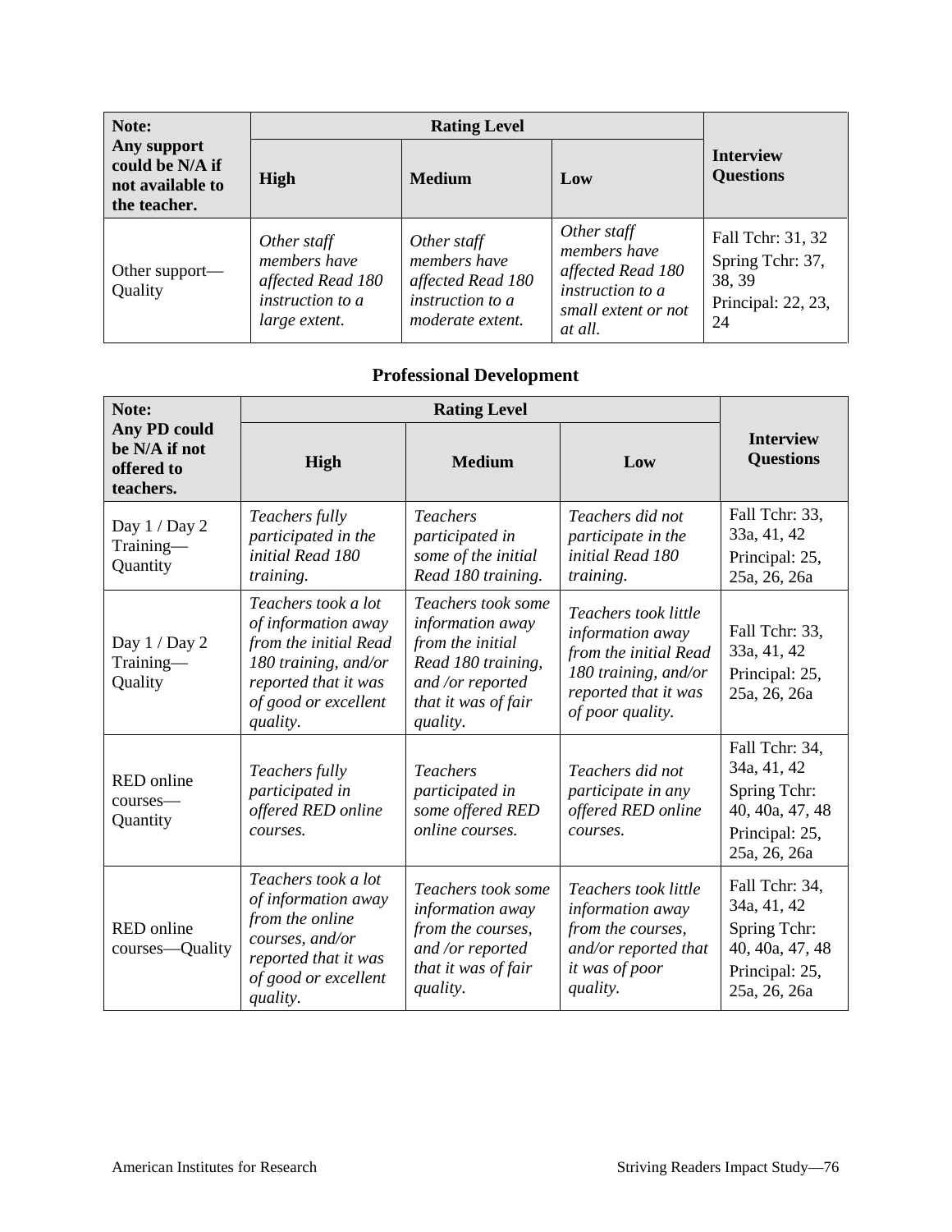| **Note: Any support could be N/A if not available to the teacher.** | **Rating Level** | | | **Interview Questions** |
|---|---|---|---|---|
| | **High** | **Medium** | **Low** | |
| Other support—Quality | *Other staff members have affected Read 180 instruction to a large extent.* | *Other staff members have affected Read 180 instruction to a moderate extent.* | *Other staff members have affected Read 180 instruction to a small extent or not at all.* | Fall Tchr: 31, 32<br>Spring Tchr: 37, 38, 39<br>Principal: 22, 23, 24 |

## Professional Development

| **Note: Any PD could be N/A if not offered to teachers.** | **Rating Level** | | | **Interview Questions** |
|---|---|---|---|---|
| | **High** | **Medium** | **Low** | |
| Day 1 / Day 2 Training—Quantity | *Teachers fully participated in the initial Read 180 training.* | *Teachers participated in some of the initial Read 180 training.* | *Teachers did not participate in the initial Read 180 training.* | Fall Tchr: 33, 33a, 41, 42<br>Principal: 25, 25a, 26, 26a |
| Day 1 / Day 2 Training—Quality | *Teachers took a lot of information away from the initial Read 180 training, and/or reported that it was of good or excellent quality.* | *Teachers took some information away from the initial Read 180 training, and /or reported that it was of fair quality.* | *Teachers took little information away from the initial Read 180 training, and/or reported that it was of poor quality.* | Fall Tchr: 33, 33a, 41, 42<br>Principal: 25, 25a, 26, 26a |
| RED online courses—Quantity | *Teachers fully participated in offered RED online courses.* | *Teachers participated in some offered RED online courses.* | *Teachers did not participate in any offered RED online courses.* | Fall Tchr: 34, 34a, 41, 42<br>Spring Tchr: 40, 40a, 47, 48<br>Principal: 25, 25a, 26, 26a |
| RED online courses—Quality | *Teachers took a lot of information away from the online courses, and/or reported that it was of good or excellent quality.* | *Teachers took some information away from the courses, and /or reported that it was of fair quality.* | *Teachers took little information away from the courses, and/or reported that it was of poor quality.* | Fall Tchr: 34, 34a, 41, 42<br>Spring Tchr: 40, 40a, 47, 48<br>Principal: 25, 25a, 26, 26a |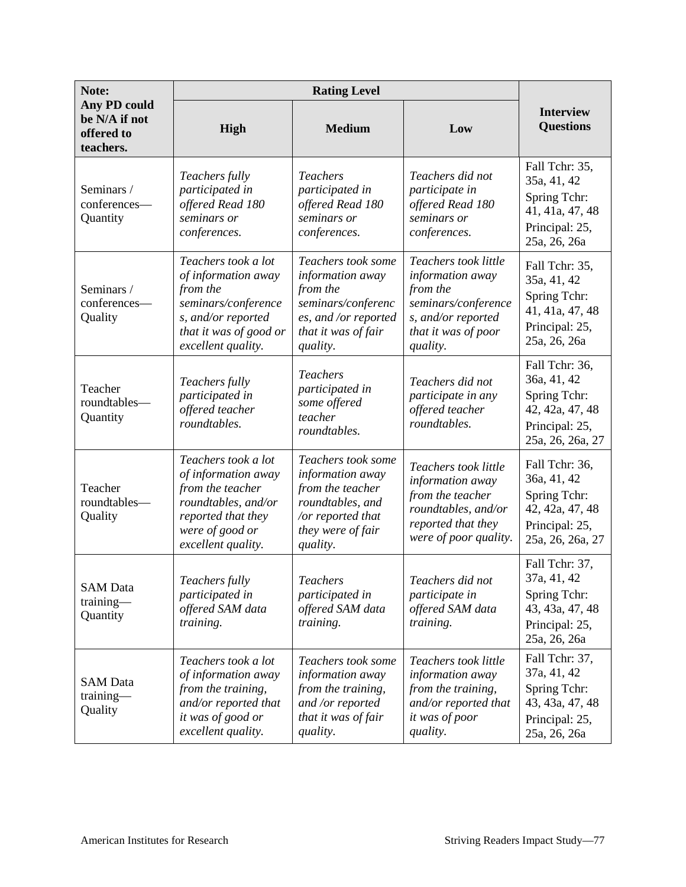| **Note: Any PD could be N/A if not offered to teachers.** | **Rating Level** | | | **Interview Questions** |
|---|---|---|---|---|
| | **High** | **Medium** | **Low** | |
| Seminars / conferences—Quantity | *Teachers fully participated in offered Read 180 seminars or conferences.* | *Teachers participated in offered Read 180 seminars or conferences.* | *Teachers did not participate in offered Read 180 seminars or conferences.* | Fall Tchr: 35, 35a, 41, 42<br>Spring Tchr: 41, 41a, 47, 48<br>Principal: 25, 25a, 26, 26a |
| Seminars / conferences—Quality | *Teachers took a lot of information away from the seminars/conferences, and/or reported that it was of good or excellent quality.* | *Teachers took some information away from the seminars/conferences, and /or reported that it was of fair quality.* | *Teachers took little information away from the seminars/conferences, and/or reported that it was of poor quality.* | Fall Tchr: 35, 35a, 41, 42<br>Spring Tchr: 41, 41a, 47, 48<br>Principal: 25, 25a, 26, 26a |
| Teacher roundtables—Quantity | *Teachers fully participated in offered teacher roundtables.* | *Teachers participated in some offered teacher roundtables.* | *Teachers did not participate in any offered teacher roundtables.* | Fall Tchr: 36, 36a, 41, 42<br>Spring Tchr: 42, 42a, 47, 48<br>Principal: 25, 25a, 26, 26a, 27 |
| Teacher roundtables—Quality | *Teachers took a lot of information away from the teacher roundtables, and/or reported that they were of good or excellent quality.* | *Teachers took some information away from the teacher roundtables, and /or reported that they were of fair quality.* | *Teachers took little information away from the teacher roundtables, and/or reported that they were of poor quality.* | Fall Tchr: 36, 36a, 41, 42<br>Spring Tchr: 42, 42a, 47, 48<br>Principal: 25, 25a, 26, 26a, 27 |
| SAM Data training—Quantity | *Teachers fully participated in offered SAM data training.* | *Teachers participated in offered SAM data training.* | *Teachers did not participate in offered SAM data training.* | Fall Tchr: 37, 37a, 41, 42<br>Spring Tchr: 43, 43a, 47, 48<br>Principal: 25, 25a, 26, 26a |
| SAM Data training—Quality | *Teachers took a lot of information away from the training, and/or reported that it was of good or excellent quality.* | *Teachers took some information away from the training, and /or reported that it was of fair quality.* | *Teachers took little information away from the training, and/or reported that it was of poor quality.* | Fall Tchr: 37, 37a, 41, 42<br>Spring Tchr: 43, 43a, 47, 48<br>Principal: 25, 25a, 26, 26a |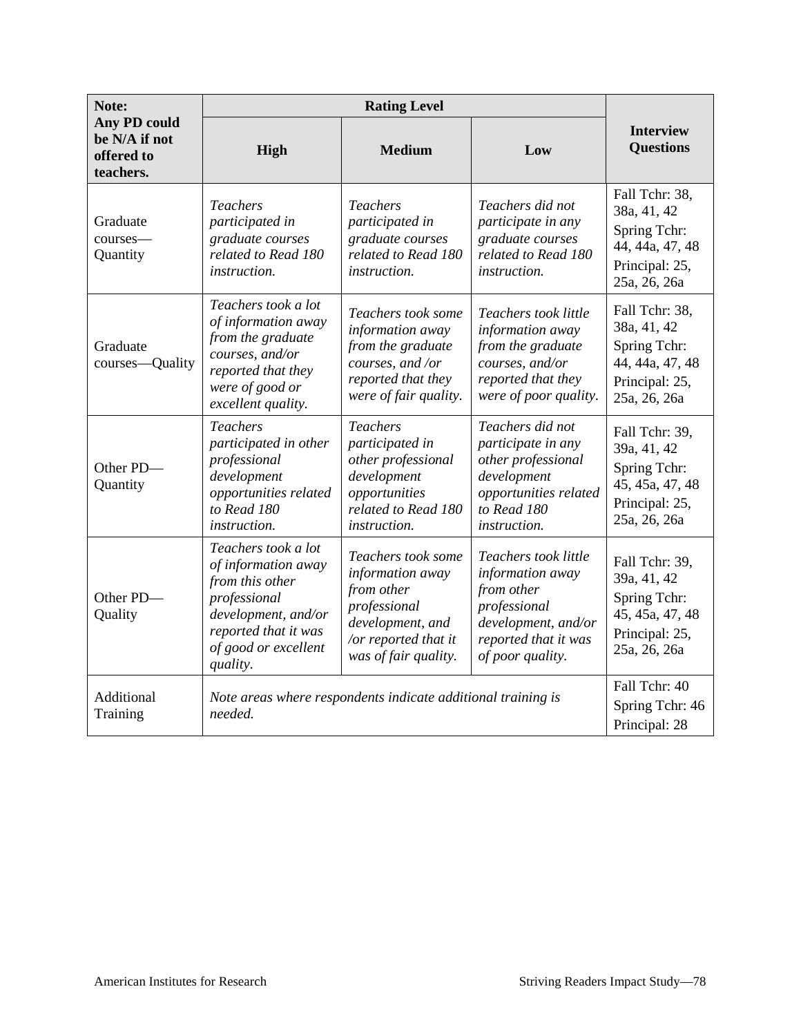| **Note: Any PD could be N/A if not offered to teachers.** | **Rating Level** | | | **Interview Questions** |
|---|---|---|---|---|
| | **High** | **Medium** | **Low** | |
| Graduate courses—Quantity | *Teachers participated in graduate courses related to Read 180 instruction.* | *Teachers participated in graduate courses related to Read 180 instruction.* | *Teachers did not participate in any graduate courses related to Read 180 instruction.* | Fall Tchr: 38, 38a, 41, 42<br>Spring Tchr: 44, 44a, 47, 48<br>Principal: 25, 25a, 26, 26a |
| Graduate courses—Quality | *Teachers took a lot of information away from the graduate courses, and/or reported that they were of good or excellent quality.* | *Teachers took some information away from the graduate courses, and /or reported that they were of fair quality.* | *Teachers took little information away from the graduate courses, and/or reported that they were of poor quality.* | Fall Tchr: 38, 38a, 41, 42<br>Spring Tchr: 44, 44a, 47, 48<br>Principal: 25, 25a, 26, 26a |
| Other PD—Quantity | *Teachers participated in other professional development opportunities related to Read 180 instruction.* | *Teachers participated in other professional development opportunities related to Read 180 instruction.* | *Teachers did not participate in any other professional development opportunities related to Read 180 instruction.* | Fall Tchr: 39, 39a, 41, 42<br>Spring Tchr: 45, 45a, 47, 48<br>Principal: 25, 25a, 26, 26a |
| Other PD—Quality | *Teachers took a lot of information away from this other professional development, and/or reported that it was of good or excellent quality.* | *Teachers took some information away from other professional development, and /or reported that it was of fair quality.* | *Teachers took little information away from other professional development, and/or reported that it was of poor quality.* | Fall Tchr: 39, 39a, 41, 42<br>Spring Tchr: 45, 45a, 47, 48<br>Principal: 25, 25a, 26, 26a |
| Additional Training | *Note areas where respondents indicate additional training is needed.* | | | Fall Tchr: 40<br>Spring Tchr: 46<br>Principal: 28 |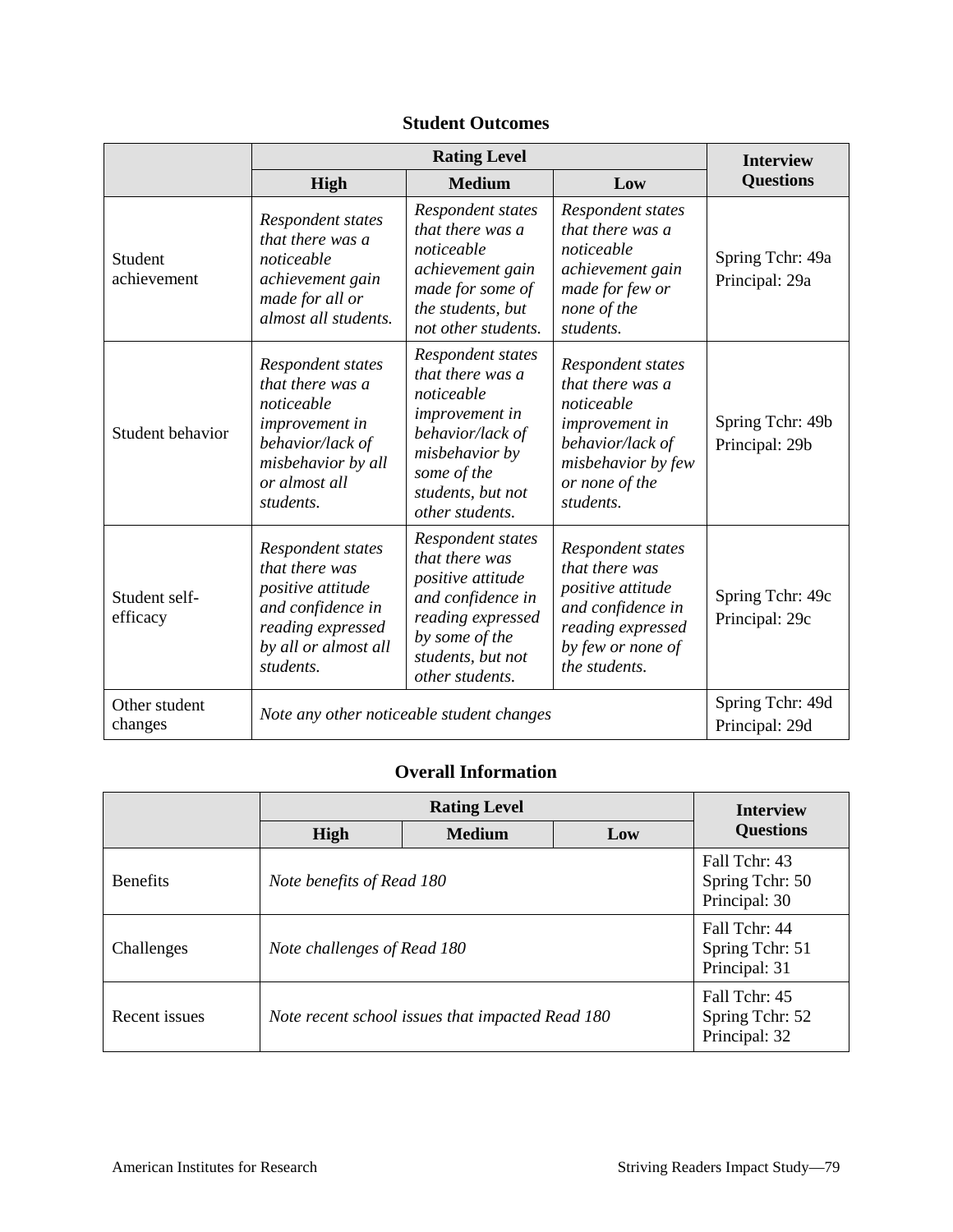### Student Outcomes

| | Rating Level | | | Interview Questions |
|---|---|---|---|---|
| | **High** | **Medium** | **Low** | |
| Student achievement | *Respondent states that there was a noticeable achievement gain made for all or almost all students.* | *Respondent states that there was a noticeable achievement gain made for some of the students, but not other students.* | *Respondent states that there was a noticeable achievement gain made for few or none of the students.* | Spring Tchr: 49a<br>Principal: 29a |
| Student behavior | *Respondent states that there was a noticeable improvement in behavior/lack of misbehavior by all or almost all students.* | *Respondent states that there was a noticeable improvement in behavior/lack of misbehavior by some of the students, but not other students.* | *Respondent states that there was a noticeable improvement in behavior/lack of misbehavior by few or none of the students.* | Spring Tchr: 49b<br>Principal: 29b |
| Student self-efficacy | *Respondent states that there was positive attitude and confidence in reading expressed by all or almost all students.* | *Respondent states that there was positive attitude and confidence in reading expressed by some of the students, but not other students.* | *Respondent states that there was positive attitude and confidence in reading expressed by few or none of the students.* | Spring Tchr: 49c<br>Principal: 29c |
| Other student changes | *Note any other noticeable student changes* | | | Spring Tchr: 49d<br>Principal: 29d |

### Overall Information

| | Rating Level | | | Interview Questions |
|---|---|---|---|---|
| | **High** | **Medium** | **Low** | |
| Benefits | *Note benefits of Read 180* | | | Fall Tchr: 43<br>Spring Tchr: 50<br>Principal: 30 |
| Challenges | *Note challenges of Read 180* | | | Fall Tchr: 44<br>Spring Tchr: 51<br>Principal: 31 |
| Recent issues | *Note recent school issues that impacted Read 180* | | | Fall Tchr: 45<br>Spring Tchr: 52<br>Principal: 32 |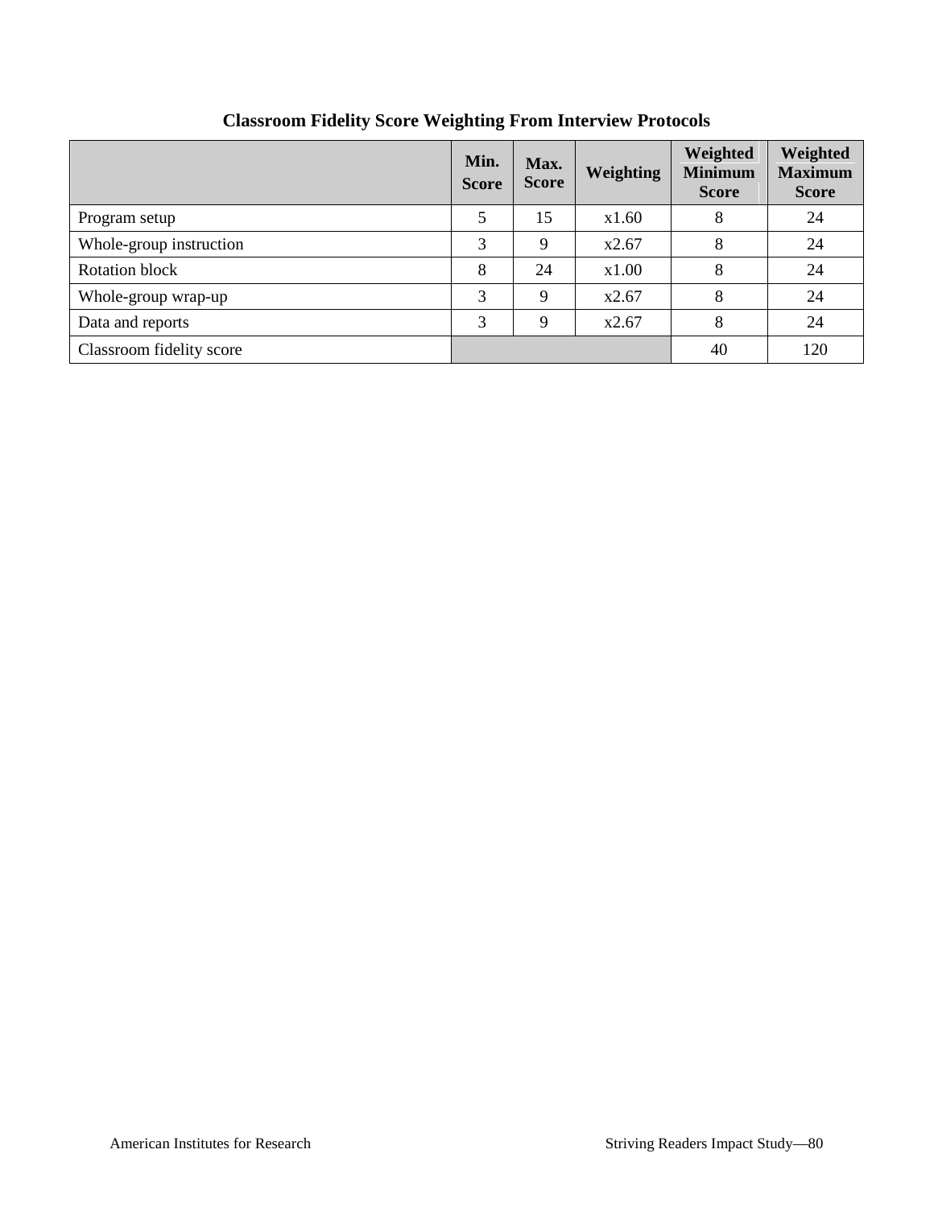**Classroom Fidelity Score Weighting From Interview Protocols**

| | Min. Score | Max. Score | Weighting | Weighted Minimum Score | Weighted Maximum Score |
|---|---|---|---|---|---|
| Program setup | 5 | 15 | x1.60 | 8 | 24 |
| Whole-group instruction | 3 | 9 | x2.67 | 8 | 24 |
| Rotation block | 8 | 24 | x1.00 | 8 | 24 |
| Whole-group wrap-up | 3 | 9 | x2.67 | 8 | 24 |
| Data and reports | 3 | 9 | x2.67 | 8 | 24 |
| Classroom fidelity score | | | | 40 | 120 |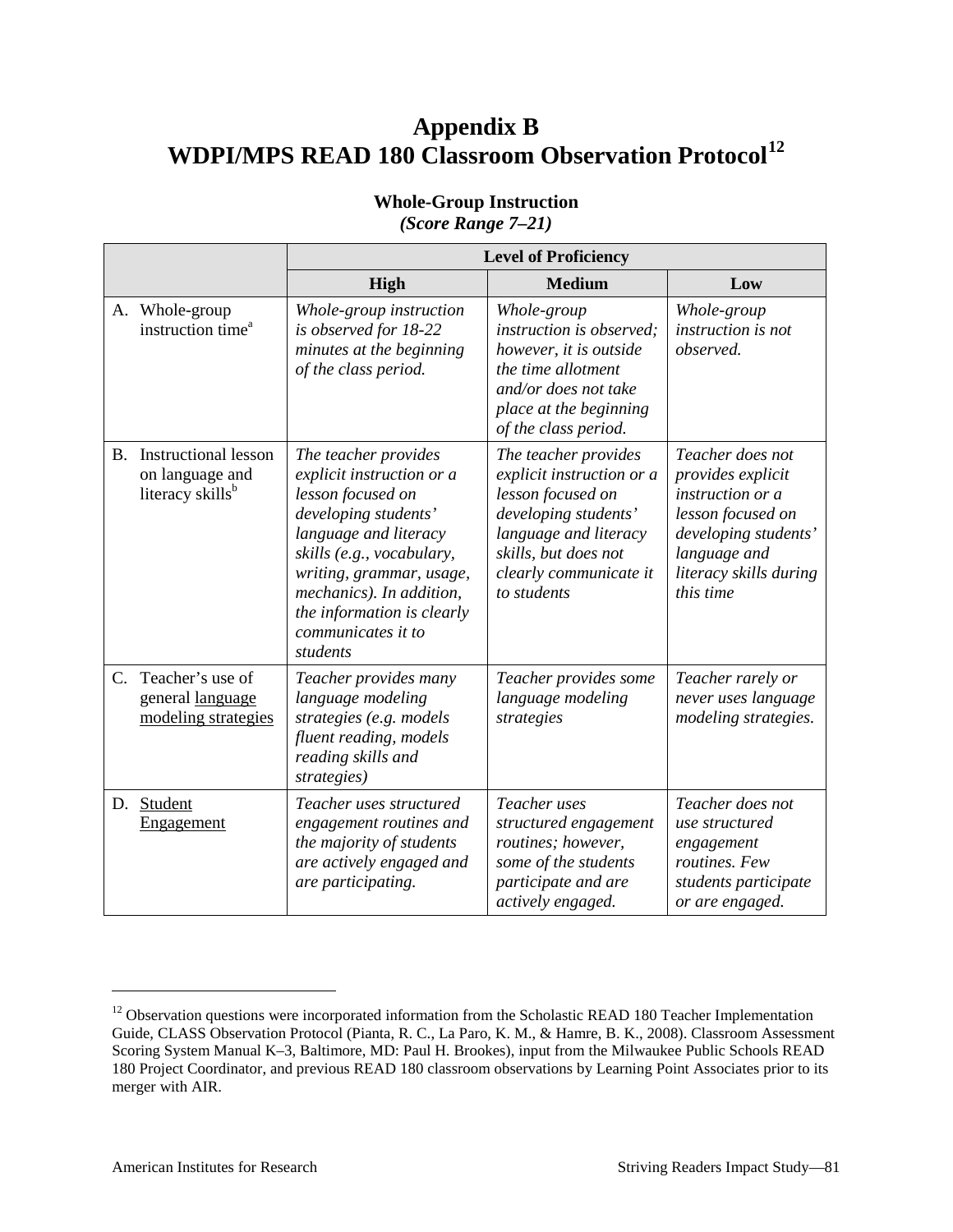# Appendix B
# WDPI/MPS READ 180 Classroom Observation Protocol[12]

### Whole-Group Instruction
***(Score Range 7–21)***

| | Level of Proficiency | | |
|---|---|---|---|
| | **High** | **Medium** | **Low** |
| A. Whole-group instruction time[a] | *Whole-group instruction is observed for 18-22 minutes at the beginning of the class period.* | *Whole-group instruction is observed; however, it is outside the time allotment and/or does not take place at the beginning of the class period.* | *Whole-group instruction is not observed.* |
| B. Instructional lesson on language and literacy skills[b] | *The teacher provides explicit instruction or a lesson focused on developing students' language and literacy skills (e.g., vocabulary, writing, grammar, usage, mechanics). In addition, the information is clearly communicates it to students* | *The teacher provides explicit instruction or a lesson focused on developing students' language and literacy skills, but does not clearly communicate it to students* | *Teacher does not provides explicit instruction or a lesson focused on developing students' language and literacy skills during this time* |
| C. Teacher's use of general language modeling strategies | *Teacher provides many language modeling strategies (e.g. models fluent reading, models reading skills and strategies)* | *Teacher provides some language modeling strategies* | *Teacher rarely or never uses language modeling strategies.* |
| D. Student Engagement | *Teacher uses structured engagement routines and the majority of students are actively engaged and are participating.* | *Teacher uses structured engagement routines; however, some of the students participate and are actively engaged.* | *Teacher does not use structured engagement routines. Few students participate or are engaged.* |

[12] Observation questions were incorporated information from the Scholastic READ 180 Teacher Implementation Guide, CLASS Observation Protocol (Pianta, R. C., La Paro, K. M., & Hamre, B. K., 2008). Classroom Assessment Scoring System Manual K–3, Baltimore, MD: Paul H. Brookes), input from the Milwaukee Public Schools READ 180 Project Coordinator, and previous READ 180 classroom observations by Learning Point Associates prior to its merger with AIR.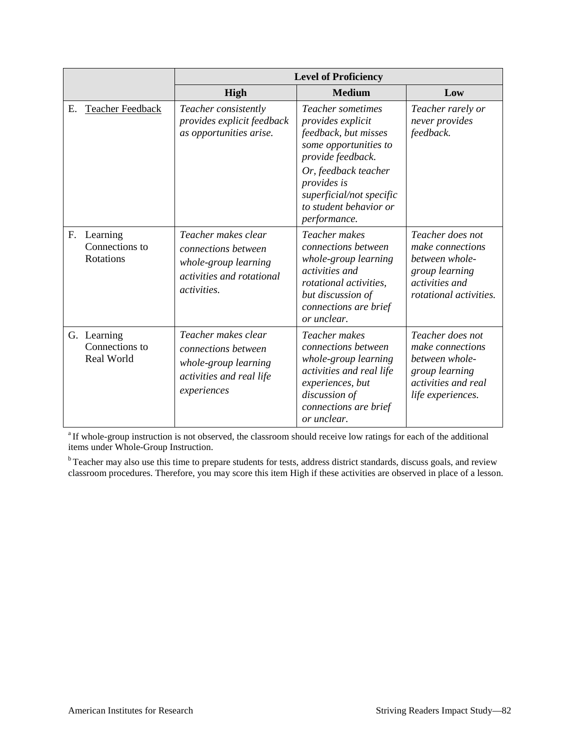| | Level of Proficiency | | |
|---|---|---|---|
| | **High** | **Medium** | **Low** |
| E. Teacher Feedback | *Teacher consistently provides explicit feedback as opportunities arise.* | *Teacher sometimes provides explicit feedback, but misses some opportunities to provide feedback.* *Or, feedback teacher provides is superficial/not specific to student behavior or performance.* | *Teacher rarely or never provides feedback.* |
| F. Learning Connections to Rotations | *Teacher makes clear connections between whole-group learning activities and rotational activities.* | *Teacher makes connections between whole-group learning activities and rotational activities, but discussion of connections are brief or unclear.* | *Teacher does not make connections between whole-group learning activities and rotational activities.* |
| G. Learning Connections to Real World | *Teacher makes clear connections between whole-group learning activities and real life experiences* | *Teacher makes connections between whole-group learning activities and real life experiences, but discussion of connections are brief or unclear.* | *Teacher does not make connections between whole-group learning activities and real life experiences.* |

[a] If whole-group instruction is not observed, the classroom should receive low ratings for each of the additional items under Whole-Group Instruction.

[b] Teacher may also use this time to prepare students for tests, address district standards, discuss goals, and review classroom procedures. Therefore, you may score this item High if these activities are observed in place of a lesson.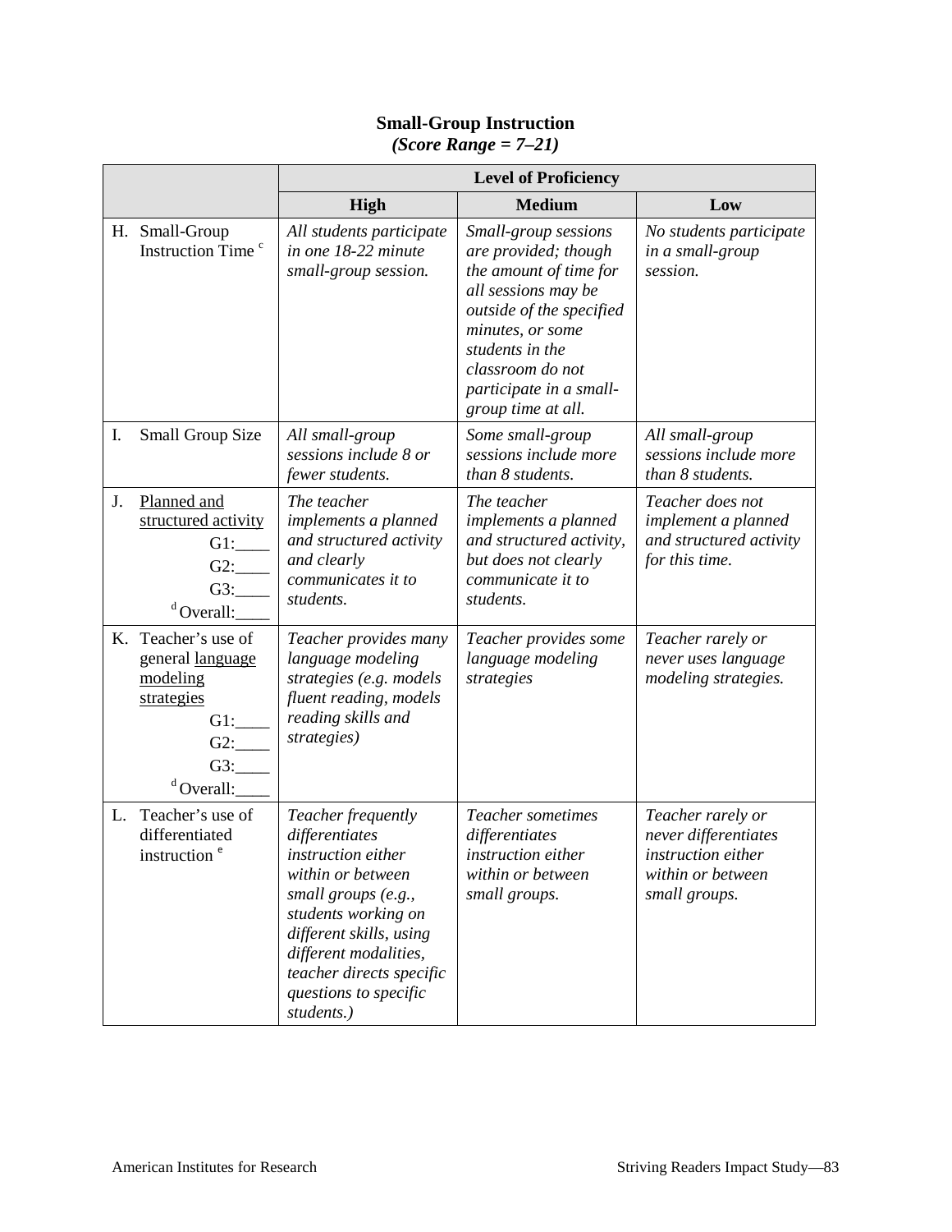**Small-Group Instruction**
***(Score Range = 7–21)***

| | Level of Proficiency | | |
|---|---|---|---|
| | **High** | **Medium** | **Low** |
| H. Small-Group Instruction Time [c] | *All students participate in one 18-22 minute small-group session.* | *Small-group sessions are provided; though the amount of time for all sessions may be outside of the specified minutes, or some students in the classroom do not participate in a small-group time at all.* | *No students participate in a small-group session.* |
| I. Small Group Size | *All small-group sessions include 8 or fewer students.* | *Some small-group sessions include more than 8 students.* | *All small-group sessions include more than 8 students.* |
| J. Planned and structured activity G1:____ G2:____ G3:____ [d] Overall:____ | *The teacher implements a planned and structured activity and clearly communicates it to students.* | *The teacher implements a planned and structured activity, but does not clearly communicate it to students.* | *Teacher does not implement a planned and structured activity for this time.* |
| K. Teacher's use of general language modeling strategies G1:____ G2:____ G3:____ [d] Overall:____ | *Teacher provides many language modeling strategies (e.g. models fluent reading, models reading skills and strategies)* | *Teacher provides some language modeling strategies* | *Teacher rarely or never uses language modeling strategies.* |
| L. Teacher's use of differentiated instruction [e] | *Teacher frequently differentiates instruction either within or between small groups (e.g., students working on different skills, using different modalities, teacher directs specific questions to specific students.)* | *Teacher sometimes differentiates instruction either within or between small groups.* | *Teacher rarely or never differentiates instruction either within or between small groups.* |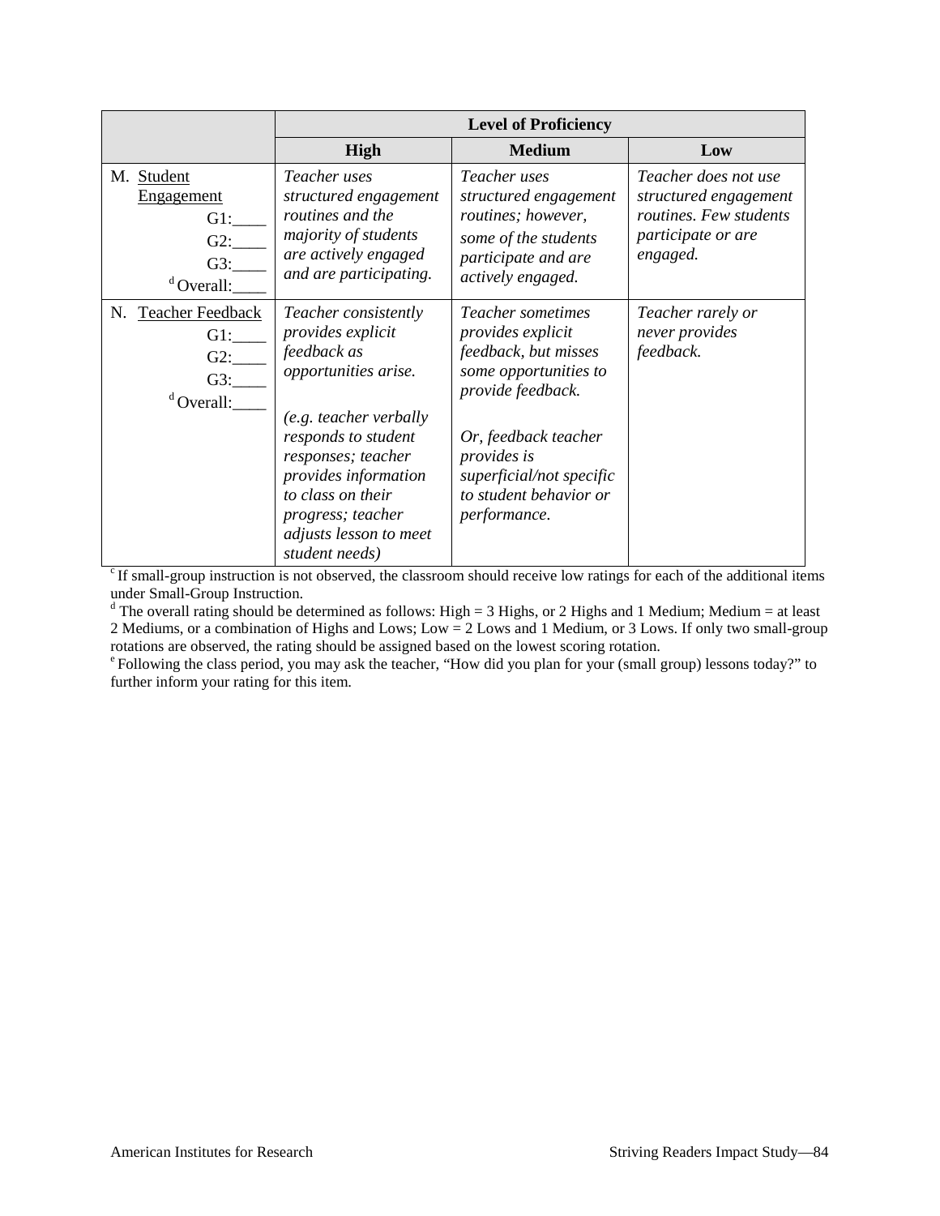| | Level of Proficiency | | |
|---|---|---|---|
| | **High** | **Medium** | **Low** |
| M. Student Engagement<br>G1:____<br>G2:____<br>G3:____<br>[d] Overall:____ | *Teacher uses structured engagement routines and the majority of students are actively engaged and are participating.* | *Teacher uses structured engagement routines; however, some of the students participate and are actively engaged.* | *Teacher does not use structured engagement routines. Few students participate or are engaged.* |
| N. Teacher Feedback<br>G1:____<br>G2:____<br>G3:____<br>[d] Overall:____ | *Teacher consistently provides explicit feedback as opportunities arise.*<br><br>*(e.g. teacher verbally responds to student responses; teacher provides information to class on their progress; teacher adjusts lesson to meet student needs)* | *Teacher sometimes provides explicit feedback, but misses some opportunities to provide feedback.*<br><br>*Or, feedback teacher provides is superficial/not specific to student behavior or performance.* | *Teacher rarely or never provides feedback.* |

[c] If small-group instruction is not observed, the classroom should receive low ratings for each of the additional items under Small-Group Instruction.

[d] The overall rating should be determined as follows: High = 3 Highs, or 2 Highs and 1 Medium; Medium = at least 2 Mediums, or a combination of Highs and Lows; Low = 2 Lows and 1 Medium, or 3 Lows. If only two small-group rotations are observed, the rating should be assigned based on the lowest scoring rotation.

[e] Following the class period, you may ask the teacher, "How did you plan for your (small group) lessons today?" to further inform your rating for this item.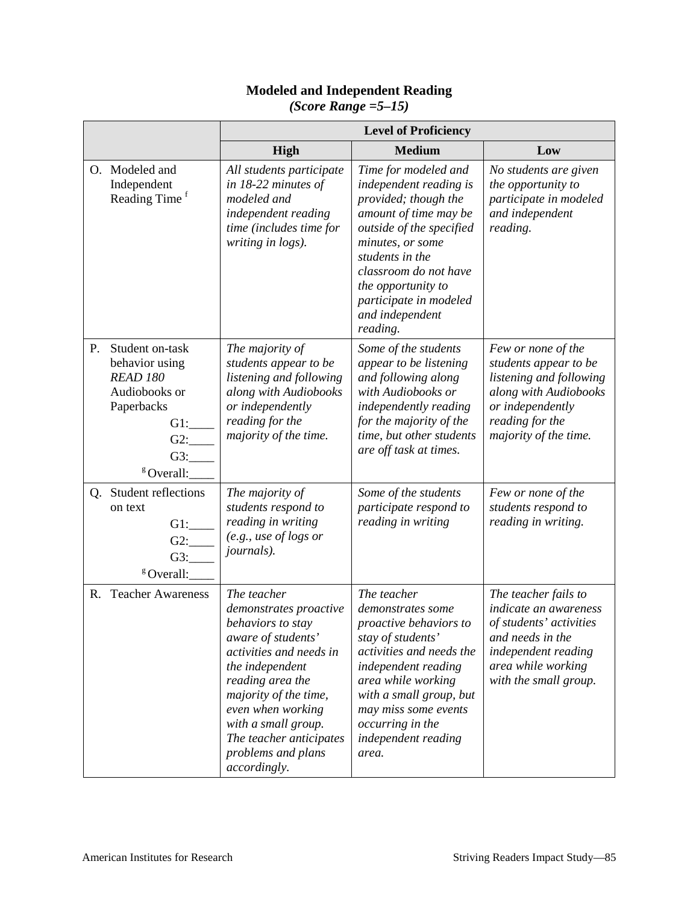**Modeled and Independent Reading**
***(Score Range =5–15)***

| | Level of Proficiency | | |
|---|---|---|---|
| | **High** | **Medium** | **Low** |
| O. Modeled and Independent Reading Time [f] | *All students participate in 18-22 minutes of modeled and independent reading time (includes time for writing in logs).* | *Time for modeled and independent reading is provided; though the amount of time may be outside of the specified minutes, or some students in the classroom do not have the opportunity to participate in modeled and independent reading.* | *No students are given the opportunity to participate in modeled and independent reading.* |
| P. Student on-task behavior using *READ 180* Audiobooks or Paperbacks G1:____ G2:____ G3:____ [g]Overall:____ | *The majority of students appear to be listening and following along with Audiobooks or independently reading for the majority of the time.* | *Some of the students appear to be listening and following along with Audiobooks or independently reading for the majority of the time, but other students are off task at times.* | *Few or none of the students appear to be listening and following along with Audiobooks or independently reading for the majority of the time.* |
| Q. Student reflections on text G1:____ G2:____ G3:____ [g]Overall:____ | *The majority of students respond to reading in writing (e.g., use of logs or journals).* | *Some of the students participate respond to reading in writing* | *Few or none of the students respond to reading in writing.* |
| R. Teacher Awareness | *The teacher demonstrates proactive behaviors to stay aware of students' activities and needs in the independent reading area the majority of the time, even when working with a small group. The teacher anticipates problems and plans accordingly.* | *The teacher demonstrates some proactive behaviors to stay of students' activities and needs the independent reading area while working with a small group, but may miss some events occurring in the independent reading area.* | *The teacher fails to indicate an awareness of students' activities and needs in the independent reading area while working with the small group.* |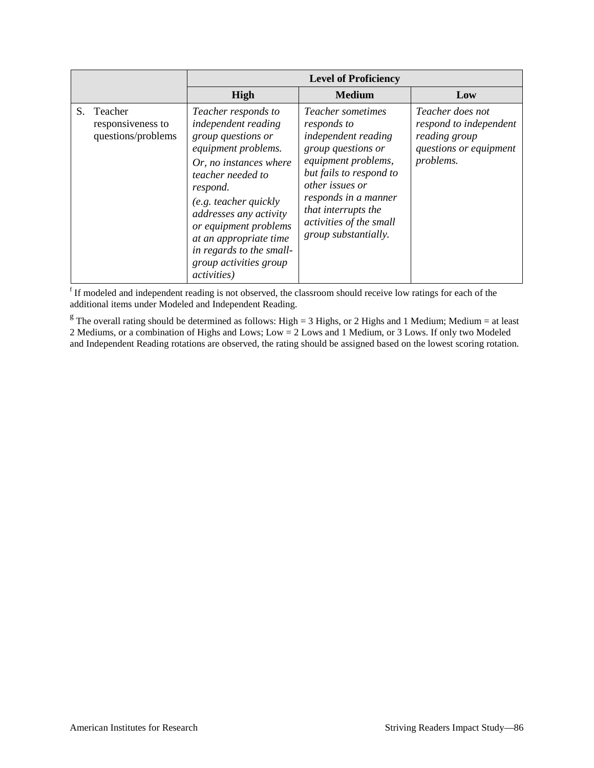| | Level of Proficiency | | |
|---|---|---|---|
| | **High** | **Medium** | **Low** |
| S. Teacher responsiveness to questions/problems | *Teacher responds to independent reading group questions or equipment problems. Or, no instances where teacher needed to respond. (e.g. teacher quickly addresses any activity or equipment problems at an appropriate time in regards to the small-group activities group activities)* | *Teacher sometimes responds to independent reading group questions or equipment problems, but fails to respond to other issues or responds in a manner that interrupts the activities of the small group substantially.* | *Teacher does not respond to independent reading group questions or equipment problems.* |

[f] If modeled and independent reading is not observed, the classroom should receive low ratings for each of the additional items under Modeled and Independent Reading.

[g] The overall rating should be determined as follows: High = 3 Highs, or 2 Highs and 1 Medium; Medium = at least 2 Mediums, or a combination of Highs and Lows; Low = 2 Lows and 1 Medium, or 3 Lows. If only two Modeled and Independent Reading rotations are observed, the rating should be assigned based on the lowest scoring rotation.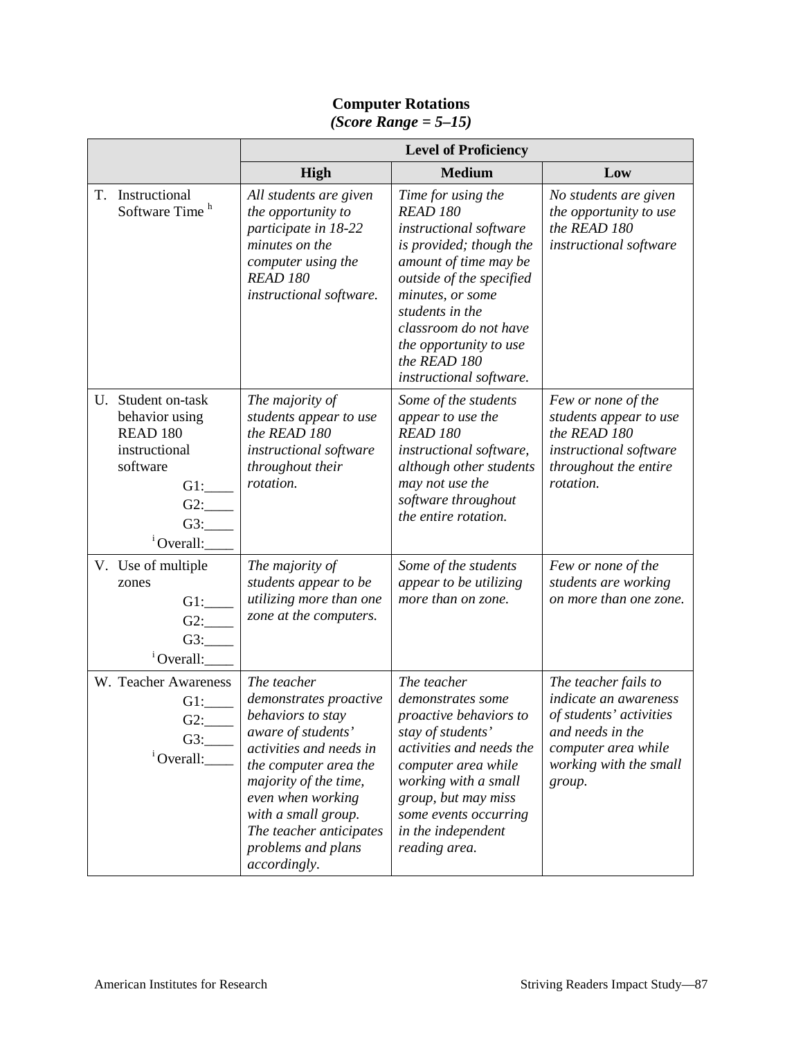**Computer Rotations**
***(Score Range = 5–15)***

| | Level of Proficiency | | |
|---|---|---|---|
| | **High** | **Medium** | **Low** |
| T. Instructional Software Time [h] | *All students are given the opportunity to participate in 18-22 minutes on the computer using the READ 180 instructional software.* | *Time for using the READ 180 instructional software is provided; though the amount of time may be outside of the specified minutes, or some students in the classroom do not have the opportunity to use the READ 180 instructional software.* | *No students are given the opportunity to use the READ 180 instructional software* |
| U. Student on-task behavior using READ 180 instructional software G1:____ G2:____ G3:____ [i]Overall:____ | *The majority of students appear to use the READ 180 instructional software throughout their rotation.* | *Some of the students appear to use the READ 180 instructional software, although other students may not use the software throughout the entire rotation.* | *Few or none of the students appear to use the READ 180 instructional software throughout the entire rotation.* |
| V. Use of multiple zones G1:____ G2:____ G3:____ [i]Overall:____ | *The majority of students appear to be utilizing more than one zone at the computers.* | *Some of the students appear to be utilizing more than on zone.* | *Few or none of the students are working on more than one zone.* |
| W. Teacher Awareness G1:____ G2:____ G3:____ [i]Overall:____ | *The teacher demonstrates proactive behaviors to stay aware of students' activities and needs in the computer area the majority of the time, even when working with a small group. The teacher anticipates problems and plans accordingly.* | *The teacher demonstrates some proactive behaviors to stay of students' activities and needs the computer area while working with a small group, but may miss some events occurring in the independent reading area.* | *The teacher fails to indicate an awareness of students' activities and needs in the computer area while working with the small group.* |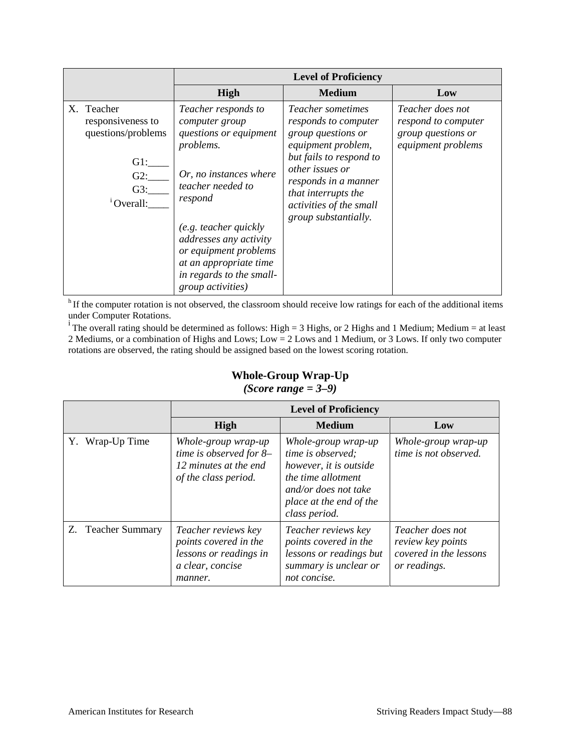| | Level of Proficiency | | |
|---|---|---|---|
| | **High** | **Medium** | **Low** |
| X. Teacher responsiveness to questions/problems<br><br>G1:____<br>G2:____<br>G3:____<br>[i] Overall:____ | *Teacher responds to computer group questions or equipment problems.*<br><br>*Or, no instances where teacher needed to respond*<br><br>*(e.g. teacher quickly addresses any activity or equipment problems at an appropriate time in regards to the small-group activities)* | *Teacher sometimes responds to computer group questions or equipment problem, but fails to respond to other issues or responds in a manner that interrupts the activities of the small group substantially.* | *Teacher does not respond to computer group questions or equipment problems* |

[h] If the computer rotation is not observed, the classroom should receive low ratings for each of the additional items under Computer Rotations.

[i] The overall rating should be determined as follows: High = 3 Highs, or 2 Highs and 1 Medium; Medium = at least 2 Mediums, or a combination of Highs and Lows; Low = 2 Lows and 1 Medium, or 3 Lows. If only two computer rotations are observed, the rating should be assigned based on the lowest scoring rotation.

## Whole-Group Wrap-Up

***(Score range = 3–9)***

| | Level of Proficiency | | |
|---|---|---|---|
| | **High** | **Medium** | **Low** |
| Y. Wrap-Up Time | *Whole-group wrap-up time is observed for 8–12 minutes at the end of the class period.* | *Whole-group wrap-up time is observed; however, it is outside the time allotment and/or does not take place at the end of the class period.* | *Whole-group wrap-up time is not observed.* |
| Z. Teacher Summary | *Teacher reviews key points covered in the lessons or readings in a clear, concise manner.* | *Teacher reviews key points covered in the lessons or readings but summary is unclear or not concise.* | *Teacher does not review key points covered in the lessons or readings.* |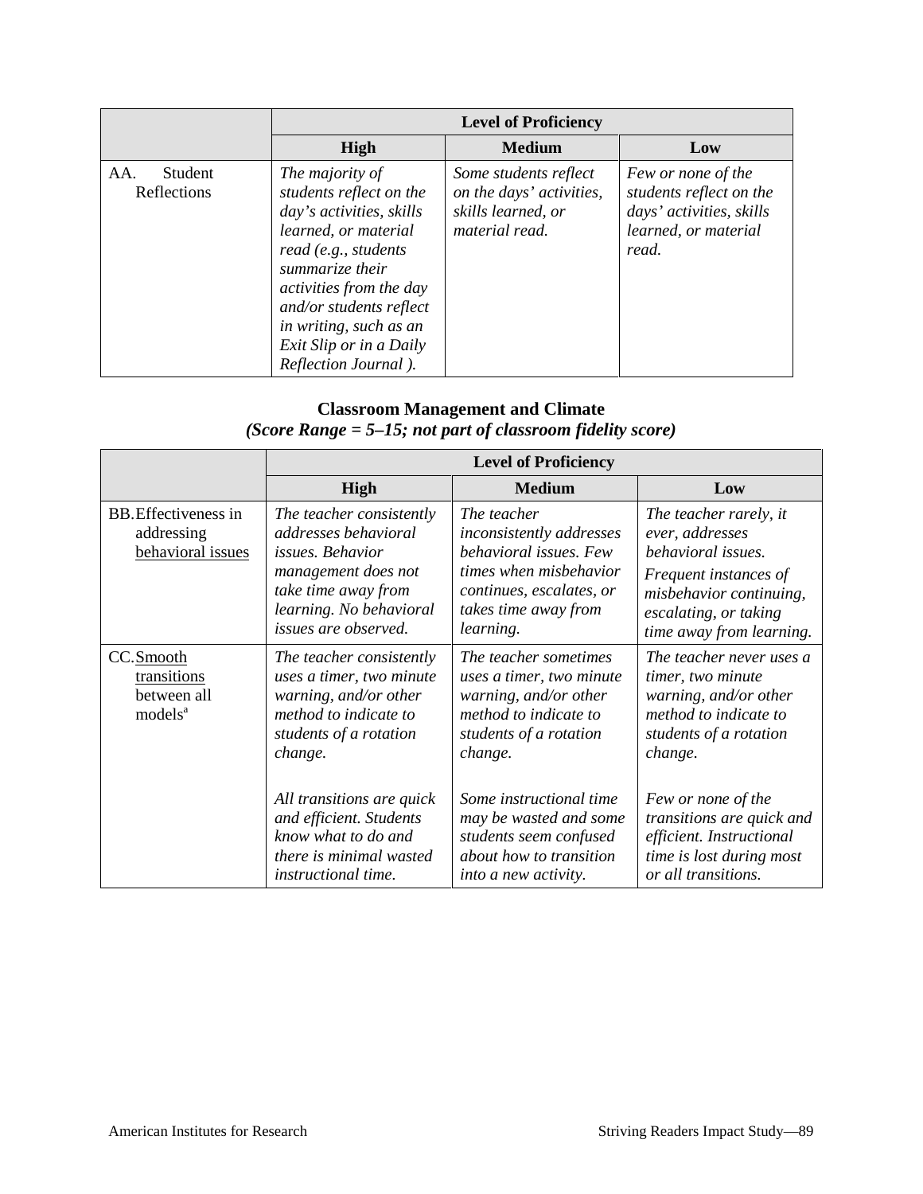| | Level of Proficiency | | |
|---|---|---|---|
| | **High** | **Medium** | **Low** |
| AA. Student Reflections | *The majority of students reflect on the day's activities, skills learned, or material read (e.g., students summarize their activities from the day and/or students reflect in writing, such as an Exit Slip or in a Daily Reflection Journal ).* | *Some students reflect on the days' activities, skills learned, or material read.* | *Few or none of the students reflect on the days' activities, skills learned, or material read.* |

**Classroom Management and Climate**
***(Score Range = 5–15; not part of classroom fidelity score)***

| | Level of Proficiency | | |
|---|---|---|---|
| | **High** | **Medium** | **Low** |
| BB. Effectiveness in addressing behavioral issues | *The teacher consistently addresses behavioral issues. Behavior management does not take time away from learning. No behavioral issues are observed.* | *The teacher inconsistently addresses behavioral issues. Few times when misbehavior continues, escalates, or takes time away from learning.* | *The teacher rarely, it ever, addresses behavioral issues. Frequent instances of misbehavior continuing, escalating, or taking time away from learning.* |
| CC. Smooth transitions between all models[a] | *The teacher consistently uses a timer, two minute warning, and/or other method to indicate to students of a rotation change.* <br><br> *All transitions are quick and efficient. Students know what to do and there is minimal wasted instructional time.* | *The teacher sometimes uses a timer, two minute warning, and/or other method to indicate to students of a rotation change.* <br><br> *Some instructional time may be wasted and some students seem confused about how to transition into a new activity.* | *The teacher never uses a timer, two minute warning, and/or other method to indicate to students of a rotation change.* <br><br> *Few or none of the transitions are quick and efficient. Instructional time is lost during most or all transitions.* |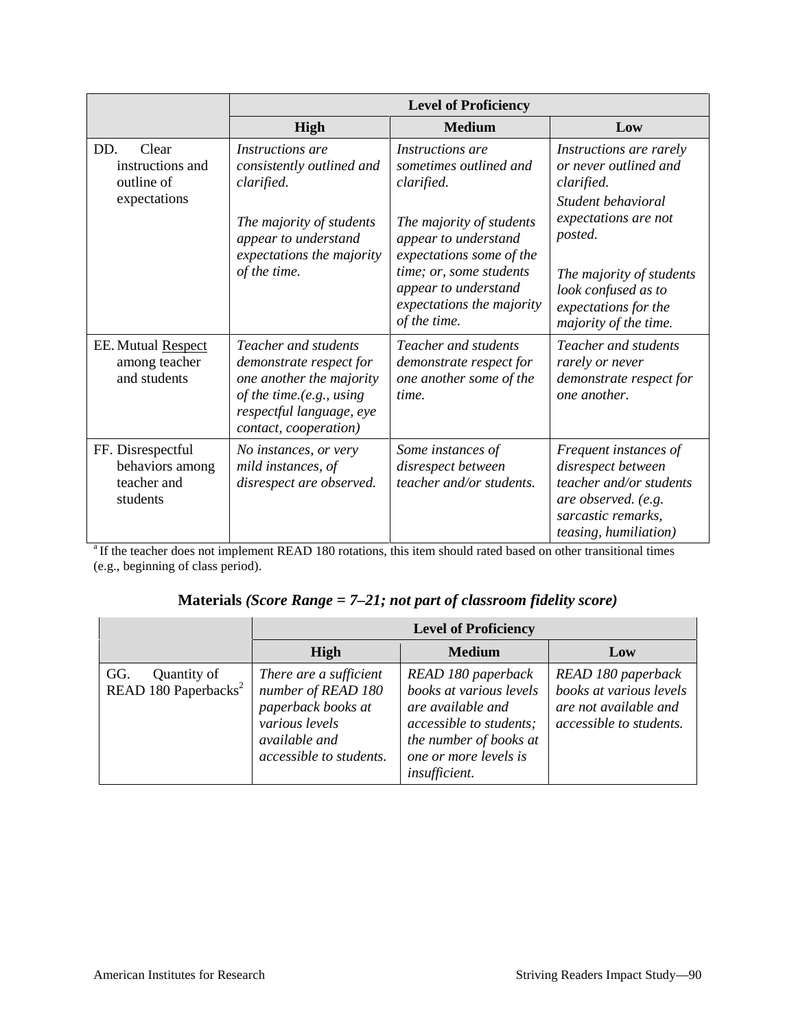| | Level of Proficiency | | |
|---|---|---|---|
| | **High** | **Medium** | **Low** |
| DD. Clear instructions and outline of expectations | *Instructions are consistently outlined and clarified.*<br><br>*The majority of students appear to understand expectations the majority of the time.* | *Instructions are sometimes outlined and clarified.*<br><br>*The majority of students appear to understand expectations some of the time; or, some students appear to understand expectations the majority of the time.* | *Instructions are rarely or never outlined and clarified.*<br>*Student behavioral expectations are not posted.*<br><br>*The majority of students look confused as to expectations for the majority of the time.* |
| EE. Mutual Respect among teacher and students | *Teacher and students demonstrate respect for one another the majority of the time.(e.g., using respectful language, eye contact, cooperation)* | *Teacher and students demonstrate respect for one another some of the time.* | *Teacher and students rarely or never demonstrate respect for one another.* |
| FF. Disrespectful behaviors among teacher and students | *No instances, or very mild instances, of disrespect are observed.* | *Some instances of disrespect between teacher and/or students.* | *Frequent instances of disrespect between teacher and/or students are observed. (e.g. sarcastic remarks, teasing, humiliation)* |

[a] If the teacher does not implement READ 180 rotations, this item should rated based on other transitional times (e.g., beginning of class period).

### Materials *(Score Range = 7–21; not part of classroom fidelity score)*

| | Level of Proficiency | | |
|---|---|---|---|
| | **High** | **Medium** | **Low** |
| GG. Quantity of READ 180 Paperbacks[2] | *There are a sufficient number of READ 180 paperback books at various levels available and accessible to students.* | *READ 180 paperback books at various levels are available and accessible to students; the number of books at one or more levels is insufficient.* | *READ 180 paperback books at various levels are not available and accessible to students.* |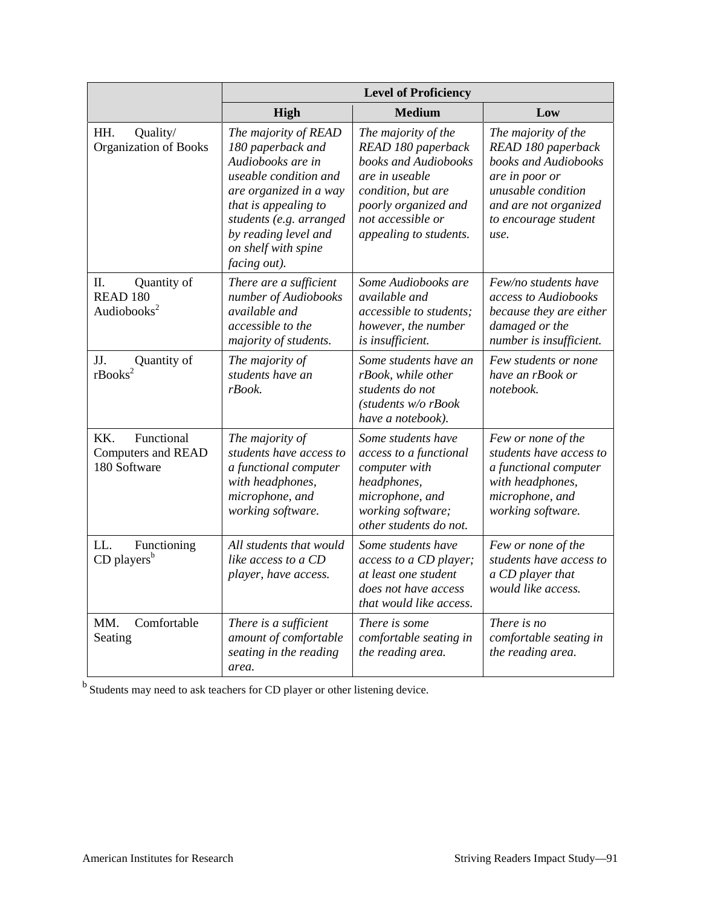| | Level of Proficiency | | |
|---|---|---|---|
| | **High** | **Medium** | **Low** |
| HH. Quality/ Organization of Books | *The majority of READ 180 paperback and Audiobooks are in useable condition and are organized in a way that is appealing to students (e.g. arranged by reading level and on shelf with spine facing out).* | *The majority of the READ 180 paperback books and Audiobooks are in useable condition, but are poorly organized and not accessible or appealing to students.* | *The majority of the READ 180 paperback books and Audiobooks are in poor or unusable condition and are not organized to encourage student use.* |
| II. Quantity of READ 180 Audiobooks[2] | *There are a sufficient number of Audiobooks available and accessible to the majority of students.* | *Some Audiobooks are available and accessible to students; however, the number is insufficient.* | *Few/no students have access to Audiobooks because they are either damaged or the number is insufficient.* |
| JJ. Quantity of rBooks[2] | *The majority of students have an rBook.* | *Some students have an rBook, while other students do not (students w/o rBook have a notebook).* | *Few students or none have an rBook or notebook.* |
| KK. Functional Computers and READ 180 Software | *The majority of students have access to a functional computer with headphones, microphone, and working software.* | *Some students have access to a functional computer with headphones, microphone, and working software; other students do not.* | *Few or none of the students have access to a functional computer with headphones, microphone, and working software.* |
| LL. Functioning CD players[b] | *All students that would like access to a CD player, have access.* | *Some students have access to a CD player; at least one student does not have access that would like access.* | *Few or none of the students have access to a CD player that would like access.* |
| MM. Comfortable Seating | *There is a sufficient amount of comfortable seating in the reading area.* | *There is some comfortable seating in the reading area.* | *There is no comfortable seating in the reading area.* |

[b] Students may need to ask teachers for CD player or other listening device.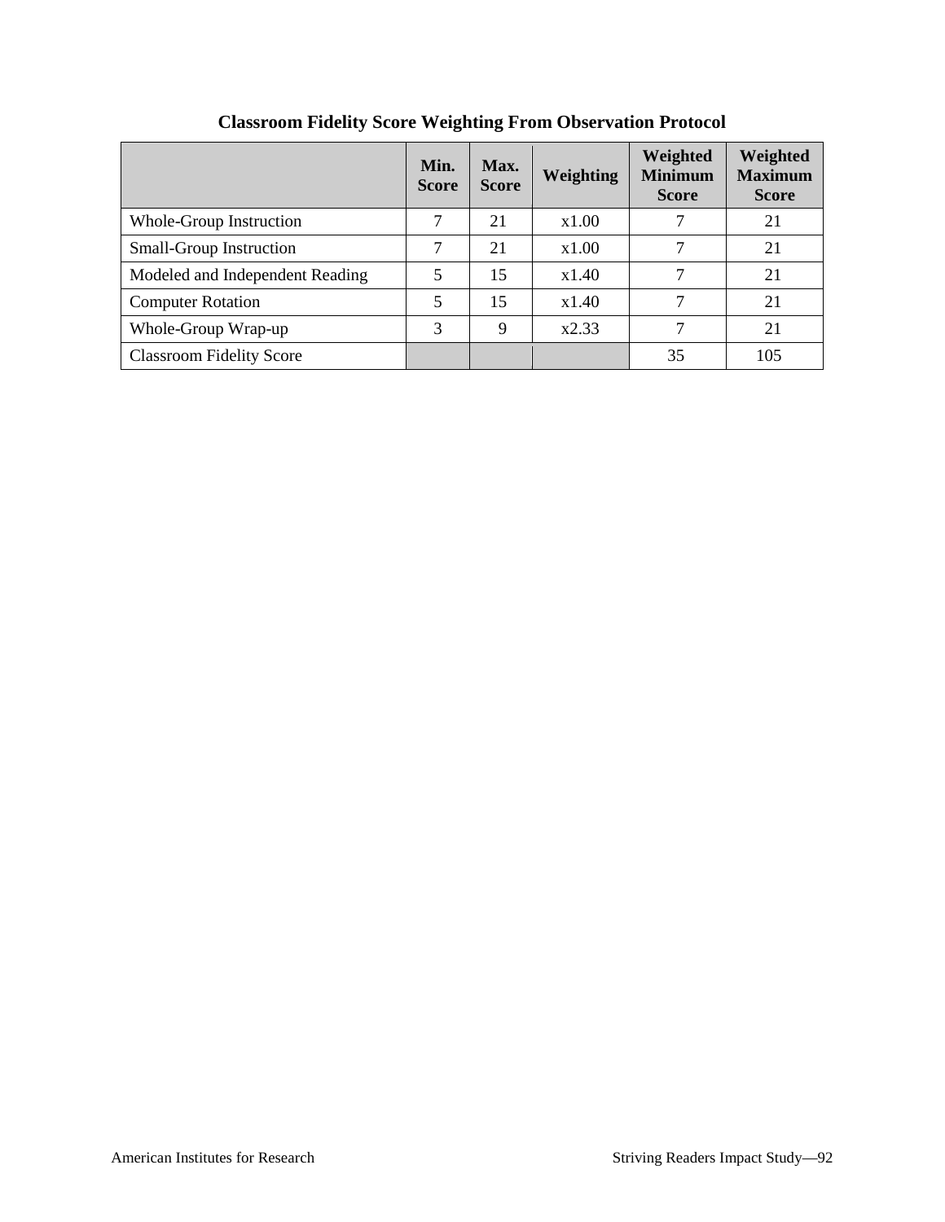**Classroom Fidelity Score Weighting From Observation Protocol**

| | Min. Score | Max. Score | Weighting | Weighted Minimum Score | Weighted Maximum Score |
|---|---|---|---|---|---|
| Whole-Group Instruction | 7 | 21 | x1.00 | 7 | 21 |
| Small-Group Instruction | 7 | 21 | x1.00 | 7 | 21 |
| Modeled and Independent Reading | 5 | 15 | x1.40 | 7 | 21 |
| Computer Rotation | 5 | 15 | x1.40 | 7 | 21 |
| Whole-Group Wrap-up | 3 | 9 | x2.33 | 7 | 21 |
| Classroom Fidelity Score | | | | 35 | 105 |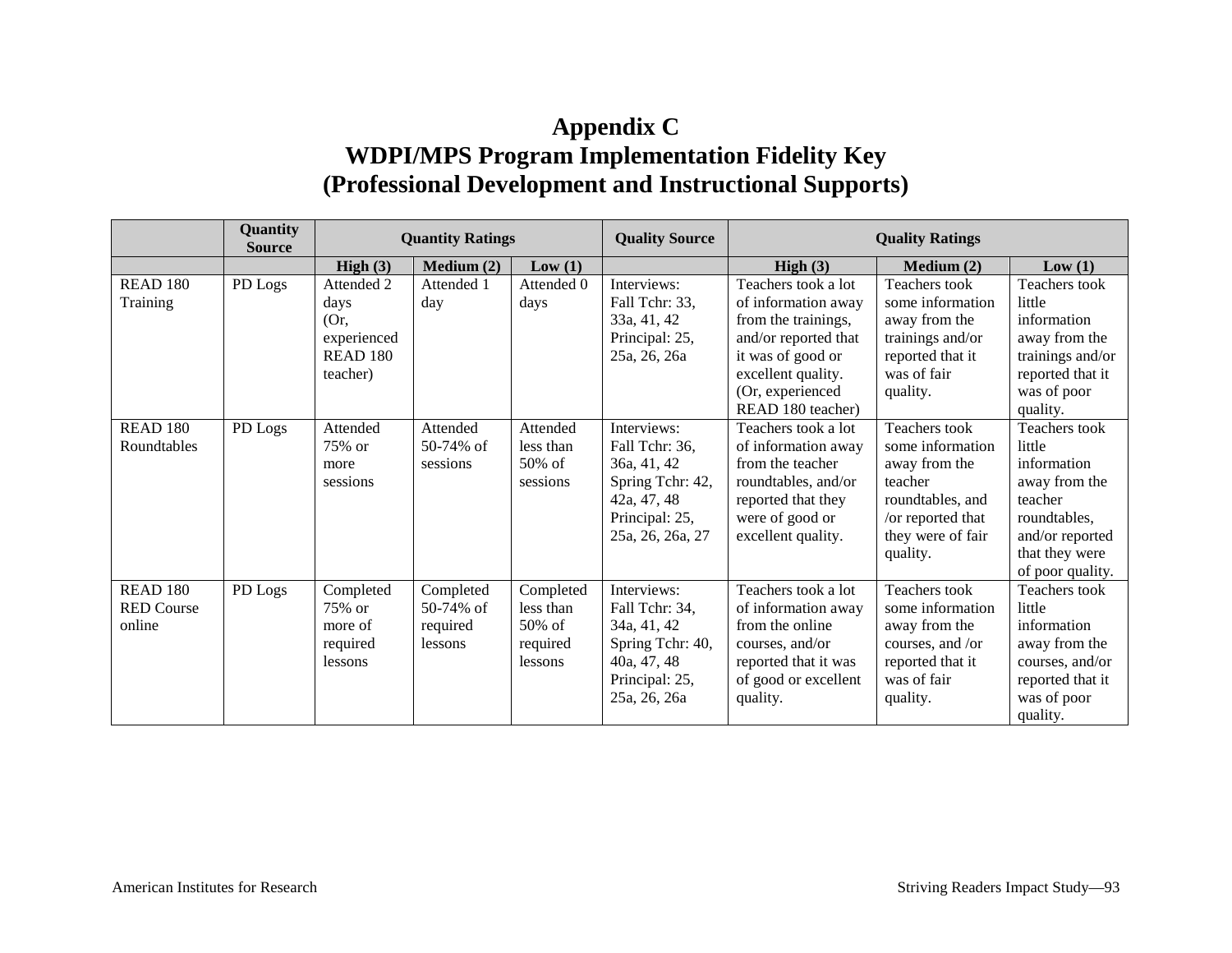# Appendix C
# WDPI/MPS Program Implementation Fidelity Key
# (Professional Development and Instructional Supports)

| | Quantity Source | Quantity Ratings | | | Quality Source | Quality Ratings | | |
|---|---|---|---|---|---|---|---|---|
| | | High (3) | Medium (2) | Low (1) | | High (3) | Medium (2) | Low (1) |
| READ 180 Training | PD Logs | Attended 2 days (Or, experienced READ 180 teacher) | Attended 1 day | Attended 0 days | Interviews: Fall Tchr: 33, 33a, 41, 42 Principal: 25, 25a, 26, 26a | Teachers took a lot of information away from the trainings, and/or reported that it was of good or excellent quality. (Or, experienced READ 180 teacher) | Teachers took some information away from the trainings and/or reported that it was of fair quality. | Teachers took little information away from the trainings and/or reported that it was of poor quality. |
| READ 180 Roundtables | PD Logs | Attended 75% or more sessions | Attended 50-74% of sessions | Attended less than 50% of sessions | Interviews: Fall Tchr: 36, 36a, 41, 42 Spring Tchr: 42, 42a, 47, 48 Principal: 25, 25a, 26, 26a, 27 | Teachers took a lot of information away from the teacher roundtables, and/or reported that they were of good or excellent quality. | Teachers took some information away from the teacher roundtables, and /or reported that they were of fair quality. | Teachers took little information away from the teacher roundtables, and/or reported that they were of poor quality. |
| READ 180 RED Course online | PD Logs | Completed 75% or more of required lessons | Completed 50-74% of required lessons | Completed less than 50% of required lessons | Interviews: Fall Tchr: 34, 34a, 41, 42 Spring Tchr: 40, 40a, 47, 48 Principal: 25, 25a, 26, 26a | Teachers took a lot of information away from the online courses, and/or reported that it was of good or excellent quality. | Teachers took some information away from the courses, and /or reported that it was of fair quality. | Teachers took little information away from the courses, and/or reported that it was of poor quality. |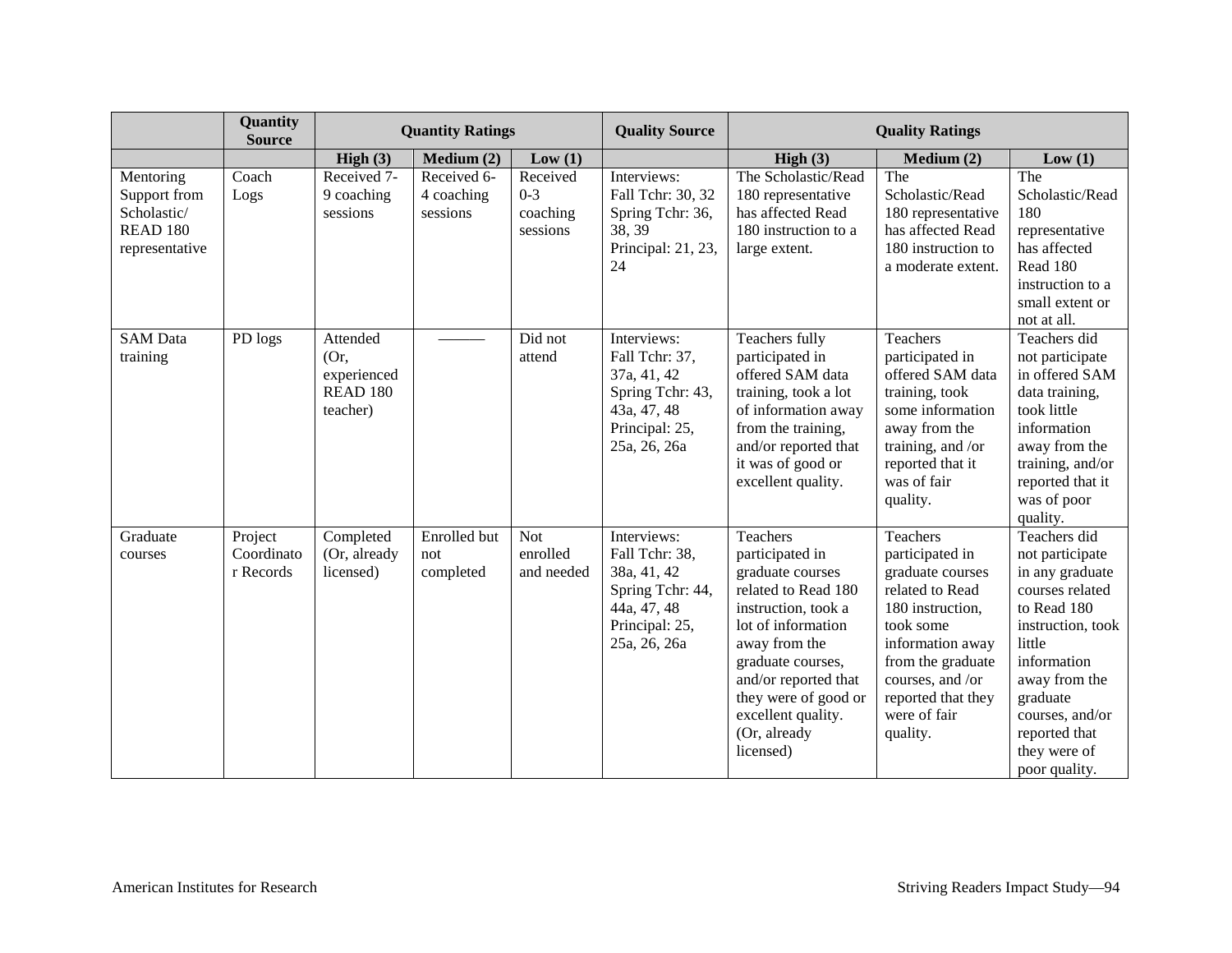| | Quantity Source | Quantity Ratings | | | Quality Source | Quality Ratings | | |
|---|---|---|---|---|---|---|---|---|
| | | High (3) | Medium (2) | Low (1) | | High (3) | Medium (2) | Low (1) |
| Mentoring Support from Scholastic/ READ 180 representative | Coach Logs | Received 7-9 coaching sessions | Received 6-4 coaching sessions | Received 0-3 coaching sessions | Interviews: Fall Tchr: 30, 32 Spring Tchr: 36, 38, 39 Principal: 21, 23, 24 | The Scholastic/Read 180 representative has affected Read 180 instruction to a large extent. | The Scholastic/Read 180 representative has affected Read 180 instruction to a moderate extent. | The Scholastic/Read 180 representative has affected Read 180 instruction to a small extent or not at all. |
| SAM Data training | PD logs | Attended (Or, experienced READ 180 teacher) | ——— | Did not attend | Interviews: Fall Tchr: 37, 37a, 41, 42 Spring Tchr: 43, 43a, 47, 48 Principal: 25, 25a, 26, 26a | Teachers fully participated in offered SAM data training, took a lot of information away from the training, and/or reported that it was of good or excellent quality. | Teachers participated in offered SAM data training, took some information away from the training, and /or reported that it was of fair quality. | Teachers did not participate in offered SAM data training, took little information away from the training, and/or reported that it was of poor quality. |
| Graduate courses | Project Coordinator Records | Completed (Or, already licensed) | Enrolled but not completed | Not enrolled and needed | Interviews: Fall Tchr: 38, 38a, 41, 42 Spring Tchr: 44, 44a, 47, 48 Principal: 25, 25a, 26, 26a | Teachers participated in graduate courses related to Read 180 instruction, took a lot of information away from the graduate courses, and/or reported that they were of good or excellent quality. (Or, already licensed) | Teachers participated in graduate courses related to Read 180 instruction, took some information away from the graduate courses, and /or reported that they were of fair quality. | Teachers did not participate in any graduate courses related to Read 180 instruction, took little information away from the graduate courses, and/or reported that they were of poor quality. |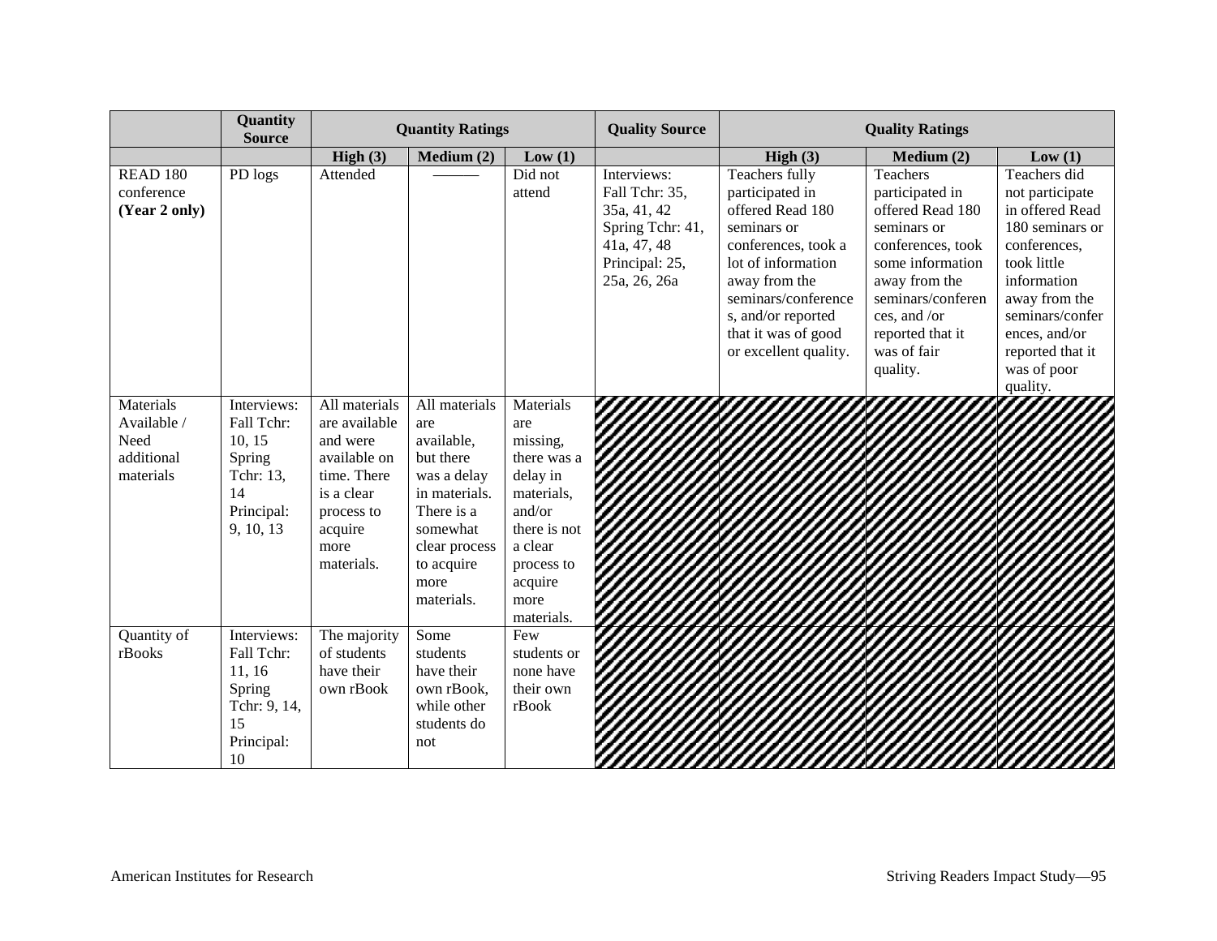| | Quantity Source | Quantity Ratings | | | Quality Source | Quality Ratings | | |
|---|---|---|---|---|---|---|---|---|
| | | High (3) | Medium (2) | Low (1) | | High (3) | Medium (2) | Low (1) |
| READ 180 conference **(Year 2 only)** | PD logs | Attended | ——— | Did not attend | Interviews: Fall Tchr: 35, 35a, 41, 42 Spring Tchr: 41, 41a, 47, 48 Principal: 25, 25a, 26, 26a | Teachers fully participated in offered Read 180 seminars or conferences, took a lot of information away from the seminars/conferences, and/or reported that it was of good or excellent quality. | Teachers participated in offered Read 180 seminars or conferences, took some information away from the seminars/conferences, and /or reported that it was of fair quality. | Teachers did not participate in offered Read 180 seminars or conferences, took little information away from the seminars/conferences, and/or reported that it was of poor quality. |
| Materials Available / Need additional materials | Interviews: Fall Tchr: 10, 15 Spring Tchr: 13, 14 Principal: 9, 10, 13 | All materials are available and were available on time. There is a clear process to acquire more materials. | All materials are available, but there was a delay in materials. There is a somewhat clear process to acquire more materials. | Materials are missing, there was a delay in materials, and/or there is not a clear process to acquire more materials. | | | | |
| Quantity of rBooks | Interviews: Fall Tchr: 11, 16 Spring Tchr: 9, 14, 15 Principal: 10 | The majority of students have their own rBook | Some students have their own rBook, while other students do not | Few students or none have their own rBook | | | | |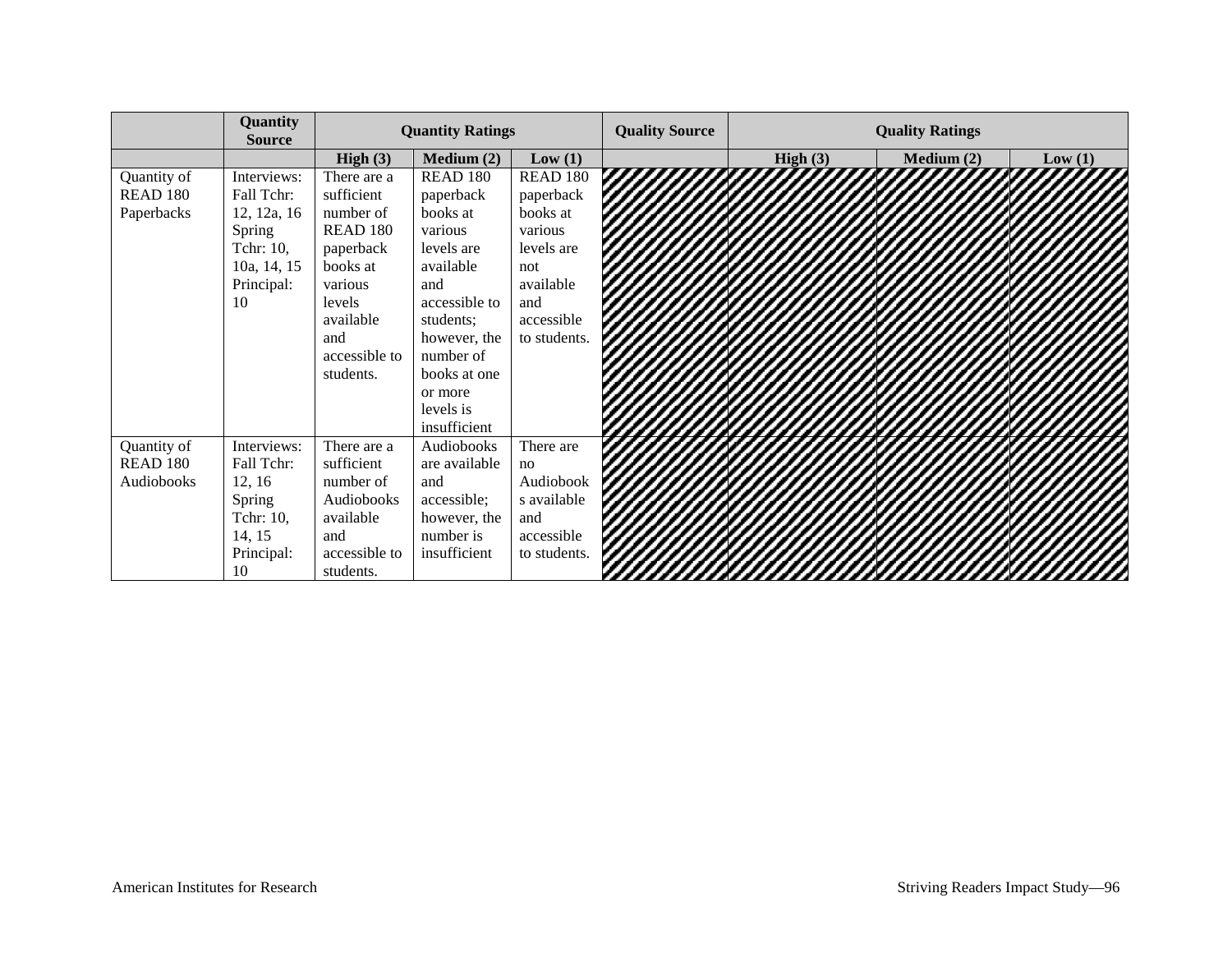| | Quantity Source | Quantity Ratings | | | Quality Source | Quality Ratings | | |
|---|---|---|---|---|---|---|---|---|
| | | High (3) | Medium (2) | Low (1) | | High (3) | Medium (2) | Low (1) |
| Quantity of READ 180 Paperbacks | Interviews: Fall Tchr: 12, 12a, 16 Spring Tchr: 10, 10a, 14, 15 Principal: 10 | There are a sufficient number of READ 180 paperback books at various levels available and accessible to students. | READ 180 paperback books at various levels are available and accessible to students; however, the number of books at one or more levels is insufficient | READ 180 paperback books at various levels are not available and accessible to students. | | | | |
| Quantity of READ 180 Audiobooks | Interviews: Fall Tchr: 12, 16 Spring Tchr: 10, 14, 15 Principal: 10 | There are a sufficient number of Audiobooks available and accessible to students. | Audiobooks are available and accessible; however, the number is insufficient | There are no Audiobooks available and accessible to students. | | | | |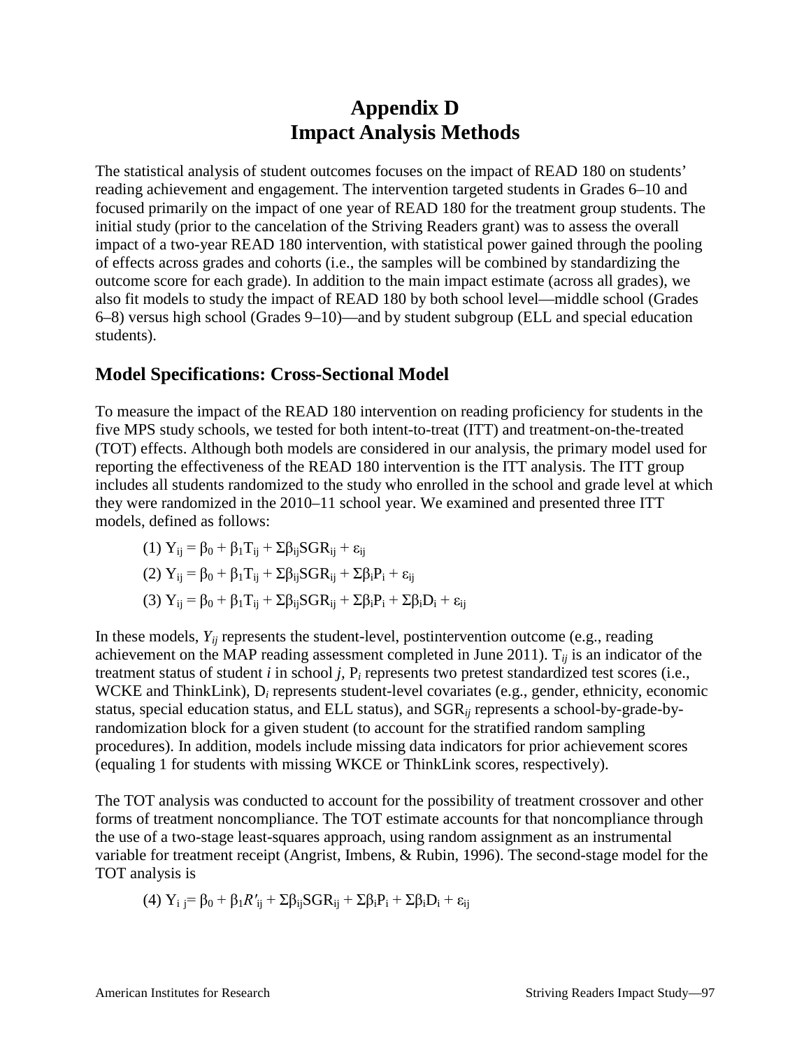# Appendix D
# Impact Analysis Methods

The statistical analysis of student outcomes focuses on the impact of READ 180 on students' reading achievement and engagement. The intervention targeted students in Grades 6–10 and focused primarily on the impact of one year of READ 180 for the treatment group students. The initial study (prior to the cancelation of the Striving Readers grant) was to assess the overall impact of a two-year READ 180 intervention, with statistical power gained through the pooling of effects across grades and cohorts (i.e., the samples will be combined by standardizing the outcome score for each grade). In addition to the main impact estimate (across all grades), we also fit models to study the impact of READ 180 by both school level—middle school (Grades 6–8) versus high school (Grades 9–10)—and by student subgroup (ELL and special education students).

## Model Specifications: Cross-Sectional Model

To measure the impact of the READ 180 intervention on reading proficiency for students in the five MPS study schools, we tested for both intent-to-treat (ITT) and treatment-on-the-treated (TOT) effects. Although both models are considered in our analysis, the primary model used for reporting the effectiveness of the READ 180 intervention is the ITT analysis. The ITT group includes all students randomized to the study who enrolled in the school and grade level at which they were randomized in the 2010–11 school year. We examined and presented three ITT models, defined as follows:

(1) $Y_{ij} = \beta_0 + \beta_1 T_{ij} + \Sigma\beta_{ij} SGR_{ij} + \varepsilon_{ij}$

(2) $Y_{ij} = \beta_0 + \beta_1 T_{ij} + \Sigma\beta_{ij} SGR_{ij} + \Sigma\beta_i P_i + \varepsilon_{ij}$

(3) $Y_{ij} = \beta_0 + \beta_1 T_{ij} + \Sigma\beta_{ij} SGR_{ij} + \Sigma\beta_i P_i + \Sigma\beta_i D_i + \varepsilon_{ij}$

In these models, $Y_{ij}$ represents the student-level, postintervention outcome (e.g., reading achievement on the MAP reading assessment completed in June 2011). $T_{ij}$ is an indicator of the treatment status of student *i* in school *j*, $P_i$ represents two pretest standardized test scores (i.e., WCKE and ThinkLink), $D_i$ represents student-level covariates (e.g., gender, ethnicity, economic status, special education status, and ELL status), and $SGR_{ij}$ represents a school-by-grade-by-randomization block for a given student (to account for the stratified random sampling procedures). In addition, models include missing data indicators for prior achievement scores (equaling 1 for students with missing WKCE or ThinkLink scores, respectively).

The TOT analysis was conducted to account for the possibility of treatment crossover and other forms of treatment noncompliance. The TOT estimate accounts for that noncompliance through the use of a two-stage least-squares approach, using random assignment as an instrumental variable for treatment receipt (Angrist, Imbens, & Rubin, 1996). The second-stage model for the TOT analysis is

(4) $Y_{ij} = \beta_0 + \beta_1 R'_{ij} + \Sigma\beta_{ij} SGR_{ij} + \Sigma\beta_i P_i + \Sigma\beta_i D_i + \varepsilon_{ij}$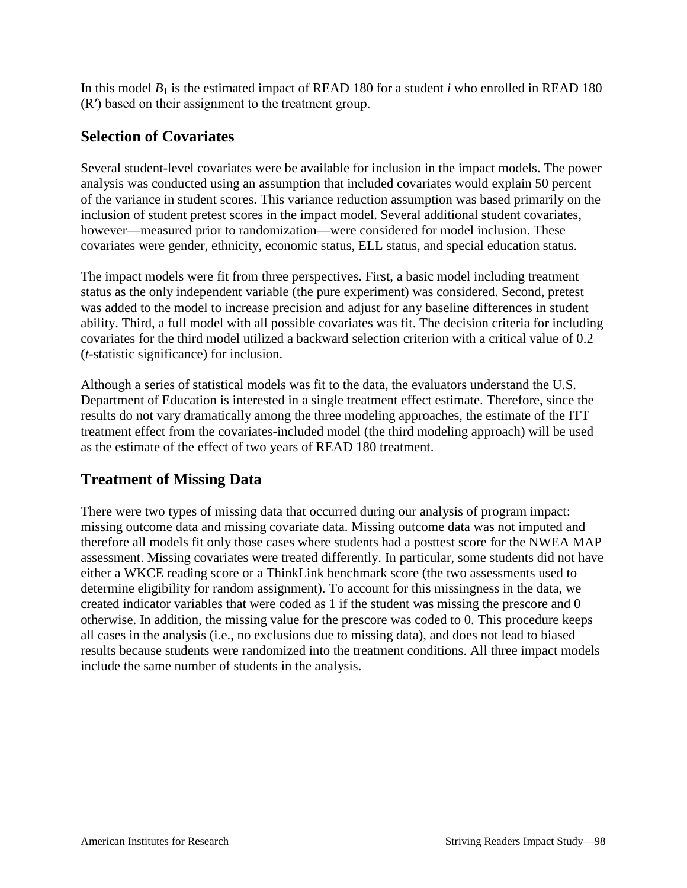In this model $B_1$ is the estimated impact of READ 180 for a student *i* who enrolled in READ 180 (R′) based on their assignment to the treatment group.

## Selection of Covariates

Several student-level covariates were be available for inclusion in the impact models. The power analysis was conducted using an assumption that included covariates would explain 50 percent of the variance in student scores. This variance reduction assumption was based primarily on the inclusion of student pretest scores in the impact model. Several additional student covariates, however—measured prior to randomization—were considered for model inclusion. These covariates were gender, ethnicity, economic status, ELL status, and special education status.

The impact models were fit from three perspectives. First, a basic model including treatment status as the only independent variable (the pure experiment) was considered. Second, pretest was added to the model to increase precision and adjust for any baseline differences in student ability. Third, a full model with all possible covariates was fit. The decision criteria for including covariates for the third model utilized a backward selection criterion with a critical value of 0.2 (*t*-statistic significance) for inclusion.

Although a series of statistical models was fit to the data, the evaluators understand the U.S. Department of Education is interested in a single treatment effect estimate. Therefore, since the results do not vary dramatically among the three modeling approaches, the estimate of the ITT treatment effect from the covariates-included model (the third modeling approach) will be used as the estimate of the effect of two years of READ 180 treatment.

## Treatment of Missing Data

There were two types of missing data that occurred during our analysis of program impact: missing outcome data and missing covariate data. Missing outcome data was not imputed and therefore all models fit only those cases where students had a posttest score for the NWEA MAP assessment. Missing covariates were treated differently. In particular, some students did not have either a WKCE reading score or a ThinkLink benchmark score (the two assessments used to determine eligibility for random assignment). To account for this missingness in the data, we created indicator variables that were coded as 1 if the student was missing the prescore and 0 otherwise. In addition, the missing value for the prescore was coded to 0. This procedure keeps all cases in the analysis (i.e., no exclusions due to missing data), and does not lead to biased results because students were randomized into the treatment conditions. All three impact models include the same number of students in the analysis.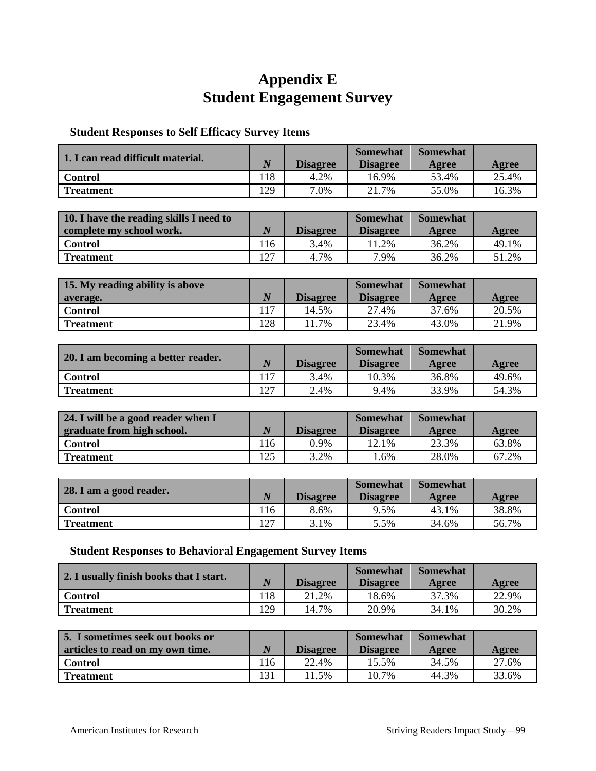# Appendix E
# Student Engagement Survey

### Student Responses to Self Efficacy Survey Items

| 1. I can read difficult material. | *N* | Disagree | Somewhat Disagree | Somewhat Agree | Agree |
|---|---|---|---|---|---|
| **Control** | 118 | 4.2% | 16.9% | 53.4% | 25.4% |
| **Treatment** | 129 | 7.0% | 21.7% | 55.0% | 16.3% |

| 10. I have the reading skills I need to complete my school work. | *N* | Disagree | Somewhat Disagree | Somewhat Agree | Agree |
|---|---|---|---|---|---|
| **Control** | 116 | 3.4% | 11.2% | 36.2% | 49.1% |
| **Treatment** | 127 | 4.7% | 7.9% | 36.2% | 51.2% |

| 15. My reading ability is above average. | *N* | Disagree | Somewhat Disagree | Somewhat Agree | Agree |
|---|---|---|---|---|---|
| **Control** | 117 | 14.5% | 27.4% | 37.6% | 20.5% |
| **Treatment** | 128 | 11.7% | 23.4% | 43.0% | 21.9% |

| 20. I am becoming a better reader. | *N* | Disagree | Somewhat Disagree | Somewhat Agree | Agree |
|---|---|---|---|---|---|
| **Control** | 117 | 3.4% | 10.3% | 36.8% | 49.6% |
| **Treatment** | 127 | 2.4% | 9.4% | 33.9% | 54.3% |

| 24. I will be a good reader when I graduate from high school. | *N* | Disagree | Somewhat Disagree | Somewhat Agree | Agree |
|---|---|---|---|---|---|
| **Control** | 116 | 0.9% | 12.1% | 23.3% | 63.8% |
| **Treatment** | 125 | 3.2% | 1.6% | 28.0% | 67.2% |

| 28. I am a good reader. | *N* | Disagree | Somewhat Disagree | Somewhat Agree | Agree |
|---|---|---|---|---|---|
| **Control** | 116 | 8.6% | 9.5% | 43.1% | 38.8% |
| **Treatment** | 127 | 3.1% | 5.5% | 34.6% | 56.7% |

### Student Responses to Behavioral Engagement Survey Items

| 2. I usually finish books that I start. | *N* | Disagree | Somewhat Disagree | Somewhat Agree | Agree |
|---|---|---|---|---|---|
| **Control** | 118 | 21.2% | 18.6% | 37.3% | 22.9% |
| **Treatment** | 129 | 14.7% | 20.9% | 34.1% | 30.2% |

| 5. I sometimes seek out books or articles to read on my own time. | *N* | Disagree | Somewhat Disagree | Somewhat Agree | Agree |
|---|---|---|---|---|---|
| **Control** | 116 | 22.4% | 15.5% | 34.5% | 27.6% |
| **Treatment** | 131 | 11.5% | 10.7% | 44.3% | 33.6% |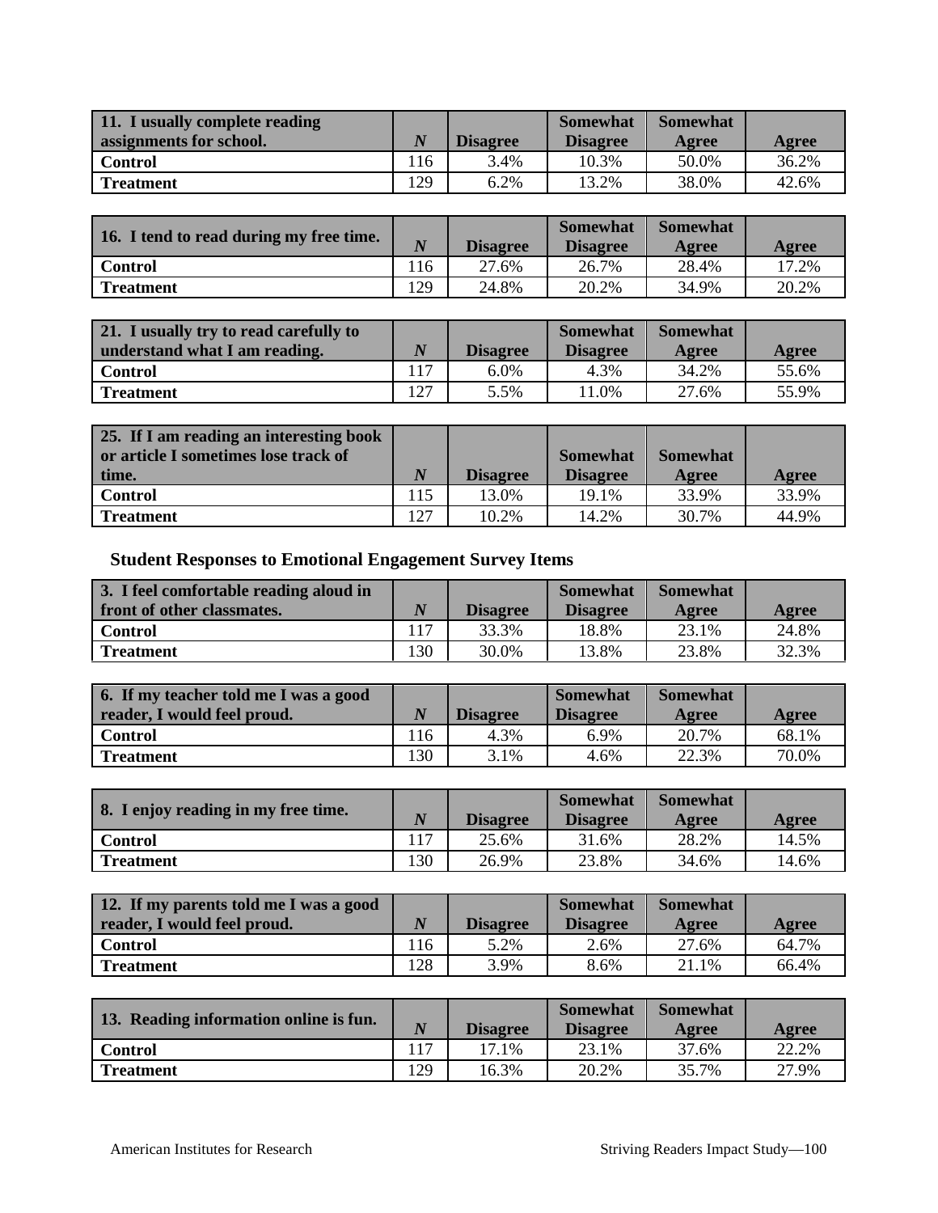| 11. I usually complete reading assignments for school. | *N* | Disagree | Somewhat Disagree | Somewhat Agree | Agree |
|---|---|---|---|---|---|
| **Control** | 116 | 3.4% | 10.3% | 50.0% | 36.2% |
| **Treatment** | 129 | 6.2% | 13.2% | 38.0% | 42.6% |

| 16. I tend to read during my free time. | *N* | Disagree | Somewhat Disagree | Somewhat Agree | Agree |
|---|---|---|---|---|---|
| **Control** | 116 | 27.6% | 26.7% | 28.4% | 17.2% |
| **Treatment** | 129 | 24.8% | 20.2% | 34.9% | 20.2% |

| 21. I usually try to read carefully to understand what I am reading. | *N* | Disagree | Somewhat Disagree | Somewhat Agree | Agree |
|---|---|---|---|---|---|
| **Control** | 117 | 6.0% | 4.3% | 34.2% | 55.6% |
| **Treatment** | 127 | 5.5% | 11.0% | 27.6% | 55.9% |

| 25. If I am reading an interesting book or article I sometimes lose track of time. | *N* | Disagree | Somewhat Disagree | Somewhat Agree | Agree |
|---|---|---|---|---|---|
| **Control** | 115 | 13.0% | 19.1% | 33.9% | 33.9% |
| **Treatment** | 127 | 10.2% | 14.2% | 30.7% | 44.9% |

### Student Responses to Emotional Engagement Survey Items

| 3. I feel comfortable reading aloud in front of other classmates. | *N* | Disagree | Somewhat Disagree | Somewhat Agree | Agree |
|---|---|---|---|---|---|
| **Control** | 117 | 33.3% | 18.8% | 23.1% | 24.8% |
| **Treatment** | 130 | 30.0% | 13.8% | 23.8% | 32.3% |

| 6. If my teacher told me I was a good reader, I would feel proud. | *N* | Disagree | Somewhat Disagree | Somewhat Agree | Agree |
|---|---|---|---|---|---|
| **Control** | 116 | 4.3% | 6.9% | 20.7% | 68.1% |
| **Treatment** | 130 | 3.1% | 4.6% | 22.3% | 70.0% |

| 8. I enjoy reading in my free time. | *N* | Disagree | Somewhat Disagree | Somewhat Agree | Agree |
|---|---|---|---|---|---|
| **Control** | 117 | 25.6% | 31.6% | 28.2% | 14.5% |
| **Treatment** | 130 | 26.9% | 23.8% | 34.6% | 14.6% |

| 12. If my parents told me I was a good reader, I would feel proud. | *N* | Disagree | Somewhat Disagree | Somewhat Agree | Agree |
|---|---|---|---|---|---|
| **Control** | 116 | 5.2% | 2.6% | 27.6% | 64.7% |
| **Treatment** | 128 | 3.9% | 8.6% | 21.1% | 66.4% |

| 13. Reading information online is fun. | *N* | Disagree | Somewhat Disagree | Somewhat Agree | Agree |
|---|---|---|---|---|---|
| **Control** | 117 | 17.1% | 23.1% | 37.6% | 22.2% |
| **Treatment** | 129 | 16.3% | 20.2% | 35.7% | 27.9% |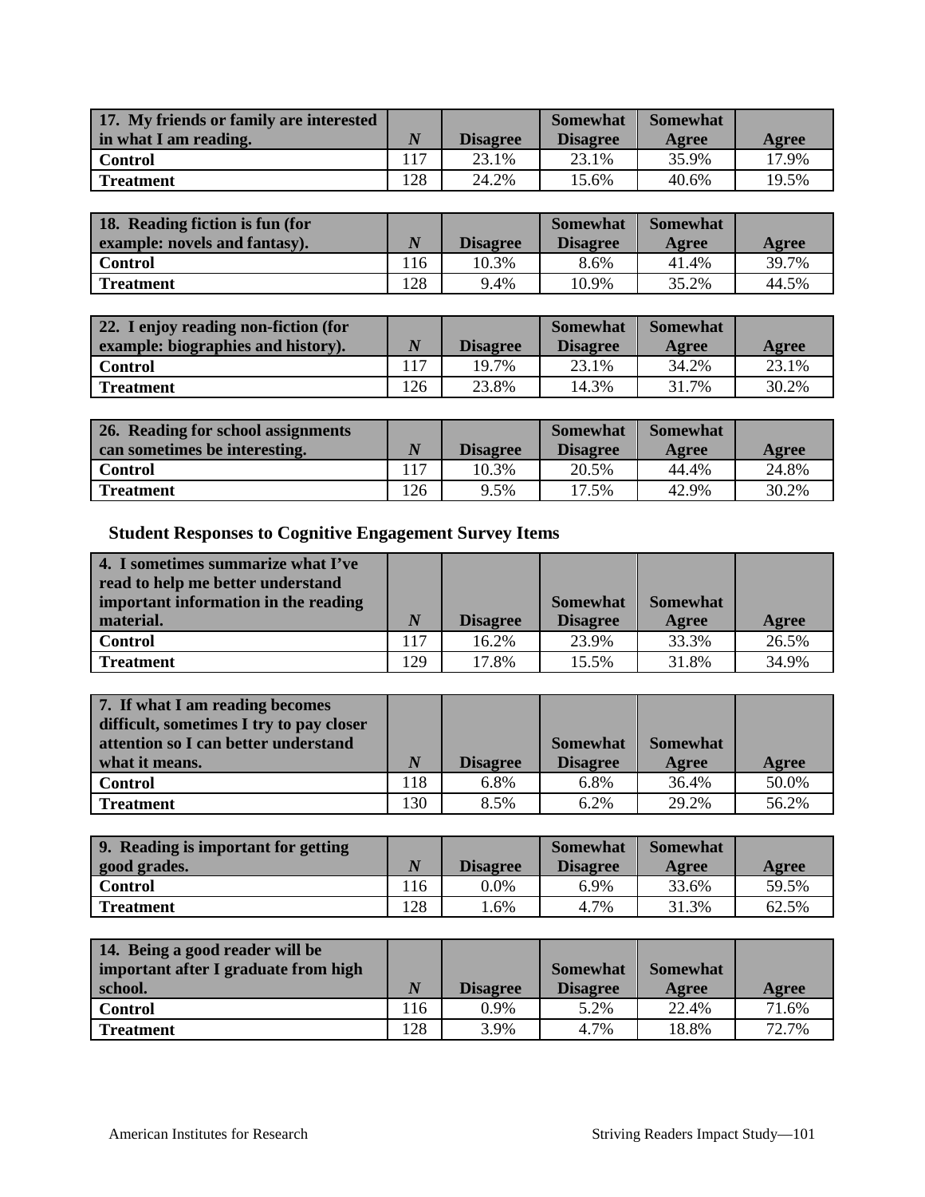| 17. My friends or family are interested in what I am reading. | *N* | Disagree | Somewhat Disagree | Somewhat Agree | Agree |
|---|---|---|---|---|---|
| Control | 117 | 23.1% | 23.1% | 35.9% | 17.9% |
| Treatment | 128 | 24.2% | 15.6% | 40.6% | 19.5% |

| 18. Reading fiction is fun (for example: novels and fantasy). | *N* | Disagree | Somewhat Disagree | Somewhat Agree | Agree |
|---|---|---|---|---|---|
| Control | 116 | 10.3% | 8.6% | 41.4% | 39.7% |
| Treatment | 128 | 9.4% | 10.9% | 35.2% | 44.5% |

| 22. I enjoy reading non-fiction (for example: biographies and history). | *N* | Disagree | Somewhat Disagree | Somewhat Agree | Agree |
|---|---|---|---|---|---|
| Control | 117 | 19.7% | 23.1% | 34.2% | 23.1% |
| Treatment | 126 | 23.8% | 14.3% | 31.7% | 30.2% |

| 26. Reading for school assignments can sometimes be interesting. | *N* | Disagree | Somewhat Disagree | Somewhat Agree | Agree |
|---|---|---|---|---|---|
| Control | 117 | 10.3% | 20.5% | 44.4% | 24.8% |
| Treatment | 126 | 9.5% | 17.5% | 42.9% | 30.2% |

### Student Responses to Cognitive Engagement Survey Items

| 4. I sometimes summarize what I've read to help me better understand important information in the reading material. | *N* | Disagree | Somewhat Disagree | Somewhat Agree | Agree |
|---|---|---|---|---|---|
| Control | 117 | 16.2% | 23.9% | 33.3% | 26.5% |
| Treatment | 129 | 17.8% | 15.5% | 31.8% | 34.9% |

| 7. If what I am reading becomes difficult, sometimes I try to pay closer attention so I can better understand what it means. | *N* | Disagree | Somewhat Disagree | Somewhat Agree | Agree |
|---|---|---|---|---|---|
| Control | 118 | 6.8% | 6.8% | 36.4% | 50.0% |
| Treatment | 130 | 8.5% | 6.2% | 29.2% | 56.2% |

| 9. Reading is important for getting good grades. | *N* | Disagree | Somewhat Disagree | Somewhat Agree | Agree |
|---|---|---|---|---|---|
| Control | 116 | 0.0% | 6.9% | 33.6% | 59.5% |
| Treatment | 128 | 1.6% | 4.7% | 31.3% | 62.5% |

| 14. Being a good reader will be important after I graduate from high school. | *N* | Disagree | Somewhat Disagree | Somewhat Agree | Agree |
|---|---|---|---|---|---|
| Control | 116 | 0.9% | 5.2% | 22.4% | 71.6% |
| Treatment | 128 | 3.9% | 4.7% | 18.8% | 72.7% |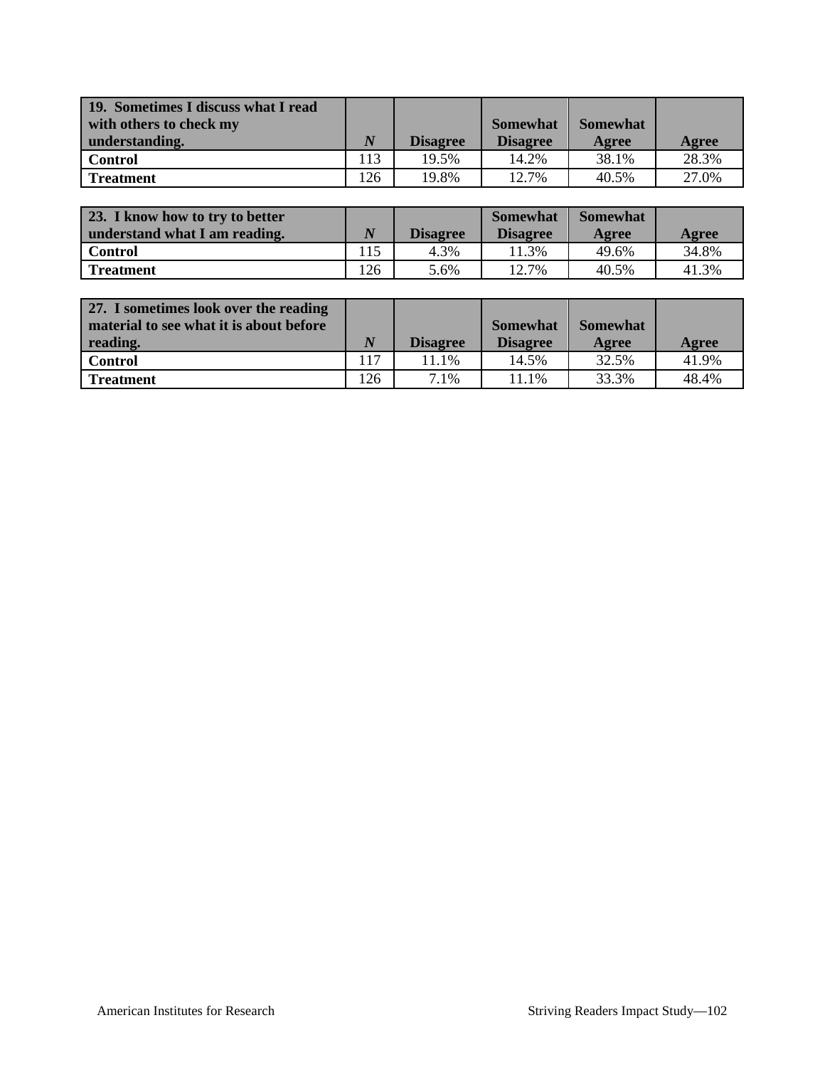| 19. Sometimes I discuss what I read with others to check my understanding. | *N* | Disagree | Somewhat Disagree | Somewhat Agree | Agree |
|---|---|---|---|---|---|
| **Control** | 113 | 19.5% | 14.2% | 38.1% | 28.3% |
| **Treatment** | 126 | 19.8% | 12.7% | 40.5% | 27.0% |

| 23. I know how to try to better understand what I am reading. | *N* | Disagree | Somewhat Disagree | Somewhat Agree | Agree |
|---|---|---|---|---|---|
| **Control** | 115 | 4.3% | 11.3% | 49.6% | 34.8% |
| **Treatment** | 126 | 5.6% | 12.7% | 40.5% | 41.3% |

| 27. I sometimes look over the reading material to see what it is about before reading. | *N* | Disagree | Somewhat Disagree | Somewhat Agree | Agree |
|---|---|---|---|---|---|
| **Control** | 117 | 11.1% | 14.5% | 32.5% | 41.9% |
| **Treatment** | 126 | 7.1% | 11.1% | 33.3% | 48.4% |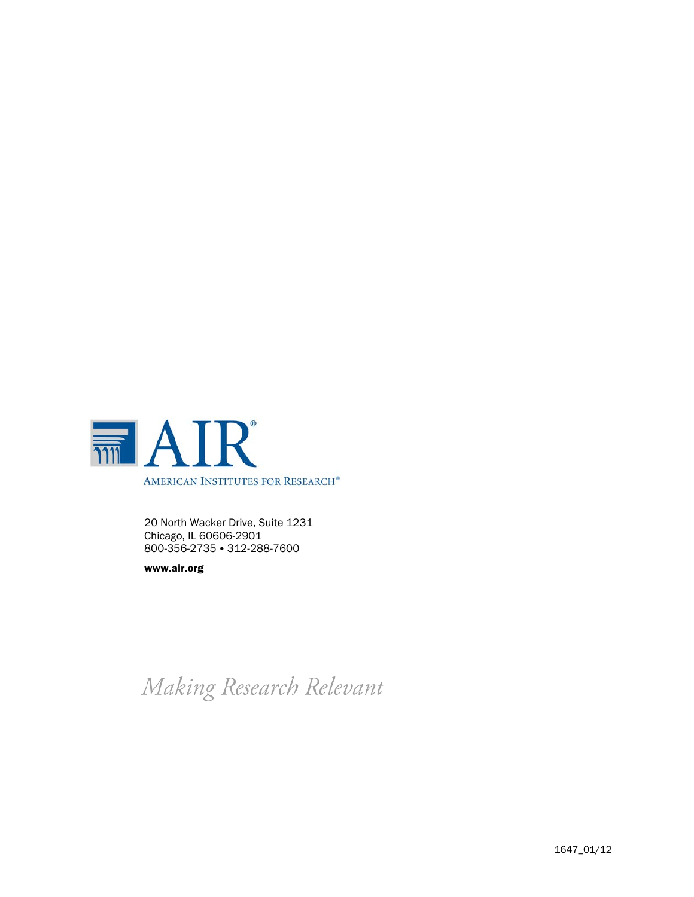AIR®

AMERICAN INSTITUTES FOR RESEARCH®

20 North Wacker Drive, Suite 1231
Chicago, IL 60606-2901
800-356-2735 • 312-288-7600

**www.air.org**

*Making Research Relevant*

1647_01/12